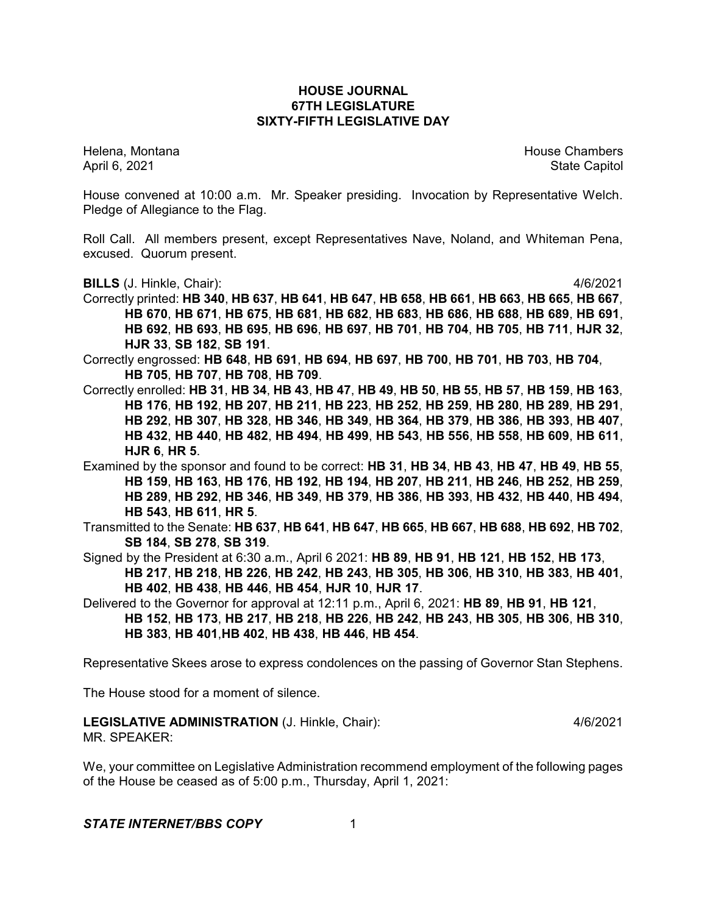# HOUSE JOURNAL
## 67TH LEGISLATURE
## SIXTY-FIFTH LEGISLATIVE DAY

Helena, Montana House Chambers
April 6, 2021 State Capitol

House convened at 10:00 a.m. Mr. Speaker presiding. Invocation by Representative Welch. Pledge of Allegiance to the Flag.

Roll Call. All members present, except Representatives Nave, Noland, and Whiteman Pena, excused. Quorum present.

**BILLS** (J. Hinkle, Chair): 4/6/2021

Correctly printed: **HB 340**, **HB 637**, **HB 641**, **HB 647**, **HB 658**, **HB 661**, **HB 663**, **HB 665**, **HB 667**, **HB 670**, **HB 671**, **HB 675**, **HB 681**, **HB 682**, **HB 683**, **HB 686**, **HB 688**, **HB 689**, **HB 691**, **HB 692**, **HB 693**, **HB 695**, **HB 696**, **HB 697**, **HB 701**, **HB 704**, **HB 705**, **HB 711**, **HJR 32**, **HJR 33**, **SB 182**, **SB 191**.

Correctly engrossed: **HB 648**, **HB 691**, **HB 694**, **HB 697**, **HB 700**, **HB 701**, **HB 703**, **HB 704**, **HB 705**, **HB 707**, **HB 708**, **HB 709**.

Correctly enrolled: **HB 31**, **HB 34**, **HB 43**, **HB 47**, **HB 49**, **HB 50**, **HB 55**, **HB 57**, **HB 159**, **HB 163**, **HB 176**, **HB 192**, **HB 207**, **HB 211**, **HB 223**, **HB 252**, **HB 259**, **HB 280**, **HB 289**, **HB 291**, **HB 292**, **HB 307**, **HB 328**, **HB 346**, **HB 349**, **HB 364**, **HB 379**, **HB 386**, **HB 393**, **HB 407**, **HB 432**, **HB 440**, **HB 482**, **HB 494**, **HB 499**, **HB 543**, **HB 556**, **HB 558**, **HB 609**, **HB 611**, **HJR 6**, **HR 5**.

Examined by the sponsor and found to be correct: **HB 31**, **HB 34**, **HB 43**, **HB 47**, **HB 49**, **HB 55**, **HB 159**, **HB 163**, **HB 176**, **HB 192**, **HB 194**, **HB 207**, **HB 211**, **HB 246**, **HB 252**, **HB 259**, **HB 289**, **HB 292**, **HB 346**, **HB 349**, **HB 379**, **HB 386**, **HB 393**, **HB 432**, **HB 440**, **HB 494**, **HB 543**, **HB 611**, **HR 5**.

Transmitted to the Senate: **HB 637**, **HB 641**, **HB 647**, **HB 665**, **HB 667**, **HB 688**, **HB 692**, **HB 702**, **SB 184**, **SB 278**, **SB 319**.

Signed by the President at 6:30 a.m., April 6 2021: **HB 89**, **HB 91**, **HB 121**, **HB 152**, **HB 173**, **HB 217**, **HB 218**, **HB 226**, **HB 242**, **HB 243**, **HB 305**, **HB 306**, **HB 310**, **HB 383**, **HB 401**, **HB 402**, **HB 438**, **HB 446**, **HB 454**, **HJR 10**, **HJR 17**.

Delivered to the Governor for approval at 12:11 p.m., April 6, 2021: **HB 89**, **HB 91**, **HB 121**, **HB 152**, **HB 173**, **HB 217**, **HB 218**, **HB 226**, **HB 242**, **HB 243**, **HB 305**, **HB 306**, **HB 310**, **HB 383**, **HB 401**,**HB 402**, **HB 438**, **HB 446**, **HB 454**.

Representative Skees arose to express condolences on the passing of Governor Stan Stephens.

The House stood for a moment of silence.

**LEGISLATIVE ADMINISTRATION** (J. Hinkle, Chair): 4/6/2021

MR. SPEAKER:

We, your committee on Legislative Administration recommend employment of the following pages of the House be ceased as of 5:00 p.m., Thursday, April 1, 2021: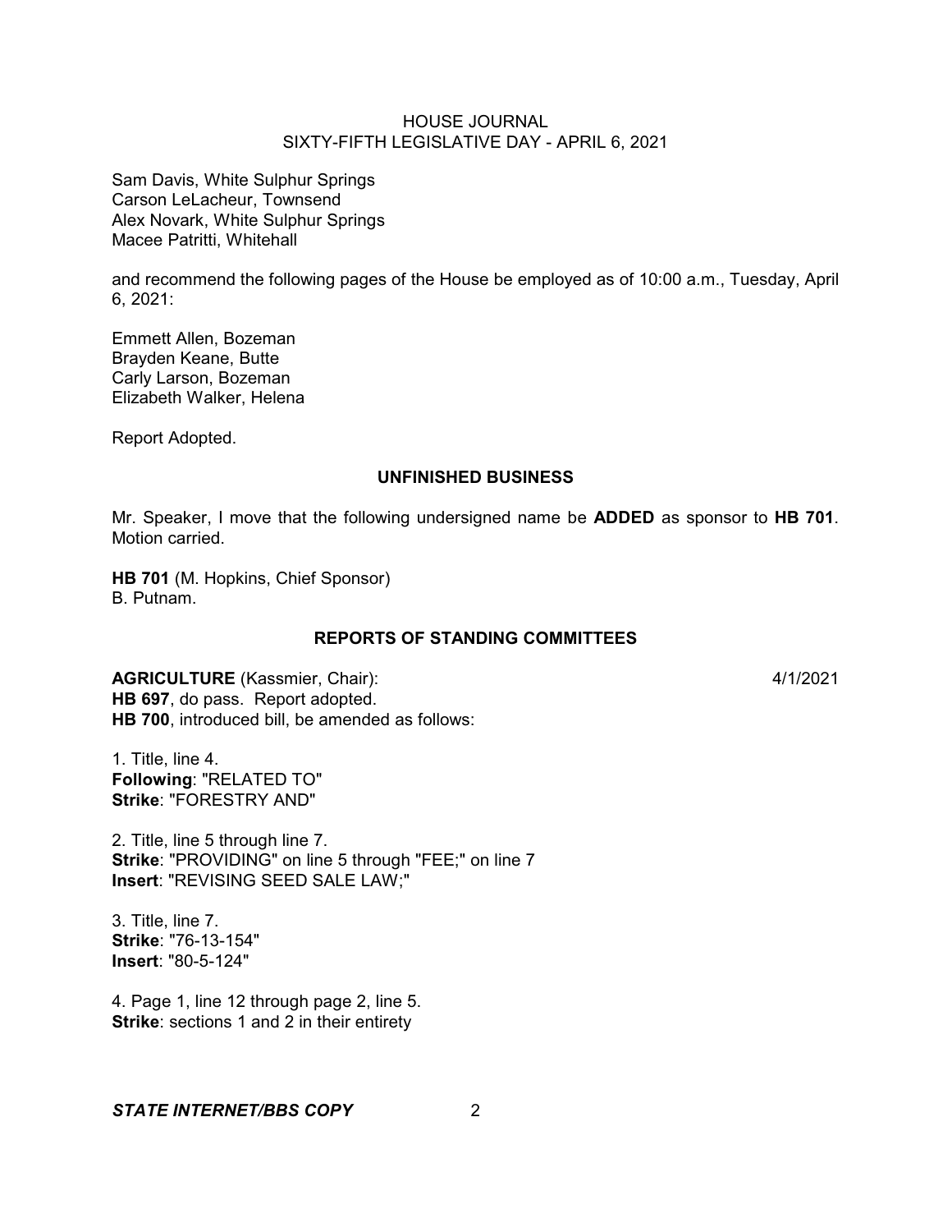Sam Davis, White Sulphur Springs
Carson LeLacheur, Townsend
Alex Novark, White Sulphur Springs
Macee Patritti, Whitehall

and recommend the following pages of the House be employed as of 10:00 a.m., Tuesday, April 6, 2021:

Emmett Allen, Bozeman
Brayden Keane, Butte
Carly Larson, Bozeman
Elizabeth Walker, Helena

Report Adopted.

## UNFINISHED BUSINESS

Mr. Speaker, I move that the following undersigned name be **ADDED** as sponsor to **HB 701**. Motion carried.

**HB 701** (M. Hopkins, Chief Sponsor)
B. Putnam.

## REPORTS OF STANDING COMMITTEES

**AGRICULTURE** (Kassmier, Chair): 4/1/2021
**HB 697**, do pass. Report adopted.
**HB 700**, introduced bill, be amended as follows:

1. Title, line 4.
**Following**: "RELATED TO"
**Strike**: "FORESTRY AND"

2. Title, line 5 through line 7.
**Strike**: "PROVIDING" on line 5 through "FEE;" on line 7
**Insert**: "REVISING SEED SALE LAW;"

3. Title, line 7.
**Strike**: "76-13-154"
**Insert**: "80-5-124"

4. Page 1, line 12 through page 2, line 5.
**Strike**: sections 1 and 2 in their entirety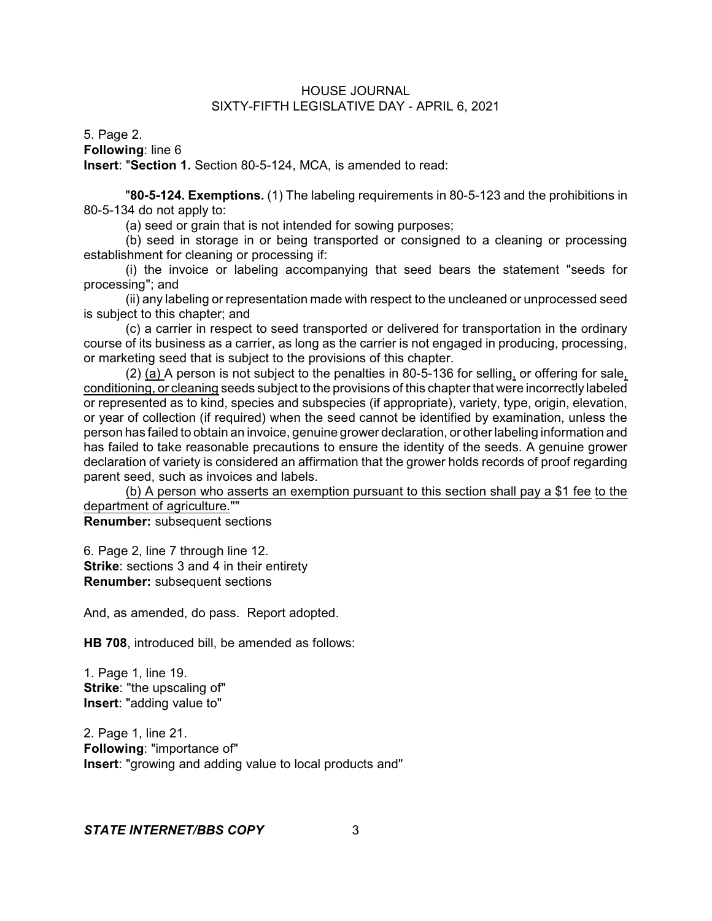5. Page 2.
**Following**: line 6
**Insert**: "**Section 1.** Section 80-5-124, MCA, is amended to read:

"**80-5-124. Exemptions.** (1) The labeling requirements in 80-5-123 and the prohibitions in 80-5-134 do not apply to:

(a) seed or grain that is not intended for sowing purposes;

(b) seed in storage in or being transported or consigned to a cleaning or processing establishment for cleaning or processing if:

(i) the invoice or labeling accompanying that seed bears the statement "seeds for processing"; and

(ii) any labeling or representation made with respect to the uncleaned or unprocessed seed is subject to this chapter; and

(c) a carrier in respect to seed transported or delivered for transportation in the ordinary course of its business as a carrier, as long as the carrier is not engaged in producing, processing, or marketing seed that is subject to the provisions of this chapter.

(2) <u>(a)</u> A person is not subject to the penalties in 80-5-136 for selling<u>,</u> ~~or~~ offering for sale<u>, conditioning, or cleaning</u> seeds subject to the provisions of this chapter that were incorrectly labeled or represented as to kind, species and subspecies (if appropriate), variety, type, origin, elevation, or year of collection (if required) when the seed cannot be identified by examination, unless the person has failed to obtain an invoice, genuine grower declaration, or other labeling information and has failed to take reasonable precautions to ensure the identity of the seeds. A genuine grower declaration of variety is considered an affirmation that the grower holds records of proof regarding parent seed, such as invoices and labels.

<u>(b) A person who asserts an exemption pursuant to this section shall pay a $1 fee to the department of agriculture.</u>""

**Renumber:** subsequent sections

6. Page 2, line 7 through line 12.
**Strike**: sections 3 and 4 in their entirety
**Renumber:** subsequent sections

And, as amended, do pass. Report adopted.

**HB 708**, introduced bill, be amended as follows:

1. Page 1, line 19.
**Strike**: "the upscaling of"
**Insert**: "adding value to"

2. Page 1, line 21.
**Following**: "importance of"
**Insert**: "growing and adding value to local products and"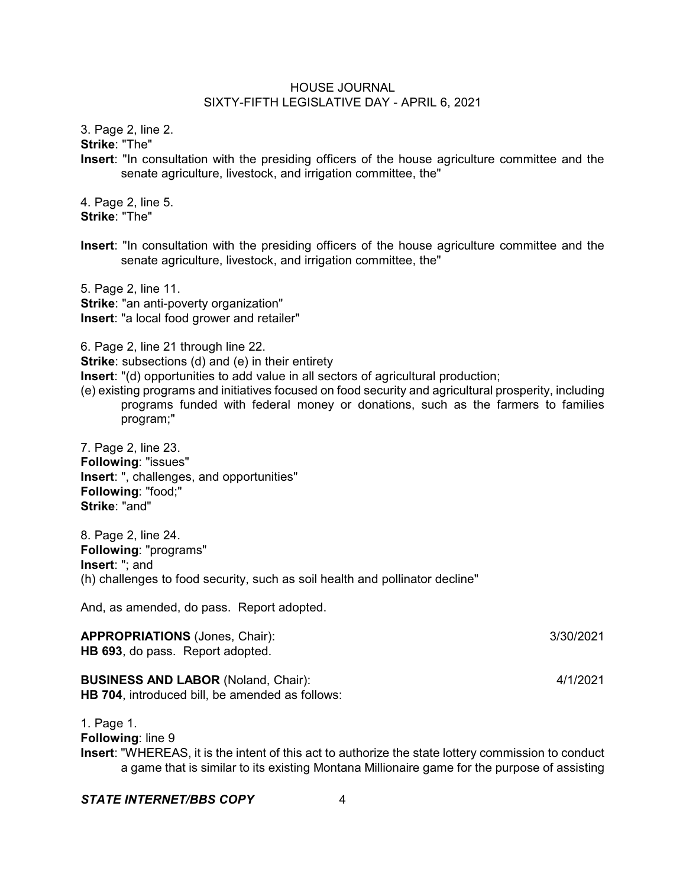3. Page 2, line 2.
**Strike**: "The"
**Insert**: "In consultation with the presiding officers of the house agriculture committee and the senate agriculture, livestock, and irrigation committee, the"

4. Page 2, line 5.
**Strike**: "The"

**Insert**: "In consultation with the presiding officers of the house agriculture committee and the senate agriculture, livestock, and irrigation committee, the"

5. Page 2, line 11.
**Strike**: "an anti-poverty organization"
**Insert**: "a local food grower and retailer"

6. Page 2, line 21 through line 22.
**Strike**: subsections (d) and (e) in their entirety
**Insert**: "(d) opportunities to add value in all sectors of agricultural production;
(e) existing programs and initiatives focused on food security and agricultural prosperity, including programs funded with federal money or donations, such as the farmers to families program;"

7. Page 2, line 23.
**Following**: "issues"
**Insert**: ", challenges, and opportunities"
**Following**: "food;"
**Strike**: "and"

8. Page 2, line 24.
**Following**: "programs"
**Insert**: "; and
(h) challenges to food security, such as soil health and pollinator decline"

And, as amended, do pass. Report adopted.

**APPROPRIATIONS** (Jones, Chair): 3/30/2021
**HB 693**, do pass. Report adopted.

**BUSINESS AND LABOR** (Noland, Chair): 4/1/2021
**HB 704**, introduced bill, be amended as follows:

1. Page 1.
**Following**: line 9
**Insert**: "WHEREAS, it is the intent of this act to authorize the state lottery commission to conduct a game that is similar to its existing Montana Millionaire game for the purpose of assisting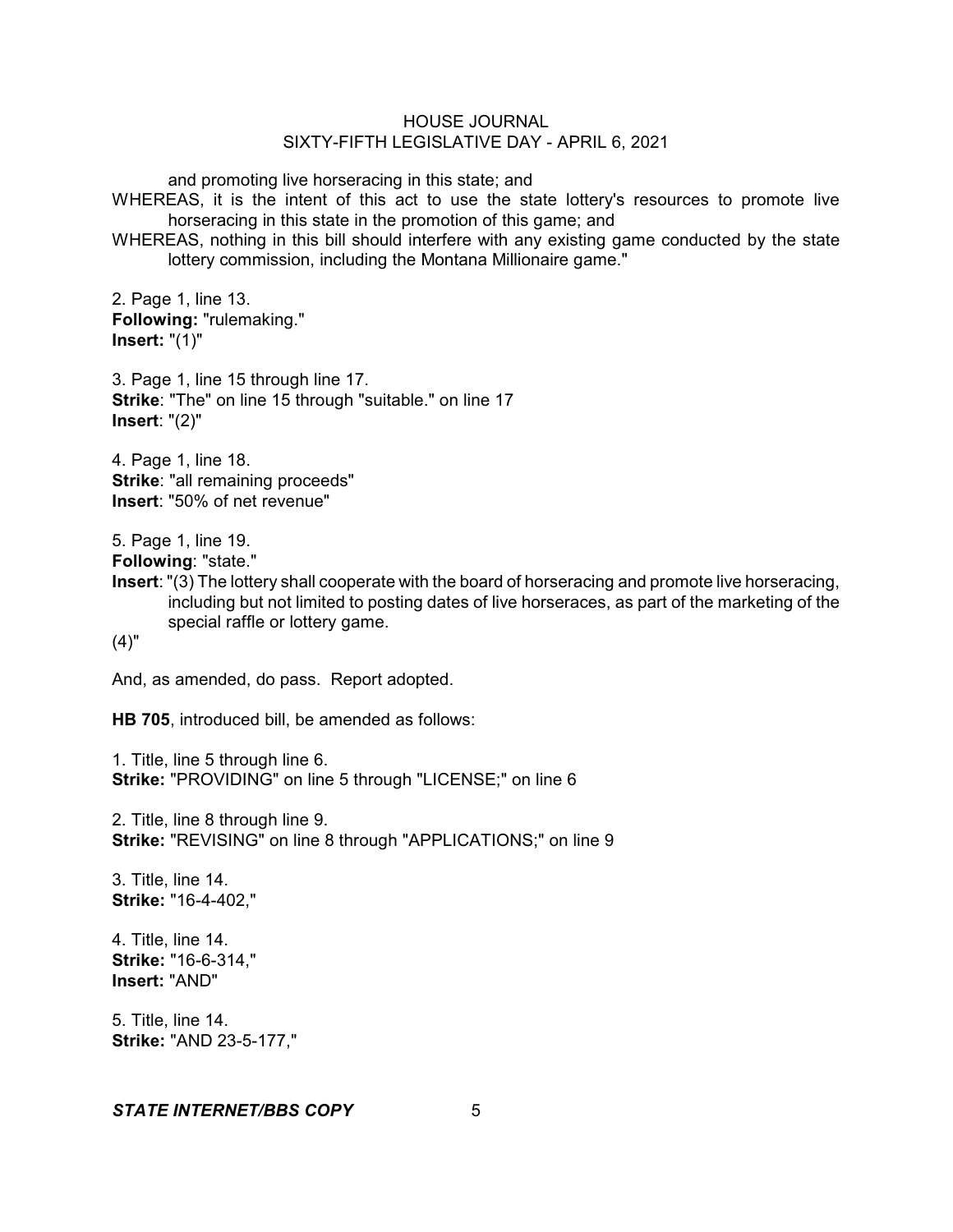and promoting live horseracing in this state; and

WHEREAS, it is the intent of this act to use the state lottery's resources to promote live horseracing in this state in the promotion of this game; and

WHEREAS, nothing in this bill should interfere with any existing game conducted by the state lottery commission, including the Montana Millionaire game."

2. Page 1, line 13.
**Following:** "rulemaking."
**Insert:** "(1)"

3. Page 1, line 15 through line 17.
**Strike**: "The" on line 15 through "suitable." on line 17
**Insert**: "(2)"

4. Page 1, line 18.
**Strike**: "all remaining proceeds"
**Insert**: "50% of net revenue"

5. Page 1, line 19.
**Following**: "state."
**Insert**: "(3) The lottery shall cooperate with the board of horseracing and promote live horseracing, including but not limited to posting dates of live horseraces, as part of the marketing of the special raffle or lottery game.
(4)"

And, as amended, do pass. Report adopted.

**HB 705**, introduced bill, be amended as follows:

1. Title, line 5 through line 6.
**Strike:** "PROVIDING" on line 5 through "LICENSE;" on line 6

2. Title, line 8 through line 9.
**Strike:** "REVISING" on line 8 through "APPLICATIONS;" on line 9

3. Title, line 14.
**Strike:** "16-4-402,"

4. Title, line 14.
**Strike:** "16-6-314,"
**Insert:** "AND"

5. Title, line 14.
**Strike:** "AND 23-5-177,"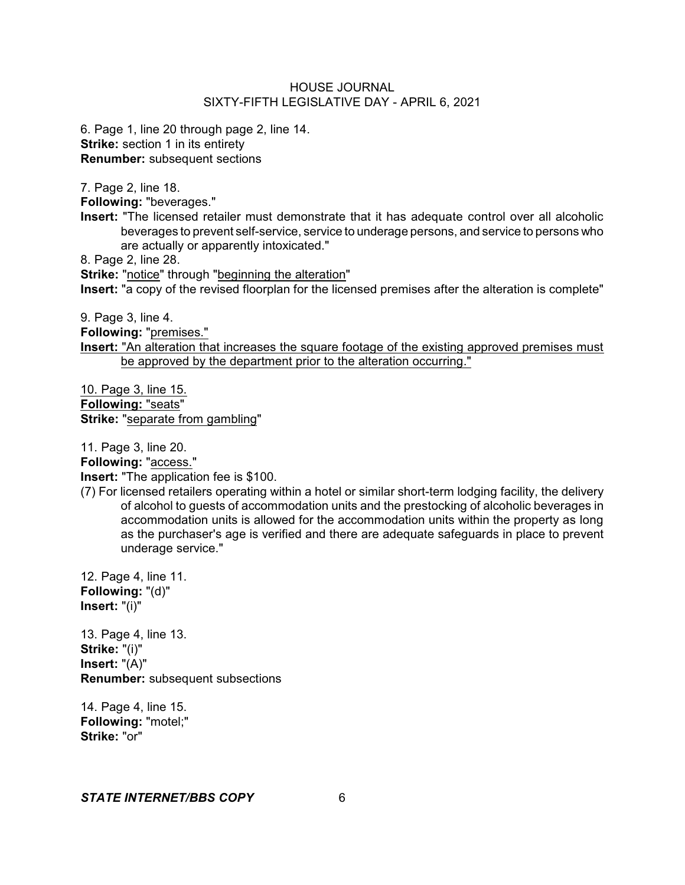6. Page 1, line 20 through page 2, line 14.
**Strike:** section 1 in its entirety
**Renumber:** subsequent sections

7. Page 2, line 18.
**Following:** "beverages."
**Insert:** "The licensed retailer must demonstrate that it has adequate control over all alcoholic beverages to prevent self-service, service to underage persons, and service to persons who are actually or apparently intoxicated."

8. Page 2, line 28.
**Strike:** "notice" through "beginning the alteration"
**Insert:** "a copy of the revised floorplan for the licensed premises after the alteration is complete"

9. Page 3, line 4.
**Following:** "premises."
**Insert:** "An alteration that increases the square footage of the existing approved premises must be approved by the department prior to the alteration occurring."

10. Page 3, line 15.
**Following:** "seats"
**Strike:** "separate from gambling"

11. Page 3, line 20.
**Following:** "access."
**Insert:** "The application fee is $100.
(7) For licensed retailers operating within a hotel or similar short-term lodging facility, the delivery of alcohol to guests of accommodation units and the prestocking of alcoholic beverages in accommodation units is allowed for the accommodation units within the property as long as the purchaser's age is verified and there are adequate safeguards in place to prevent underage service."

12. Page 4, line 11.
**Following:** "(d)"
**Insert:** "(i)"

13. Page 4, line 13.
**Strike:** "(i)"
**Insert:** "(A)"
**Renumber:** subsequent subsections

14. Page 4, line 15.
**Following:** "motel;"
**Strike:** "or"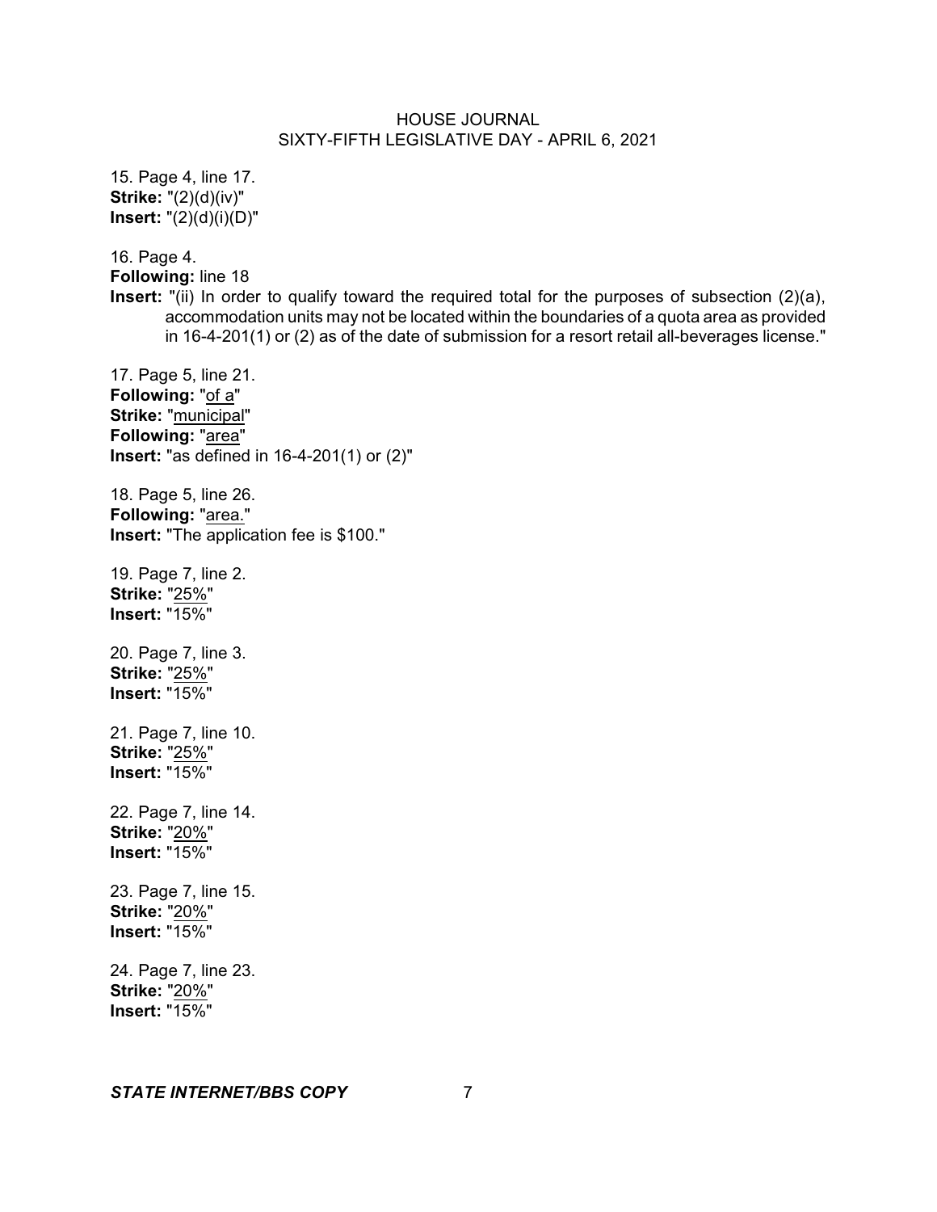15. Page 4, line 17.
**Strike:** "(2)(d)(iv)"
**Insert:** "(2)(d)(i)(D)"

16. Page 4.
**Following:** line 18
**Insert:** "(ii) In order to qualify toward the required total for the purposes of subsection (2)(a), accommodation units may not be located within the boundaries of a quota area as provided in 16-4-201(1) or (2) as of the date of submission for a resort retail all-beverages license."

17. Page 5, line 21.
**Following:** "<u>of a</u>"
**Strike:** "<u>municipal</u>"
**Following:** "<u>area</u>"
**Insert:** "as defined in 16-4-201(1) or (2)"

18. Page 5, line 26.
**Following:** "<u>area.</u>"
**Insert:** "The application fee is $100."

19. Page 7, line 2.
**Strike:** "<u>25%</u>"
**Insert:** "15%"

20. Page 7, line 3.
**Strike:** "<u>25%</u>"
**Insert:** "15%"

21. Page 7, line 10.
**Strike:** "<u>25%</u>"
**Insert:** "15%"

22. Page 7, line 14.
**Strike:** "<u>20%</u>"
**Insert:** "15%"

23. Page 7, line 15.
**Strike:** "<u>20%</u>"
**Insert:** "15%"

24. Page 7, line 23.
**Strike:** "<u>20%</u>"
**Insert:** "15%"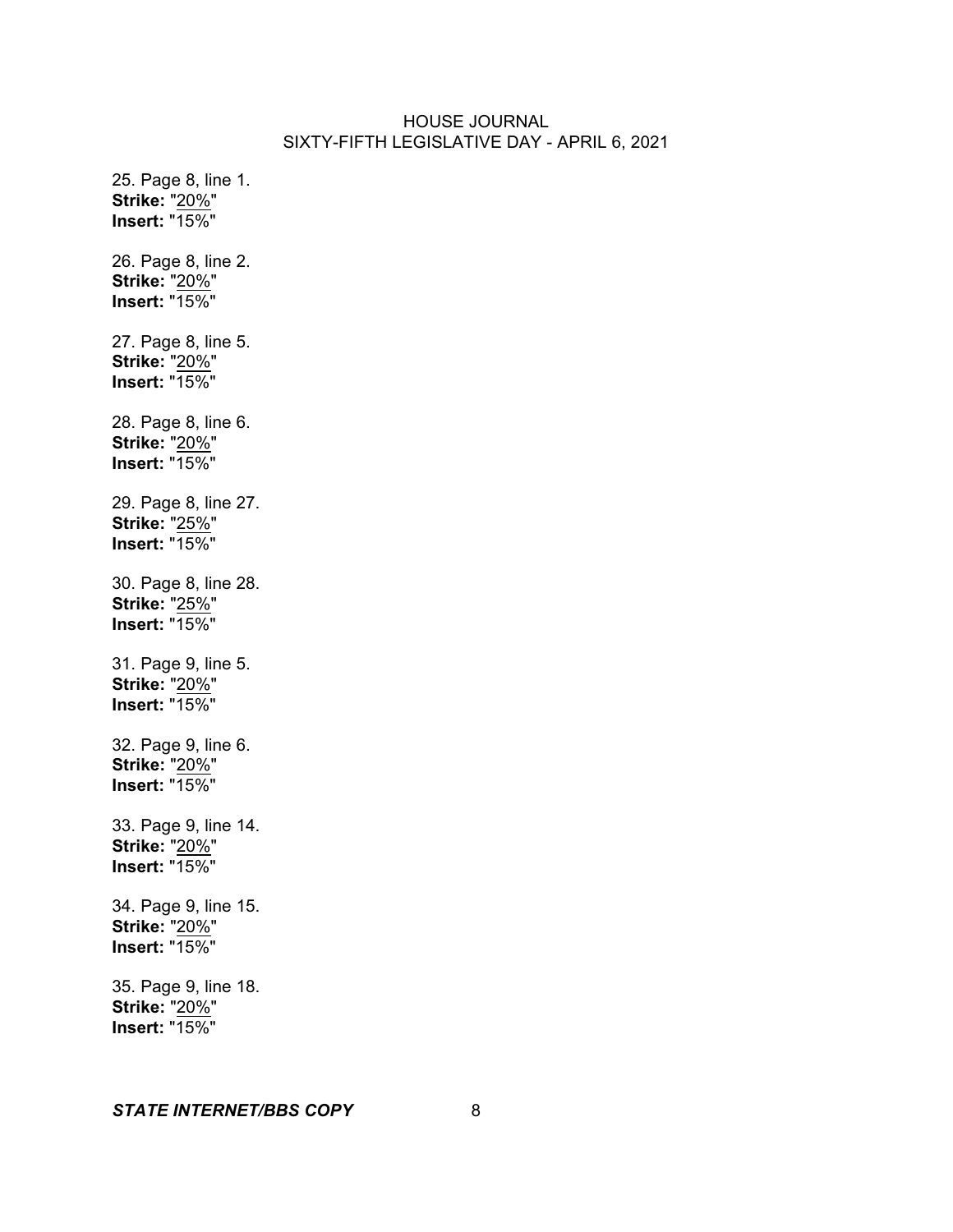25. Page 8, line 1.
**Strike:** "20%"
**Insert:** "15%"

26. Page 8, line 2.
**Strike:** "20%"
**Insert:** "15%"

27. Page 8, line 5.
**Strike:** "20%"
**Insert:** "15%"

28. Page 8, line 6.
**Strike:** "20%"
**Insert:** "15%"

29. Page 8, line 27.
**Strike:** "25%"
**Insert:** "15%"

30. Page 8, line 28.
**Strike:** "25%"
**Insert:** "15%"

31. Page 9, line 5.
**Strike:** "20%"
**Insert:** "15%"

32. Page 9, line 6.
**Strike:** "20%"
**Insert:** "15%"

33. Page 9, line 14.
**Strike:** "20%"
**Insert:** "15%"

34. Page 9, line 15.
**Strike:** "20%"
**Insert:** "15%"

35. Page 9, line 18.
**Strike:** "20%"
**Insert:** "15%"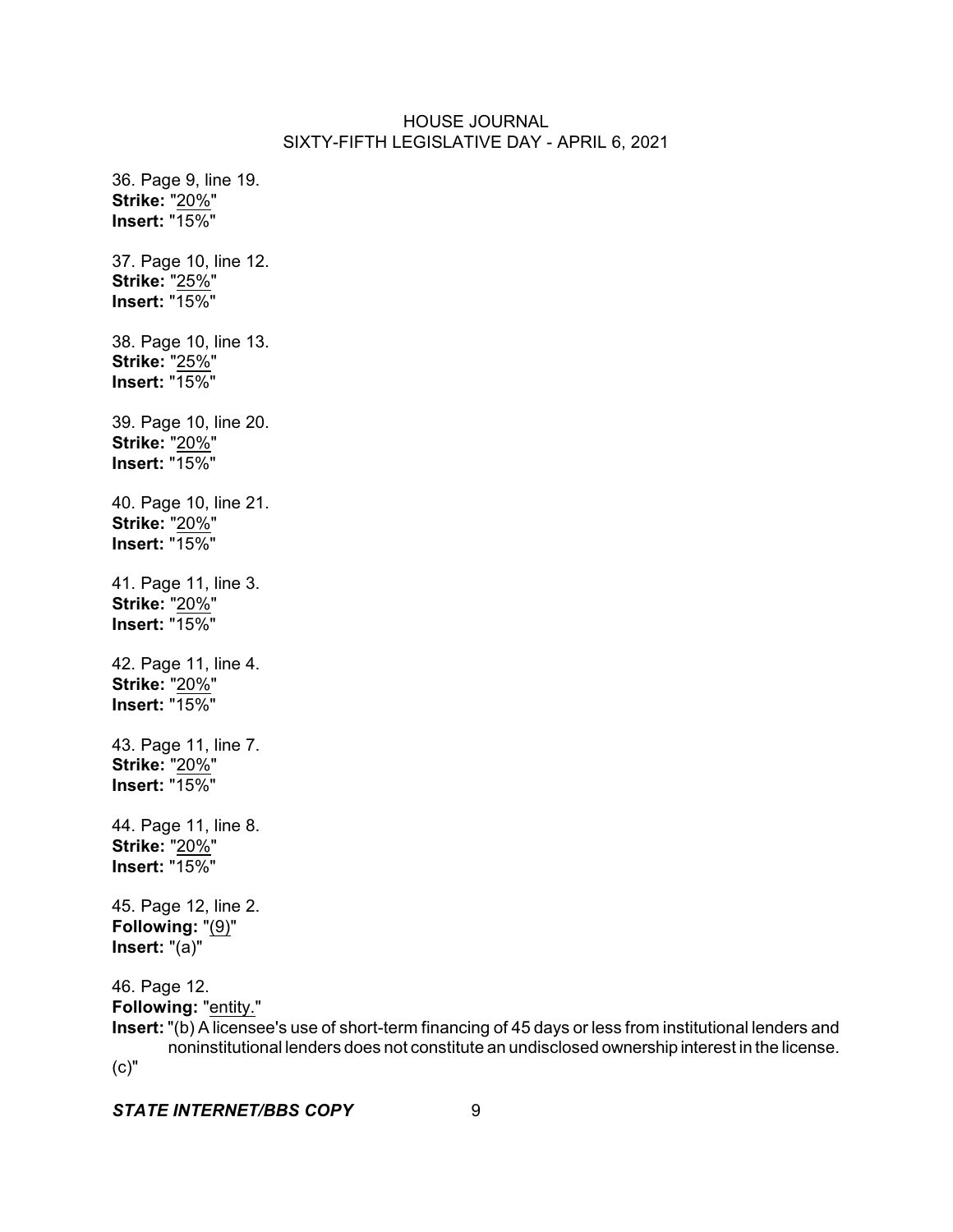36. Page 9, line 19.
**Strike:** "<u>20%</u>"
**Insert:** "15%"

37. Page 10, line 12.
**Strike:** "<u>25%</u>"
**Insert:** "15%"

38. Page 10, line 13.
**Strike:** "<u>25%</u>"
**Insert:** "15%"

39. Page 10, line 20.
**Strike:** "<u>20%</u>"
**Insert:** "15%"

40. Page 10, line 21.
**Strike:** "<u>20%</u>"
**Insert:** "15%"

41. Page 11, line 3.
**Strike:** "<u>20%</u>"
**Insert:** "15%"

42. Page 11, line 4.
**Strike:** "<u>20%</u>"
**Insert:** "15%"

43. Page 11, line 7.
**Strike:** "<u>20%</u>"
**Insert:** "15%"

44. Page 11, line 8.
**Strike:** "<u>20%</u>"
**Insert:** "15%"

45. Page 12, line 2.
**Following:** "<u>(9)</u>"
**Insert:** "(a)"

46. Page 12.
**Following:** "<u>entity.</u>"
**Insert:** "(b) A licensee's use of short-term financing of 45 days or less from institutional lenders and noninstitutional lenders does not constitute an undisclosed ownership interest in the license.
(c)"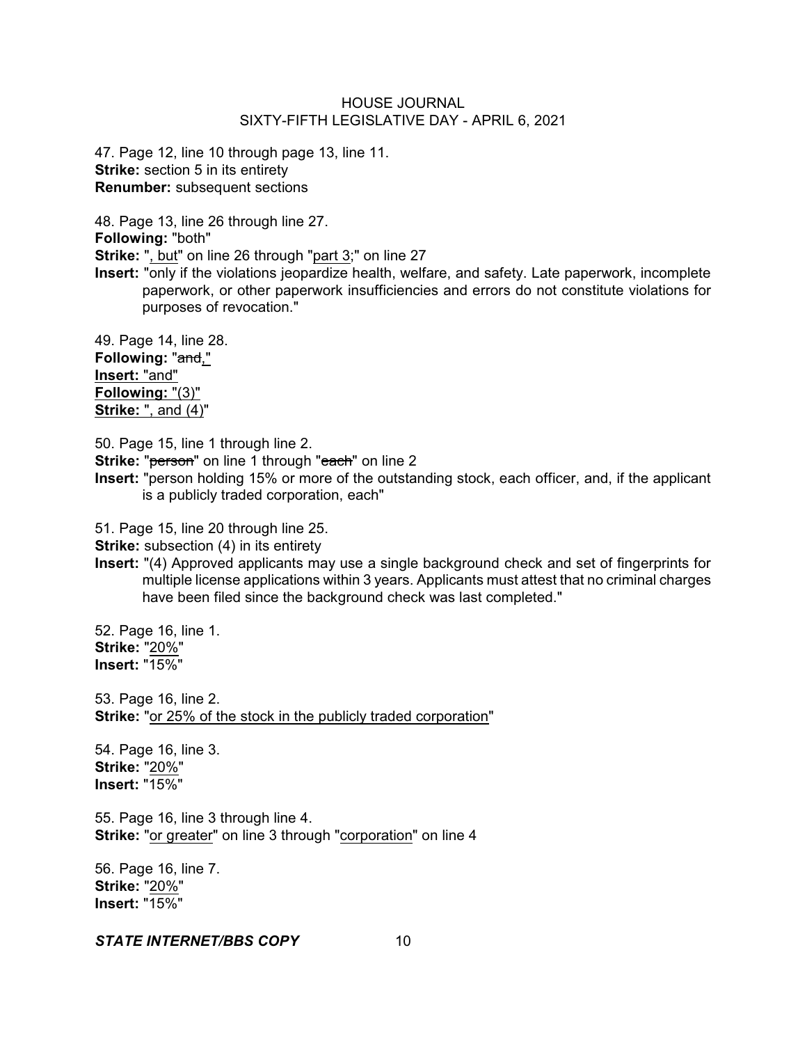47. Page 12, line 10 through page 13, line 11.
**Strike:** section 5 in its entirety
**Renumber:** subsequent sections

48. Page 13, line 26 through line 27.
**Following:** "both"
**Strike:** "<u>, but</u>" on line 26 through "<u>part 3;</u>" on line 27
**Insert:** "only if the violations jeopardize health, welfare, and safety. Late paperwork, incomplete paperwork, or other paperwork insufficiencies and errors do not constitute violations for purposes of revocation."

49. Page 14, line 28.
**Following:** "~~and~~<u>,</u>"
**<u>Insert:</u>** "and"
**<u>Following:</u>** "<u>(3)</u>"
**<u>Strike:</u>** "<u>, and (4)</u>"

50. Page 15, line 1 through line 2.
**Strike:** "~~person~~" on line 1 through "~~each~~" on line 2
**Insert:** "person holding 15% or more of the outstanding stock, each officer, and, if the applicant is a publicly traded corporation, each"

51. Page 15, line 20 through line 25.
**Strike:** subsection (4) in its entirety
**Insert:** "(4) Approved applicants may use a single background check and set of fingerprints for multiple license applications within 3 years. Applicants must attest that no criminal charges have been filed since the background check was last completed."

52. Page 16, line 1.
**Strike:** "<u>20%</u>"
**Insert:** "15%"

53. Page 16, line 2.
**Strike:** "<u>or 25% of the stock in the publicly traded corporation</u>"

54. Page 16, line 3.
**Strike:** "<u>20%</u>"
**Insert:** "15%"

55. Page 16, line 3 through line 4.
**Strike:** "<u>or greater</u>" on line 3 through "<u>corporation</u>" on line 4

56. Page 16, line 7.
**Strike:** "<u>20%</u>"
**Insert:** "15%"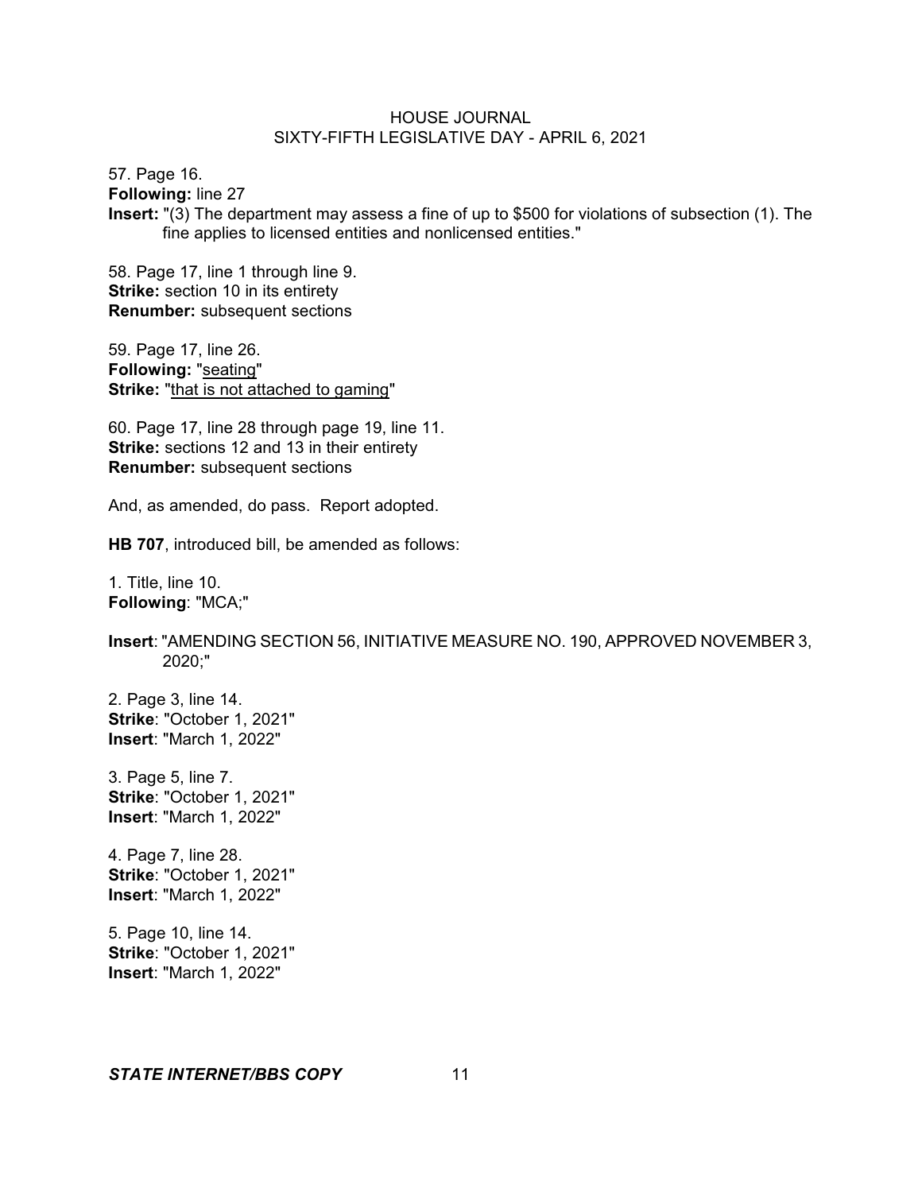57. Page 16.
**Following:** line 27
**Insert:** "(3) The department may assess a fine of up to $500 for violations of subsection (1). The fine applies to licensed entities and nonlicensed entities."

58. Page 17, line 1 through line 9.
**Strike:** section 10 in its entirety
**Renumber:** subsequent sections

59. Page 17, line 26.
**Following:** "<u>seating</u>"
**Strike:** "<u>that is not attached to gaming</u>"

60. Page 17, line 28 through page 19, line 11.
**Strike:** sections 12 and 13 in their entirety
**Renumber:** subsequent sections

And, as amended, do pass. Report adopted.

**HB 707**, introduced bill, be amended as follows:

1. Title, line 10.
**Following**: "MCA;"

**Insert**: "AMENDING SECTION 56, INITIATIVE MEASURE NO. 190, APPROVED NOVEMBER 3, 2020;"

2. Page 3, line 14.
**Strike**: "October 1, 2021"
**Insert**: "March 1, 2022"

3. Page 5, line 7.
**Strike**: "October 1, 2021"
**Insert**: "March 1, 2022"

4. Page 7, line 28.
**Strike**: "October 1, 2021"
**Insert**: "March 1, 2022"

5. Page 10, line 14.
**Strike**: "October 1, 2021"
**Insert**: "March 1, 2022"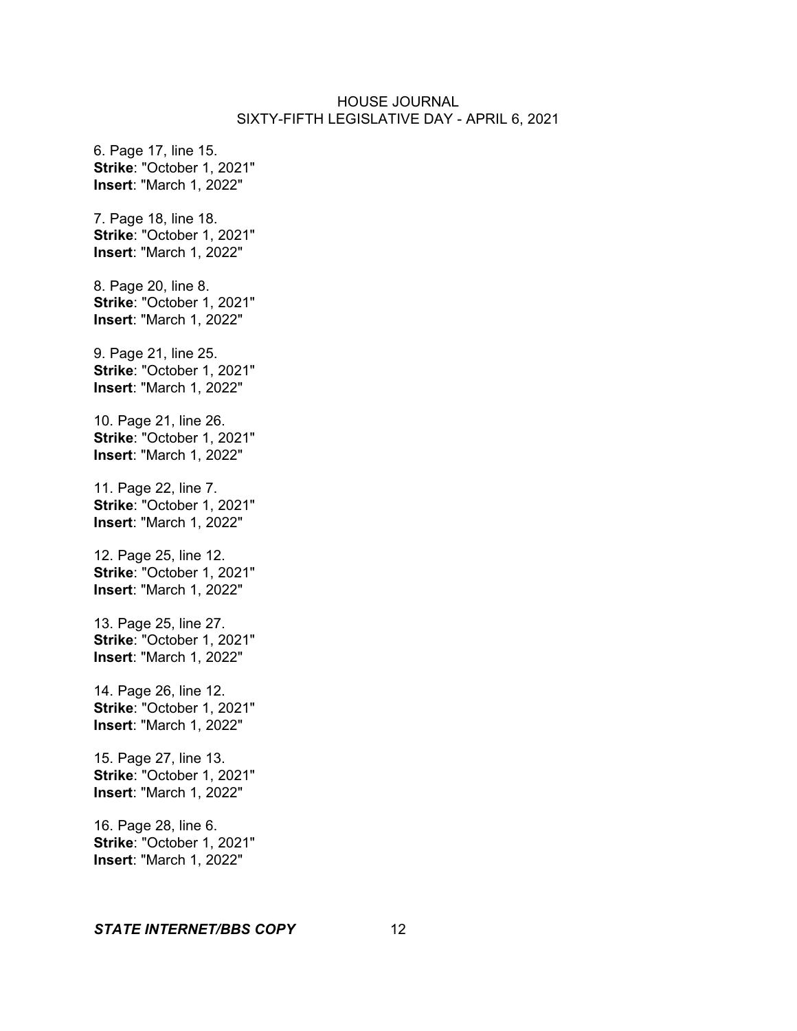6. Page 17, line 15.
**Strike**: "October 1, 2021"
**Insert**: "March 1, 2022"

7. Page 18, line 18.
**Strike**: "October 1, 2021"
**Insert**: "March 1, 2022"

8. Page 20, line 8.
**Strike**: "October 1, 2021"
**Insert**: "March 1, 2022"

9. Page 21, line 25.
**Strike**: "October 1, 2021"
**Insert**: "March 1, 2022"

10. Page 21, line 26.
**Strike**: "October 1, 2021"
**Insert**: "March 1, 2022"

11. Page 22, line 7.
**Strike**: "October 1, 2021"
**Insert**: "March 1, 2022"

12. Page 25, line 12.
**Strike**: "October 1, 2021"
**Insert**: "March 1, 2022"

13. Page 25, line 27.
**Strike**: "October 1, 2021"
**Insert**: "March 1, 2022"

14. Page 26, line 12.
**Strike**: "October 1, 2021"
**Insert**: "March 1, 2022"

15. Page 27, line 13.
**Strike**: "October 1, 2021"
**Insert**: "March 1, 2022"

16. Page 28, line 6.
**Strike**: "October 1, 2021"
**Insert**: "March 1, 2022"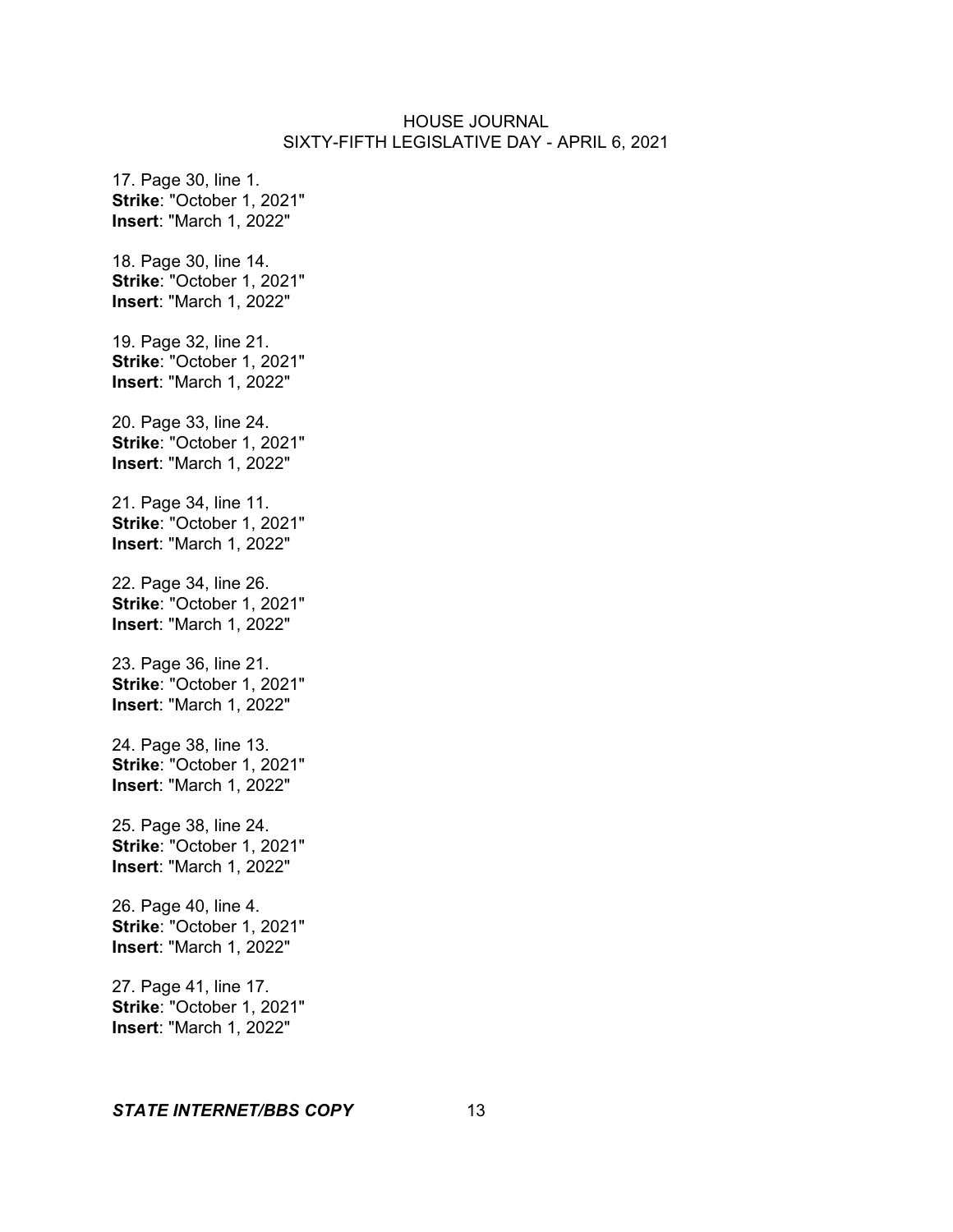17. Page 30, line 1.
**Strike**: "October 1, 2021"
**Insert**: "March 1, 2022"

18. Page 30, line 14.
**Strike**: "October 1, 2021"
**Insert**: "March 1, 2022"

19. Page 32, line 21.
**Strike**: "October 1, 2021"
**Insert**: "March 1, 2022"

20. Page 33, line 24.
**Strike**: "October 1, 2021"
**Insert**: "March 1, 2022"

21. Page 34, line 11.
**Strike**: "October 1, 2021"
**Insert**: "March 1, 2022"

22. Page 34, line 26.
**Strike**: "October 1, 2021"
**Insert**: "March 1, 2022"

23. Page 36, line 21.
**Strike**: "October 1, 2021"
**Insert**: "March 1, 2022"

24. Page 38, line 13.
**Strike**: "October 1, 2021"
**Insert**: "March 1, 2022"

25. Page 38, line 24.
**Strike**: "October 1, 2021"
**Insert**: "March 1, 2022"

26. Page 40, line 4.
**Strike**: "October 1, 2021"
**Insert**: "March 1, 2022"

27. Page 41, line 17.
**Strike**: "October 1, 2021"
**Insert**: "March 1, 2022"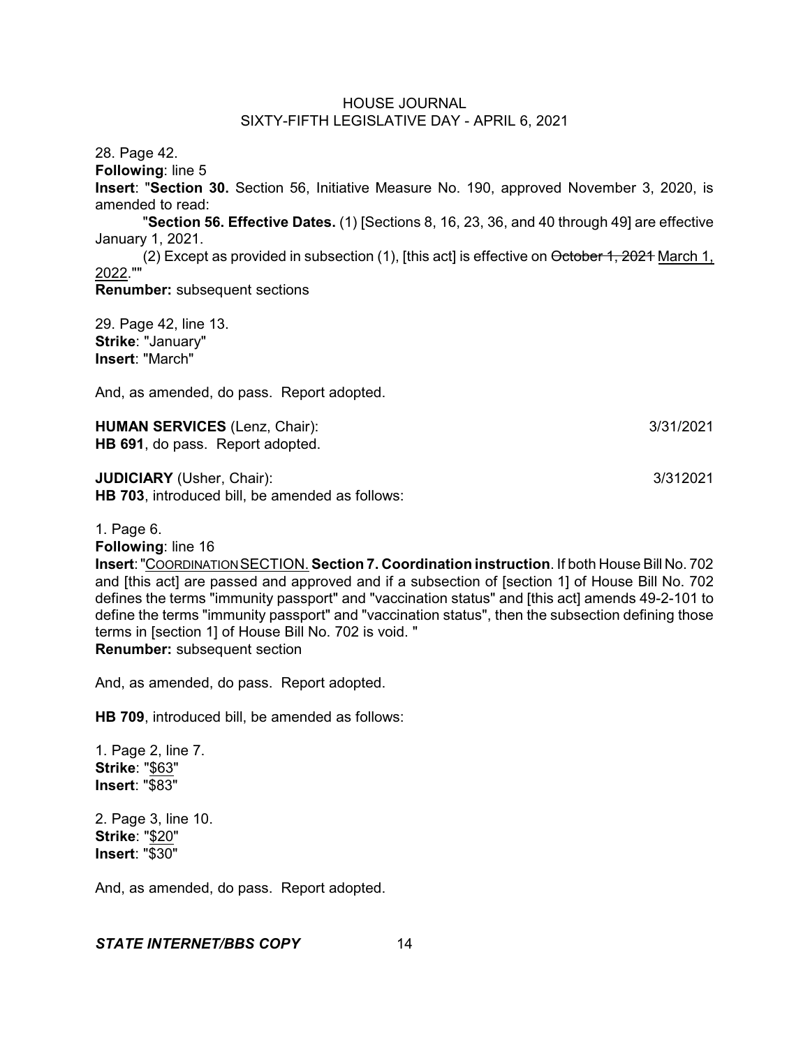28. Page 42.
**Following**: line 5
**Insert**: "**Section 30.** Section 56, Initiative Measure No. 190, approved November 3, 2020, is amended to read:

"**Section 56. Effective Dates.** (1) [Sections 8, 16, 23, 36, and 40 through 49] are effective January 1, 2021.

(2) Except as provided in subsection (1), [this act] is effective on ~~October 1, 2021~~ <u>March 1, 2022</u>.""
**Renumber:** subsequent sections

29. Page 42, line 13.
**Strike**: "January"
**Insert**: "March"

And, as amended, do pass. Report adopted.

**HUMAN SERVICES** (Lenz, Chair): 3/31/2021
**HB 691**, do pass. Report adopted.

**JUDICIARY** (Usher, Chair): 3/312021
**HB 703**, introduced bill, be amended as follows:

1. Page 6.
**Following**: line 16
**Insert**: "<u>COORDINATION SECTION.</u> **Section 7. Coordination instruction**. If both House Bill No. 702 and [this act] are passed and approved and if a subsection of [section 1] of House Bill No. 702 defines the terms "immunity passport" and "vaccination status" and [this act] amends 49-2-101 to define the terms "immunity passport" and "vaccination status", then the subsection defining those terms in [section 1] of House Bill No. 702 is void. "
**Renumber:** subsequent section

And, as amended, do pass. Report adopted.

**HB 709**, introduced bill, be amended as follows:

1. Page 2, line 7.
**Strike**: "<u>$63</u>"
**Insert**: "$83"

2. Page 3, line 10.
**Strike**: "<u>$20</u>"
**Insert**: "$30"

And, as amended, do pass. Report adopted.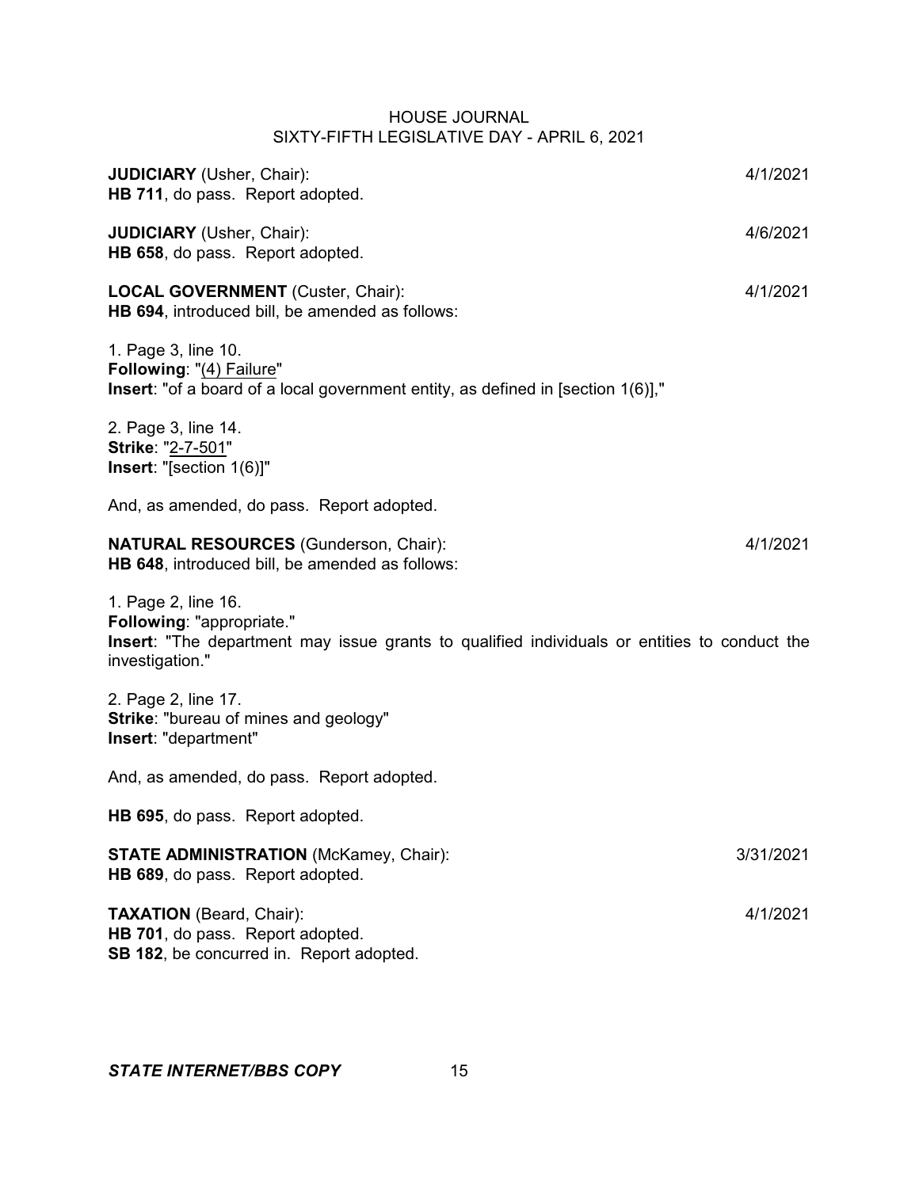**JUDICIARY** (Usher, Chair): 4/1/2021
**HB 711**, do pass. Report adopted.

**JUDICIARY** (Usher, Chair): 4/6/2021
**HB 658**, do pass. Report adopted.

**LOCAL GOVERNMENT** (Custer, Chair): 4/1/2021
**HB 694**, introduced bill, be amended as follows:

1. Page 3, line 10.
**Following**: "(4) Failure"
**Insert**: "of a board of a local government entity, as defined in [section 1(6)],"

2. Page 3, line 14.
**Strike**: "2-7-501"
**Insert**: "[section 1(6)]"

And, as amended, do pass. Report adopted.

**NATURAL RESOURCES** (Gunderson, Chair): 4/1/2021
**HB 648**, introduced bill, be amended as follows:

1. Page 2, line 16.
**Following**: "appropriate."
**Insert**: "The department may issue grants to qualified individuals or entities to conduct the investigation."

2. Page 2, line 17.
**Strike**: "bureau of mines and geology"
**Insert**: "department"

And, as amended, do pass. Report adopted.

**HB 695**, do pass. Report adopted.

**STATE ADMINISTRATION** (McKamey, Chair): 3/31/2021
**HB 689**, do pass. Report adopted.

**TAXATION** (Beard, Chair): 4/1/2021
**HB 701**, do pass. Report adopted.
**SB 182**, be concurred in. Report adopted.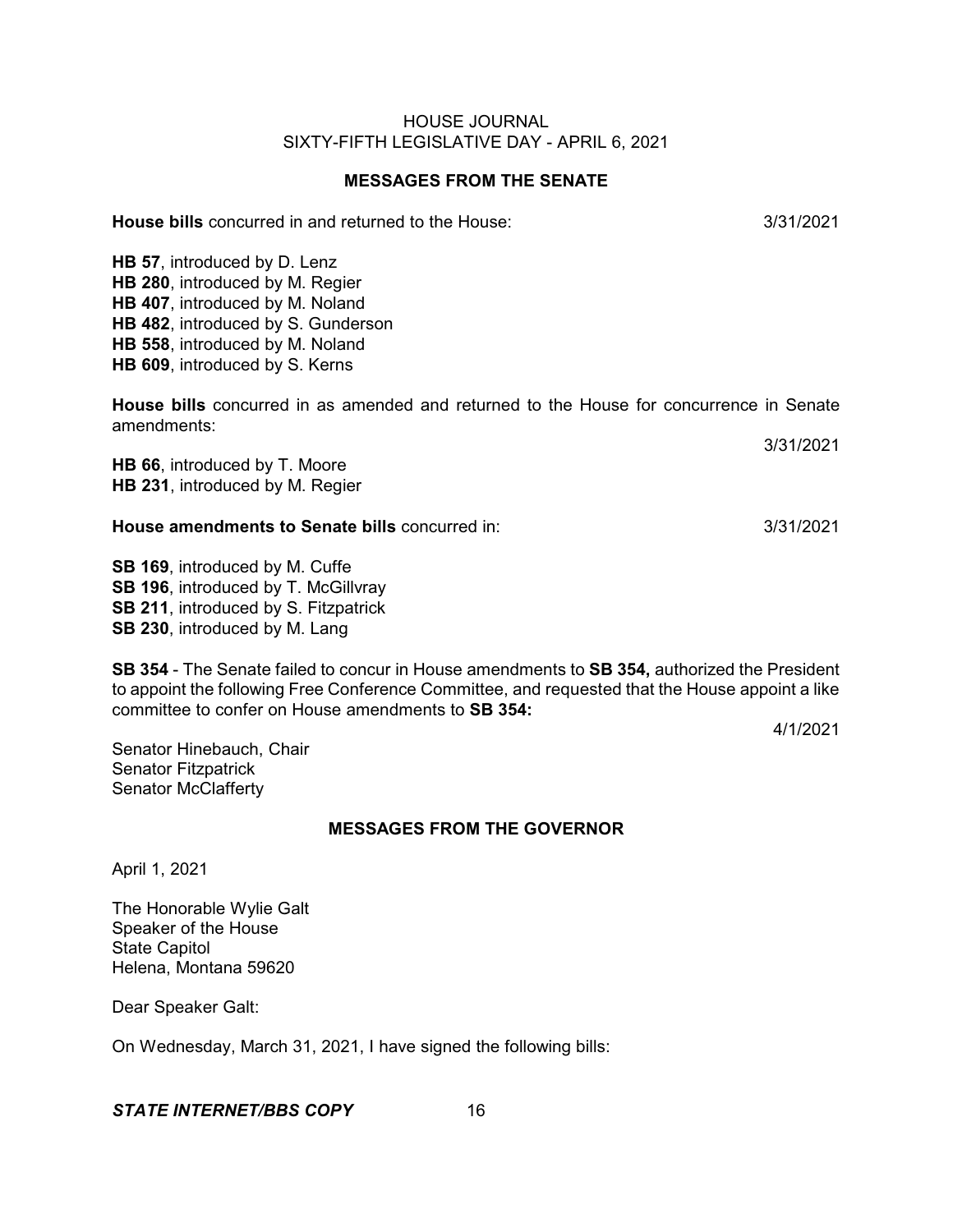## MESSAGES FROM THE SENATE

**House bills** concurred in and returned to the House: 3/31/2021

**HB 57**, introduced by D. Lenz
**HB 280**, introduced by M. Regier
**HB 407**, introduced by M. Noland
**HB 482**, introduced by S. Gunderson
**HB 558**, introduced by M. Noland
**HB 609**, introduced by S. Kerns

**House bills** concurred in as amended and returned to the House for concurrence in Senate amendments: 3/31/2021

**HB 66**, introduced by T. Moore
**HB 231**, introduced by M. Regier

**House amendments to Senate bills** concurred in: 3/31/2021

**SB 169**, introduced by M. Cuffe
**SB 196**, introduced by T. McGillvray
**SB 211**, introduced by S. Fitzpatrick
**SB 230**, introduced by M. Lang

**SB 354** - The Senate failed to concur in House amendments to **SB 354,** authorized the President to appoint the following Free Conference Committee, and requested that the House appoint a like committee to confer on House amendments to **SB 354:** 4/1/2021

Senator Hinebauch, Chair
Senator Fitzpatrick
Senator McClafferty

## MESSAGES FROM THE GOVERNOR

April 1, 2021

The Honorable Wylie Galt
Speaker of the House
State Capitol
Helena, Montana 59620

Dear Speaker Galt:

On Wednesday, March 31, 2021, I have signed the following bills: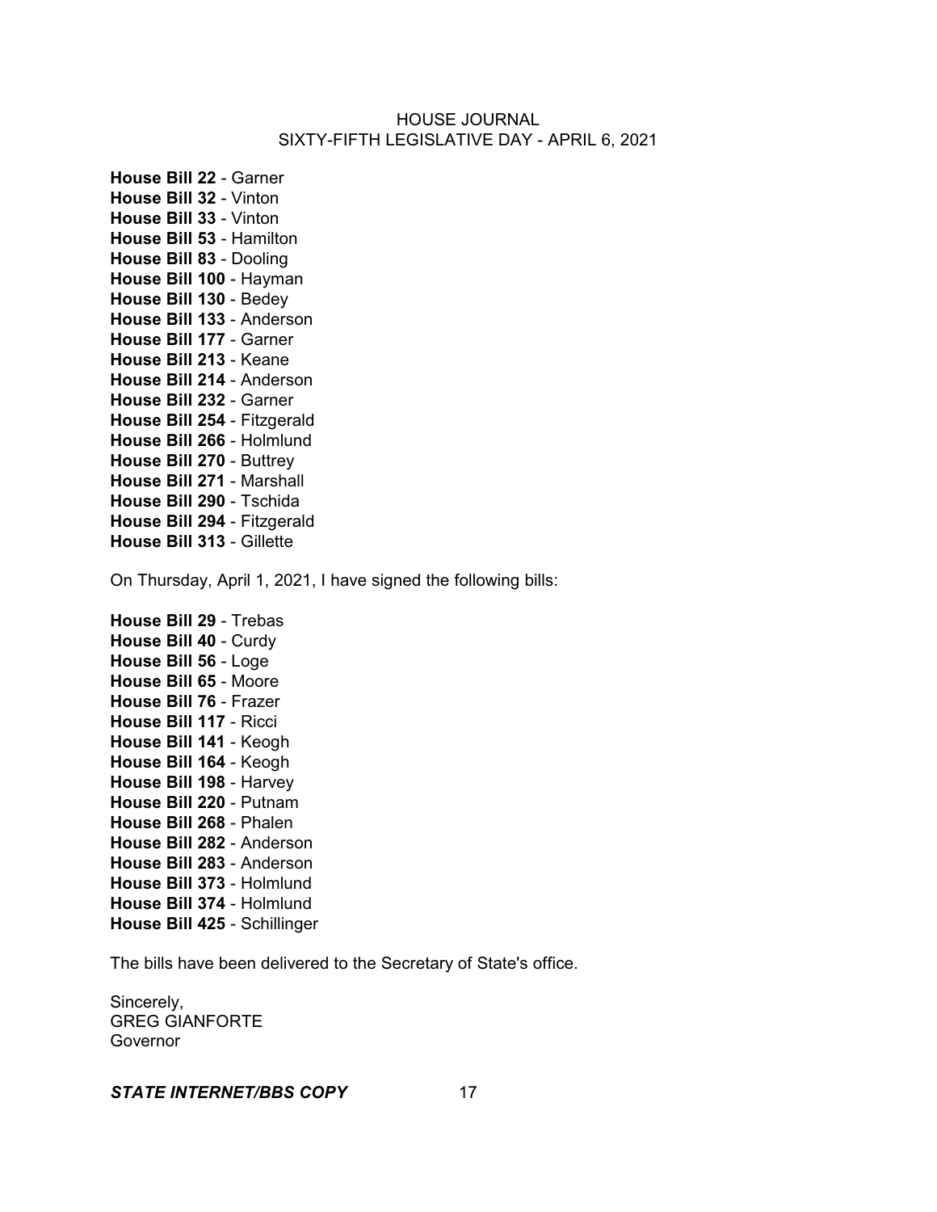**House Bill 22** - Garner
**House Bill 32** - Vinton
**House Bill 33** - Vinton
**House Bill 53** - Hamilton
**House Bill 83** - Dooling
**House Bill 100** - Hayman
**House Bill 130** - Bedey
**House Bill 133** - Anderson
**House Bill 177** - Garner
**House Bill 213** - Keane
**House Bill 214** - Anderson
**House Bill 232** - Garner
**House Bill 254** - Fitzgerald
**House Bill 266** - Holmlund
**House Bill 270** - Buttrey
**House Bill 271** - Marshall
**House Bill 290** - Tschida
**House Bill 294** - Fitzgerald
**House Bill 313** - Gillette

On Thursday, April 1, 2021, I have signed the following bills:

**House Bill 29** - Trebas
**House Bill 40** - Curdy
**House Bill 56** - Loge
**House Bill 65** - Moore
**House Bill 76** - Frazer
**House Bill 117** - Ricci
**House Bill 141** - Keogh
**House Bill 164** - Keogh
**House Bill 198** - Harvey
**House Bill 220** - Putnam
**House Bill 268** - Phalen
**House Bill 282** - Anderson
**House Bill 283** - Anderson
**House Bill 373** - Holmlund
**House Bill 374** - Holmlund
**House Bill 425** - Schillinger

The bills have been delivered to the Secretary of State's office.

Sincerely,
GREG GIANFORTE
Governor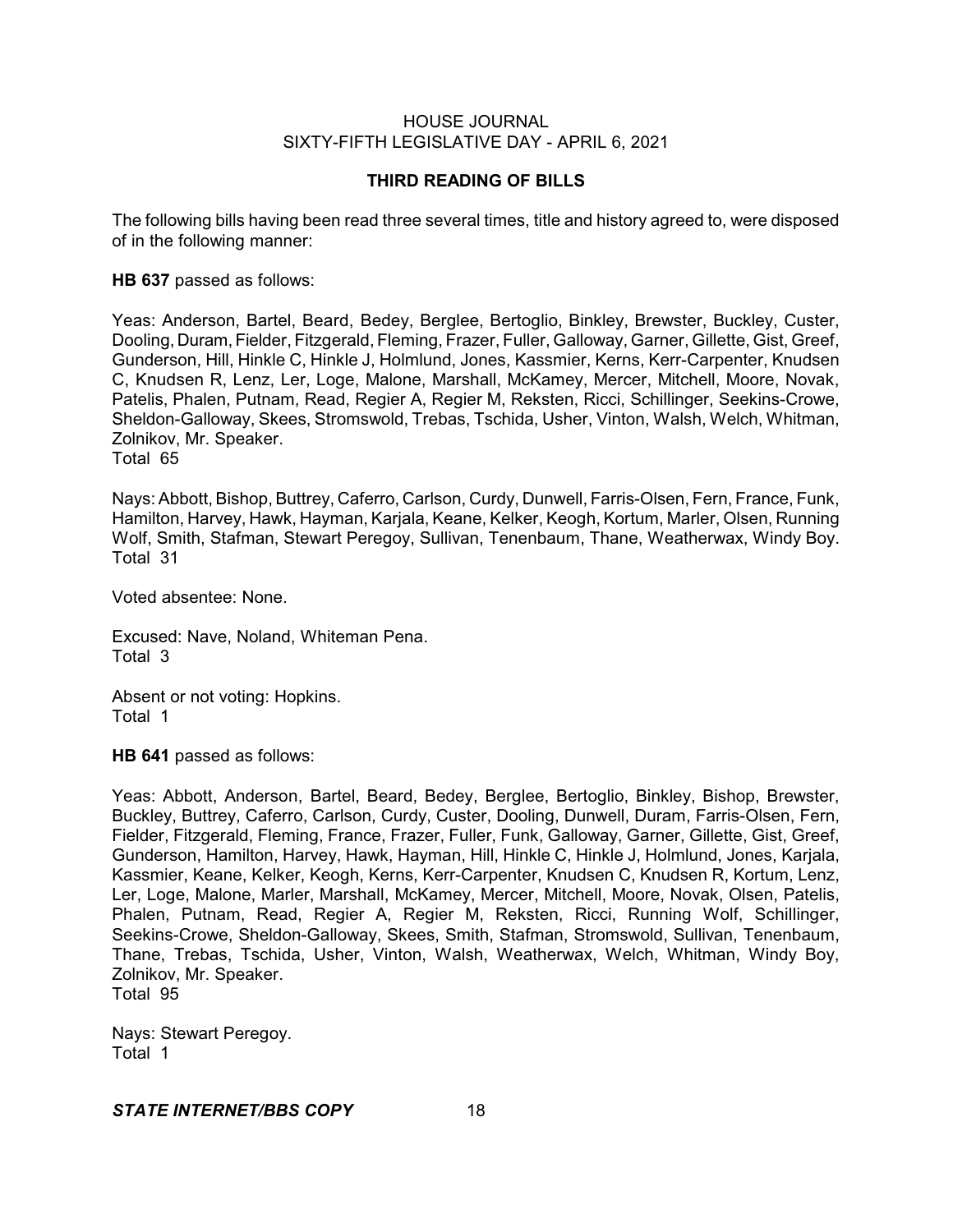## THIRD READING OF BILLS

The following bills having been read three several times, title and history agreed to, were disposed of in the following manner:

**HB 637** passed as follows:

Yeas: Anderson, Bartel, Beard, Bedey, Berglee, Bertoglio, Binkley, Brewster, Buckley, Custer, Dooling, Duram, Fielder, Fitzgerald, Fleming, Frazer, Fuller, Galloway, Garner, Gillette, Gist, Greef, Gunderson, Hill, Hinkle C, Hinkle J, Holmlund, Jones, Kassmier, Kerns, Kerr-Carpenter, Knudsen C, Knudsen R, Lenz, Ler, Loge, Malone, Marshall, McKamey, Mercer, Mitchell, Moore, Novak, Patelis, Phalen, Putnam, Read, Regier A, Regier M, Reksten, Ricci, Schillinger, Seekins-Crowe, Sheldon-Galloway, Skees, Stromswold, Trebas, Tschida, Usher, Vinton, Walsh, Welch, Whitman, Zolnikov, Mr. Speaker.
Total 65

Nays: Abbott, Bishop, Buttrey, Caferro, Carlson, Curdy, Dunwell, Farris-Olsen, Fern, France, Funk, Hamilton, Harvey, Hawk, Hayman, Karjala, Keane, Kelker, Keogh, Kortum, Marler, Olsen, Running Wolf, Smith, Stafman, Stewart Peregoy, Sullivan, Tenenbaum, Thane, Weatherwax, Windy Boy.
Total 31

Voted absentee: None.

Excused: Nave, Noland, Whiteman Pena.
Total 3

Absent or not voting: Hopkins.
Total 1

**HB 641** passed as follows:

Yeas: Abbott, Anderson, Bartel, Beard, Bedey, Berglee, Bertoglio, Binkley, Bishop, Brewster, Buckley, Buttrey, Caferro, Carlson, Curdy, Custer, Dooling, Dunwell, Duram, Farris-Olsen, Fern, Fielder, Fitzgerald, Fleming, France, Frazer, Fuller, Funk, Galloway, Garner, Gillette, Gist, Greef, Gunderson, Hamilton, Harvey, Hawk, Hayman, Hill, Hinkle C, Hinkle J, Holmlund, Jones, Karjala, Kassmier, Keane, Kelker, Keogh, Kerns, Kerr-Carpenter, Knudsen C, Knudsen R, Kortum, Lenz, Ler, Loge, Malone, Marler, Marshall, McKamey, Mercer, Mitchell, Moore, Novak, Olsen, Patelis, Phalen, Putnam, Read, Regier A, Regier M, Reksten, Ricci, Running Wolf, Schillinger, Seekins-Crowe, Sheldon-Galloway, Skees, Smith, Stafman, Stromswold, Sullivan, Tenenbaum, Thane, Trebas, Tschida, Usher, Vinton, Walsh, Weatherwax, Welch, Whitman, Windy Boy, Zolnikov, Mr. Speaker.
Total 95

Nays: Stewart Peregoy.
Total 1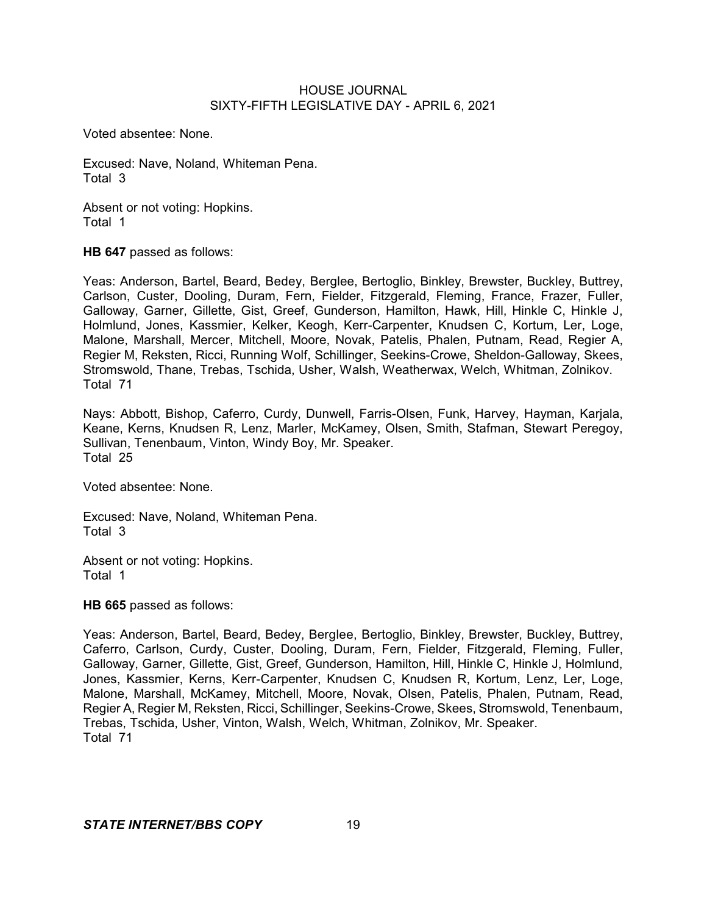Voted absentee: None.

Excused: Nave, Noland, Whiteman Pena.
Total 3

Absent or not voting: Hopkins.
Total 1

**HB 647** passed as follows:

Yeas: Anderson, Bartel, Beard, Bedey, Berglee, Bertoglio, Binkley, Brewster, Buckley, Buttrey, Carlson, Custer, Dooling, Duram, Fern, Fielder, Fitzgerald, Fleming, France, Frazer, Fuller, Galloway, Garner, Gillette, Gist, Greef, Gunderson, Hamilton, Hawk, Hill, Hinkle C, Hinkle J, Holmlund, Jones, Kassmier, Kelker, Keogh, Kerr-Carpenter, Knudsen C, Kortum, Ler, Loge, Malone, Marshall, Mercer, Mitchell, Moore, Novak, Patelis, Phalen, Putnam, Read, Regier A, Regier M, Reksten, Ricci, Running Wolf, Schillinger, Seekins-Crowe, Sheldon-Galloway, Skees, Stromswold, Thane, Trebas, Tschida, Usher, Walsh, Weatherwax, Welch, Whitman, Zolnikov.
Total 71

Nays: Abbott, Bishop, Caferro, Curdy, Dunwell, Farris-Olsen, Funk, Harvey, Hayman, Karjala, Keane, Kerns, Knudsen R, Lenz, Marler, McKamey, Olsen, Smith, Stafman, Stewart Peregoy, Sullivan, Tenenbaum, Vinton, Windy Boy, Mr. Speaker.
Total 25

Voted absentee: None.

Excused: Nave, Noland, Whiteman Pena.
Total 3

Absent or not voting: Hopkins.
Total 1

**HB 665** passed as follows:

Yeas: Anderson, Bartel, Beard, Bedey, Berglee, Bertoglio, Binkley, Brewster, Buckley, Buttrey, Caferro, Carlson, Curdy, Custer, Dooling, Duram, Fern, Fielder, Fitzgerald, Fleming, Fuller, Galloway, Garner, Gillette, Gist, Greef, Gunderson, Hamilton, Hill, Hinkle C, Hinkle J, Holmlund, Jones, Kassmier, Kerns, Kerr-Carpenter, Knudsen C, Knudsen R, Kortum, Lenz, Ler, Loge, Malone, Marshall, McKamey, Mitchell, Moore, Novak, Olsen, Patelis, Phalen, Putnam, Read, Regier A, Regier M, Reksten, Ricci, Schillinger, Seekins-Crowe, Skees, Stromswold, Tenenbaum, Trebas, Tschida, Usher, Vinton, Walsh, Welch, Whitman, Zolnikov, Mr. Speaker.
Total 71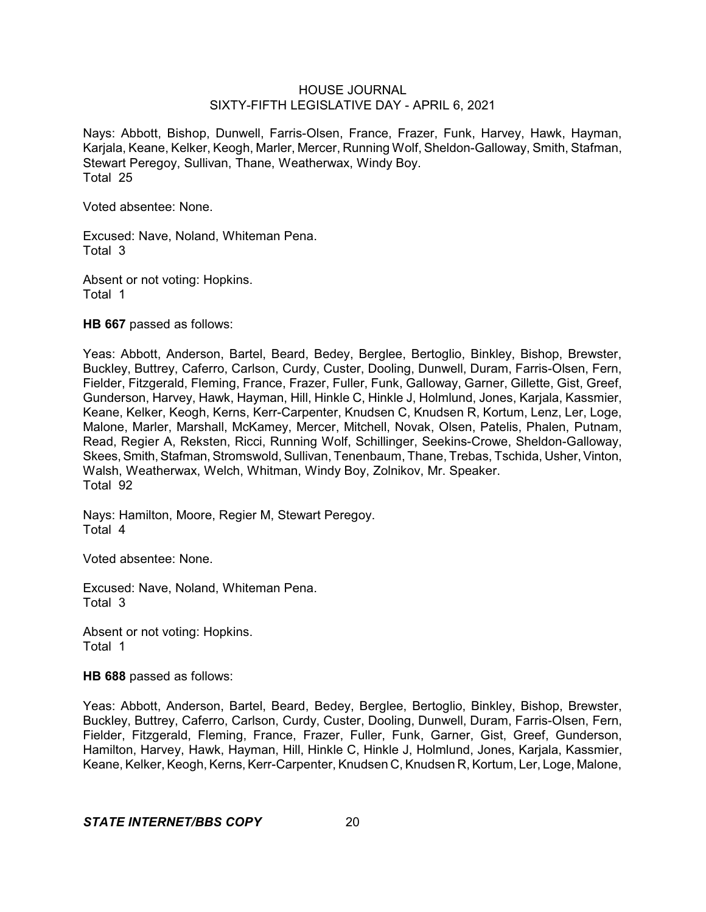Nays: Abbott, Bishop, Dunwell, Farris-Olsen, France, Frazer, Funk, Harvey, Hawk, Hayman, Karjala, Keane, Kelker, Keogh, Marler, Mercer, Running Wolf, Sheldon-Galloway, Smith, Stafman, Stewart Peregoy, Sullivan, Thane, Weatherwax, Windy Boy.
Total 25

Voted absentee: None.

Excused: Nave, Noland, Whiteman Pena.
Total 3

Absent or not voting: Hopkins.
Total 1

**HB 667** passed as follows:

Yeas: Abbott, Anderson, Bartel, Beard, Bedey, Berglee, Bertoglio, Binkley, Bishop, Brewster, Buckley, Buttrey, Caferro, Carlson, Curdy, Custer, Dooling, Dunwell, Duram, Farris-Olsen, Fern, Fielder, Fitzgerald, Fleming, France, Frazer, Fuller, Funk, Galloway, Garner, Gillette, Gist, Greef, Gunderson, Harvey, Hawk, Hayman, Hill, Hinkle C, Hinkle J, Holmlund, Jones, Karjala, Kassmier, Keane, Kelker, Keogh, Kerns, Kerr-Carpenter, Knudsen C, Knudsen R, Kortum, Lenz, Ler, Loge, Malone, Marler, Marshall, McKamey, Mercer, Mitchell, Novak, Olsen, Patelis, Phalen, Putnam, Read, Regier A, Reksten, Ricci, Running Wolf, Schillinger, Seekins-Crowe, Sheldon-Galloway, Skees, Smith, Stafman, Stromswold, Sullivan, Tenenbaum, Thane, Trebas, Tschida, Usher, Vinton, Walsh, Weatherwax, Welch, Whitman, Windy Boy, Zolnikov, Mr. Speaker.
Total 92

Nays: Hamilton, Moore, Regier M, Stewart Peregoy.
Total 4

Voted absentee: None.

Excused: Nave, Noland, Whiteman Pena.
Total 3

Absent or not voting: Hopkins.
Total 1

**HB 688** passed as follows:

Yeas: Abbott, Anderson, Bartel, Beard, Bedey, Berglee, Bertoglio, Binkley, Bishop, Brewster, Buckley, Buttrey, Caferro, Carlson, Curdy, Custer, Dooling, Dunwell, Duram, Farris-Olsen, Fern, Fielder, Fitzgerald, Fleming, France, Frazer, Fuller, Funk, Garner, Gist, Greef, Gunderson, Hamilton, Harvey, Hawk, Hayman, Hill, Hinkle C, Hinkle J, Holmlund, Jones, Karjala, Kassmier, Keane, Kelker, Keogh, Kerns, Kerr-Carpenter, Knudsen C, Knudsen R, Kortum, Ler, Loge, Malone,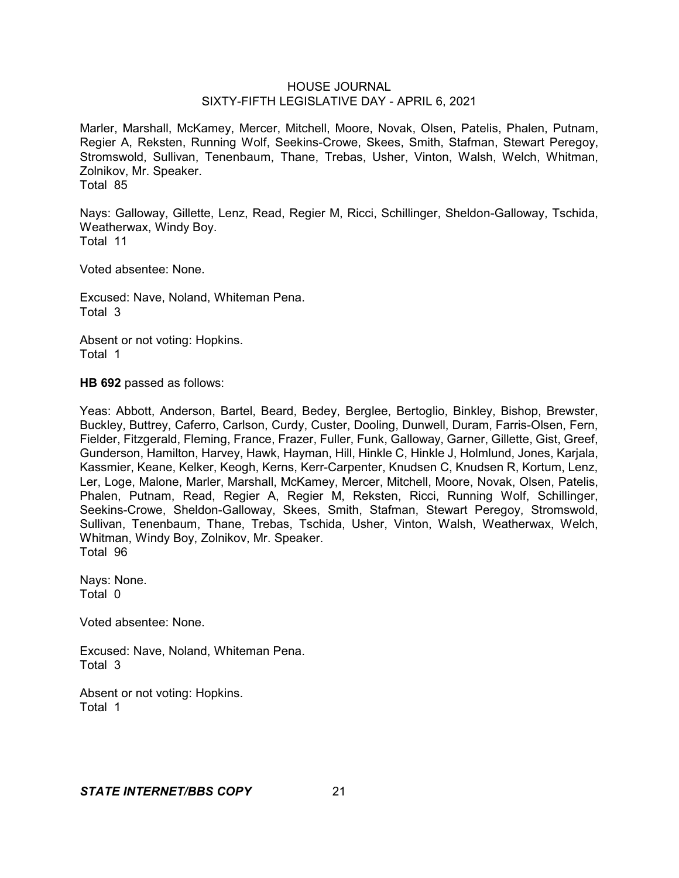Marler, Marshall, McKamey, Mercer, Mitchell, Moore, Novak, Olsen, Patelis, Phalen, Putnam, Regier A, Reksten, Running Wolf, Seekins-Crowe, Skees, Smith, Stafman, Stewart Peregoy, Stromswold, Sullivan, Tenenbaum, Thane, Trebas, Usher, Vinton, Walsh, Welch, Whitman, Zolnikov, Mr. Speaker.
Total 85

Nays: Galloway, Gillette, Lenz, Read, Regier M, Ricci, Schillinger, Sheldon-Galloway, Tschida, Weatherwax, Windy Boy.
Total 11

Voted absentee: None.

Excused: Nave, Noland, Whiteman Pena.
Total 3

Absent or not voting: Hopkins.
Total 1

**HB 692** passed as follows:

Yeas: Abbott, Anderson, Bartel, Beard, Bedey, Berglee, Bertoglio, Binkley, Bishop, Brewster, Buckley, Buttrey, Caferro, Carlson, Curdy, Custer, Dooling, Dunwell, Duram, Farris-Olsen, Fern, Fielder, Fitzgerald, Fleming, France, Frazer, Fuller, Funk, Galloway, Garner, Gillette, Gist, Greef, Gunderson, Hamilton, Harvey, Hawk, Hayman, Hill, Hinkle C, Hinkle J, Holmlund, Jones, Karjala, Kassmier, Keane, Kelker, Keogh, Kerns, Kerr-Carpenter, Knudsen C, Knudsen R, Kortum, Lenz, Ler, Loge, Malone, Marler, Marshall, McKamey, Mercer, Mitchell, Moore, Novak, Olsen, Patelis, Phalen, Putnam, Read, Regier A, Regier M, Reksten, Ricci, Running Wolf, Schillinger, Seekins-Crowe, Sheldon-Galloway, Skees, Smith, Stafman, Stewart Peregoy, Stromswold, Sullivan, Tenenbaum, Thane, Trebas, Tschida, Usher, Vinton, Walsh, Weatherwax, Welch, Whitman, Windy Boy, Zolnikov, Mr. Speaker.
Total 96

Nays: None.
Total 0

Voted absentee: None.

Excused: Nave, Noland, Whiteman Pena.
Total 3

Absent or not voting: Hopkins.
Total 1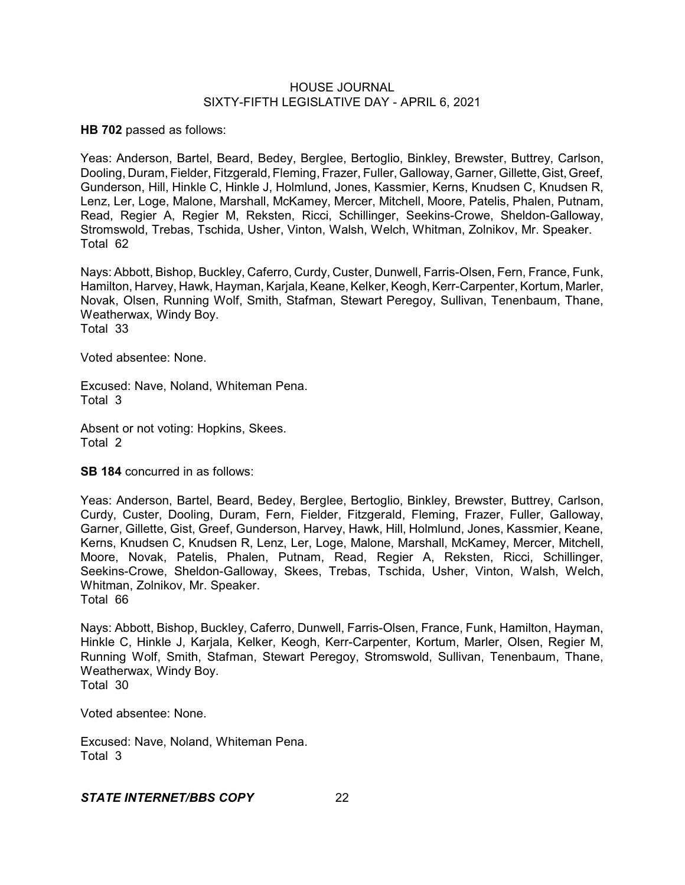**HB 702** passed as follows:

Yeas: Anderson, Bartel, Beard, Bedey, Berglee, Bertoglio, Binkley, Brewster, Buttrey, Carlson, Dooling, Duram, Fielder, Fitzgerald, Fleming, Frazer, Fuller, Galloway, Garner, Gillette, Gist, Greef, Gunderson, Hill, Hinkle C, Hinkle J, Holmlund, Jones, Kassmier, Kerns, Knudsen C, Knudsen R, Lenz, Ler, Loge, Malone, Marshall, McKamey, Mercer, Mitchell, Moore, Patelis, Phalen, Putnam, Read, Regier A, Regier M, Reksten, Ricci, Schillinger, Seekins-Crowe, Sheldon-Galloway, Stromswold, Trebas, Tschida, Usher, Vinton, Walsh, Welch, Whitman, Zolnikov, Mr. Speaker.
Total 62

Nays: Abbott, Bishop, Buckley, Caferro, Curdy, Custer, Dunwell, Farris-Olsen, Fern, France, Funk, Hamilton, Harvey, Hawk, Hayman, Karjala, Keane, Kelker, Keogh, Kerr-Carpenter, Kortum, Marler, Novak, Olsen, Running Wolf, Smith, Stafman, Stewart Peregoy, Sullivan, Tenenbaum, Thane, Weatherwax, Windy Boy.
Total 33

Voted absentee: None.

Excused: Nave, Noland, Whiteman Pena.
Total 3

Absent or not voting: Hopkins, Skees.
Total 2

**SB 184** concurred in as follows:

Yeas: Anderson, Bartel, Beard, Bedey, Berglee, Bertoglio, Binkley, Brewster, Buttrey, Carlson, Curdy, Custer, Dooling, Duram, Fern, Fielder, Fitzgerald, Fleming, Frazer, Fuller, Galloway, Garner, Gillette, Gist, Greef, Gunderson, Harvey, Hawk, Hill, Holmlund, Jones, Kassmier, Keane, Kerns, Knudsen C, Knudsen R, Lenz, Ler, Loge, Malone, Marshall, McKamey, Mercer, Mitchell, Moore, Novak, Patelis, Phalen, Putnam, Read, Regier A, Reksten, Ricci, Schillinger, Seekins-Crowe, Sheldon-Galloway, Skees, Trebas, Tschida, Usher, Vinton, Walsh, Welch, Whitman, Zolnikov, Mr. Speaker.
Total 66

Nays: Abbott, Bishop, Buckley, Caferro, Dunwell, Farris-Olsen, France, Funk, Hamilton, Hayman, Hinkle C, Hinkle J, Karjala, Kelker, Keogh, Kerr-Carpenter, Kortum, Marler, Olsen, Regier M, Running Wolf, Smith, Stafman, Stewart Peregoy, Stromswold, Sullivan, Tenenbaum, Thane, Weatherwax, Windy Boy.
Total 30

Voted absentee: None.

Excused: Nave, Noland, Whiteman Pena.
Total 3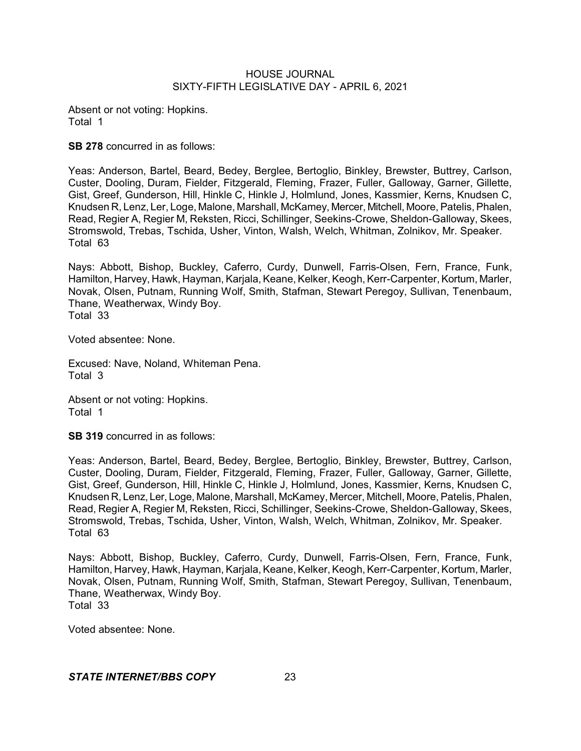Absent or not voting: Hopkins.
Total 1

**SB 278** concurred in as follows:

Yeas: Anderson, Bartel, Beard, Bedey, Berglee, Bertoglio, Binkley, Brewster, Buttrey, Carlson, Custer, Dooling, Duram, Fielder, Fitzgerald, Fleming, Frazer, Fuller, Galloway, Garner, Gillette, Gist, Greef, Gunderson, Hill, Hinkle C, Hinkle J, Holmlund, Jones, Kassmier, Kerns, Knudsen C, Knudsen R, Lenz, Ler, Loge, Malone, Marshall, McKamey, Mercer, Mitchell, Moore, Patelis, Phalen, Read, Regier A, Regier M, Reksten, Ricci, Schillinger, Seekins-Crowe, Sheldon-Galloway, Skees, Stromswold, Trebas, Tschida, Usher, Vinton, Walsh, Welch, Whitman, Zolnikov, Mr. Speaker.
Total 63

Nays: Abbott, Bishop, Buckley, Caferro, Curdy, Dunwell, Farris-Olsen, Fern, France, Funk, Hamilton, Harvey, Hawk, Hayman, Karjala, Keane, Kelker, Keogh, Kerr-Carpenter, Kortum, Marler, Novak, Olsen, Putnam, Running Wolf, Smith, Stafman, Stewart Peregoy, Sullivan, Tenenbaum, Thane, Weatherwax, Windy Boy.
Total 33

Voted absentee: None.

Excused: Nave, Noland, Whiteman Pena.
Total 3

Absent or not voting: Hopkins.
Total 1

**SB 319** concurred in as follows:

Yeas: Anderson, Bartel, Beard, Bedey, Berglee, Bertoglio, Binkley, Brewster, Buttrey, Carlson, Custer, Dooling, Duram, Fielder, Fitzgerald, Fleming, Frazer, Fuller, Galloway, Garner, Gillette, Gist, Greef, Gunderson, Hill, Hinkle C, Hinkle J, Holmlund, Jones, Kassmier, Kerns, Knudsen C, Knudsen R, Lenz, Ler, Loge, Malone, Marshall, McKamey, Mercer, Mitchell, Moore, Patelis, Phalen, Read, Regier A, Regier M, Reksten, Ricci, Schillinger, Seekins-Crowe, Sheldon-Galloway, Skees, Stromswold, Trebas, Tschida, Usher, Vinton, Walsh, Welch, Whitman, Zolnikov, Mr. Speaker.
Total 63

Nays: Abbott, Bishop, Buckley, Caferro, Curdy, Dunwell, Farris-Olsen, Fern, France, Funk, Hamilton, Harvey, Hawk, Hayman, Karjala, Keane, Kelker, Keogh, Kerr-Carpenter, Kortum, Marler, Novak, Olsen, Putnam, Running Wolf, Smith, Stafman, Stewart Peregoy, Sullivan, Tenenbaum, Thane, Weatherwax, Windy Boy.
Total 33

Voted absentee: None.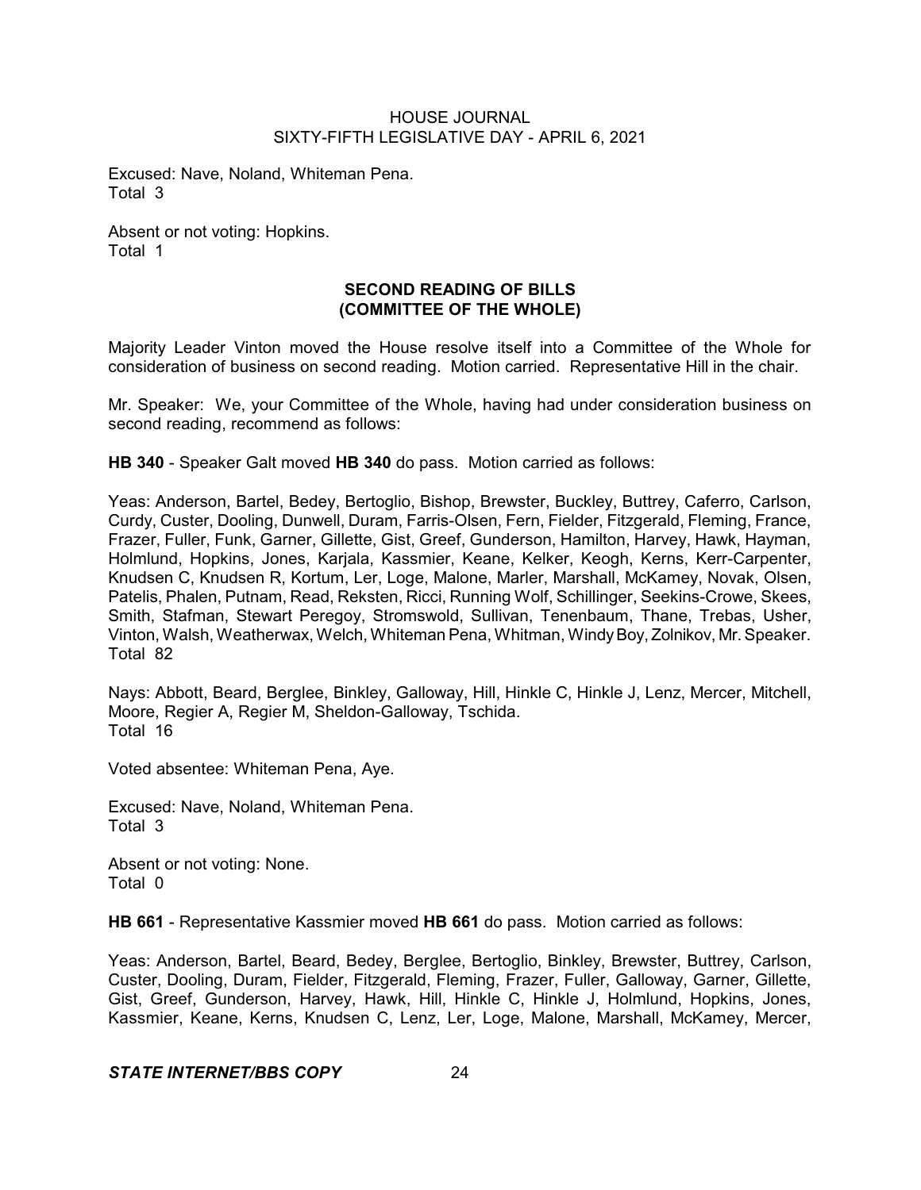Excused: Nave, Noland, Whiteman Pena.
Total 3

Absent or not voting: Hopkins.
Total 1

## SECOND READING OF BILLS (COMMITTEE OF THE WHOLE)

Majority Leader Vinton moved the House resolve itself into a Committee of the Whole for consideration of business on second reading. Motion carried. Representative Hill in the chair.

Mr. Speaker: We, your Committee of the Whole, having had under consideration business on second reading, recommend as follows:

**HB 340** - Speaker Galt moved **HB 340** do pass. Motion carried as follows:

Yeas: Anderson, Bartel, Bedey, Bertoglio, Bishop, Brewster, Buckley, Buttrey, Caferro, Carlson, Curdy, Custer, Dooling, Dunwell, Duram, Farris-Olsen, Fern, Fielder, Fitzgerald, Fleming, France, Frazer, Fuller, Funk, Garner, Gillette, Gist, Greef, Gunderson, Hamilton, Harvey, Hawk, Hayman, Holmlund, Hopkins, Jones, Karjala, Kassmier, Keane, Kelker, Keogh, Kerns, Kerr-Carpenter, Knudsen C, Knudsen R, Kortum, Ler, Loge, Malone, Marler, Marshall, McKamey, Novak, Olsen, Patelis, Phalen, Putnam, Read, Reksten, Ricci, Running Wolf, Schillinger, Seekins-Crowe, Skees, Smith, Stafman, Stewart Peregoy, Stromswold, Sullivan, Tenenbaum, Thane, Trebas, Usher, Vinton, Walsh, Weatherwax, Welch, Whiteman Pena, Whitman, Windy Boy, Zolnikov, Mr. Speaker.
Total 82

Nays: Abbott, Beard, Berglee, Binkley, Galloway, Hill, Hinkle C, Hinkle J, Lenz, Mercer, Mitchell, Moore, Regier A, Regier M, Sheldon-Galloway, Tschida.
Total 16

Voted absentee: Whiteman Pena, Aye.

Excused: Nave, Noland, Whiteman Pena.
Total 3

Absent or not voting: None.
Total 0

**HB 661** - Representative Kassmier moved **HB 661** do pass. Motion carried as follows:

Yeas: Anderson, Bartel, Beard, Bedey, Berglee, Bertoglio, Binkley, Brewster, Buttrey, Carlson, Custer, Dooling, Duram, Fielder, Fitzgerald, Fleming, Frazer, Fuller, Galloway, Garner, Gillette, Gist, Greef, Gunderson, Harvey, Hawk, Hill, Hinkle C, Hinkle J, Holmlund, Hopkins, Jones, Kassmier, Keane, Kerns, Knudsen C, Lenz, Ler, Loge, Malone, Marshall, McKamey, Mercer,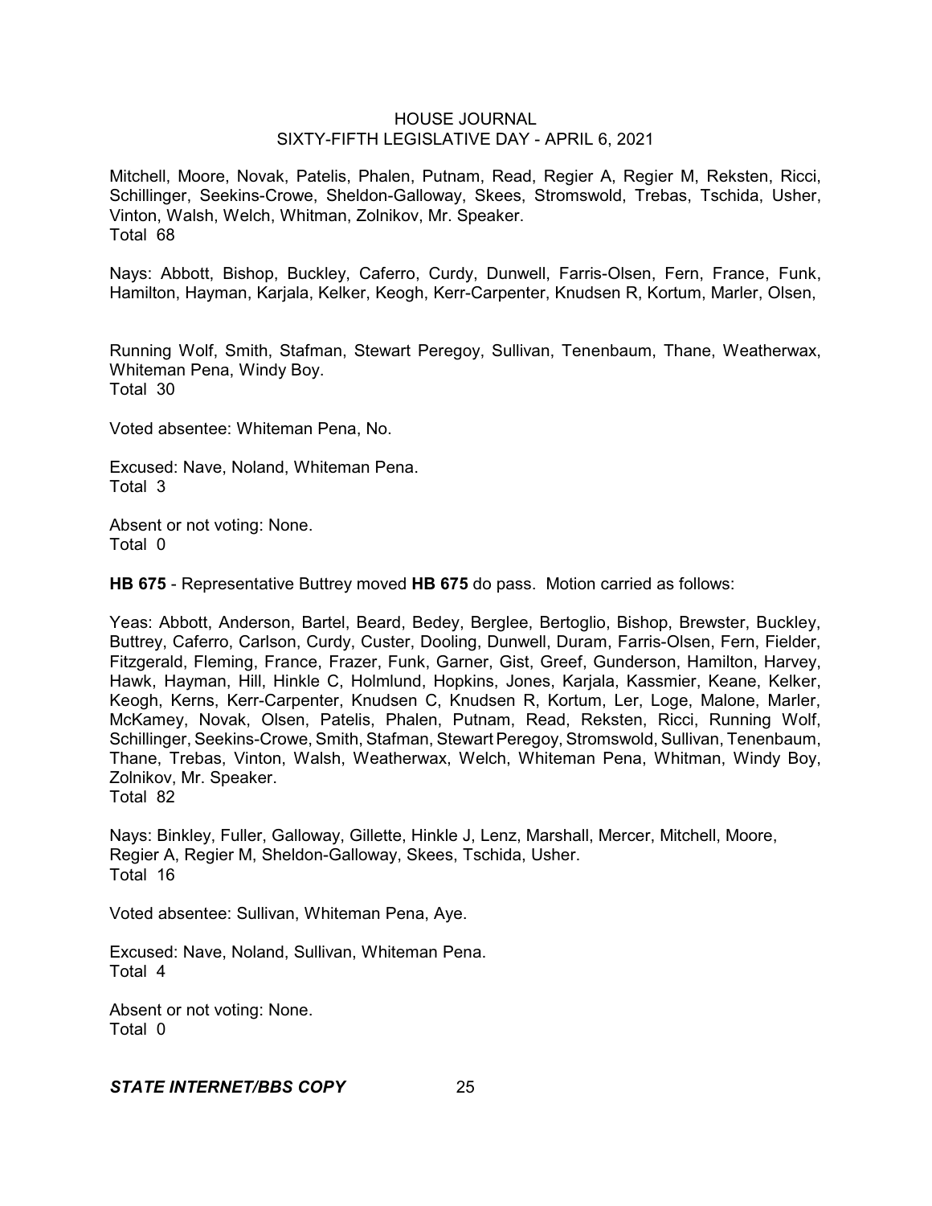Mitchell, Moore, Novak, Patelis, Phalen, Putnam, Read, Regier A, Regier M, Reksten, Ricci, Schillinger, Seekins-Crowe, Sheldon-Galloway, Skees, Stromswold, Trebas, Tschida, Usher, Vinton, Walsh, Welch, Whitman, Zolnikov, Mr. Speaker.
Total 68

Nays: Abbott, Bishop, Buckley, Caferro, Curdy, Dunwell, Farris-Olsen, Fern, France, Funk, Hamilton, Hayman, Karjala, Kelker, Keogh, Kerr-Carpenter, Knudsen R, Kortum, Marler, Olsen, Running Wolf, Smith, Stafman, Stewart Peregoy, Sullivan, Tenenbaum, Thane, Weatherwax, Whiteman Pena, Windy Boy.
Total 30

Voted absentee: Whiteman Pena, No.

Excused: Nave, Noland, Whiteman Pena.
Total 3

Absent or not voting: None.
Total 0

**HB 675** - Representative Buttrey moved **HB 675** do pass. Motion carried as follows:

Yeas: Abbott, Anderson, Bartel, Beard, Bedey, Berglee, Bertoglio, Bishop, Brewster, Buckley, Buttrey, Caferro, Carlson, Curdy, Custer, Dooling, Dunwell, Duram, Farris-Olsen, Fern, Fielder, Fitzgerald, Fleming, France, Frazer, Funk, Garner, Gist, Greef, Gunderson, Hamilton, Harvey, Hawk, Hayman, Hill, Hinkle C, Holmlund, Hopkins, Jones, Karjala, Kassmier, Keane, Kelker, Keogh, Kerns, Kerr-Carpenter, Knudsen C, Knudsen R, Kortum, Ler, Loge, Malone, Marler, McKamey, Novak, Olsen, Patelis, Phalen, Putnam, Read, Reksten, Ricci, Running Wolf, Schillinger, Seekins-Crowe, Smith, Stafman, Stewart Peregoy, Stromswold, Sullivan, Tenenbaum, Thane, Trebas, Vinton, Walsh, Weatherwax, Welch, Whiteman Pena, Whitman, Windy Boy, Zolnikov, Mr. Speaker.
Total 82

Nays: Binkley, Fuller, Galloway, Gillette, Hinkle J, Lenz, Marshall, Mercer, Mitchell, Moore, Regier A, Regier M, Sheldon-Galloway, Skees, Tschida, Usher.
Total 16

Voted absentee: Sullivan, Whiteman Pena, Aye.

Excused: Nave, Noland, Sullivan, Whiteman Pena.
Total 4

Absent or not voting: None.
Total 0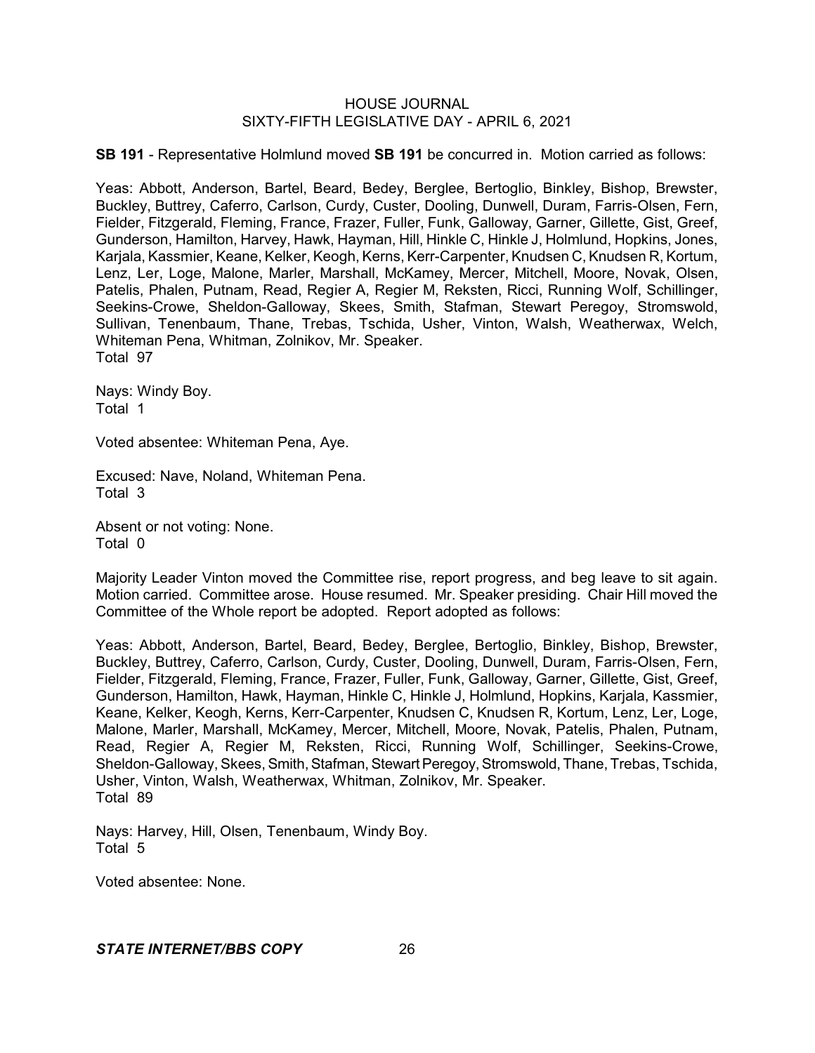**SB 191** - Representative Holmlund moved **SB 191** be concurred in. Motion carried as follows:

Yeas: Abbott, Anderson, Bartel, Beard, Bedey, Berglee, Bertoglio, Binkley, Bishop, Brewster, Buckley, Buttrey, Caferro, Carlson, Curdy, Custer, Dooling, Dunwell, Duram, Farris-Olsen, Fern, Fielder, Fitzgerald, Fleming, France, Frazer, Fuller, Funk, Galloway, Garner, Gillette, Gist, Greef, Gunderson, Hamilton, Harvey, Hawk, Hayman, Hill, Hinkle C, Hinkle J, Holmlund, Hopkins, Jones, Karjala, Kassmier, Keane, Kelker, Keogh, Kerns, Kerr-Carpenter, Knudsen C, Knudsen R, Kortum, Lenz, Ler, Loge, Malone, Marler, Marshall, McKamey, Mercer, Mitchell, Moore, Novak, Olsen, Patelis, Phalen, Putnam, Read, Regier A, Regier M, Reksten, Ricci, Running Wolf, Schillinger, Seekins-Crowe, Sheldon-Galloway, Skees, Smith, Stafman, Stewart Peregoy, Stromswold, Sullivan, Tenenbaum, Thane, Trebas, Tschida, Usher, Vinton, Walsh, Weatherwax, Welch, Whiteman Pena, Whitman, Zolnikov, Mr. Speaker.
Total 97

Nays: Windy Boy.
Total 1

Voted absentee: Whiteman Pena, Aye.

Excused: Nave, Noland, Whiteman Pena.
Total 3

Absent or not voting: None.
Total 0

Majority Leader Vinton moved the Committee rise, report progress, and beg leave to sit again. Motion carried. Committee arose. House resumed. Mr. Speaker presiding. Chair Hill moved the Committee of the Whole report be adopted. Report adopted as follows:

Yeas: Abbott, Anderson, Bartel, Beard, Bedey, Berglee, Bertoglio, Binkley, Bishop, Brewster, Buckley, Buttrey, Caferro, Carlson, Curdy, Custer, Dooling, Dunwell, Duram, Farris-Olsen, Fern, Fielder, Fitzgerald, Fleming, France, Frazer, Fuller, Funk, Galloway, Garner, Gillette, Gist, Greef, Gunderson, Hamilton, Hawk, Hayman, Hinkle C, Hinkle J, Holmlund, Hopkins, Karjala, Kassmier, Keane, Kelker, Keogh, Kerns, Kerr-Carpenter, Knudsen C, Knudsen R, Kortum, Lenz, Ler, Loge, Malone, Marler, Marshall, McKamey, Mercer, Mitchell, Moore, Novak, Patelis, Phalen, Putnam, Read, Regier A, Regier M, Reksten, Ricci, Running Wolf, Schillinger, Seekins-Crowe, Sheldon-Galloway, Skees, Smith, Stafman, Stewart Peregoy, Stromswold, Thane, Trebas, Tschida, Usher, Vinton, Walsh, Weatherwax, Whitman, Zolnikov, Mr. Speaker.
Total 89

Nays: Harvey, Hill, Olsen, Tenenbaum, Windy Boy.
Total 5

Voted absentee: None.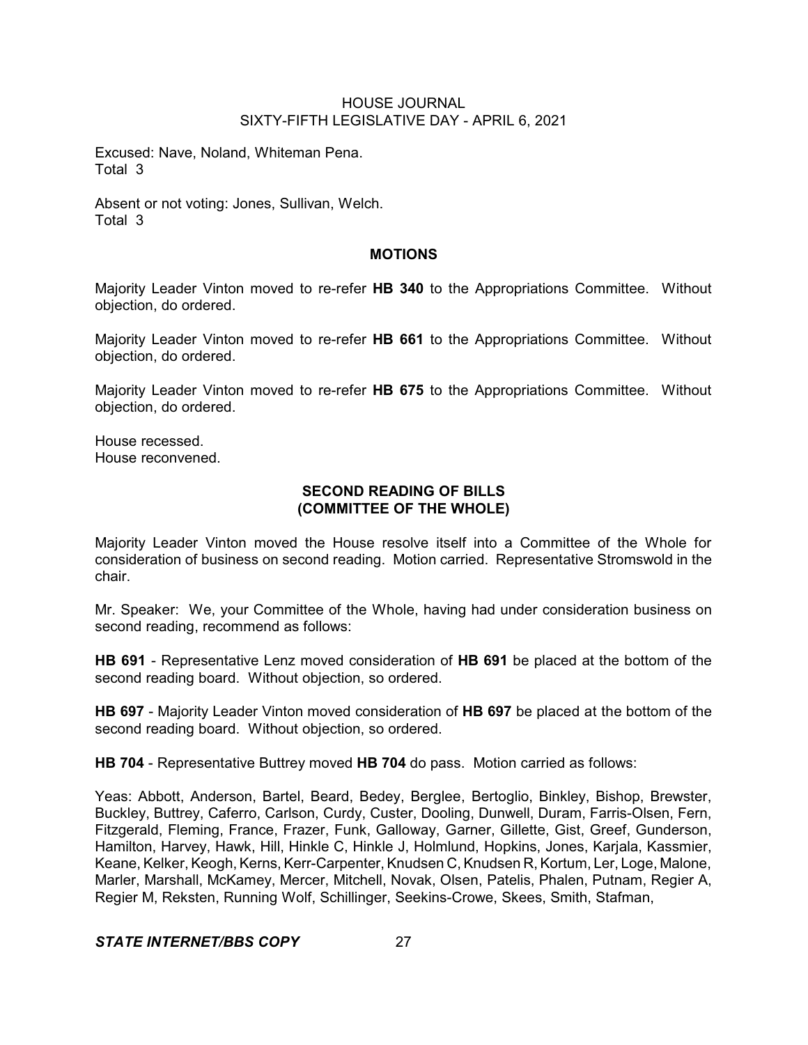Excused: Nave, Noland, Whiteman Pena.
Total 3

Absent or not voting: Jones, Sullivan, Welch.
Total 3

## MOTIONS

Majority Leader Vinton moved to re-refer **HB 340** to the Appropriations Committee. Without objection, do ordered.

Majority Leader Vinton moved to re-refer **HB 661** to the Appropriations Committee. Without objection, do ordered.

Majority Leader Vinton moved to re-refer **HB 675** to the Appropriations Committee. Without objection, do ordered.

House recessed.
House reconvened.

## SECOND READING OF BILLS (COMMITTEE OF THE WHOLE)

Majority Leader Vinton moved the House resolve itself into a Committee of the Whole for consideration of business on second reading. Motion carried. Representative Stromswold in the chair.

Mr. Speaker: We, your Committee of the Whole, having had under consideration business on second reading, recommend as follows:

**HB 691** - Representative Lenz moved consideration of **HB 691** be placed at the bottom of the second reading board. Without objection, so ordered.

**HB 697** - Majority Leader Vinton moved consideration of **HB 697** be placed at the bottom of the second reading board. Without objection, so ordered.

**HB 704** - Representative Buttrey moved **HB 704** do pass. Motion carried as follows:

Yeas: Abbott, Anderson, Bartel, Beard, Bedey, Berglee, Bertoglio, Binkley, Bishop, Brewster, Buckley, Buttrey, Caferro, Carlson, Curdy, Custer, Dooling, Dunwell, Duram, Farris-Olsen, Fern, Fitzgerald, Fleming, France, Frazer, Funk, Galloway, Garner, Gillette, Gist, Greef, Gunderson, Hamilton, Harvey, Hawk, Hill, Hinkle C, Hinkle J, Holmlund, Hopkins, Jones, Karjala, Kassmier, Keane, Kelker, Keogh, Kerns, Kerr-Carpenter, Knudsen C, Knudsen R, Kortum, Ler, Loge, Malone, Marler, Marshall, McKamey, Mercer, Mitchell, Novak, Olsen, Patelis, Phalen, Putnam, Regier A, Regier M, Reksten, Running Wolf, Schillinger, Seekins-Crowe, Skees, Smith, Stafman,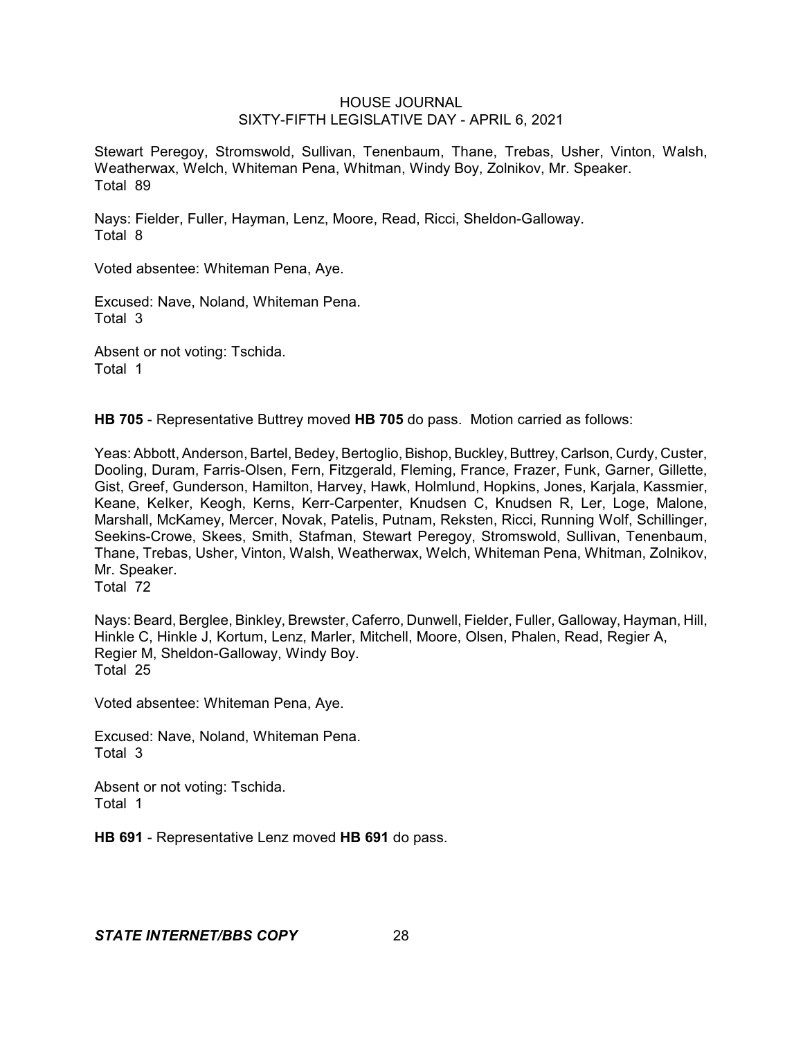Stewart Peregoy, Stromswold, Sullivan, Tenenbaum, Thane, Trebas, Usher, Vinton, Walsh, Weatherwax, Welch, Whiteman Pena, Whitman, Windy Boy, Zolnikov, Mr. Speaker.
Total 89

Nays: Fielder, Fuller, Hayman, Lenz, Moore, Read, Ricci, Sheldon-Galloway.
Total 8

Voted absentee: Whiteman Pena, Aye.

Excused: Nave, Noland, Whiteman Pena.
Total 3

Absent or not voting: Tschida.
Total 1

**HB 705** - Representative Buttrey moved **HB 705** do pass. Motion carried as follows:

Yeas: Abbott, Anderson, Bartel, Bedey, Bertoglio, Bishop, Buckley, Buttrey, Carlson, Curdy, Custer, Dooling, Duram, Farris-Olsen, Fern, Fitzgerald, Fleming, France, Frazer, Funk, Garner, Gillette, Gist, Greef, Gunderson, Hamilton, Harvey, Hawk, Holmlund, Hopkins, Jones, Karjala, Kassmier, Keane, Kelker, Keogh, Kerns, Kerr-Carpenter, Knudsen C, Knudsen R, Ler, Loge, Malone, Marshall, McKamey, Mercer, Novak, Patelis, Putnam, Reksten, Ricci, Running Wolf, Schillinger, Seekins-Crowe, Skees, Smith, Stafman, Stewart Peregoy, Stromswold, Sullivan, Tenenbaum, Thane, Trebas, Usher, Vinton, Walsh, Weatherwax, Welch, Whiteman Pena, Whitman, Zolnikov, Mr. Speaker.
Total 72

Nays: Beard, Berglee, Binkley, Brewster, Caferro, Dunwell, Fielder, Fuller, Galloway, Hayman, Hill, Hinkle C, Hinkle J, Kortum, Lenz, Marler, Mitchell, Moore, Olsen, Phalen, Read, Regier A, Regier M, Sheldon-Galloway, Windy Boy.
Total 25

Voted absentee: Whiteman Pena, Aye.

Excused: Nave, Noland, Whiteman Pena.
Total 3

Absent or not voting: Tschida.
Total 1

**HB 691** - Representative Lenz moved **HB 691** do pass.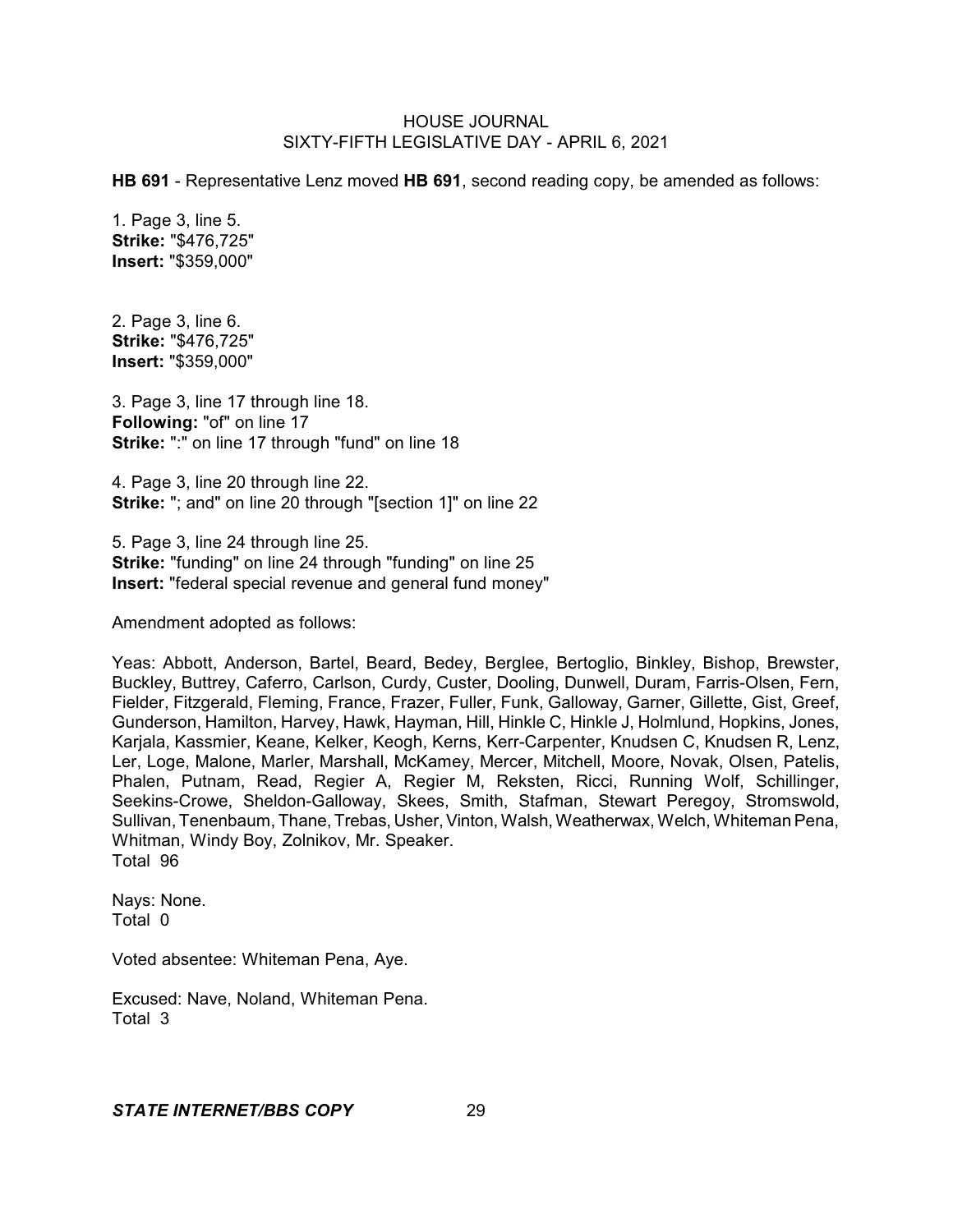**HB 691** - Representative Lenz moved **HB 691**, second reading copy, be amended as follows:

1. Page 3, line 5.
**Strike:** "$476,725"
**Insert:** "$359,000"

2. Page 3, line 6.
**Strike:** "$476,725"
**Insert:** "$359,000"

3. Page 3, line 17 through line 18.
**Following:** "of" on line 17
**Strike:** ":" on line 17 through "fund" on line 18

4. Page 3, line 20 through line 22.
**Strike:** "; and" on line 20 through "[section 1]" on line 22

5. Page 3, line 24 through line 25.
**Strike:** "funding" on line 24 through "funding" on line 25
**Insert:** "federal special revenue and general fund money"

Amendment adopted as follows:

Yeas: Abbott, Anderson, Bartel, Beard, Bedey, Berglee, Bertoglio, Binkley, Bishop, Brewster, Buckley, Buttrey, Caferro, Carlson, Curdy, Custer, Dooling, Dunwell, Duram, Farris-Olsen, Fern, Fielder, Fitzgerald, Fleming, France, Frazer, Fuller, Funk, Galloway, Garner, Gillette, Gist, Greef, Gunderson, Hamilton, Harvey, Hawk, Hayman, Hill, Hinkle C, Hinkle J, Holmlund, Hopkins, Jones, Karjala, Kassmier, Keane, Kelker, Keogh, Kerns, Kerr-Carpenter, Knudsen C, Knudsen R, Lenz, Ler, Loge, Malone, Marler, Marshall, McKamey, Mercer, Mitchell, Moore, Novak, Olsen, Patelis, Phalen, Putnam, Read, Regier A, Regier M, Reksten, Ricci, Running Wolf, Schillinger, Seekins-Crowe, Sheldon-Galloway, Skees, Smith, Stafman, Stewart Peregoy, Stromswold, Sullivan, Tenenbaum, Thane, Trebas, Usher, Vinton, Walsh, Weatherwax, Welch, Whiteman Pena, Whitman, Windy Boy, Zolnikov, Mr. Speaker.
Total 96

Nays: None.
Total 0

Voted absentee: Whiteman Pena, Aye.

Excused: Nave, Noland, Whiteman Pena.
Total 3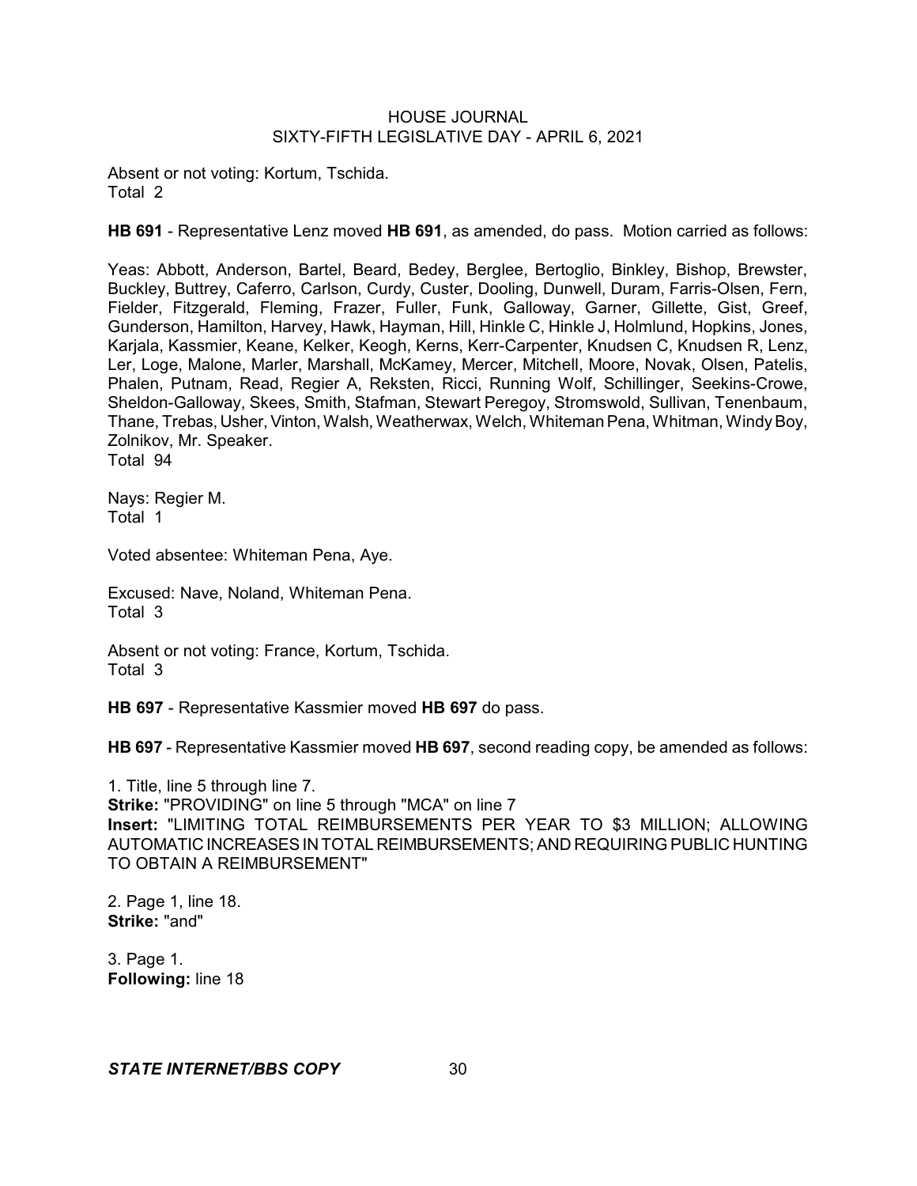Absent or not voting: Kortum, Tschida.
Total 2

**HB 691** - Representative Lenz moved **HB 691**, as amended, do pass. Motion carried as follows:

Yeas: Abbott, Anderson, Bartel, Beard, Bedey, Berglee, Bertoglio, Binkley, Bishop, Brewster, Buckley, Buttrey, Caferro, Carlson, Curdy, Custer, Dooling, Dunwell, Duram, Farris-Olsen, Fern, Fielder, Fitzgerald, Fleming, Frazer, Fuller, Funk, Galloway, Garner, Gillette, Gist, Greef, Gunderson, Hamilton, Harvey, Hawk, Hayman, Hill, Hinkle C, Hinkle J, Holmlund, Hopkins, Jones, Karjala, Kassmier, Keane, Kelker, Keogh, Kerns, Kerr-Carpenter, Knudsen C, Knudsen R, Lenz, Ler, Loge, Malone, Marler, Marshall, McKamey, Mercer, Mitchell, Moore, Novak, Olsen, Patelis, Phalen, Putnam, Read, Regier A, Reksten, Ricci, Running Wolf, Schillinger, Seekins-Crowe, Sheldon-Galloway, Skees, Smith, Stafman, Stewart Peregoy, Stromswold, Sullivan, Tenenbaum, Thane, Trebas, Usher, Vinton, Walsh, Weatherwax, Welch, Whiteman Pena, Whitman, Windy Boy, Zolnikov, Mr. Speaker.
Total 94

Nays: Regier M.
Total 1

Voted absentee: Whiteman Pena, Aye.

Excused: Nave, Noland, Whiteman Pena.
Total 3

Absent or not voting: France, Kortum, Tschida.
Total 3

**HB 697** - Representative Kassmier moved **HB 697** do pass.

**HB 697** - Representative Kassmier moved **HB 697**, second reading copy, be amended as follows:

1. Title, line 5 through line 7.
**Strike:** "PROVIDING" on line 5 through "MCA" on line 7
**Insert:** "LIMITING TOTAL REIMBURSEMENTS PER YEAR TO $3 MILLION; ALLOWING AUTOMATIC INCREASES IN TOTAL REIMBURSEMENTS; AND REQUIRING PUBLIC HUNTING TO OBTAIN A REIMBURSEMENT"

2. Page 1, line 18.
**Strike:** "and"

3. Page 1.
**Following:** line 18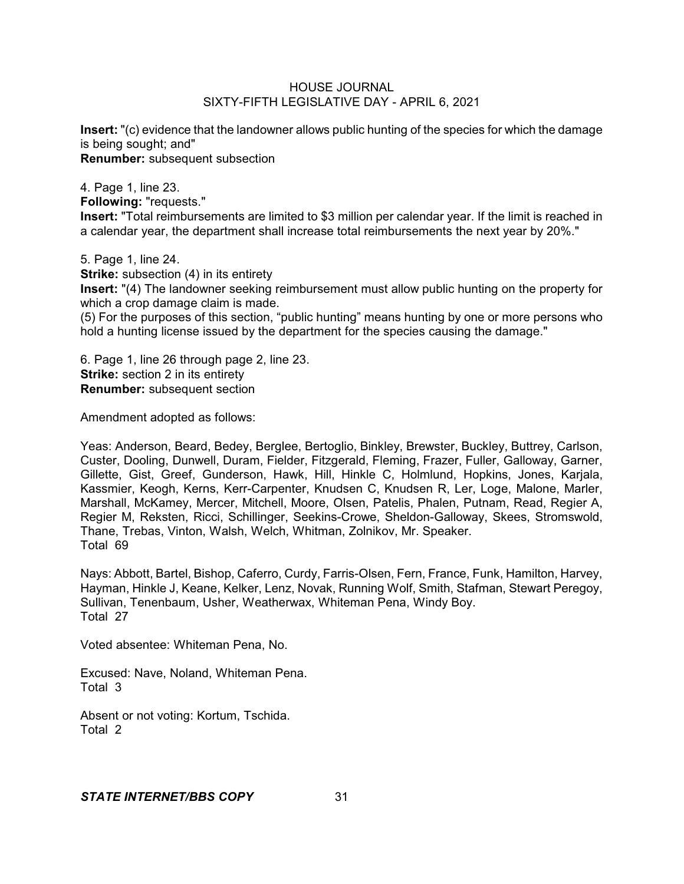**Insert:** "(c) evidence that the landowner allows public hunting of the species for which the damage is being sought; and"
**Renumber:** subsequent subsection

4. Page 1, line 23.
**Following:** "requests."
**Insert:** "Total reimbursements are limited to $3 million per calendar year. If the limit is reached in a calendar year, the department shall increase total reimbursements the next year by 20%."

5. Page 1, line 24.
**Strike:** subsection (4) in its entirety
**Insert:** "(4) The landowner seeking reimbursement must allow public hunting on the property for which a crop damage claim is made.
(5) For the purposes of this section, "public hunting" means hunting by one or more persons who hold a hunting license issued by the department for the species causing the damage."

6. Page 1, line 26 through page 2, line 23.
**Strike:** section 2 in its entirety
**Renumber:** subsequent section

Amendment adopted as follows:

Yeas: Anderson, Beard, Bedey, Berglee, Bertoglio, Binkley, Brewster, Buckley, Buttrey, Carlson, Custer, Dooling, Dunwell, Duram, Fielder, Fitzgerald, Fleming, Frazer, Fuller, Galloway, Garner, Gillette, Gist, Greef, Gunderson, Hawk, Hill, Hinkle C, Holmlund, Hopkins, Jones, Karjala, Kassmier, Keogh, Kerns, Kerr-Carpenter, Knudsen C, Knudsen R, Ler, Loge, Malone, Marler, Marshall, McKamey, Mercer, Mitchell, Moore, Olsen, Patelis, Phalen, Putnam, Read, Regier A, Regier M, Reksten, Ricci, Schillinger, Seekins-Crowe, Sheldon-Galloway, Skees, Stromswold, Thane, Trebas, Vinton, Walsh, Welch, Whitman, Zolnikov, Mr. Speaker.
Total 69

Nays: Abbott, Bartel, Bishop, Caferro, Curdy, Farris-Olsen, Fern, France, Funk, Hamilton, Harvey, Hayman, Hinkle J, Keane, Kelker, Lenz, Novak, Running Wolf, Smith, Stafman, Stewart Peregoy, Sullivan, Tenenbaum, Usher, Weatherwax, Whiteman Pena, Windy Boy.
Total 27

Voted absentee: Whiteman Pena, No.

Excused: Nave, Noland, Whiteman Pena.
Total 3

Absent or not voting: Kortum, Tschida.
Total 2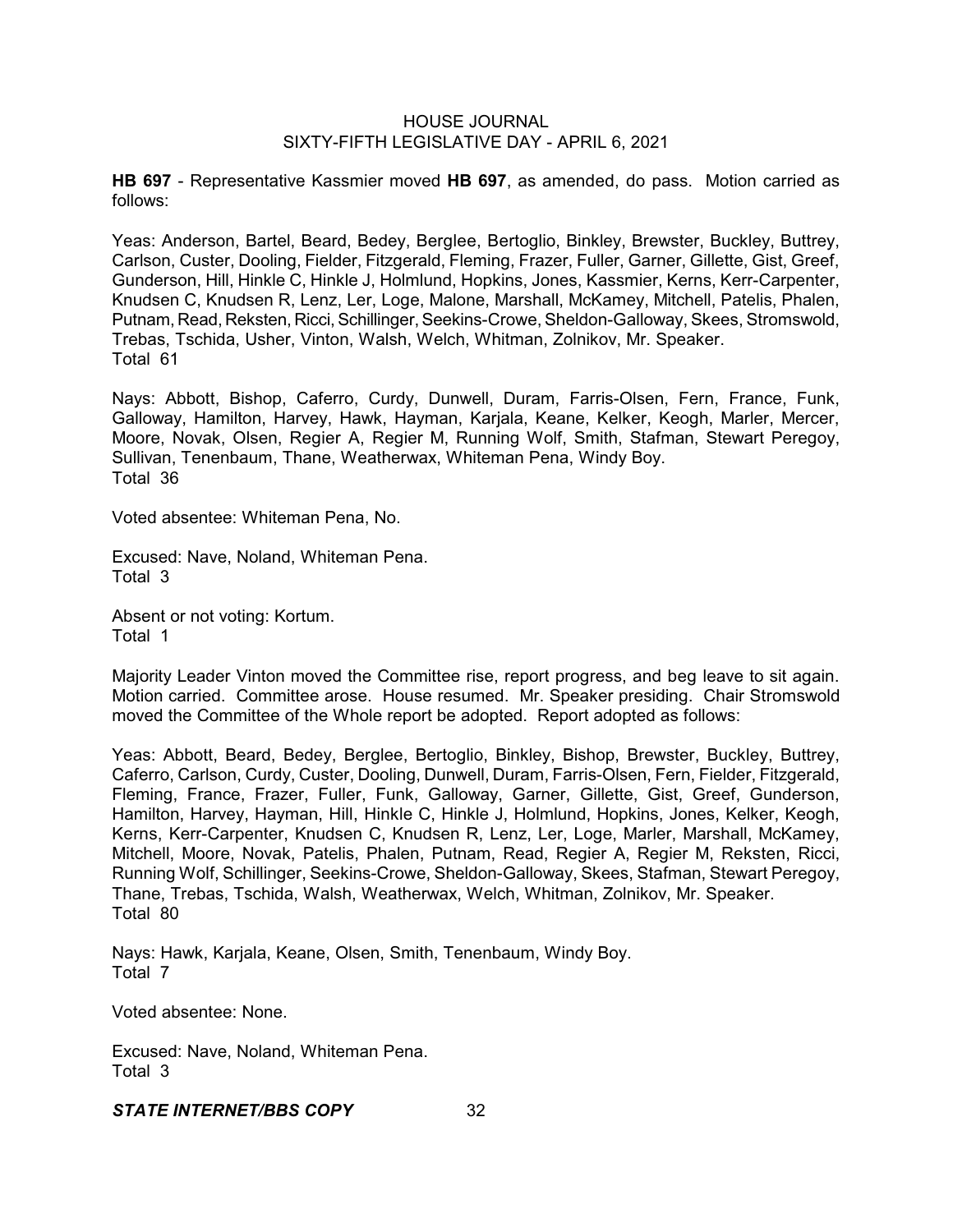**HB 697** - Representative Kassmier moved **HB 697**, as amended, do pass. Motion carried as follows:

Yeas: Anderson, Bartel, Beard, Bedey, Berglee, Bertoglio, Binkley, Brewster, Buckley, Buttrey, Carlson, Custer, Dooling, Fielder, Fitzgerald, Fleming, Frazer, Fuller, Garner, Gillette, Gist, Greef, Gunderson, Hill, Hinkle C, Hinkle J, Holmlund, Hopkins, Jones, Kassmier, Kerns, Kerr-Carpenter, Knudsen C, Knudsen R, Lenz, Ler, Loge, Malone, Marshall, McKamey, Mitchell, Patelis, Phalen, Putnam, Read, Reksten, Ricci, Schillinger, Seekins-Crowe, Sheldon-Galloway, Skees, Stromswold, Trebas, Tschida, Usher, Vinton, Walsh, Welch, Whitman, Zolnikov, Mr. Speaker.
Total 61

Nays: Abbott, Bishop, Caferro, Curdy, Dunwell, Duram, Farris-Olsen, Fern, France, Funk, Galloway, Hamilton, Harvey, Hawk, Hayman, Karjala, Keane, Kelker, Keogh, Marler, Mercer, Moore, Novak, Olsen, Regier A, Regier M, Running Wolf, Smith, Stafman, Stewart Peregoy, Sullivan, Tenenbaum, Thane, Weatherwax, Whiteman Pena, Windy Boy.
Total 36

Voted absentee: Whiteman Pena, No.

Excused: Nave, Noland, Whiteman Pena.
Total 3

Absent or not voting: Kortum.
Total 1

Majority Leader Vinton moved the Committee rise, report progress, and beg leave to sit again. Motion carried. Committee arose. House resumed. Mr. Speaker presiding. Chair Stromswold moved the Committee of the Whole report be adopted. Report adopted as follows:

Yeas: Abbott, Beard, Bedey, Berglee, Bertoglio, Binkley, Bishop, Brewster, Buckley, Buttrey, Caferro, Carlson, Curdy, Custer, Dooling, Dunwell, Duram, Farris-Olsen, Fern, Fielder, Fitzgerald, Fleming, France, Frazer, Fuller, Funk, Galloway, Garner, Gillette, Gist, Greef, Gunderson, Hamilton, Harvey, Hayman, Hill, Hinkle C, Hinkle J, Holmlund, Hopkins, Jones, Kelker, Keogh, Kerns, Kerr-Carpenter, Knudsen C, Knudsen R, Lenz, Ler, Loge, Marler, Marshall, McKamey, Mitchell, Moore, Novak, Patelis, Phalen, Putnam, Read, Regier A, Regier M, Reksten, Ricci, Running Wolf, Schillinger, Seekins-Crowe, Sheldon-Galloway, Skees, Stafman, Stewart Peregoy, Thane, Trebas, Tschida, Walsh, Weatherwax, Welch, Whitman, Zolnikov, Mr. Speaker.
Total 80

Nays: Hawk, Karjala, Keane, Olsen, Smith, Tenenbaum, Windy Boy.
Total 7

Voted absentee: None.

Excused: Nave, Noland, Whiteman Pena.
Total 3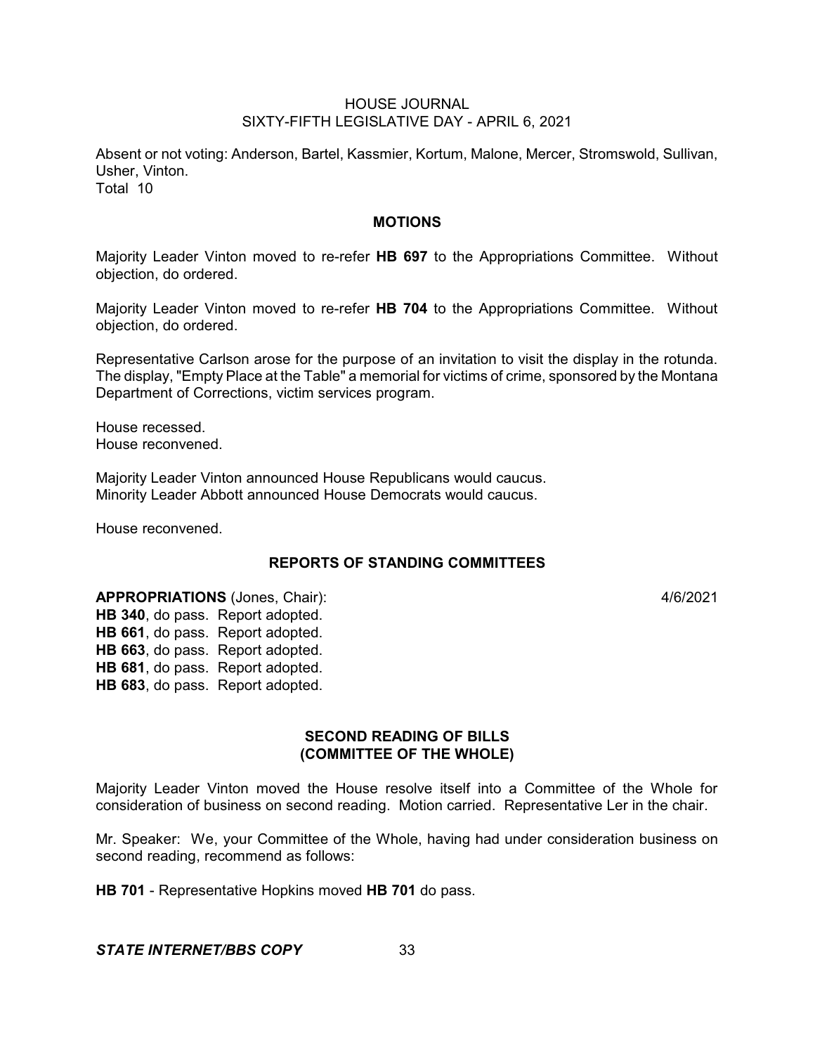Absent or not voting: Anderson, Bartel, Kassmier, Kortum, Malone, Mercer, Stromswold, Sullivan, Usher, Vinton.
Total 10

## MOTIONS

Majority Leader Vinton moved to re-refer **HB 697** to the Appropriations Committee. Without objection, do ordered.

Majority Leader Vinton moved to re-refer **HB 704** to the Appropriations Committee. Without objection, do ordered.

Representative Carlson arose for the purpose of an invitation to visit the display in the rotunda. The display, "Empty Place at the Table" a memorial for victims of crime, sponsored by the Montana Department of Corrections, victim services program.

House recessed.
House reconvened.

Majority Leader Vinton announced House Republicans would caucus.
Minority Leader Abbott announced House Democrats would caucus.

House reconvened.

## REPORTS OF STANDING COMMITTEES

**APPROPRIATIONS** (Jones, Chair): 4/6/2021

**HB 340**, do pass. Report adopted.
**HB 661**, do pass. Report adopted.
**HB 663**, do pass. Report adopted.
**HB 681**, do pass. Report adopted.
**HB 683**, do pass. Report adopted.

## SECOND READING OF BILLS (COMMITTEE OF THE WHOLE)

Majority Leader Vinton moved the House resolve itself into a Committee of the Whole for consideration of business on second reading. Motion carried. Representative Ler in the chair.

Mr. Speaker: We, your Committee of the Whole, having had under consideration business on second reading, recommend as follows:

**HB 701** - Representative Hopkins moved **HB 701** do pass.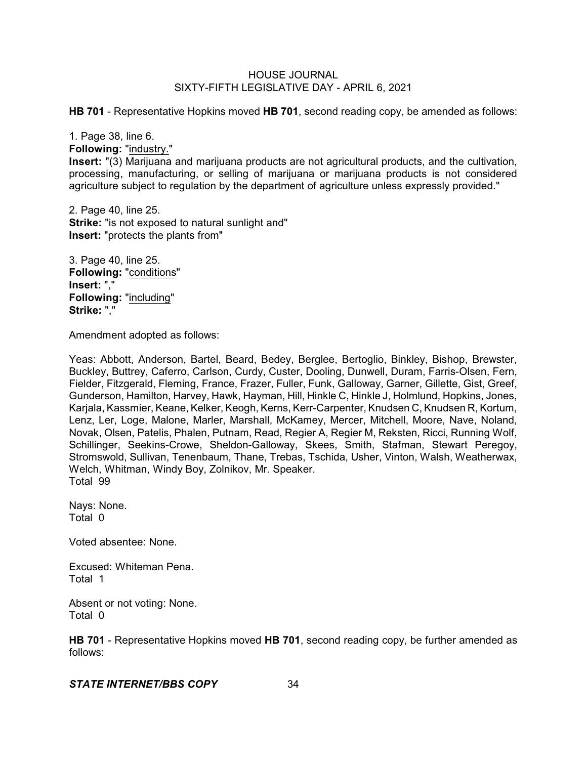**HB 701** - Representative Hopkins moved **HB 701**, second reading copy, be amended as follows:

1. Page 38, line 6.
**Following:** "industry."
**Insert:** "(3) Marijuana and marijuana products are not agricultural products, and the cultivation, processing, manufacturing, or selling of marijuana or marijuana products is not considered agriculture subject to regulation by the department of agriculture unless expressly provided."

2. Page 40, line 25.
**Strike:** "is not exposed to natural sunlight and"
**Insert:** "protects the plants from"

3. Page 40, line 25.
**Following:** "conditions"
**Insert:** ","
**Following:** "including"
**Strike:** ","

Amendment adopted as follows:

Yeas: Abbott, Anderson, Bartel, Beard, Bedey, Berglee, Bertoglio, Binkley, Bishop, Brewster, Buckley, Buttrey, Caferro, Carlson, Curdy, Custer, Dooling, Dunwell, Duram, Farris-Olsen, Fern, Fielder, Fitzgerald, Fleming, France, Frazer, Fuller, Funk, Galloway, Garner, Gillette, Gist, Greef, Gunderson, Hamilton, Harvey, Hawk, Hayman, Hill, Hinkle C, Hinkle J, Holmlund, Hopkins, Jones, Karjala, Kassmier, Keane, Kelker, Keogh, Kerns, Kerr-Carpenter, Knudsen C, Knudsen R, Kortum, Lenz, Ler, Loge, Malone, Marler, Marshall, McKamey, Mercer, Mitchell, Moore, Nave, Noland, Novak, Olsen, Patelis, Phalen, Putnam, Read, Regier A, Regier M, Reksten, Ricci, Running Wolf, Schillinger, Seekins-Crowe, Sheldon-Galloway, Skees, Smith, Stafman, Stewart Peregoy, Stromswold, Sullivan, Tenenbaum, Thane, Trebas, Tschida, Usher, Vinton, Walsh, Weatherwax, Welch, Whitman, Windy Boy, Zolnikov, Mr. Speaker.
Total 99

Nays: None.
Total 0

Voted absentee: None.

Excused: Whiteman Pena.
Total 1

Absent or not voting: None.
Total 0

**HB 701** - Representative Hopkins moved **HB 701**, second reading copy, be further amended as follows: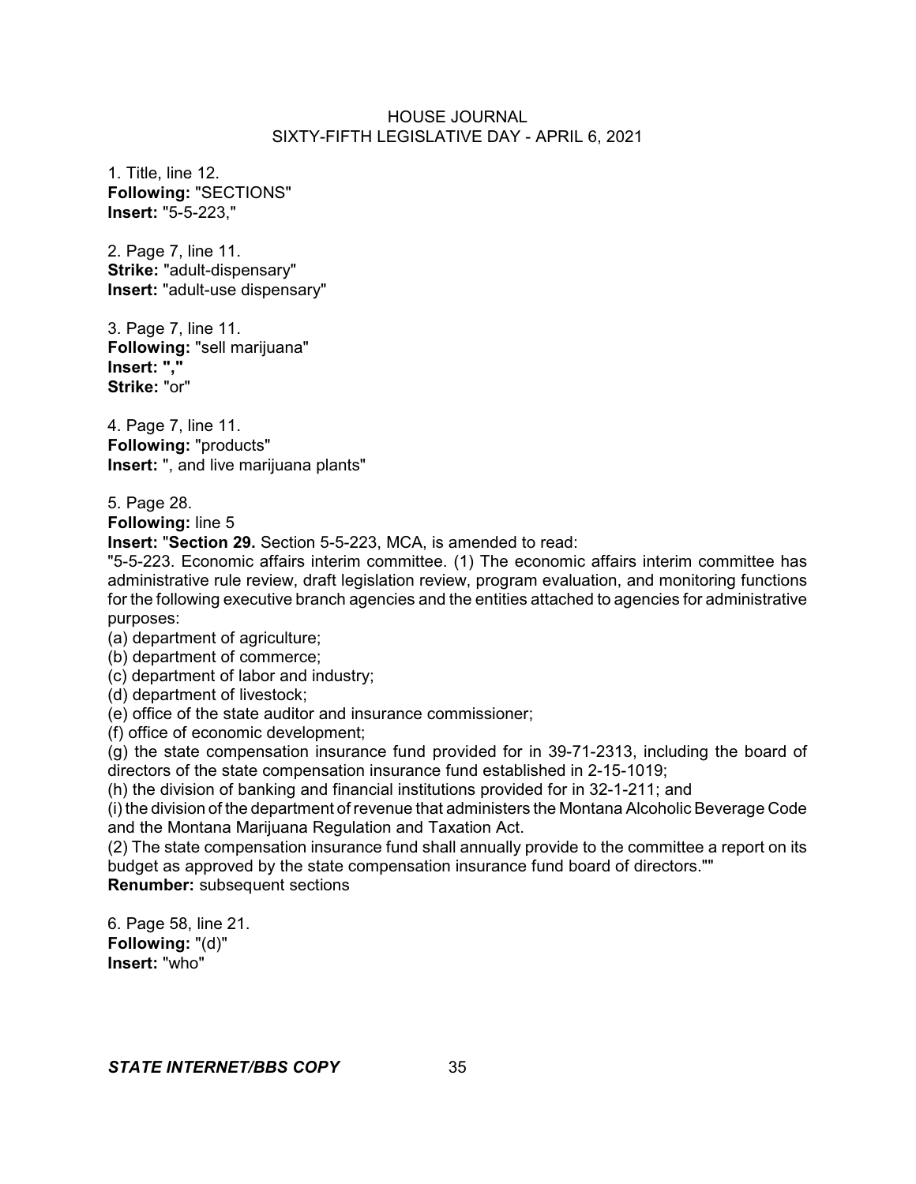1. Title, line 12.
**Following:** "SECTIONS"
**Insert:** "5-5-223,"

2. Page 7, line 11.
**Strike:** "adult-dispensary"
**Insert:** "adult-use dispensary"

3. Page 7, line 11.
**Following:** "sell marijuana"
**Insert:** **","**
**Strike:** "or"

4. Page 7, line 11.
**Following:** "products"
**Insert:** ", and live marijuana plants"

5. Page 28.
**Following:** line 5
**Insert:** "**Section 29.** Section 5-5-223, MCA, is amended to read:
"5-5-223. Economic affairs interim committee. (1) The economic affairs interim committee has administrative rule review, draft legislation review, program evaluation, and monitoring functions for the following executive branch agencies and the entities attached to agencies for administrative purposes:
(a) department of agriculture;
(b) department of commerce;
(c) department of labor and industry;
(d) department of livestock;
(e) office of the state auditor and insurance commissioner;
(f) office of economic development;
(g) the state compensation insurance fund provided for in 39-71-2313, including the board of directors of the state compensation insurance fund established in 2-15-1019;
(h) the division of banking and financial institutions provided for in 32-1-211; and
(i) the division of the department of revenue that administers the Montana Alcoholic Beverage Code and the Montana Marijuana Regulation and Taxation Act.
(2) The state compensation insurance fund shall annually provide to the committee a report on its budget as approved by the state compensation insurance fund board of directors.""
**Renumber:** subsequent sections

6. Page 58, line 21.
**Following:** "(d)"
**Insert:** "who"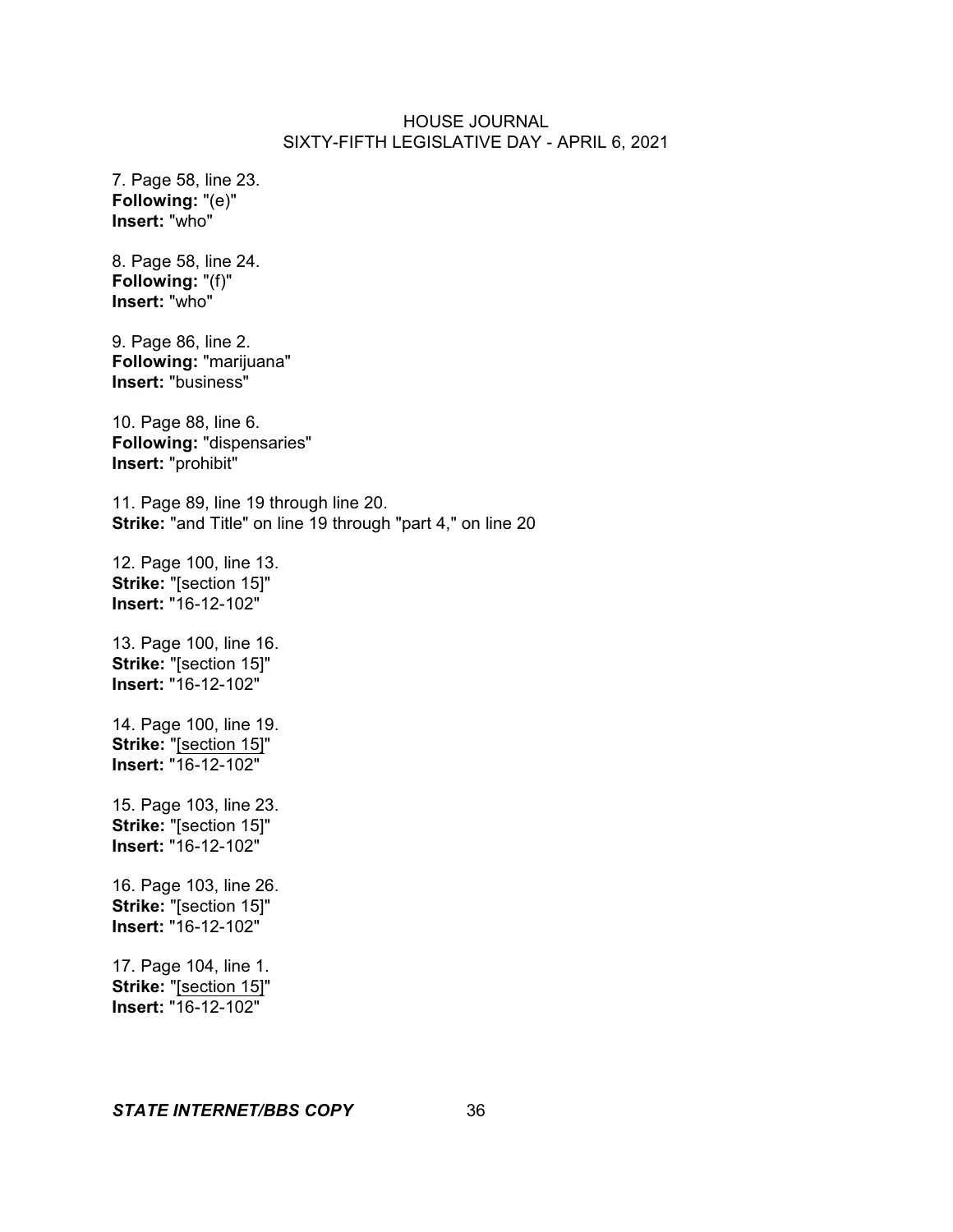7. Page 58, line 23.
**Following:** "(e)"
**Insert:** "who"

8. Page 58, line 24.
**Following:** "(f)"
**Insert:** "who"

9. Page 86, line 2.
**Following:** "marijuana"
**Insert:** "business"

10. Page 88, line 6.
**Following:** "dispensaries"
**Insert:** "prohibit"

11. Page 89, line 19 through line 20.
**Strike:** "and Title" on line 19 through "part 4," on line 20

12. Page 100, line 13.
**Strike:** "[section 15]"
**Insert:** "16-12-102"

13. Page 100, line 16.
**Strike:** "[section 15]"
**Insert:** "16-12-102"

14. Page 100, line 19.
**Strike:** "<u>[section 15]</u>"
**Insert:** "16-12-102"

15. Page 103, line 23.
**Strike:** "[section 15]"
**Insert:** "16-12-102"

16. Page 103, line 26.
**Strike:** "[section 15]"
**Insert:** "16-12-102"

17. Page 104, line 1.
**Strike:** "<u>[section 15]</u>"
**Insert:** "16-12-102"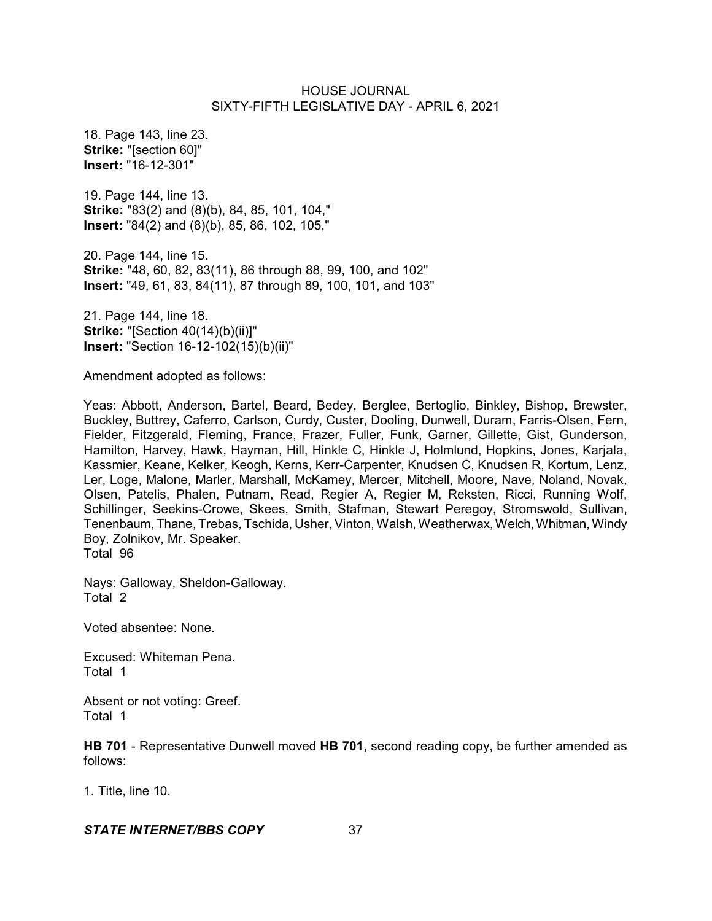18. Page 143, line 23.
**Strike:** "[section 60]"
**Insert:** "16-12-301"

19. Page 144, line 13.
**Strike:** "83(2) and (8)(b), 84, 85, 101, 104,"
**Insert:** "84(2) and (8)(b), 85, 86, 102, 105,"

20. Page 144, line 15.
**Strike:** "48, 60, 82, 83(11), 86 through 88, 99, 100, and 102"
**Insert:** "49, 61, 83, 84(11), 87 through 89, 100, 101, and 103"

21. Page 144, line 18.
**Strike:** "[Section 40(14)(b)(ii)]"
**Insert:** "Section 16-12-102(15)(b)(ii)"

Amendment adopted as follows:

Yeas: Abbott, Anderson, Bartel, Beard, Bedey, Berglee, Bertoglio, Binkley, Bishop, Brewster, Buckley, Buttrey, Caferro, Carlson, Curdy, Custer, Dooling, Dunwell, Duram, Farris-Olsen, Fern, Fielder, Fitzgerald, Fleming, France, Frazer, Fuller, Funk, Garner, Gillette, Gist, Gunderson, Hamilton, Harvey, Hawk, Hayman, Hill, Hinkle C, Hinkle J, Holmlund, Hopkins, Jones, Karjala, Kassmier, Keane, Kelker, Keogh, Kerns, Kerr-Carpenter, Knudsen C, Knudsen R, Kortum, Lenz, Ler, Loge, Malone, Marler, Marshall, McKamey, Mercer, Mitchell, Moore, Nave, Noland, Novak, Olsen, Patelis, Phalen, Putnam, Read, Regier A, Regier M, Reksten, Ricci, Running Wolf, Schillinger, Seekins-Crowe, Skees, Smith, Stafman, Stewart Peregoy, Stromswold, Sullivan, Tenenbaum, Thane, Trebas, Tschida, Usher, Vinton, Walsh, Weatherwax, Welch, Whitman, Windy Boy, Zolnikov, Mr. Speaker.
Total 96

Nays: Galloway, Sheldon-Galloway.
Total 2

Voted absentee: None.

Excused: Whiteman Pena.
Total 1

Absent or not voting: Greef.
Total 1

**HB 701** - Representative Dunwell moved **HB 701**, second reading copy, be further amended as follows:

1. Title, line 10.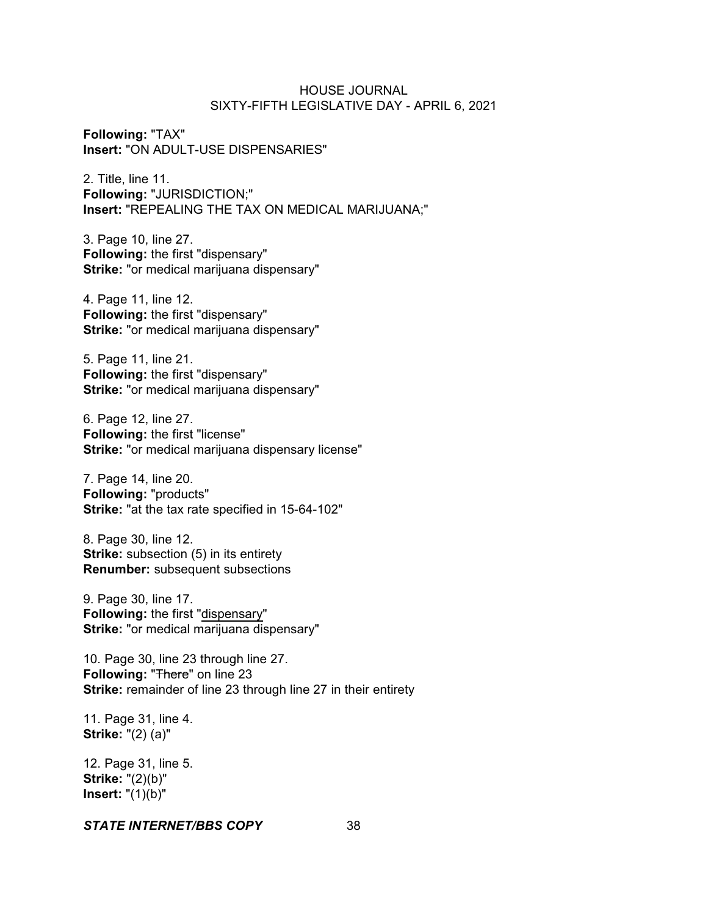**Following:** "TAX"
**Insert:** "ON ADULT-USE DISPENSARIES"

2. Title, line 11.
**Following:** "JURISDICTION;"
**Insert:** "REPEALING THE TAX ON MEDICAL MARIJUANA;"

3. Page 10, line 27.
**Following:** the first "dispensary"
**Strike:** "or medical marijuana dispensary"

4. Page 11, line 12.
**Following:** the first "dispensary"
**Strike:** "or medical marijuana dispensary"

5. Page 11, line 21.
**Following:** the first "dispensary"
**Strike:** "or medical marijuana dispensary"

6. Page 12, line 27.
**Following:** the first "license"
**Strike:** "or medical marijuana dispensary license"

7. Page 14, line 20.
**Following:** "products"
**Strike:** "at the tax rate specified in 15-64-102"

8. Page 30, line 12.
**Strike:** subsection (5) in its entirety
**Renumber:** subsequent subsections

9. Page 30, line 17.
**Following:** the first "<u>dispensary</u>"
**Strike:** "or medical marijuana dispensary"

10. Page 30, line 23 through line 27.
**Following:** "~~There~~" on line 23
**Strike:** remainder of line 23 through line 27 in their entirety

11. Page 31, line 4.
**Strike:** "(2) (a)"

12. Page 31, line 5.
**Strike:** "(2)(b)"
**Insert:** "(1)(b)"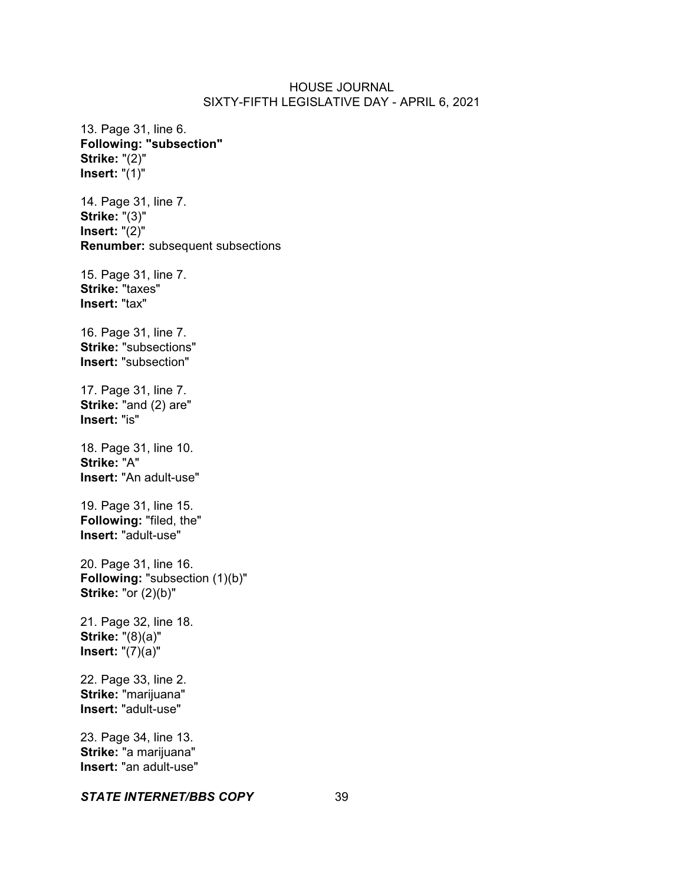13. Page 31, line 6.
**Following: "subsection"**
**Strike:** "(2)"
**Insert:** "(1)"

14. Page 31, line 7.
**Strike:** "(3)"
**Insert:** "(2)"
**Renumber:** subsequent subsections

15. Page 31, line 7.
**Strike:** "taxes"
**Insert:** "tax"

16. Page 31, line 7.
**Strike:** "subsections"
**Insert:** "subsection"

17. Page 31, line 7.
**Strike:** "and (2) are"
**Insert:** "is"

18. Page 31, line 10.
**Strike:** "A"
**Insert:** "An adult-use"

19. Page 31, line 15.
**Following:** "filed, the"
**Insert:** "adult-use"

20. Page 31, line 16.
**Following:** "subsection (1)(b)"
**Strike:** "or (2)(b)"

21. Page 32, line 18.
**Strike:** "(8)(a)"
**Insert:** "(7)(a)"

22. Page 33, line 2.
**Strike:** "marijuana"
**Insert:** "adult-use"

23. Page 34, line 13.
**Strike:** "a marijuana"
**Insert:** "an adult-use"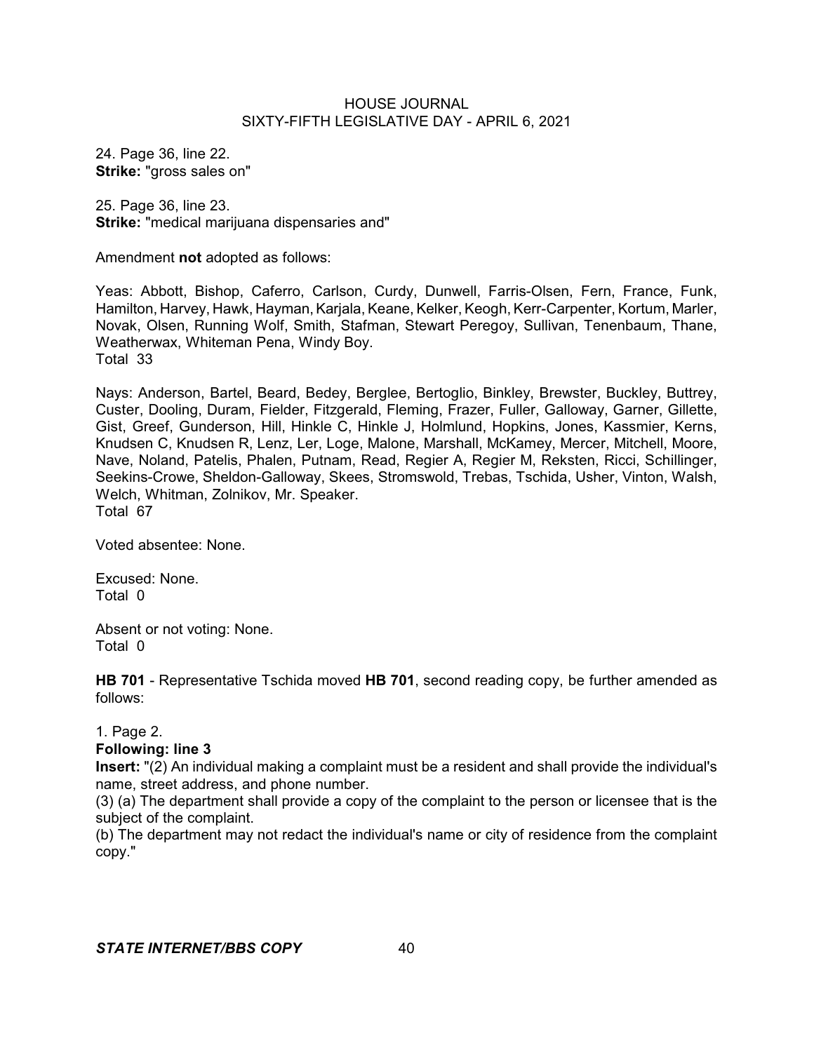24. Page 36, line 22.
**Strike:** "gross sales on"

25. Page 36, line 23.
**Strike:** "medical marijuana dispensaries and"

Amendment **not** adopted as follows:

Yeas: Abbott, Bishop, Caferro, Carlson, Curdy, Dunwell, Farris-Olsen, Fern, France, Funk, Hamilton, Harvey, Hawk, Hayman, Karjala, Keane, Kelker, Keogh, Kerr-Carpenter, Kortum, Marler, Novak, Olsen, Running Wolf, Smith, Stafman, Stewart Peregoy, Sullivan, Tenenbaum, Thane, Weatherwax, Whiteman Pena, Windy Boy.
Total 33

Nays: Anderson, Bartel, Beard, Bedey, Berglee, Bertoglio, Binkley, Brewster, Buckley, Buttrey, Custer, Dooling, Duram, Fielder, Fitzgerald, Fleming, Frazer, Fuller, Galloway, Garner, Gillette, Gist, Greef, Gunderson, Hill, Hinkle C, Hinkle J, Holmlund, Hopkins, Jones, Kassmier, Kerns, Knudsen C, Knudsen R, Lenz, Ler, Loge, Malone, Marshall, McKamey, Mercer, Mitchell, Moore, Nave, Noland, Patelis, Phalen, Putnam, Read, Regier A, Regier M, Reksten, Ricci, Schillinger, Seekins-Crowe, Sheldon-Galloway, Skees, Stromswold, Trebas, Tschida, Usher, Vinton, Walsh, Welch, Whitman, Zolnikov, Mr. Speaker.
Total 67

Voted absentee: None.

Excused: None.
Total 0

Absent or not voting: None.
Total 0

**HB 701** - Representative Tschida moved **HB 701**, second reading copy, be further amended as follows:

1. Page 2.
**Following: line 3**
**Insert:** "(2) An individual making a complaint must be a resident and shall provide the individual's name, street address, and phone number.
(3) (a) The department shall provide a copy of the complaint to the person or licensee that is the subject of the complaint.
(b) The department may not redact the individual's name or city of residence from the complaint copy."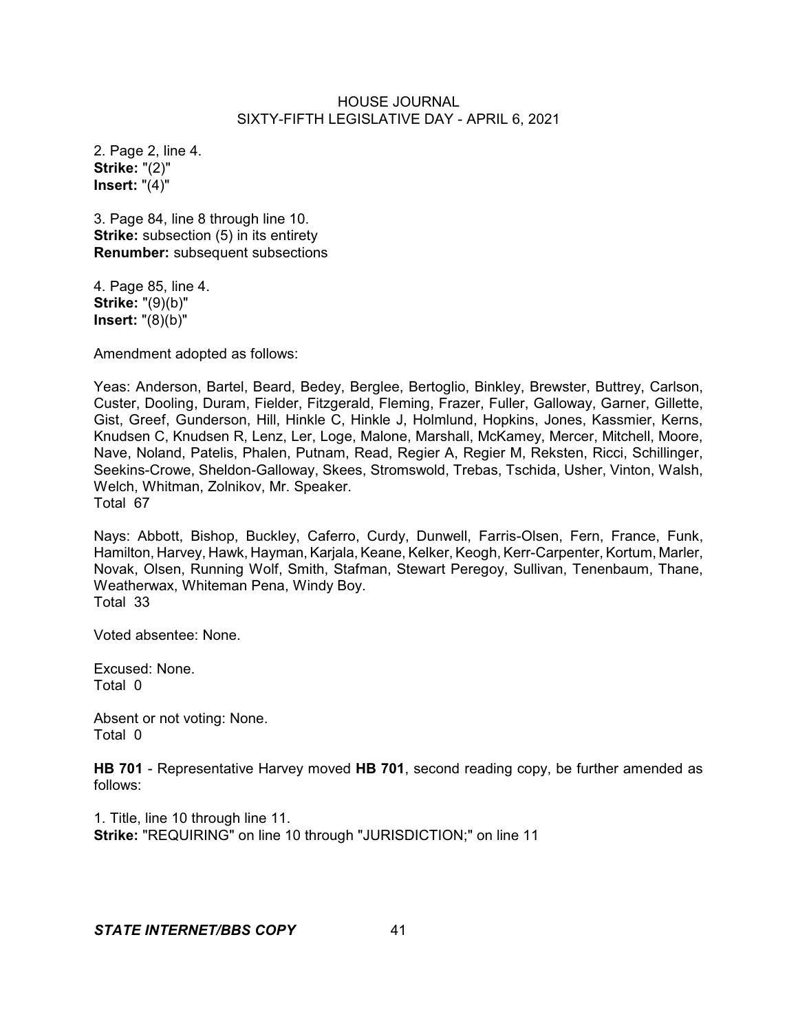2. Page 2, line 4.
**Strike:** "(2)"
**Insert:** "(4)"

3. Page 84, line 8 through line 10.
**Strike:** subsection (5) in its entirety
**Renumber:** subsequent subsections

4. Page 85, line 4.
**Strike:** "(9)(b)"
**Insert:** "(8)(b)"

Amendment adopted as follows:

Yeas: Anderson, Bartel, Beard, Bedey, Berglee, Bertoglio, Binkley, Brewster, Buttrey, Carlson, Custer, Dooling, Duram, Fielder, Fitzgerald, Fleming, Frazer, Fuller, Galloway, Garner, Gillette, Gist, Greef, Gunderson, Hill, Hinkle C, Hinkle J, Holmlund, Hopkins, Jones, Kassmier, Kerns, Knudsen C, Knudsen R, Lenz, Ler, Loge, Malone, Marshall, McKamey, Mercer, Mitchell, Moore, Nave, Noland, Patelis, Phalen, Putnam, Read, Regier A, Regier M, Reksten, Ricci, Schillinger, Seekins-Crowe, Sheldon-Galloway, Skees, Stromswold, Trebas, Tschida, Usher, Vinton, Walsh, Welch, Whitman, Zolnikov, Mr. Speaker.
Total 67

Nays: Abbott, Bishop, Buckley, Caferro, Curdy, Dunwell, Farris-Olsen, Fern, France, Funk, Hamilton, Harvey, Hawk, Hayman, Karjala, Keane, Kelker, Keogh, Kerr-Carpenter, Kortum, Marler, Novak, Olsen, Running Wolf, Smith, Stafman, Stewart Peregoy, Sullivan, Tenenbaum, Thane, Weatherwax, Whiteman Pena, Windy Boy.
Total 33

Voted absentee: None.

Excused: None.
Total 0

Absent or not voting: None.
Total 0

**HB 701** - Representative Harvey moved **HB 701**, second reading copy, be further amended as follows:

1. Title, line 10 through line 11.
**Strike:** "REQUIRING" on line 10 through "JURISDICTION;" on line 11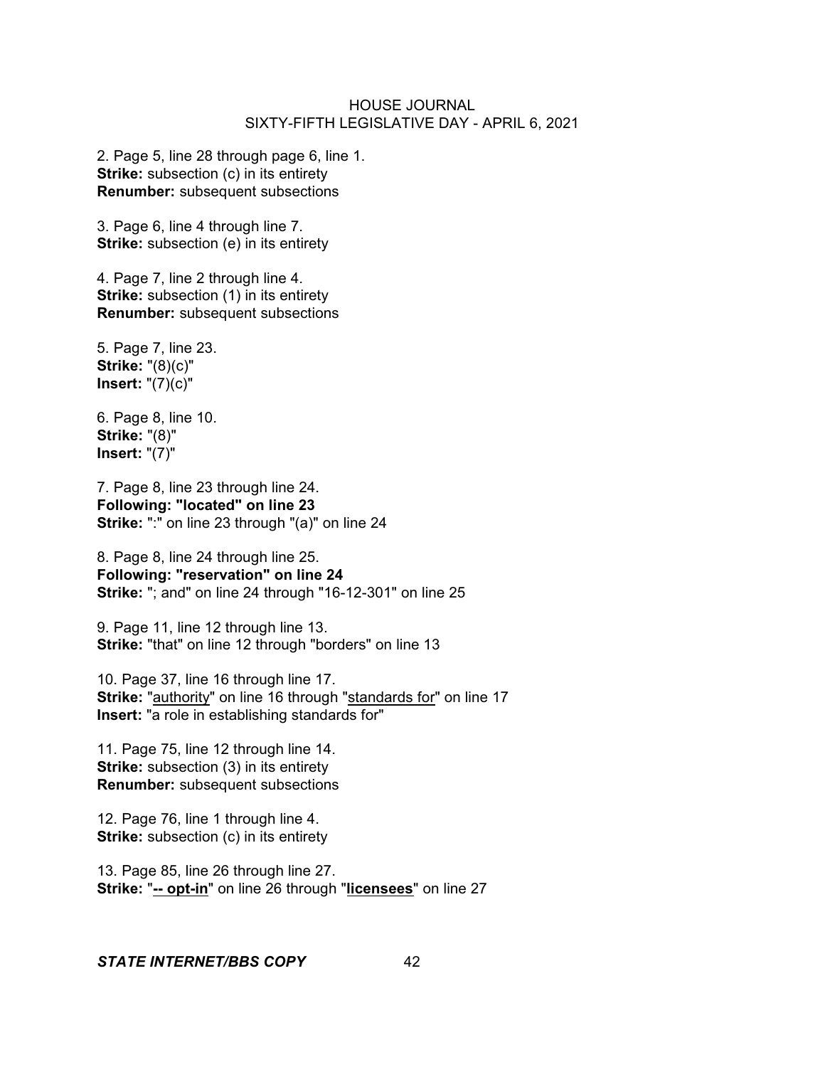2. Page 5, line 28 through page 6, line 1.
**Strike:** subsection (c) in its entirety
**Renumber:** subsequent subsections

3. Page 6, line 4 through line 7.
**Strike:** subsection (e) in its entirety

4. Page 7, line 2 through line 4.
**Strike:** subsection (1) in its entirety
**Renumber:** subsequent subsections

5. Page 7, line 23.
**Strike:** "(8)(c)"
**Insert:** "(7)(c)"

6. Page 8, line 10.
**Strike:** "(8)"
**Insert:** "(7)"

7. Page 8, line 23 through line 24.
**Following: "located" on line 23**
**Strike:** ":" on line 23 through "(a)" on line 24

8. Page 8, line 24 through line 25.
**Following: "reservation" on line 24**
**Strike:** "; and" on line 24 through "16-12-301" on line 25

9. Page 11, line 12 through line 13.
**Strike:** "that" on line 12 through "borders" on line 13

10. Page 37, line 16 through line 17.
**Strike:** "<u>authority</u>" on line 16 through "<u>standards for</u>" on line 17
**Insert:** "a role in establishing standards for"

11. Page 75, line 12 through line 14.
**Strike:** subsection (3) in its entirety
**Renumber:** subsequent subsections

12. Page 76, line 1 through line 4.
**Strike:** subsection (c) in its entirety

13. Page 85, line 26 through line 27.
**Strike:** "**<u>-- opt-in</u>**" on line 26 through "**<u>licensees</u>**" on line 27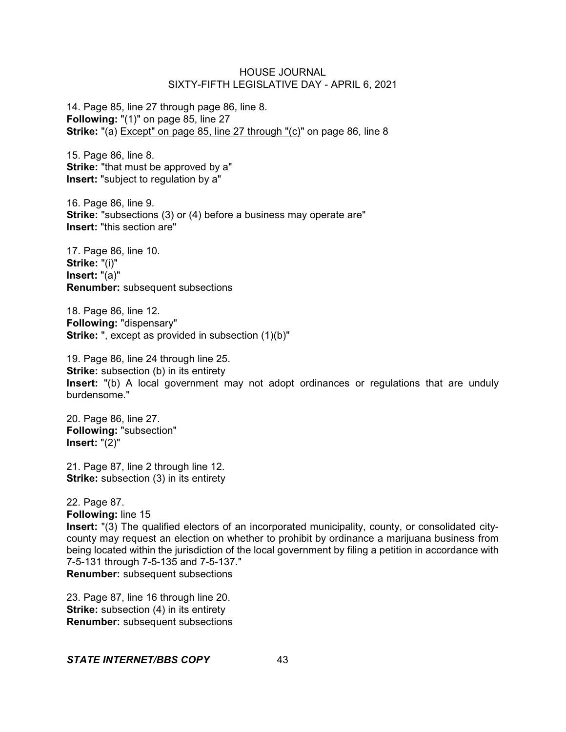14. Page 85, line 27 through page 86, line 8.
**Following:** "(1)" on page 85, line 27
**Strike:** "(a) Except" on page 85, line 27 through "(c)" on page 86, line 8

15. Page 86, line 8.
**Strike:** "that must be approved by a"
**Insert:** "subject to regulation by a"

16. Page 86, line 9.
**Strike:** "subsections (3) or (4) before a business may operate are"
**Insert:** "this section are"

17. Page 86, line 10.
**Strike:** "(i)"
**Insert:** "(a)"
**Renumber:** subsequent subsections

18. Page 86, line 12.
**Following:** "dispensary"
**Strike:** ", except as provided in subsection (1)(b)"

19. Page 86, line 24 through line 25.
**Strike:** subsection (b) in its entirety
**Insert:** "(b) A local government may not adopt ordinances or regulations that are unduly burdensome."

20. Page 86, line 27.
**Following:** "subsection"
**Insert:** "(2)"

21. Page 87, line 2 through line 12.
**Strike:** subsection (3) in its entirety

22. Page 87.
**Following:** line 15
**Insert:** "(3) The qualified electors of an incorporated municipality, county, or consolidated city-county may request an election on whether to prohibit by ordinance a marijuana business from being located within the jurisdiction of the local government by filing a petition in accordance with 7-5-131 through 7-5-135 and 7-5-137."
**Renumber:** subsequent subsections

23. Page 87, line 16 through line 20.
**Strike:** subsection (4) in its entirety
**Renumber:** subsequent subsections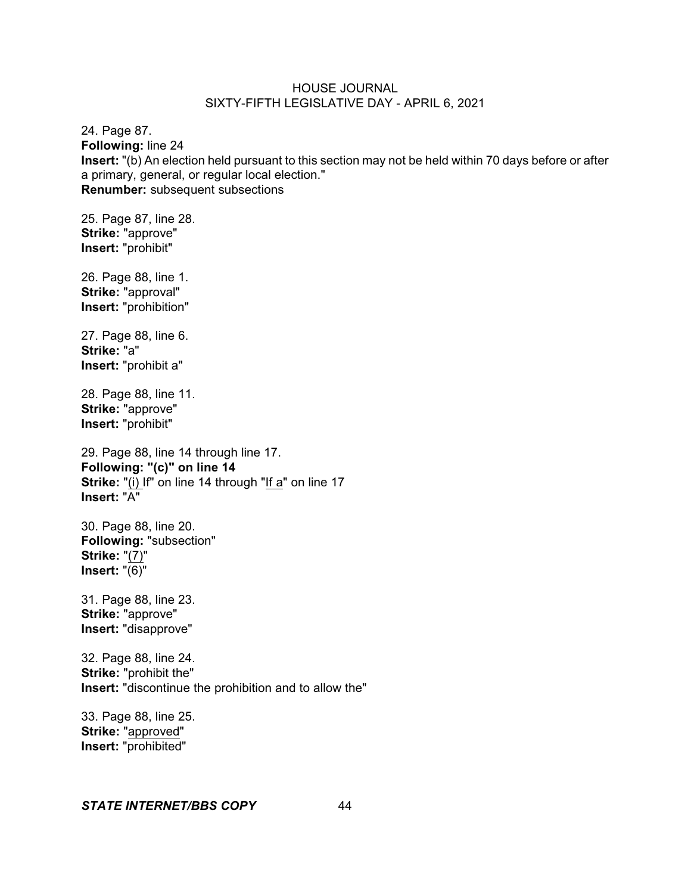24. Page 87.
**Following:** line 24
**Insert:** "(b) An election held pursuant to this section may not be held within 70 days before or after a primary, general, or regular local election."
**Renumber:** subsequent subsections

25. Page 87, line 28.
**Strike:** "approve"
**Insert:** "prohibit"

26. Page 88, line 1.
**Strike:** "approval"
**Insert:** "prohibition"

27. Page 88, line 6.
**Strike:** "a"
**Insert:** "prohibit a"

28. Page 88, line 11.
**Strike:** "approve"
**Insert:** "prohibit"

29. Page 88, line 14 through line 17.
**Following: "(c)" on line 14**
**Strike:** "(i) If" on line 14 through "If a" on line 17
**Insert:** "A"

30. Page 88, line 20.
**Following:** "subsection"
**Strike:** "(7)"
**Insert:** "(6)"

31. Page 88, line 23.
**Strike:** "approve"
**Insert:** "disapprove"

32. Page 88, line 24.
**Strike:** "prohibit the"
**Insert:** "discontinue the prohibition and to allow the"

33. Page 88, line 25.
**Strike:** "approved"
**Insert:** "prohibited"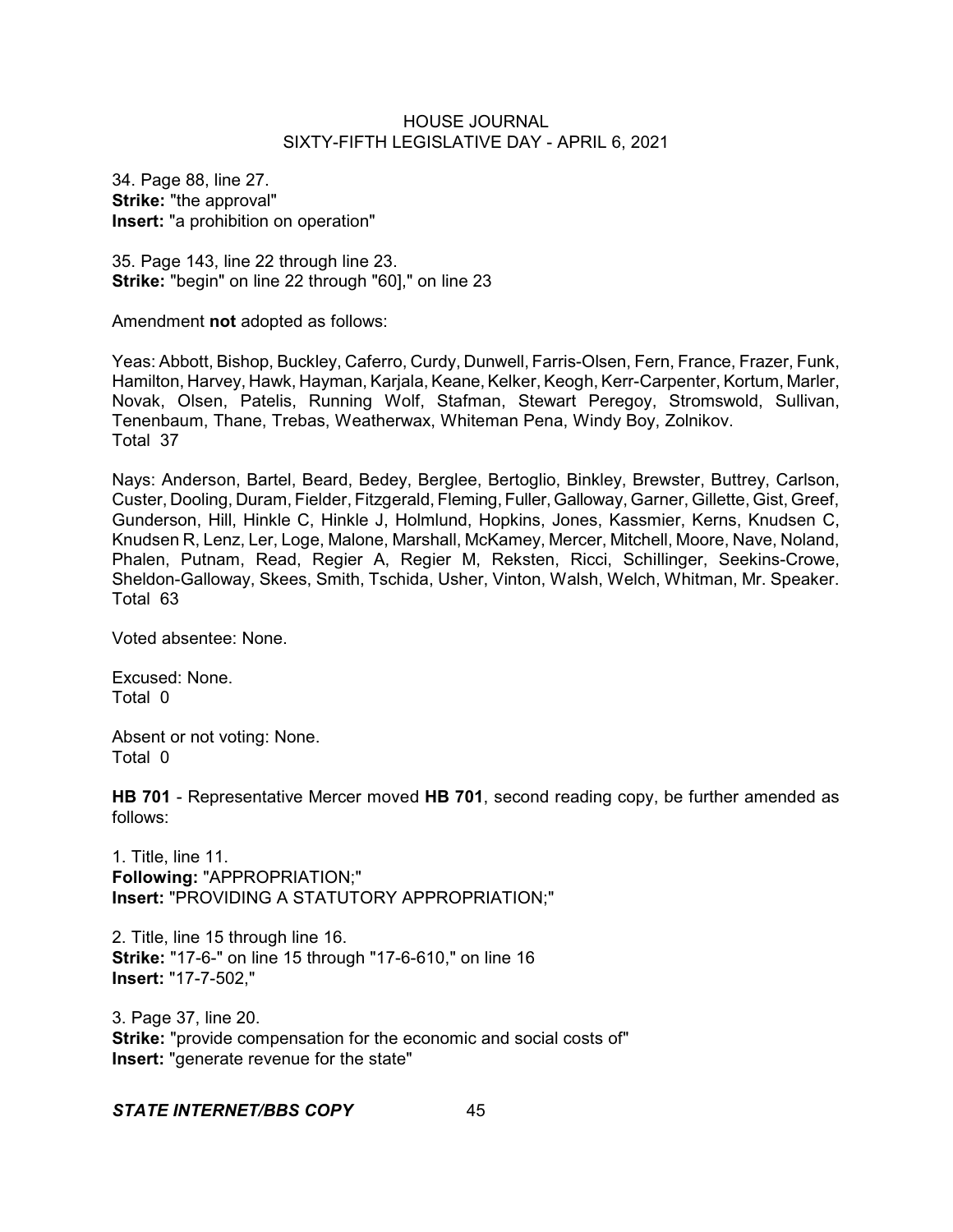34. Page 88, line 27.
**Strike:** "the approval"
**Insert:** "a prohibition on operation"

35. Page 143, line 22 through line 23.
**Strike:** "begin" on line 22 through "60]," on line 23

Amendment **not** adopted as follows:

Yeas: Abbott, Bishop, Buckley, Caferro, Curdy, Dunwell, Farris-Olsen, Fern, France, Frazer, Funk, Hamilton, Harvey, Hawk, Hayman, Karjala, Keane, Kelker, Keogh, Kerr-Carpenter, Kortum, Marler, Novak, Olsen, Patelis, Running Wolf, Stafman, Stewart Peregoy, Stromswold, Sullivan, Tenenbaum, Thane, Trebas, Weatherwax, Whiteman Pena, Windy Boy, Zolnikov.
Total 37

Nays: Anderson, Bartel, Beard, Bedey, Berglee, Bertoglio, Binkley, Brewster, Buttrey, Carlson, Custer, Dooling, Duram, Fielder, Fitzgerald, Fleming, Fuller, Galloway, Garner, Gillette, Gist, Greef, Gunderson, Hill, Hinkle C, Hinkle J, Holmlund, Hopkins, Jones, Kassmier, Kerns, Knudsen C, Knudsen R, Lenz, Ler, Loge, Malone, Marshall, McKamey, Mercer, Mitchell, Moore, Nave, Noland, Phalen, Putnam, Read, Regier A, Regier M, Reksten, Ricci, Schillinger, Seekins-Crowe, Sheldon-Galloway, Skees, Smith, Tschida, Usher, Vinton, Walsh, Welch, Whitman, Mr. Speaker.
Total 63

Voted absentee: None.

Excused: None.
Total 0

Absent or not voting: None.
Total 0

**HB 701** - Representative Mercer moved **HB 701**, second reading copy, be further amended as follows:

1. Title, line 11.
**Following:** "APPROPRIATION;"
**Insert:** "PROVIDING A STATUTORY APPROPRIATION;"

2. Title, line 15 through line 16.
**Strike:** "17-6-" on line 15 through "17-6-610," on line 16
**Insert:** "17-7-502,"

3. Page 37, line 20.
**Strike:** "provide compensation for the economic and social costs of"
**Insert:** "generate revenue for the state"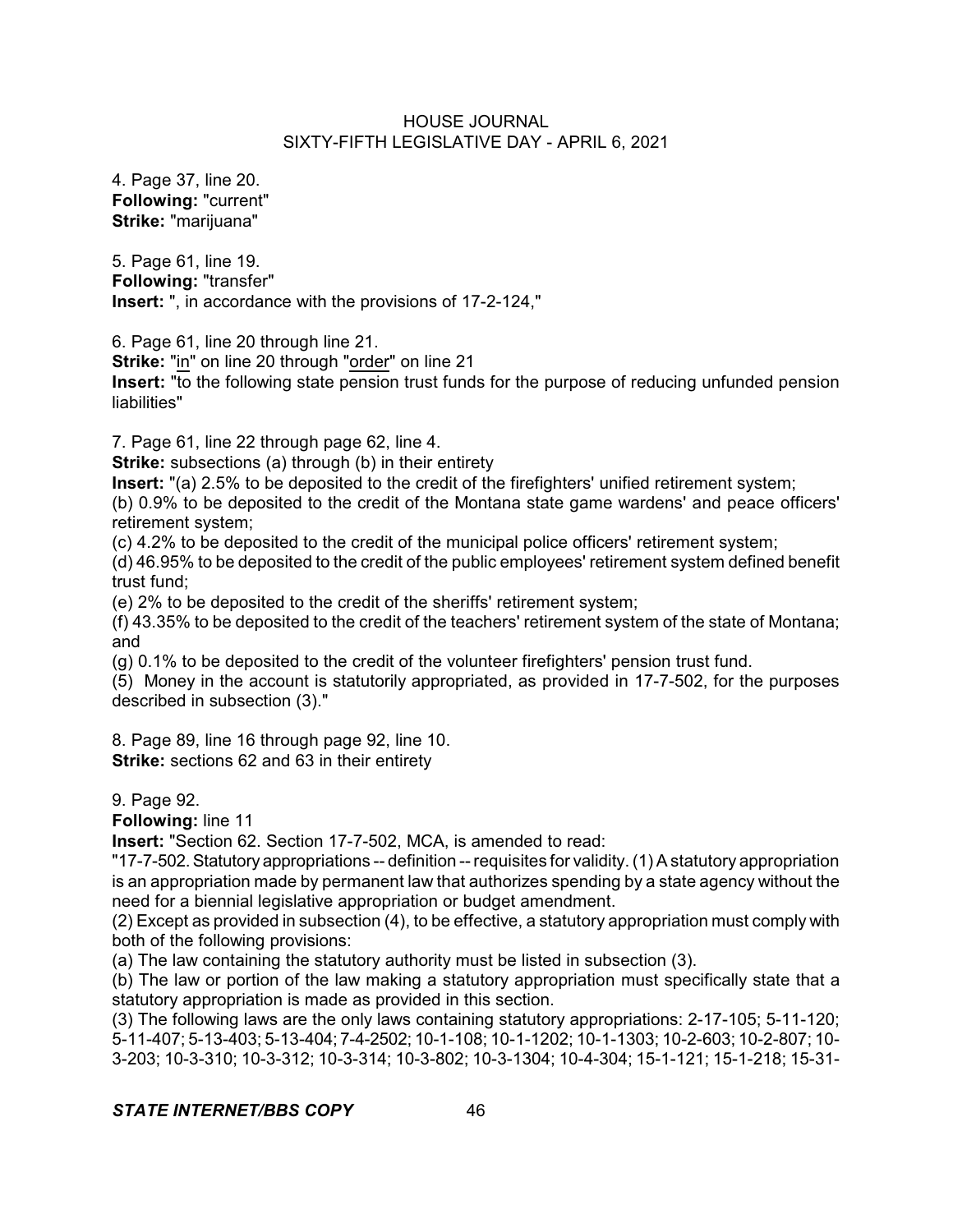4. Page 37, line 20.
**Following:** "current"
**Strike:** "marijuana"

5. Page 61, line 19.
**Following:** "transfer"
**Insert:** ", in accordance with the provisions of 17-2-124,"

6. Page 61, line 20 through line 21.
**Strike:** "in" on line 20 through "order" on line 21
**Insert:** "to the following state pension trust funds for the purpose of reducing unfunded pension liabilities"

7. Page 61, line 22 through page 62, line 4.
**Strike:** subsections (a) through (b) in their entirety
**Insert:** "(a) 2.5% to be deposited to the credit of the firefighters' unified retirement system;
(b) 0.9% to be deposited to the credit of the Montana state game wardens' and peace officers' retirement system;
(c) 4.2% to be deposited to the credit of the municipal police officers' retirement system;
(d) 46.95% to be deposited to the credit of the public employees' retirement system defined benefit trust fund;
(e) 2% to be deposited to the credit of the sheriffs' retirement system;
(f) 43.35% to be deposited to the credit of the teachers' retirement system of the state of Montana; and
(g) 0.1% to be deposited to the credit of the volunteer firefighters' pension trust fund.
(5) Money in the account is statutorily appropriated, as provided in 17-7-502, for the purposes described in subsection (3)."

8. Page 89, line 16 through page 92, line 10.
**Strike:** sections 62 and 63 in their entirety

9. Page 92.
**Following:** line 11
**Insert:** "Section 62. Section 17-7-502, MCA, is amended to read:
"17-7-502. Statutory appropriations -- definition -- requisites for validity. (1) A statutory appropriation is an appropriation made by permanent law that authorizes spending by a state agency without the need for a biennial legislative appropriation or budget amendment.
(2) Except as provided in subsection (4), to be effective, a statutory appropriation must comply with both of the following provisions:
(a) The law containing the statutory authority must be listed in subsection (3).
(b) The law or portion of the law making a statutory appropriation must specifically state that a statutory appropriation is made as provided in this section.
(3) The following laws are the only laws containing statutory appropriations: 2-17-105; 5-11-120; 5-11-407; 5-13-403; 5-13-404; 7-4-2502; 10-1-108; 10-1-1202; 10-1-1303; 10-2-603; 10-2-807; 10-3-203; 10-3-310; 10-3-312; 10-3-314; 10-3-802; 10-3-1304; 10-4-304; 15-1-121; 15-1-218; 15-31-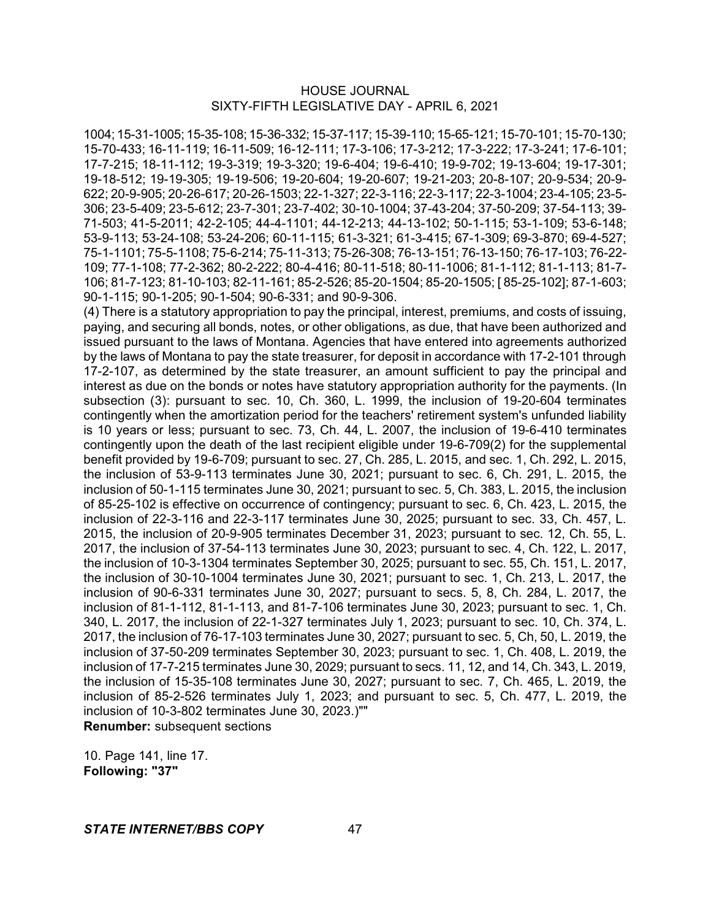1004; 15-31-1005; 15-35-108; 15-36-332; 15-37-117; 15-39-110; 15-65-121; 15-70-101; 15-70-130; 15-70-433; 16-11-119; 16-11-509; 16-12-111; 17-3-106; 17-3-212; 17-3-222; 17-3-241; 17-6-101; 17-7-215; 18-11-112; 19-3-319; 19-3-320; 19-6-404; 19-6-410; 19-9-702; 19-13-604; 19-17-301; 19-18-512; 19-19-305; 19-19-506; 19-20-604; 19-20-607; 19-21-203; 20-8-107; 20-9-534; 20-9-622; 20-9-905; 20-26-617; 20-26-1503; 22-1-327; 22-3-116; 22-3-117; 22-3-1004; 23-4-105; 23-5-306; 23-5-409; 23-5-612; 23-7-301; 23-7-402; 30-10-1004; 37-43-204; 37-50-209; 37-54-113; 39-71-503; 41-5-2011; 42-2-105; 44-4-1101; 44-12-213; 44-13-102; 50-1-115; 53-1-109; 53-6-148; 53-9-113; 53-24-108; 53-24-206; 60-11-115; 61-3-321; 61-3-415; 67-1-309; 69-3-870; 69-4-527; 75-1-1101; 75-5-1108; 75-6-214; 75-11-313; 75-26-308; 76-13-151; 76-13-150; 76-17-103; 76-22-109; 77-1-108; 77-2-362; 80-2-222; 80-4-416; 80-11-518; 80-11-1006; 81-1-112; 81-1-113; 81-7-106; 81-7-123; 81-10-103; 82-11-161; 85-2-526; 85-20-1504; 85-20-1505; [ 85-25-102]; 87-1-603; 90-1-115; 90-1-205; 90-1-504; 90-6-331; and 90-9-306.

(4) There is a statutory appropriation to pay the principal, interest, premiums, and costs of issuing, paying, and securing all bonds, notes, or other obligations, as due, that have been authorized and issued pursuant to the laws of Montana. Agencies that have entered into agreements authorized by the laws of Montana to pay the state treasurer, for deposit in accordance with 17-2-101 through 17-2-107, as determined by the state treasurer, an amount sufficient to pay the principal and interest as due on the bonds or notes have statutory appropriation authority for the payments. (In subsection (3): pursuant to sec. 10, Ch. 360, L. 1999, the inclusion of 19-20-604 terminates contingently when the amortization period for the teachers' retirement system's unfunded liability is 10 years or less; pursuant to sec. 73, Ch. 44, L. 2007, the inclusion of 19-6-410 terminates contingently upon the death of the last recipient eligible under 19-6-709(2) for the supplemental benefit provided by 19-6-709; pursuant to sec. 27, Ch. 285, L. 2015, and sec. 1, Ch. 292, L. 2015, the inclusion of 53-9-113 terminates June 30, 2021; pursuant to sec. 6, Ch. 291, L. 2015, the inclusion of 50-1-115 terminates June 30, 2021; pursuant to sec. 5, Ch. 383, L. 2015, the inclusion of 85-25-102 is effective on occurrence of contingency; pursuant to sec. 6, Ch. 423, L. 2015, the inclusion of 22-3-116 and 22-3-117 terminates June 30, 2025; pursuant to sec. 33, Ch. 457, L. 2015, the inclusion of 20-9-905 terminates December 31, 2023; pursuant to sec. 12, Ch. 55, L. 2017, the inclusion of 37-54-113 terminates June 30, 2023; pursuant to sec. 4, Ch. 122, L. 2017, the inclusion of 10-3-1304 terminates September 30, 2025; pursuant to sec. 55, Ch. 151, L. 2017, the inclusion of 30-10-1004 terminates June 30, 2021; pursuant to sec. 1, Ch. 213, L. 2017, the inclusion of 90-6-331 terminates June 30, 2027; pursuant to secs. 5, 8, Ch. 284, L. 2017, the inclusion of 81-1-112, 81-1-113, and 81-7-106 terminates June 30, 2023; pursuant to sec. 1, Ch. 340, L. 2017, the inclusion of 22-1-327 terminates July 1, 2023; pursuant to sec. 10, Ch. 374, L. 2017, the inclusion of 76-17-103 terminates June 30, 2027; pursuant to sec. 5, Ch, 50, L. 2019, the inclusion of 37-50-209 terminates September 30, 2023; pursuant to sec. 1, Ch. 408, L. 2019, the inclusion of 17-7-215 terminates June 30, 2029; pursuant to secs. 11, 12, and 14, Ch. 343, L. 2019, the inclusion of 15-35-108 terminates June 30, 2027; pursuant to sec. 7, Ch. 465, L. 2019, the inclusion of 85-2-526 terminates July 1, 2023; and pursuant to sec. 5, Ch. 477, L. 2019, the inclusion of 10-3-802 terminates June 30, 2023.)""

**Renumber:** subsequent sections

10. Page 141, line 17.
**Following: "37"**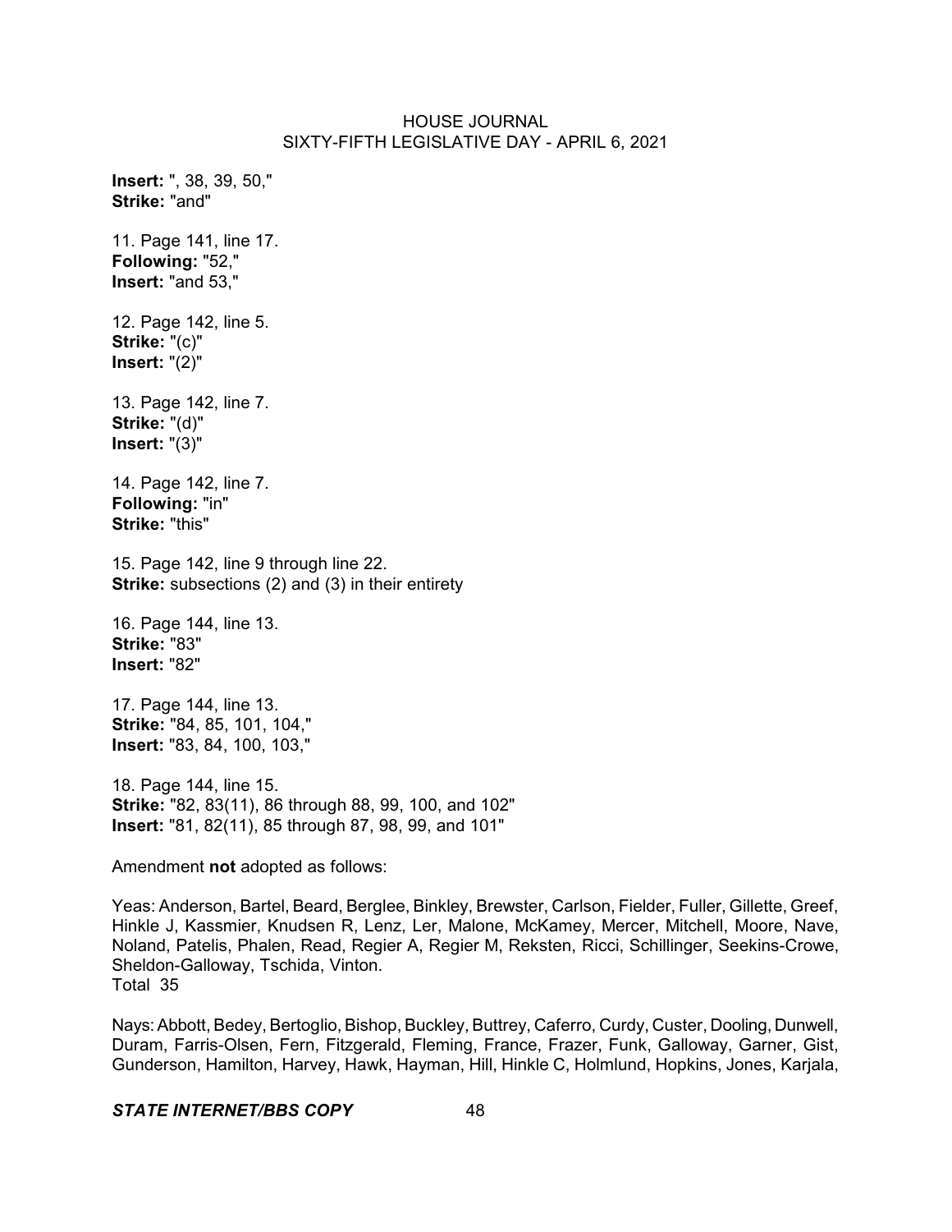**Insert:** ", 38, 39, 50,"
**Strike:** "and"

11. Page 141, line 17.
**Following:** "52,"
**Insert:** "and 53,"

12. Page 142, line 5.
**Strike:** "(c)"
**Insert:** "(2)"

13. Page 142, line 7.
**Strike:** "(d)"
**Insert:** "(3)"

14. Page 142, line 7.
**Following:** "in"
**Strike:** "this"

15. Page 142, line 9 through line 22.
**Strike:** subsections (2) and (3) in their entirety

16. Page 144, line 13.
**Strike:** "83"
**Insert:** "82"

17. Page 144, line 13.
**Strike:** "84, 85, 101, 104,"
**Insert:** "83, 84, 100, 103,"

18. Page 144, line 15.
**Strike:** "82, 83(11), 86 through 88, 99, 100, and 102"
**Insert:** "81, 82(11), 85 through 87, 98, 99, and 101"

Amendment **not** adopted as follows:

Yeas: Anderson, Bartel, Beard, Berglee, Binkley, Brewster, Carlson, Fielder, Fuller, Gillette, Greef, Hinkle J, Kassmier, Knudsen R, Lenz, Ler, Malone, McKamey, Mercer, Mitchell, Moore, Nave, Noland, Patelis, Phalen, Read, Regier A, Regier M, Reksten, Ricci, Schillinger, Seekins-Crowe, Sheldon-Galloway, Tschida, Vinton.
Total 35

Nays: Abbott, Bedey, Bertoglio, Bishop, Buckley, Buttrey, Caferro, Curdy, Custer, Dooling, Dunwell, Duram, Farris-Olsen, Fern, Fitzgerald, Fleming, France, Frazer, Funk, Galloway, Garner, Gist, Gunderson, Hamilton, Harvey, Hawk, Hayman, Hill, Hinkle C, Holmlund, Hopkins, Jones, Karjala,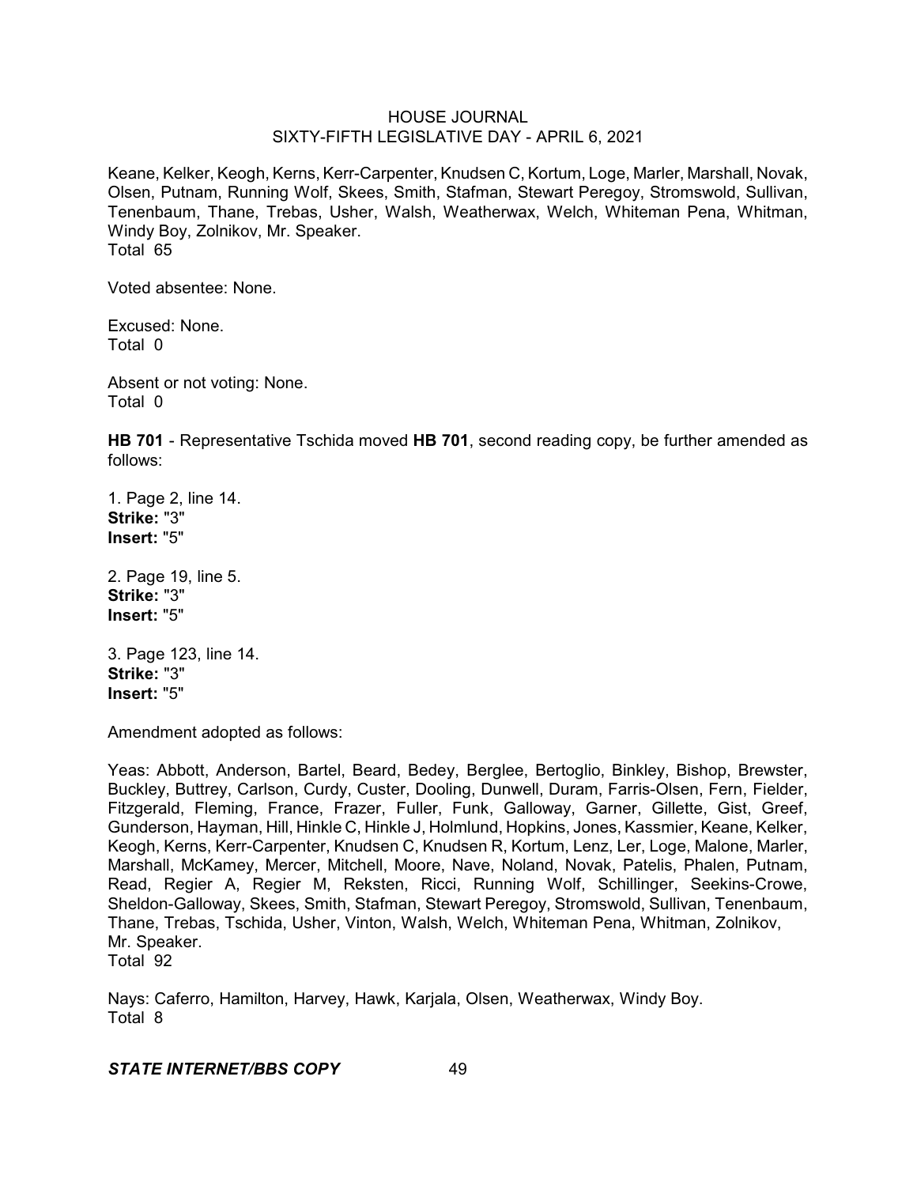Keane, Kelker, Keogh, Kerns, Kerr-Carpenter, Knudsen C, Kortum, Loge, Marler, Marshall, Novak, Olsen, Putnam, Running Wolf, Skees, Smith, Stafman, Stewart Peregoy, Stromswold, Sullivan, Tenenbaum, Thane, Trebas, Usher, Walsh, Weatherwax, Welch, Whiteman Pena, Whitman, Windy Boy, Zolnikov, Mr. Speaker.
Total 65

Voted absentee: None.

Excused: None.
Total 0

Absent or not voting: None.
Total 0

**HB 701** - Representative Tschida moved **HB 701**, second reading copy, be further amended as follows:

1. Page 2, line 14.
**Strike:** "3"
**Insert:** "5"

2. Page 19, line 5.
**Strike:** "3"
**Insert:** "5"

3. Page 123, line 14.
**Strike:** "3"
**Insert:** "5"

Amendment adopted as follows:

Yeas: Abbott, Anderson, Bartel, Beard, Bedey, Berglee, Bertoglio, Binkley, Bishop, Brewster, Buckley, Buttrey, Carlson, Curdy, Custer, Dooling, Dunwell, Duram, Farris-Olsen, Fern, Fielder, Fitzgerald, Fleming, France, Frazer, Fuller, Funk, Galloway, Garner, Gillette, Gist, Greef, Gunderson, Hayman, Hill, Hinkle C, Hinkle J, Holmlund, Hopkins, Jones, Kassmier, Keane, Kelker, Keogh, Kerns, Kerr-Carpenter, Knudsen C, Knudsen R, Kortum, Lenz, Ler, Loge, Malone, Marler, Marshall, McKamey, Mercer, Mitchell, Moore, Nave, Noland, Novak, Patelis, Phalen, Putnam, Read, Regier A, Regier M, Reksten, Ricci, Running Wolf, Schillinger, Seekins-Crowe, Sheldon-Galloway, Skees, Smith, Stafman, Stewart Peregoy, Stromswold, Sullivan, Tenenbaum, Thane, Trebas, Tschida, Usher, Vinton, Walsh, Welch, Whiteman Pena, Whitman, Zolnikov, Mr. Speaker.
Total 92

Nays: Caferro, Hamilton, Harvey, Hawk, Karjala, Olsen, Weatherwax, Windy Boy.
Total 8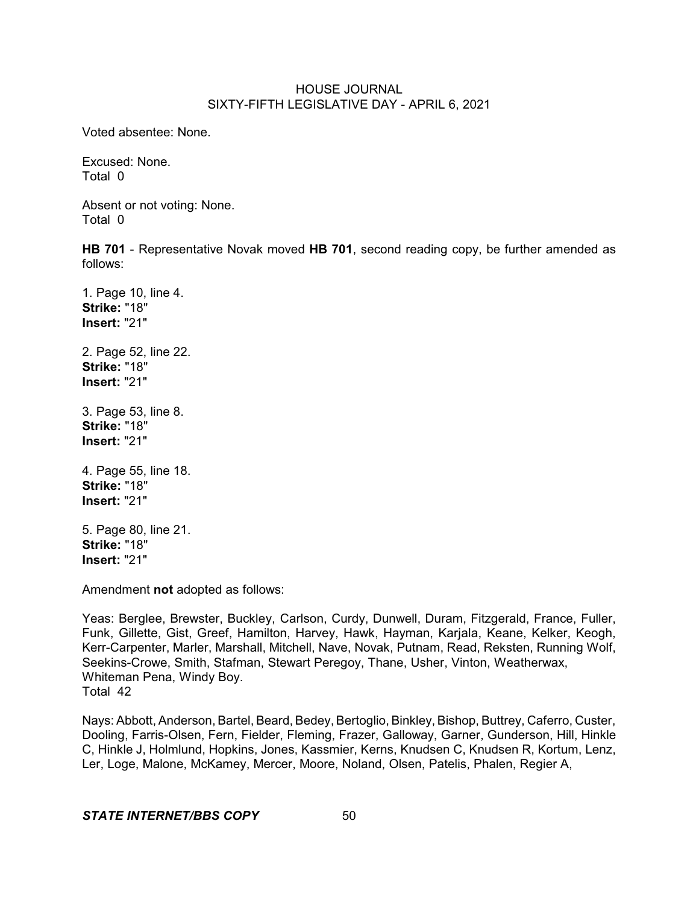Voted absentee: None.

Excused: None.
Total 0

Absent or not voting: None.
Total 0

**HB 701** - Representative Novak moved **HB 701**, second reading copy, be further amended as follows:

1. Page 10, line 4.
**Strike:** "18"
**Insert:** "21"

2. Page 52, line 22.
**Strike:** "18"
**Insert:** "21"

3. Page 53, line 8.
**Strike:** "18"
**Insert:** "21"

4. Page 55, line 18.
**Strike:** "18"
**Insert:** "21"

5. Page 80, line 21.
**Strike:** "18"
**Insert:** "21"

Amendment **not** adopted as follows:

Yeas: Berglee, Brewster, Buckley, Carlson, Curdy, Dunwell, Duram, Fitzgerald, France, Fuller, Funk, Gillette, Gist, Greef, Hamilton, Harvey, Hawk, Hayman, Karjala, Keane, Kelker, Keogh, Kerr-Carpenter, Marler, Marshall, Mitchell, Nave, Novak, Putnam, Read, Reksten, Running Wolf, Seekins-Crowe, Smith, Stafman, Stewart Peregoy, Thane, Usher, Vinton, Weatherwax, Whiteman Pena, Windy Boy.
Total 42

Nays: Abbott, Anderson, Bartel, Beard, Bedey, Bertoglio, Binkley, Bishop, Buttrey, Caferro, Custer, Dooling, Farris-Olsen, Fern, Fielder, Fleming, Frazer, Galloway, Garner, Gunderson, Hill, Hinkle C, Hinkle J, Holmlund, Hopkins, Jones, Kassmier, Kerns, Knudsen C, Knudsen R, Kortum, Lenz, Ler, Loge, Malone, McKamey, Mercer, Moore, Noland, Olsen, Patelis, Phalen, Regier A,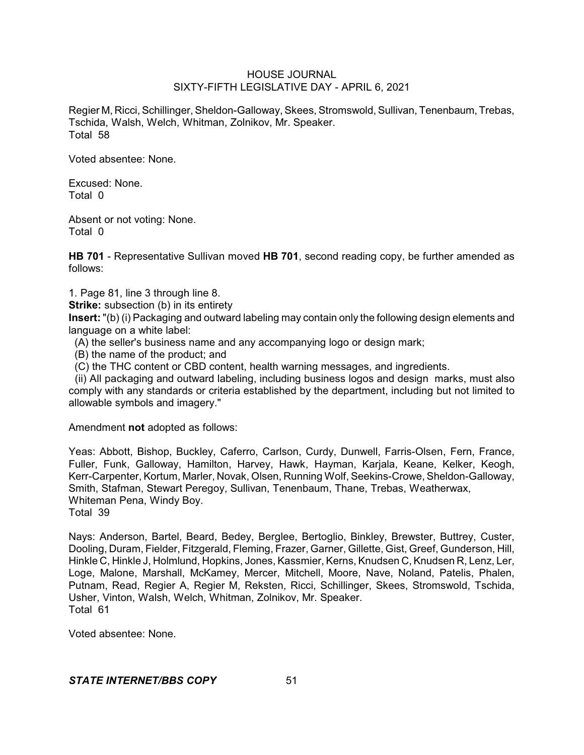Regier M, Ricci, Schillinger, Sheldon-Galloway, Skees, Stromswold, Sullivan, Tenenbaum, Trebas, Tschida, Walsh, Welch, Whitman, Zolnikov, Mr. Speaker.
Total 58

Voted absentee: None.

Excused: None.
Total 0

Absent or not voting: None.
Total 0

**HB 701** - Representative Sullivan moved **HB 701**, second reading copy, be further amended as follows:

1. Page 81, line 3 through line 8.

**Strike:** subsection (b) in its entirety

**Insert:** "(b) (i) Packaging and outward labeling may contain only the following design elements and language on a white label:

(A) the seller's business name and any accompanying logo or design mark;

(B) the name of the product; and

(C) the THC content or CBD content, health warning messages, and ingredients.

(ii) All packaging and outward labeling, including business logos and design marks, must also comply with any standards or criteria established by the department, including but not limited to allowable symbols and imagery."

Amendment **not** adopted as follows:

Yeas: Abbott, Bishop, Buckley, Caferro, Carlson, Curdy, Dunwell, Farris-Olsen, Fern, France, Fuller, Funk, Galloway, Hamilton, Harvey, Hawk, Hayman, Karjala, Keane, Kelker, Keogh, Kerr-Carpenter, Kortum, Marler, Novak, Olsen, Running Wolf, Seekins-Crowe, Sheldon-Galloway, Smith, Stafman, Stewart Peregoy, Sullivan, Tenenbaum, Thane, Trebas, Weatherwax, Whiteman Pena, Windy Boy.
Total 39

Nays: Anderson, Bartel, Beard, Bedey, Berglee, Bertoglio, Binkley, Brewster, Buttrey, Custer, Dooling, Duram, Fielder, Fitzgerald, Fleming, Frazer, Garner, Gillette, Gist, Greef, Gunderson, Hill, Hinkle C, Hinkle J, Holmlund, Hopkins, Jones, Kassmier, Kerns, Knudsen C, Knudsen R, Lenz, Ler, Loge, Malone, Marshall, McKamey, Mercer, Mitchell, Moore, Nave, Noland, Patelis, Phalen, Putnam, Read, Regier A, Regier M, Reksten, Ricci, Schillinger, Skees, Stromswold, Tschida, Usher, Vinton, Walsh, Welch, Whitman, Zolnikov, Mr. Speaker.
Total 61

Voted absentee: None.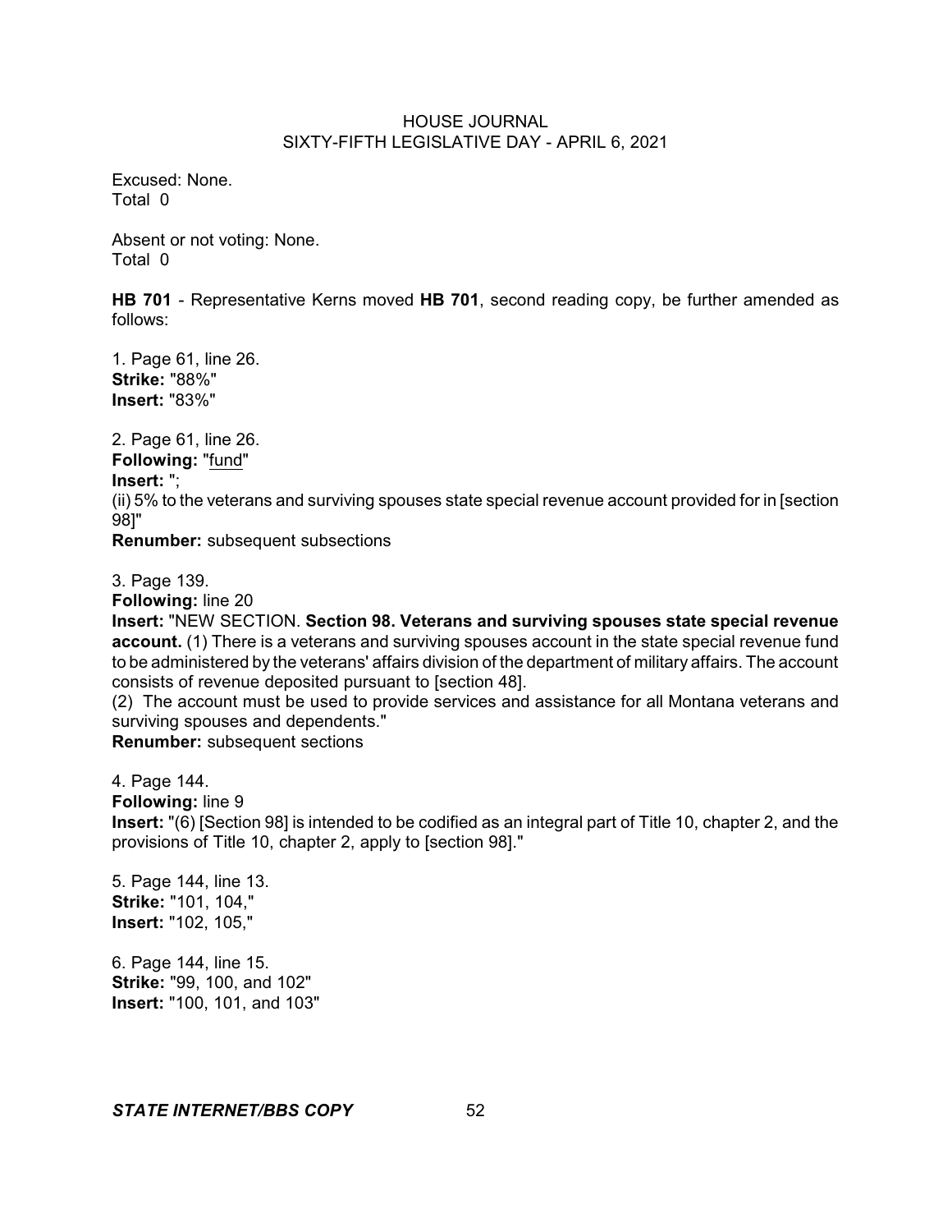Excused: None.
Total 0

Absent or not voting: None.
Total 0

**HB 701** - Representative Kerns moved **HB 701**, second reading copy, be further amended as follows:

1. Page 61, line 26.
**Strike:** "88%"
**Insert:** "83%"

2. Page 61, line 26.
**Following:** "fund"
**Insert:** ";
(ii) 5% to the veterans and surviving spouses state special revenue account provided for in [section 98]"
**Renumber:** subsequent subsections

3. Page 139.
**Following:** line 20
**Insert:** "NEW SECTION. **Section 98. Veterans and surviving spouses state special revenue account.** (1) There is a veterans and surviving spouses account in the state special revenue fund to be administered by the veterans' affairs division of the department of military affairs. The account consists of revenue deposited pursuant to [section 48].
(2) The account must be used to provide services and assistance for all Montana veterans and surviving spouses and dependents."
**Renumber:** subsequent sections

4. Page 144.
**Following:** line 9
**Insert:** "(6) [Section 98] is intended to be codified as an integral part of Title 10, chapter 2, and the provisions of Title 10, chapter 2, apply to [section 98]."

5. Page 144, line 13.
**Strike:** "101, 104,"
**Insert:** "102, 105,"

6. Page 144, line 15.
**Strike:** "99, 100, and 102"
**Insert:** "100, 101, and 103"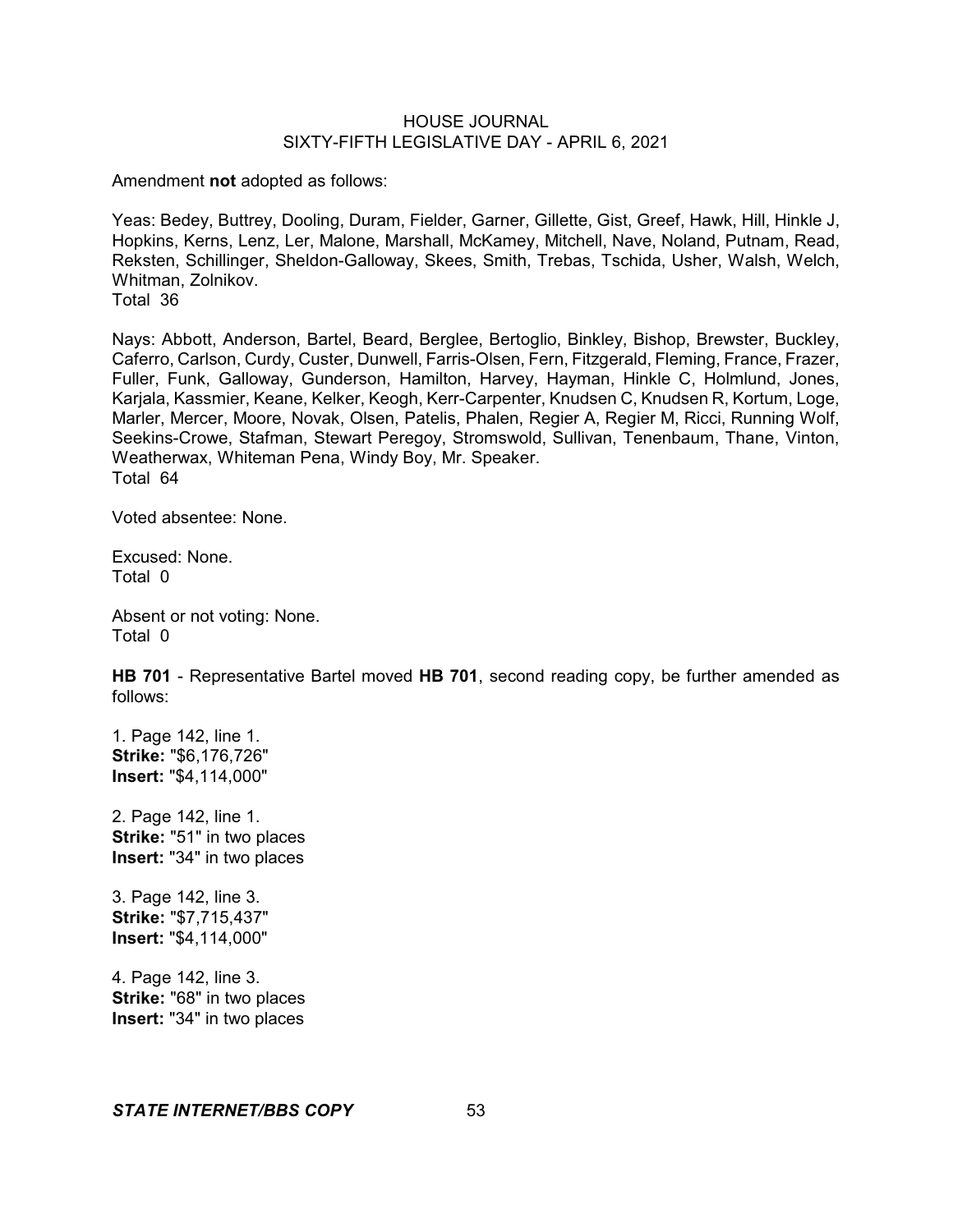Amendment **not** adopted as follows:

Yeas: Bedey, Buttrey, Dooling, Duram, Fielder, Garner, Gillette, Gist, Greef, Hawk, Hill, Hinkle J, Hopkins, Kerns, Lenz, Ler, Malone, Marshall, McKamey, Mitchell, Nave, Noland, Putnam, Read, Reksten, Schillinger, Sheldon-Galloway, Skees, Smith, Trebas, Tschida, Usher, Walsh, Welch, Whitman, Zolnikov.
Total 36

Nays: Abbott, Anderson, Bartel, Beard, Berglee, Bertoglio, Binkley, Bishop, Brewster, Buckley, Caferro, Carlson, Curdy, Custer, Dunwell, Farris-Olsen, Fern, Fitzgerald, Fleming, France, Frazer, Fuller, Funk, Galloway, Gunderson, Hamilton, Harvey, Hayman, Hinkle C, Holmlund, Jones, Karjala, Kassmier, Keane, Kelker, Keogh, Kerr-Carpenter, Knudsen C, Knudsen R, Kortum, Loge, Marler, Mercer, Moore, Novak, Olsen, Patelis, Phalen, Regier A, Regier M, Ricci, Running Wolf, Seekins-Crowe, Stafman, Stewart Peregoy, Stromswold, Sullivan, Tenenbaum, Thane, Vinton, Weatherwax, Whiteman Pena, Windy Boy, Mr. Speaker.
Total 64

Voted absentee: None.

Excused: None.
Total 0

Absent or not voting: None.
Total 0

**HB 701** - Representative Bartel moved **HB 701**, second reading copy, be further amended as follows:

1. Page 142, line 1.
**Strike:** "$6,176,726"
**Insert:** "$4,114,000"

2. Page 142, line 1.
**Strike:** "51" in two places
**Insert:** "34" in two places

3. Page 142, line 3.
**Strike:** "$7,715,437"
**Insert:** "$4,114,000"

4. Page 142, line 3.
**Strike:** "68" in two places
**Insert:** "34" in two places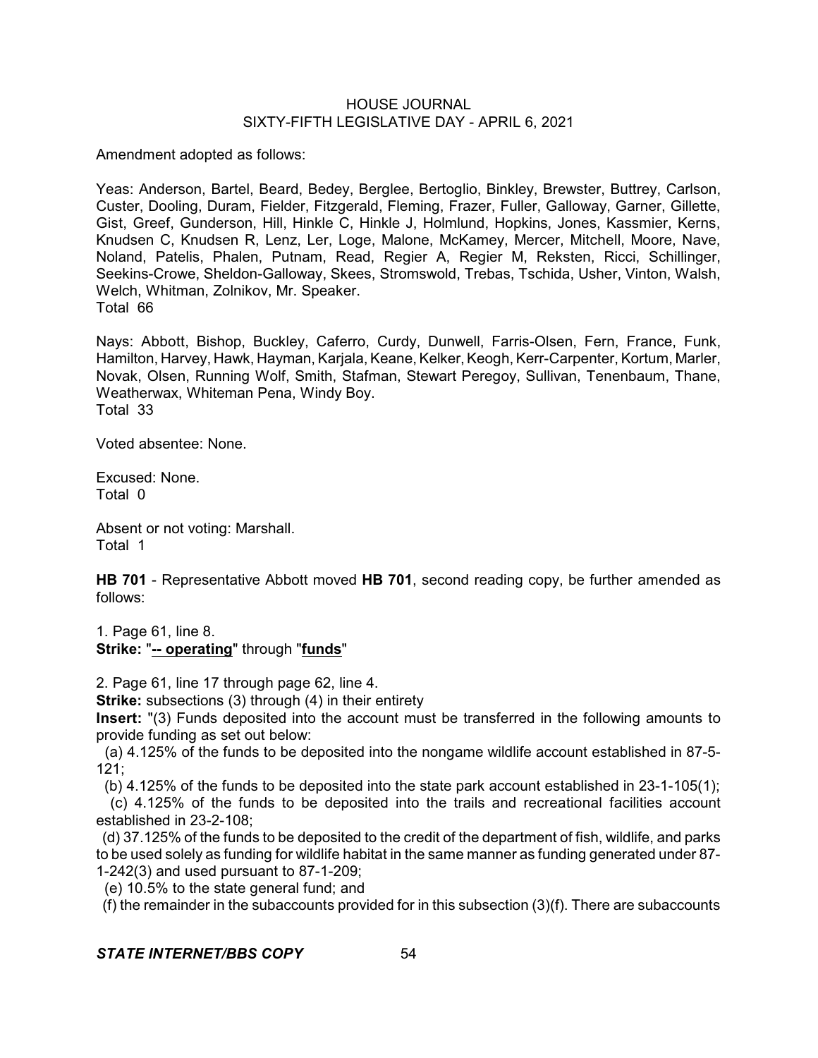Amendment adopted as follows:

Yeas: Anderson, Bartel, Beard, Bedey, Berglee, Bertoglio, Binkley, Brewster, Buttrey, Carlson, Custer, Dooling, Duram, Fielder, Fitzgerald, Fleming, Frazer, Fuller, Galloway, Garner, Gillette, Gist, Greef, Gunderson, Hill, Hinkle C, Hinkle J, Holmlund, Hopkins, Jones, Kassmier, Kerns, Knudsen C, Knudsen R, Lenz, Ler, Loge, Malone, McKamey, Mercer, Mitchell, Moore, Nave, Noland, Patelis, Phalen, Putnam, Read, Regier A, Regier M, Reksten, Ricci, Schillinger, Seekins-Crowe, Sheldon-Galloway, Skees, Stromswold, Trebas, Tschida, Usher, Vinton, Walsh, Welch, Whitman, Zolnikov, Mr. Speaker.
Total 66

Nays: Abbott, Bishop, Buckley, Caferro, Curdy, Dunwell, Farris-Olsen, Fern, France, Funk, Hamilton, Harvey, Hawk, Hayman, Karjala, Keane, Kelker, Keogh, Kerr-Carpenter, Kortum, Marler, Novak, Olsen, Running Wolf, Smith, Stafman, Stewart Peregoy, Sullivan, Tenenbaum, Thane, Weatherwax, Whiteman Pena, Windy Boy.
Total 33

Voted absentee: None.

Excused: None.
Total 0

Absent or not voting: Marshall.
Total 1

**HB 701** - Representative Abbott moved **HB 701**, second reading copy, be further amended as follows:

1. Page 61, line 8.
**Strike:** "**-- operating**" through "**funds**"

2. Page 61, line 17 through page 62, line 4.
**Strike:** subsections (3) through (4) in their entirety
**Insert:** "(3) Funds deposited into the account must be transferred in the following amounts to provide funding as set out below:
(a) 4.125% of the funds to be deposited into the nongame wildlife account established in 87-5-121;
(b) 4.125% of the funds to be deposited into the state park account established in 23-1-105(1);
(c) 4.125% of the funds to be deposited into the trails and recreational facilities account established in 23-2-108;
(d) 37.125% of the funds to be deposited to the credit of the department of fish, wildlife, and parks to be used solely as funding for wildlife habitat in the same manner as funding generated under 87-1-242(3) and used pursuant to 87-1-209;
(e) 10.5% to the state general fund; and
(f) the remainder in the subaccounts provided for in this subsection (3)(f). There are subaccounts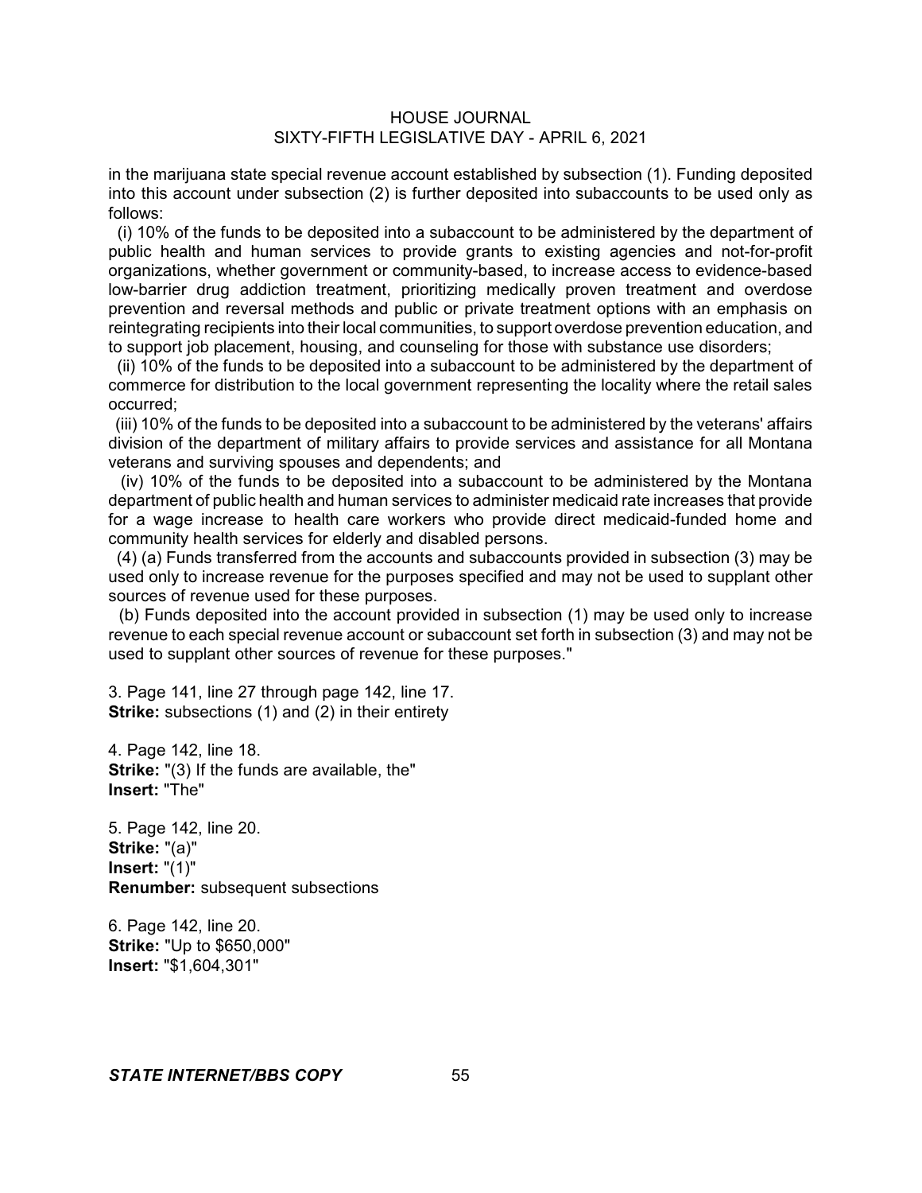in the marijuana state special revenue account established by subsection (1). Funding deposited into this account under subsection (2) is further deposited into subaccounts to be used only as follows:

(i) 10% of the funds to be deposited into a subaccount to be administered by the department of public health and human services to provide grants to existing agencies and not-for-profit organizations, whether government or community-based, to increase access to evidence-based low-barrier drug addiction treatment, prioritizing medically proven treatment and overdose prevention and reversal methods and public or private treatment options with an emphasis on reintegrating recipients into their local communities, to support overdose prevention education, and to support job placement, housing, and counseling for those with substance use disorders;

(ii) 10% of the funds to be deposited into a subaccount to be administered by the department of commerce for distribution to the local government representing the locality where the retail sales occurred;

(iii) 10% of the funds to be deposited into a subaccount to be administered by the veterans' affairs division of the department of military affairs to provide services and assistance for all Montana veterans and surviving spouses and dependents; and

(iv) 10% of the funds to be deposited into a subaccount to be administered by the Montana department of public health and human services to administer medicaid rate increases that provide for a wage increase to health care workers who provide direct medicaid-funded home and community health services for elderly and disabled persons.

(4) (a) Funds transferred from the accounts and subaccounts provided in subsection (3) may be used only to increase revenue for the purposes specified and may not be used to supplant other sources of revenue used for these purposes.

(b) Funds deposited into the account provided in subsection (1) may be used only to increase revenue to each special revenue account or subaccount set forth in subsection (3) and may not be used to supplant other sources of revenue for these purposes."

3. Page 141, line 27 through page 142, line 17.
**Strike:** subsections (1) and (2) in their entirety

4. Page 142, line 18.
**Strike:** "(3) If the funds are available, the"
**Insert:** "The"

5. Page 142, line 20.
**Strike:** "(a)"
**Insert:** "(1)"
**Renumber:** subsequent subsections

6. Page 142, line 20.
**Strike:** "Up to $650,000"
**Insert:** "$1,604,301"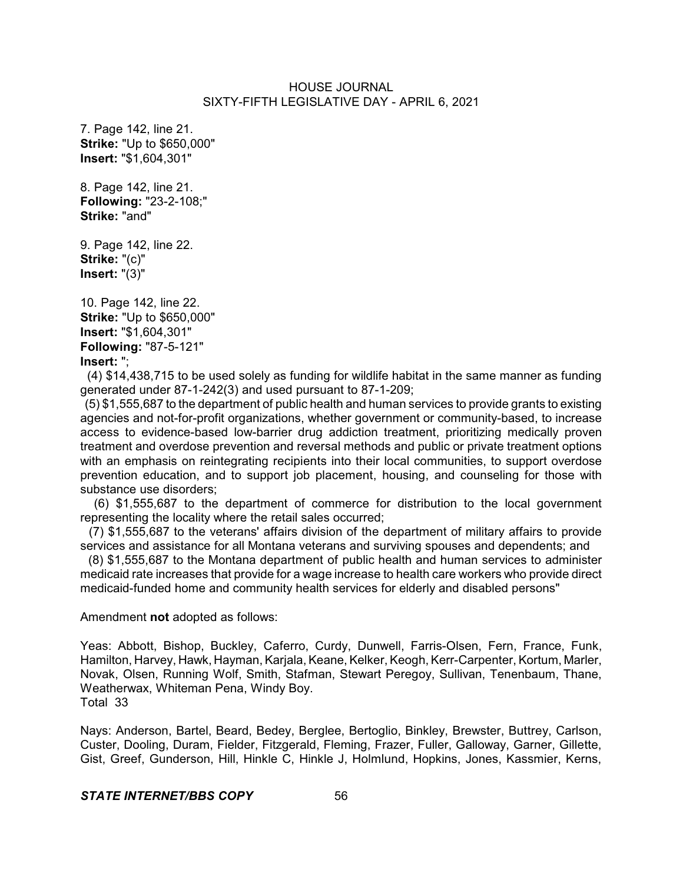7. Page 142, line 21.
**Strike:** "Up to $650,000"
**Insert:** "$1,604,301"

8. Page 142, line 21.
**Following:** "23-2-108;"
**Strike:** "and"

9. Page 142, line 22.
**Strike:** "(c)"
**Insert:** "(3)"

10. Page 142, line 22.
**Strike:** "Up to $650,000"
**Insert:** "$1,604,301"
**Following:** "87-5-121"
**Insert:** ";

(4) $14,438,715 to be used solely as funding for wildlife habitat in the same manner as funding generated under 87-1-242(3) and used pursuant to 87-1-209;

(5) $1,555,687 to the department of public health and human services to provide grants to existing agencies and not-for-profit organizations, whether government or community-based, to increase access to evidence-based low-barrier drug addiction treatment, prioritizing medically proven treatment and overdose prevention and reversal methods and public or private treatment options with an emphasis on reintegrating recipients into their local communities, to support overdose prevention education, and to support job placement, housing, and counseling for those with substance use disorders;

(6) $1,555,687 to the department of commerce for distribution to the local government representing the locality where the retail sales occurred;

(7) $1,555,687 to the veterans' affairs division of the department of military affairs to provide services and assistance for all Montana veterans and surviving spouses and dependents; and

(8) $1,555,687 to the Montana department of public health and human services to administer medicaid rate increases that provide for a wage increase to health care workers who provide direct medicaid-funded home and community health services for elderly and disabled persons"

Amendment **not** adopted as follows:

Yeas: Abbott, Bishop, Buckley, Caferro, Curdy, Dunwell, Farris-Olsen, Fern, France, Funk, Hamilton, Harvey, Hawk, Hayman, Karjala, Keane, Kelker, Keogh, Kerr-Carpenter, Kortum, Marler, Novak, Olsen, Running Wolf, Smith, Stafman, Stewart Peregoy, Sullivan, Tenenbaum, Thane, Weatherwax, Whiteman Pena, Windy Boy.
Total 33

Nays: Anderson, Bartel, Beard, Bedey, Berglee, Bertoglio, Binkley, Brewster, Buttrey, Carlson, Custer, Dooling, Duram, Fielder, Fitzgerald, Fleming, Frazer, Fuller, Galloway, Garner, Gillette, Gist, Greef, Gunderson, Hill, Hinkle C, Hinkle J, Holmlund, Hopkins, Jones, Kassmier, Kerns,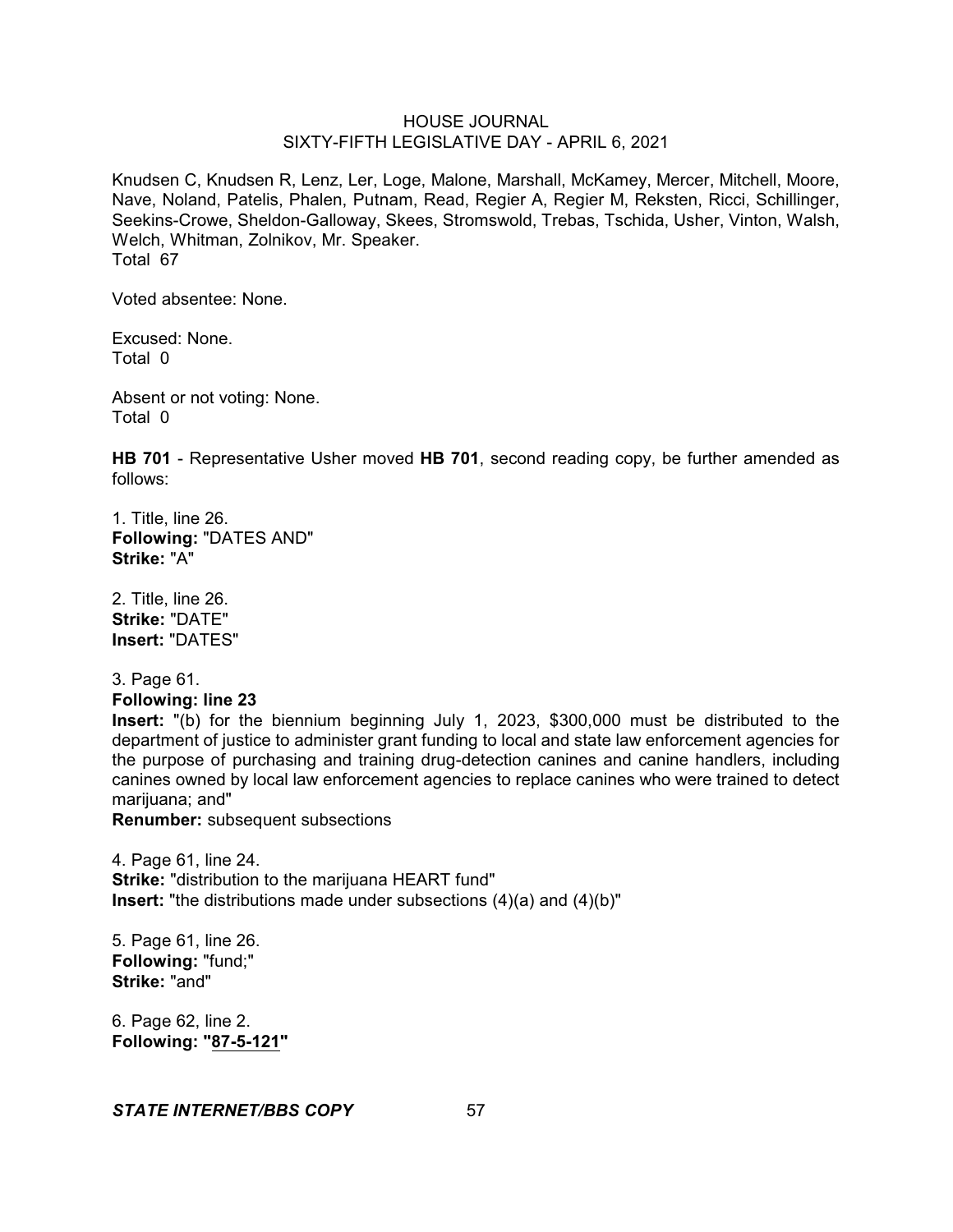Knudsen C, Knudsen R, Lenz, Ler, Loge, Malone, Marshall, McKamey, Mercer, Mitchell, Moore, Nave, Noland, Patelis, Phalen, Putnam, Read, Regier A, Regier M, Reksten, Ricci, Schillinger, Seekins-Crowe, Sheldon-Galloway, Skees, Stromswold, Trebas, Tschida, Usher, Vinton, Walsh, Welch, Whitman, Zolnikov, Mr. Speaker.
Total 67

Voted absentee: None.

Excused: None.
Total 0

Absent or not voting: None.
Total 0

**HB 701** - Representative Usher moved **HB 701**, second reading copy, be further amended as follows:

1. Title, line 26.
**Following:** "DATES AND"
**Strike:** "A"

2. Title, line 26.
**Strike:** "DATE"
**Insert:** "DATES"

3. Page 61.
**Following: line 23**
**Insert:** "(b) for the biennium beginning July 1, 2023, $300,000 must be distributed to the department of justice to administer grant funding to local and state law enforcement agencies for the purpose of purchasing and training drug-detection canines and canine handlers, including canines owned by local law enforcement agencies to replace canines who were trained to detect marijuana; and"
**Renumber:** subsequent subsections

4. Page 61, line 24.
**Strike:** "distribution to the marijuana HEART fund"
**Insert:** "the distributions made under subsections (4)(a) and (4)(b)"

5. Page 61, line 26.
**Following:** "fund;"
**Strike:** "and"

6. Page 62, line 2.
**Following: "<u>87-5-121</u>"**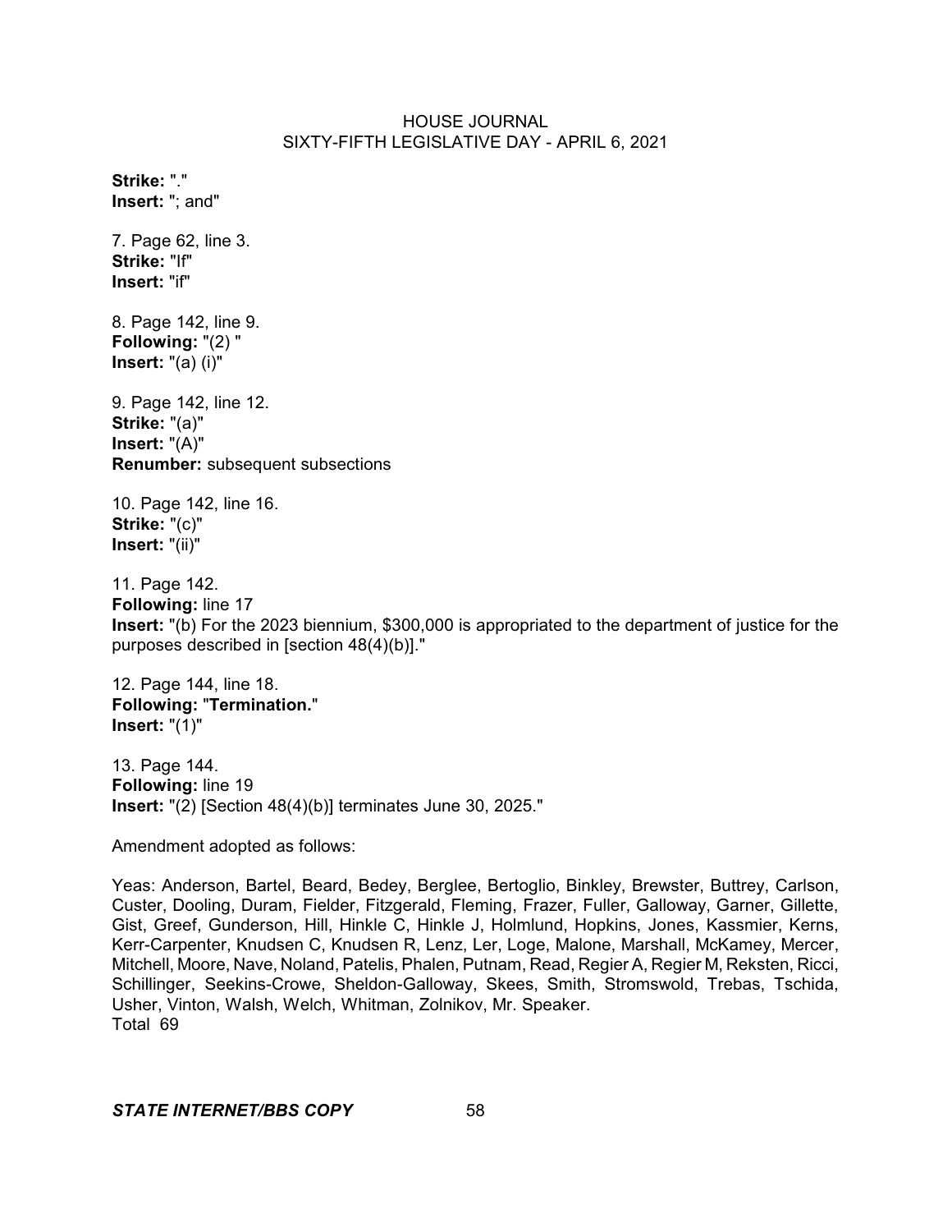**Strike:** "."
**Insert:** "; and"

7. Page 62, line 3.
**Strike:** "If"
**Insert:** "if"

8. Page 142, line 9.
**Following:** "(2) "
**Insert:** "(a) (i)"

9. Page 142, line 12.
**Strike:** "(a)"
**Insert:** "(A)"
**Renumber:** subsequent subsections

10. Page 142, line 16.
**Strike:** "(c)"
**Insert:** "(ii)"

11. Page 142.
**Following:** line 17
**Insert:** "(b) For the 2023 biennium, $300,000 is appropriated to the department of justice for the purposes described in [section 48(4)(b)]."

12. Page 144, line 18.
**Following:** "**Termination.**"
**Insert:** "(1)"

13. Page 144.
**Following:** line 19
**Insert:** "(2) [Section 48(4)(b)] terminates June 30, 2025."

Amendment adopted as follows:

Yeas: Anderson, Bartel, Beard, Bedey, Berglee, Bertoglio, Binkley, Brewster, Buttrey, Carlson, Custer, Dooling, Duram, Fielder, Fitzgerald, Fleming, Frazer, Fuller, Galloway, Garner, Gillette, Gist, Greef, Gunderson, Hill, Hinkle C, Hinkle J, Holmlund, Hopkins, Jones, Kassmier, Kerns, Kerr-Carpenter, Knudsen C, Knudsen R, Lenz, Ler, Loge, Malone, Marshall, McKamey, Mercer, Mitchell, Moore, Nave, Noland, Patelis, Phalen, Putnam, Read, Regier A, Regier M, Reksten, Ricci, Schillinger, Seekins-Crowe, Sheldon-Galloway, Skees, Smith, Stromswold, Trebas, Tschida, Usher, Vinton, Walsh, Welch, Whitman, Zolnikov, Mr. Speaker.
Total 69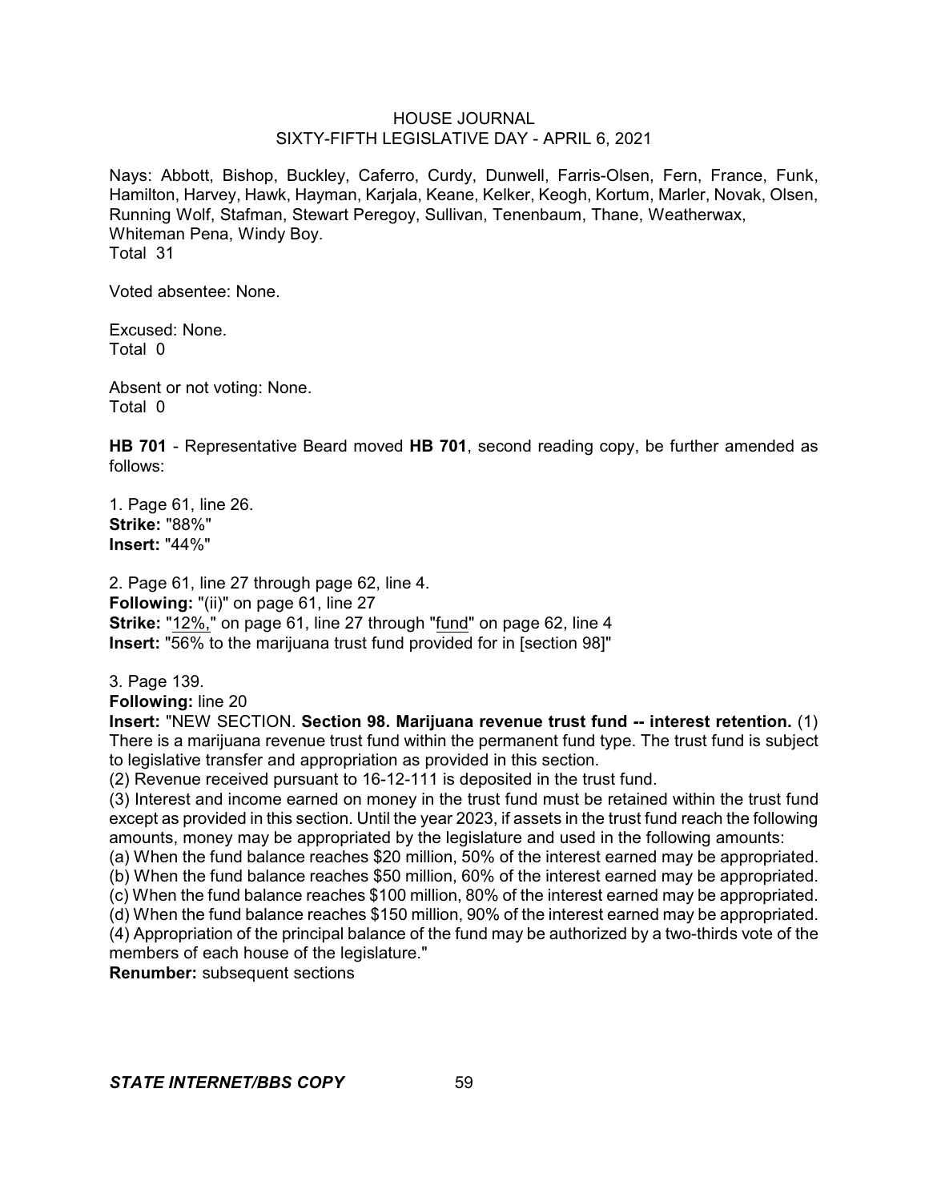Nays: Abbott, Bishop, Buckley, Caferro, Curdy, Dunwell, Farris-Olsen, Fern, France, Funk, Hamilton, Harvey, Hawk, Hayman, Karjala, Keane, Kelker, Keogh, Kortum, Marler, Novak, Olsen, Running Wolf, Stafman, Stewart Peregoy, Sullivan, Tenenbaum, Thane, Weatherwax, Whiteman Pena, Windy Boy.
Total 31

Voted absentee: None.

Excused: None.
Total 0

Absent or not voting: None.
Total 0

**HB 701** - Representative Beard moved **HB 701**, second reading copy, be further amended as follows:

1. Page 61, line 26.
**Strike:** "88%"
**Insert:** "44%"

2. Page 61, line 27 through page 62, line 4.
**Following:** "(ii)" on page 61, line 27
**Strike:** "12%," on page 61, line 27 through "fund" on page 62, line 4
**Insert:** "56% to the marijuana trust fund provided for in [section 98]"

3. Page 139.
**Following:** line 20
**Insert:** "NEW SECTION. **Section 98. Marijuana revenue trust fund -- interest retention.** (1) There is a marijuana revenue trust fund within the permanent fund type. The trust fund is subject to legislative transfer and appropriation as provided in this section.
(2) Revenue received pursuant to 16-12-111 is deposited in the trust fund.
(3) Interest and income earned on money in the trust fund must be retained within the trust fund except as provided in this section. Until the year 2023, if assets in the trust fund reach the following amounts, money may be appropriated by the legislature and used in the following amounts:
(a) When the fund balance reaches $20 million, 50% of the interest earned may be appropriated.
(b) When the fund balance reaches $50 million, 60% of the interest earned may be appropriated.
(c) When the fund balance reaches $100 million, 80% of the interest earned may be appropriated.
(d) When the fund balance reaches $150 million, 90% of the interest earned may be appropriated.
(4) Appropriation of the principal balance of the fund may be authorized by a two-thirds vote of the members of each house of the legislature."
**Renumber:** subsequent sections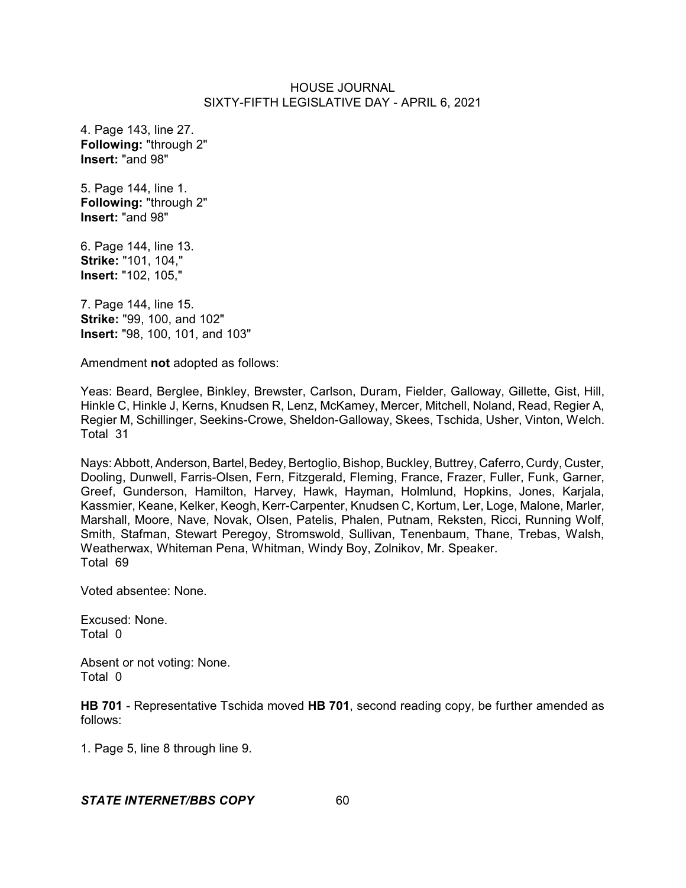4. Page 143, line 27.
**Following:** "through 2"
**Insert:** "and 98"

5. Page 144, line 1.
**Following:** "through 2"
**Insert:** "and 98"

6. Page 144, line 13.
**Strike:** "101, 104,"
**Insert:** "102, 105,"

7. Page 144, line 15.
**Strike:** "99, 100, and 102"
**Insert:** "98, 100, 101, and 103"

Amendment **not** adopted as follows:

Yeas: Beard, Berglee, Binkley, Brewster, Carlson, Duram, Fielder, Galloway, Gillette, Gist, Hill, Hinkle C, Hinkle J, Kerns, Knudsen R, Lenz, McKamey, Mercer, Mitchell, Noland, Read, Regier A, Regier M, Schillinger, Seekins-Crowe, Sheldon-Galloway, Skees, Tschida, Usher, Vinton, Welch.
Total 31

Nays: Abbott, Anderson, Bartel, Bedey, Bertoglio, Bishop, Buckley, Buttrey, Caferro, Curdy, Custer, Dooling, Dunwell, Farris-Olsen, Fern, Fitzgerald, Fleming, France, Frazer, Fuller, Funk, Garner, Greef, Gunderson, Hamilton, Harvey, Hawk, Hayman, Holmlund, Hopkins, Jones, Karjala, Kassmier, Keane, Kelker, Keogh, Kerr-Carpenter, Knudsen C, Kortum, Ler, Loge, Malone, Marler, Marshall, Moore, Nave, Novak, Olsen, Patelis, Phalen, Putnam, Reksten, Ricci, Running Wolf, Smith, Stafman, Stewart Peregoy, Stromswold, Sullivan, Tenenbaum, Thane, Trebas, Walsh, Weatherwax, Whiteman Pena, Whitman, Windy Boy, Zolnikov, Mr. Speaker.
Total 69

Voted absentee: None.

Excused: None.
Total 0

Absent or not voting: None.
Total 0

**HB 701** - Representative Tschida moved **HB 701**, second reading copy, be further amended as follows:

1. Page 5, line 8 through line 9.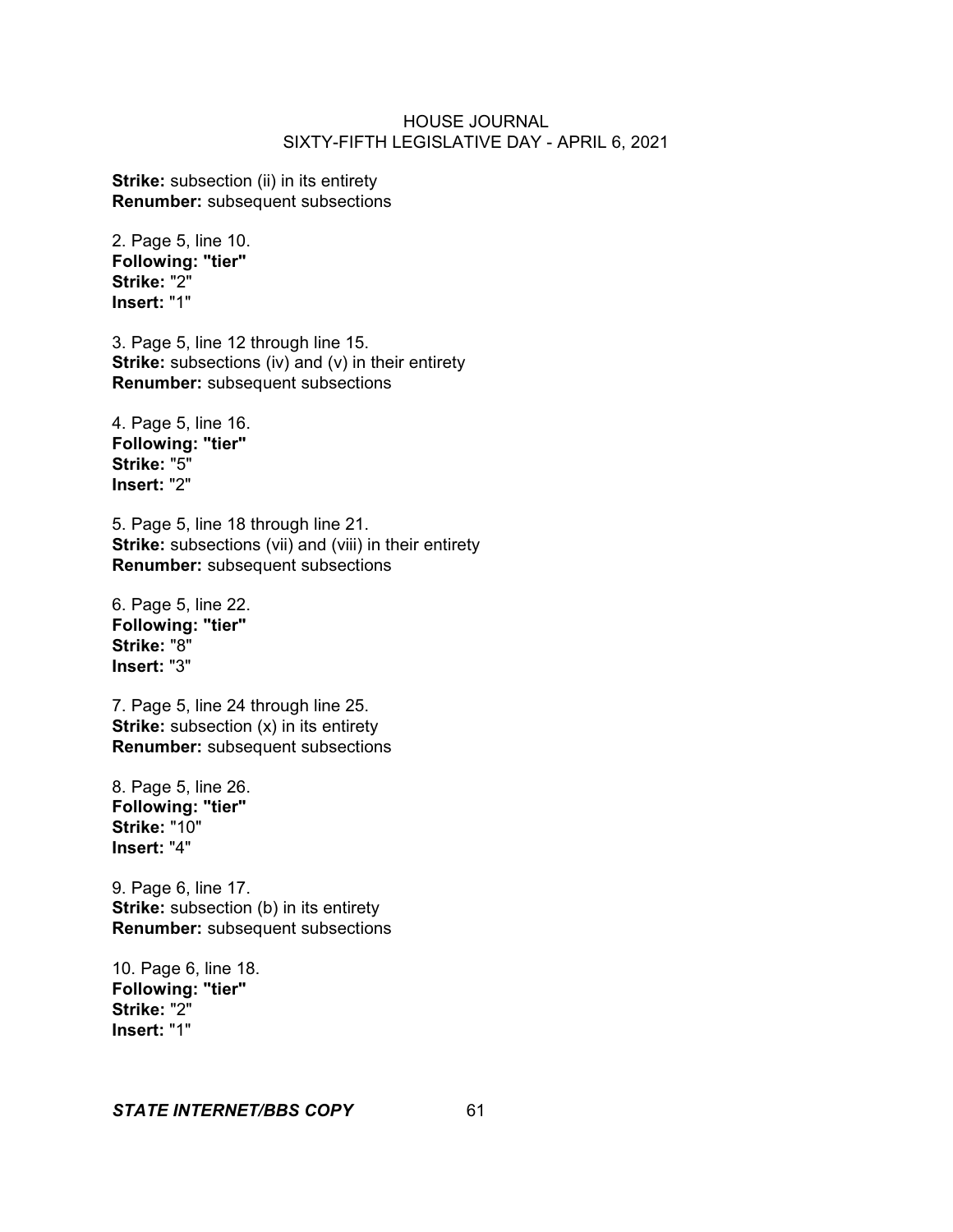**Strike:** subsection (ii) in its entirety
**Renumber:** subsequent subsections

2. Page 5, line 10.
**Following: "tier"**
**Strike:** "2"
**Insert:** "1"

3. Page 5, line 12 through line 15.
**Strike:** subsections (iv) and (v) in their entirety
**Renumber:** subsequent subsections

4. Page 5, line 16.
**Following: "tier"**
**Strike:** "5"
**Insert:** "2"

5. Page 5, line 18 through line 21.
**Strike:** subsections (vii) and (viii) in their entirety
**Renumber:** subsequent subsections

6. Page 5, line 22.
**Following: "tier"**
**Strike:** "8"
**Insert:** "3"

7. Page 5, line 24 through line 25.
**Strike:** subsection (x) in its entirety
**Renumber:** subsequent subsections

8. Page 5, line 26.
**Following: "tier"**
**Strike:** "10"
**Insert:** "4"

9. Page 6, line 17.
**Strike:** subsection (b) in its entirety
**Renumber:** subsequent subsections

10. Page 6, line 18.
**Following: "tier"**
**Strike:** "2"
**Insert:** "1"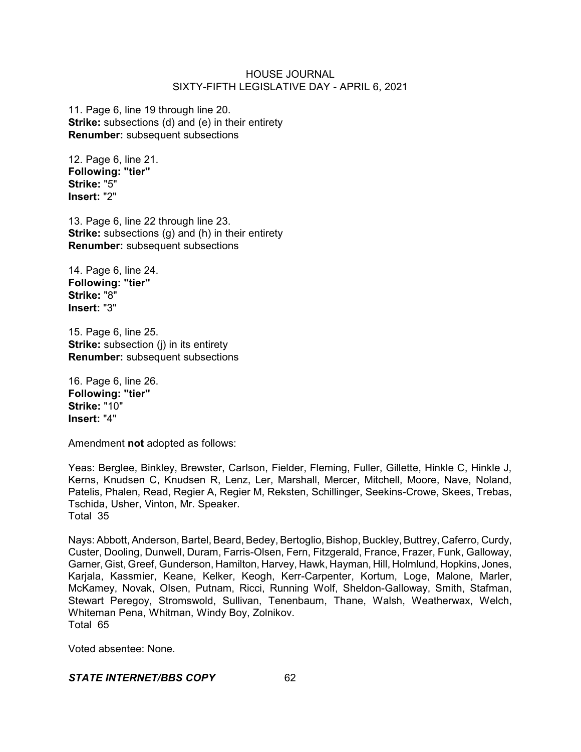11. Page 6, line 19 through line 20.
**Strike:** subsections (d) and (e) in their entirety
**Renumber:** subsequent subsections

12. Page 6, line 21.
**Following: "tier"**
**Strike:** "5"
**Insert:** "2"

13. Page 6, line 22 through line 23.
**Strike:** subsections (g) and (h) in their entirety
**Renumber:** subsequent subsections

14. Page 6, line 24.
**Following: "tier"**
**Strike:** "8"
**Insert:** "3"

15. Page 6, line 25.
**Strike:** subsection (j) in its entirety
**Renumber:** subsequent subsections

16. Page 6, line 26.
**Following: "tier"**
**Strike:** "10"
**Insert:** "4"

Amendment **not** adopted as follows:

Yeas: Berglee, Binkley, Brewster, Carlson, Fielder, Fleming, Fuller, Gillette, Hinkle C, Hinkle J, Kerns, Knudsen C, Knudsen R, Lenz, Ler, Marshall, Mercer, Mitchell, Moore, Nave, Noland, Patelis, Phalen, Read, Regier A, Regier M, Reksten, Schillinger, Seekins-Crowe, Skees, Trebas, Tschida, Usher, Vinton, Mr. Speaker.
Total 35

Nays: Abbott, Anderson, Bartel, Beard, Bedey, Bertoglio, Bishop, Buckley, Buttrey, Caferro, Curdy, Custer, Dooling, Dunwell, Duram, Farris-Olsen, Fern, Fitzgerald, France, Frazer, Funk, Galloway, Garner, Gist, Greef, Gunderson, Hamilton, Harvey, Hawk, Hayman, Hill, Holmlund, Hopkins, Jones, Karjala, Kassmier, Keane, Kelker, Keogh, Kerr-Carpenter, Kortum, Loge, Malone, Marler, McKamey, Novak, Olsen, Putnam, Ricci, Running Wolf, Sheldon-Galloway, Smith, Stafman, Stewart Peregoy, Stromswold, Sullivan, Tenenbaum, Thane, Walsh, Weatherwax, Welch, Whiteman Pena, Whitman, Windy Boy, Zolnikov.
Total 65

Voted absentee: None.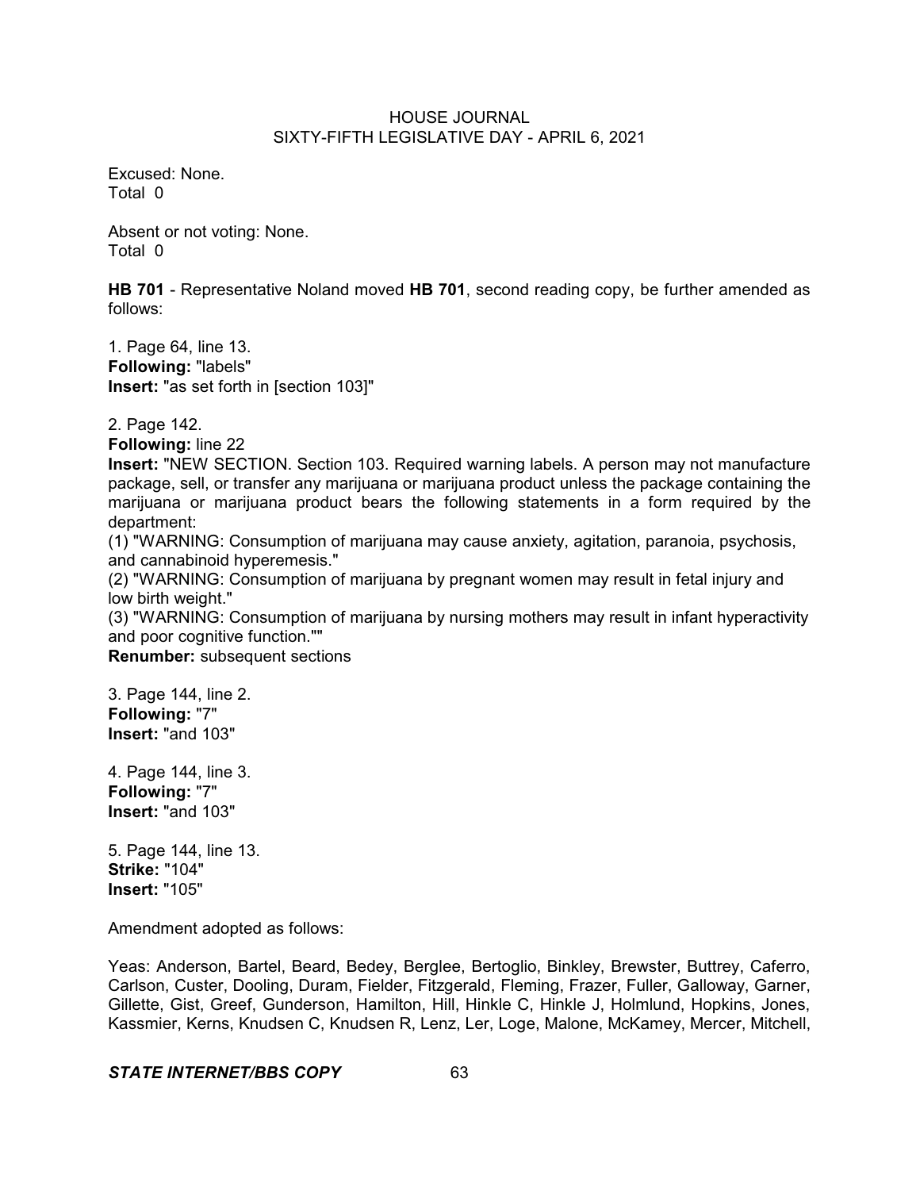Excused: None.
Total 0

Absent or not voting: None.
Total 0

**HB 701** - Representative Noland moved **HB 701**, second reading copy, be further amended as follows:

1. Page 64, line 13.
**Following:** "labels"
**Insert:** "as set forth in [section 103]"

2. Page 142.
**Following:** line 22
**Insert:** "NEW SECTION. Section 103. Required warning labels. A person may not manufacture package, sell, or transfer any marijuana or marijuana product unless the package containing the marijuana or marijuana product bears the following statements in a form required by the department:
(1) "WARNING: Consumption of marijuana may cause anxiety, agitation, paranoia, psychosis, and cannabinoid hyperemesis."
(2) "WARNING: Consumption of marijuana by pregnant women may result in fetal injury and low birth weight."
(3) "WARNING: Consumption of marijuana by nursing mothers may result in infant hyperactivity and poor cognitive function.""
**Renumber:** subsequent sections

3. Page 144, line 2.
**Following:** "7"
**Insert:** "and 103"

4. Page 144, line 3.
**Following:** "7"
**Insert:** "and 103"

5. Page 144, line 13.
**Strike:** "104"
**Insert:** "105"

Amendment adopted as follows:

Yeas: Anderson, Bartel, Beard, Bedey, Berglee, Bertoglio, Binkley, Brewster, Buttrey, Caferro, Carlson, Custer, Dooling, Duram, Fielder, Fitzgerald, Fleming, Frazer, Fuller, Galloway, Garner, Gillette, Gist, Greef, Gunderson, Hamilton, Hill, Hinkle C, Hinkle J, Holmlund, Hopkins, Jones, Kassmier, Kerns, Knudsen C, Knudsen R, Lenz, Ler, Loge, Malone, McKamey, Mercer, Mitchell,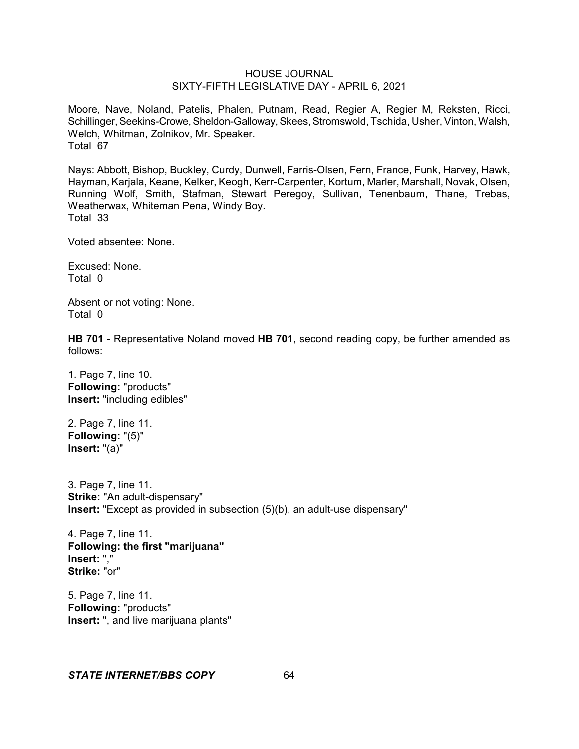Moore, Nave, Noland, Patelis, Phalen, Putnam, Read, Regier A, Regier M, Reksten, Ricci, Schillinger, Seekins-Crowe, Sheldon-Galloway, Skees, Stromswold, Tschida, Usher, Vinton, Walsh, Welch, Whitman, Zolnikov, Mr. Speaker.
Total 67

Nays: Abbott, Bishop, Buckley, Curdy, Dunwell, Farris-Olsen, Fern, France, Funk, Harvey, Hawk, Hayman, Karjala, Keane, Kelker, Keogh, Kerr-Carpenter, Kortum, Marler, Marshall, Novak, Olsen, Running Wolf, Smith, Stafman, Stewart Peregoy, Sullivan, Tenenbaum, Thane, Trebas, Weatherwax, Whiteman Pena, Windy Boy.
Total 33

Voted absentee: None.

Excused: None.
Total 0

Absent or not voting: None.
Total 0

**HB 701** - Representative Noland moved **HB 701**, second reading copy, be further amended as follows:

1. Page 7, line 10.
**Following:** "products"
**Insert:** "including edibles"

2. Page 7, line 11.
**Following:** "(5)"
**Insert:** "(a)"

3. Page 7, line 11.
**Strike:** "An adult-dispensary"
**Insert:** "Except as provided in subsection (5)(b), an adult-use dispensary"

4. Page 7, line 11.
**Following: the first "marijuana"**
**Insert:** ","
**Strike:** "or"

5. Page 7, line 11.
**Following:** "products"
**Insert:** ", and live marijuana plants"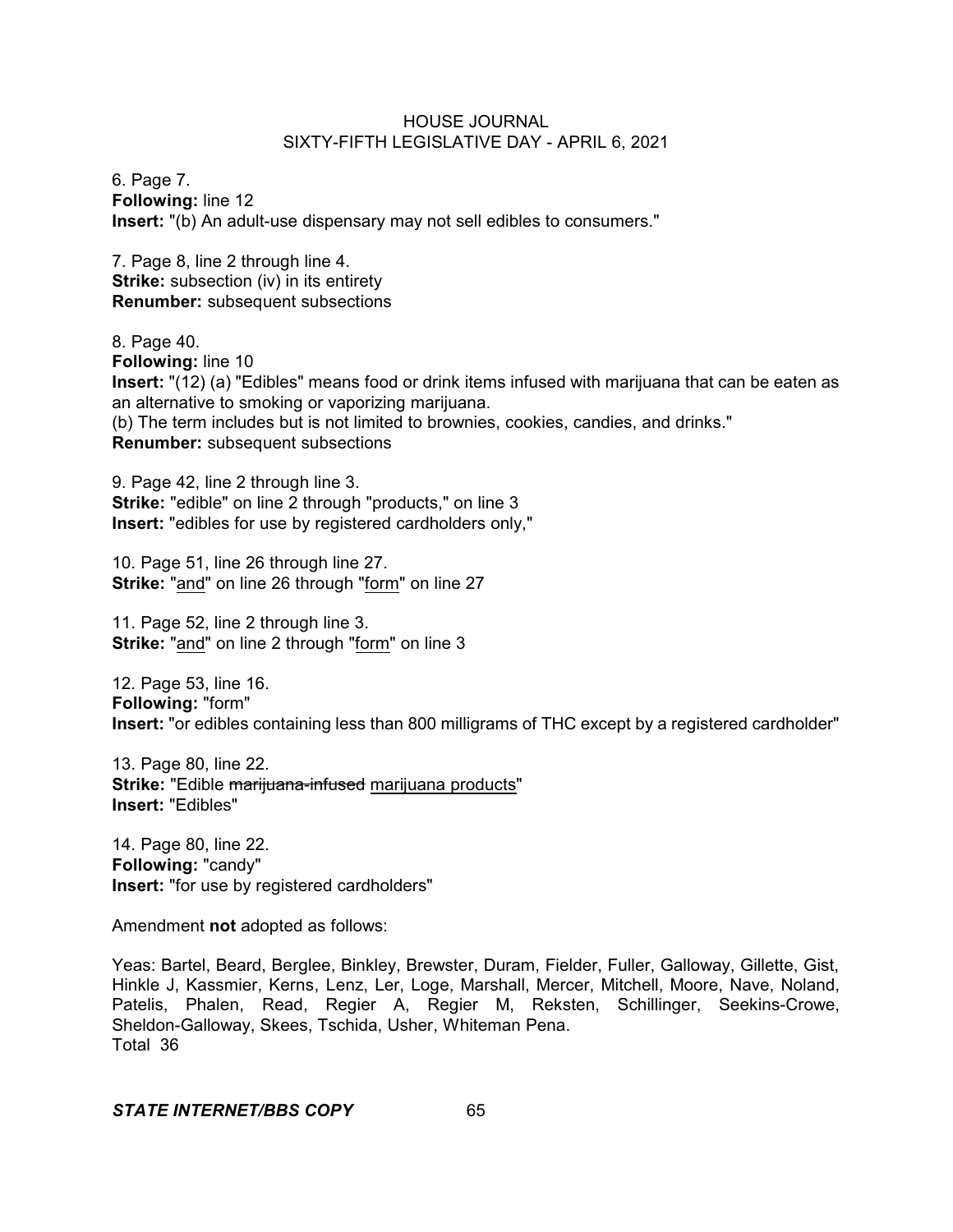6. Page 7.
**Following:** line 12
**Insert:** "(b) An adult-use dispensary may not sell edibles to consumers."

7. Page 8, line 2 through line 4.
**Strike:** subsection (iv) in its entirety
**Renumber:** subsequent subsections

8. Page 40.
**Following:** line 10
**Insert:** "(12) (a) "Edibles" means food or drink items infused with marijuana that can be eaten as an alternative to smoking or vaporizing marijuana.
(b) The term includes but is not limited to brownies, cookies, candies, and drinks."
**Renumber:** subsequent subsections

9. Page 42, line 2 through line 3.
**Strike:** "edible" on line 2 through "products," on line 3
**Insert:** "edibles for use by registered cardholders only,"

10. Page 51, line 26 through line 27.
**Strike:** "<u>and</u>" on line 26 through "<u>form</u>" on line 27

11. Page 52, line 2 through line 3.
**Strike:** "<u>and</u>" on line 2 through "<u>form</u>" on line 3

12. Page 53, line 16.
**Following:** "form"
**Insert:** "or edibles containing less than 800 milligrams of THC except by a registered cardholder"

13. Page 80, line 22.
**Strike:** "Edible ~~marijuana-infused~~ <u>marijuana products</u>"
**Insert:** "Edibles"

14. Page 80, line 22.
**Following:** "candy"
**Insert:** "for use by registered cardholders"

Amendment **not** adopted as follows:

Yeas: Bartel, Beard, Berglee, Binkley, Brewster, Duram, Fielder, Fuller, Galloway, Gillette, Gist, Hinkle J, Kassmier, Kerns, Lenz, Ler, Loge, Marshall, Mercer, Mitchell, Moore, Nave, Noland, Patelis, Phalen, Read, Regier A, Regier M, Reksten, Schillinger, Seekins-Crowe, Sheldon-Galloway, Skees, Tschida, Usher, Whiteman Pena.
Total 36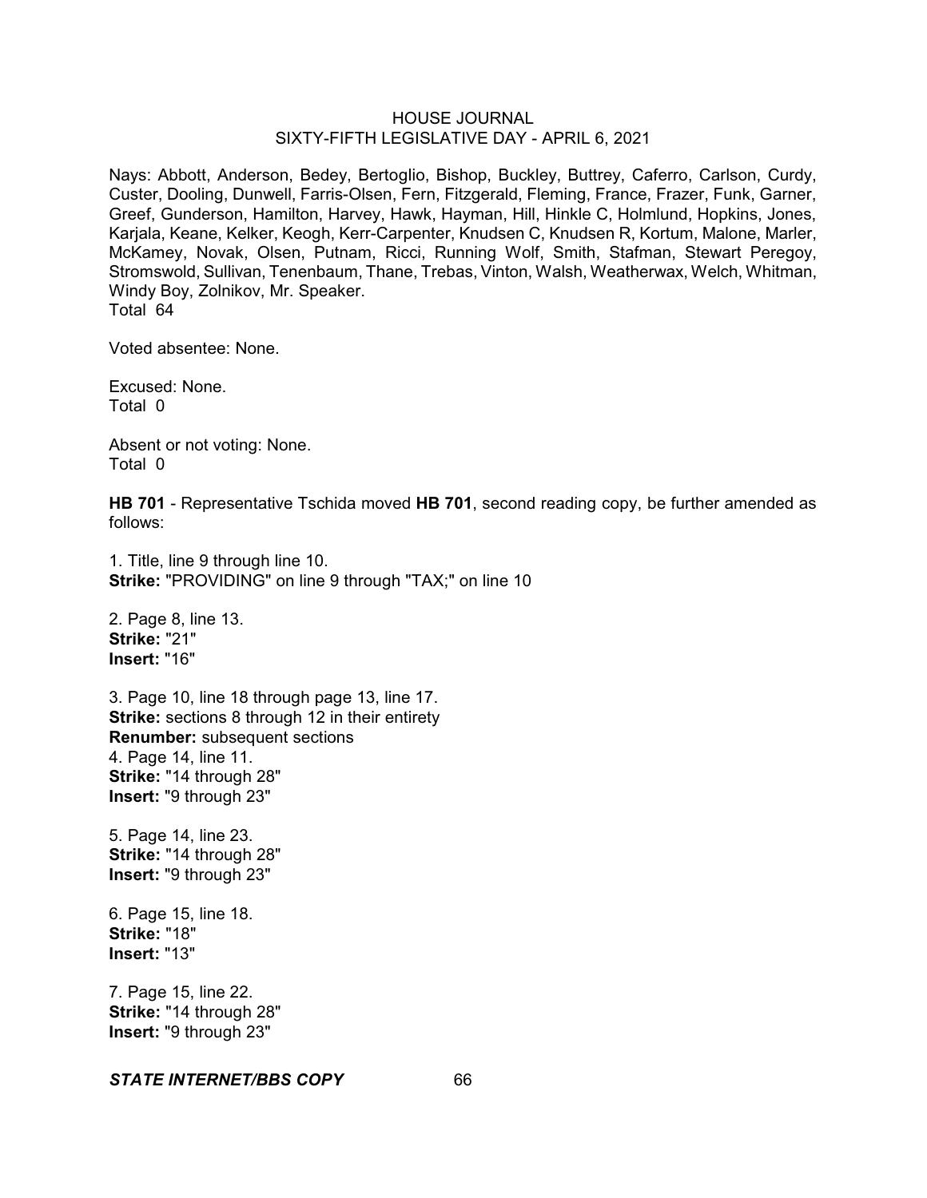Nays: Abbott, Anderson, Bedey, Bertoglio, Bishop, Buckley, Buttrey, Caferro, Carlson, Curdy, Custer, Dooling, Dunwell, Farris-Olsen, Fern, Fitzgerald, Fleming, France, Frazer, Funk, Garner, Greef, Gunderson, Hamilton, Harvey, Hawk, Hayman, Hill, Hinkle C, Holmlund, Hopkins, Jones, Karjala, Keane, Kelker, Keogh, Kerr-Carpenter, Knudsen C, Knudsen R, Kortum, Malone, Marler, McKamey, Novak, Olsen, Putnam, Ricci, Running Wolf, Smith, Stafman, Stewart Peregoy, Stromswold, Sullivan, Tenenbaum, Thane, Trebas, Vinton, Walsh, Weatherwax, Welch, Whitman, Windy Boy, Zolnikov, Mr. Speaker.
Total 64

Voted absentee: None.

Excused: None.
Total 0

Absent or not voting: None.
Total 0

**HB 701** - Representative Tschida moved **HB 701**, second reading copy, be further amended as follows:

1. Title, line 9 through line 10.
**Strike:** "PROVIDING" on line 9 through "TAX;" on line 10

2. Page 8, line 13.
**Strike:** "21"
**Insert:** "16"

3. Page 10, line 18 through page 13, line 17.
**Strike:** sections 8 through 12 in their entirety
**Renumber:** subsequent sections

4. Page 14, line 11.
**Strike:** "14 through 28"
**Insert:** "9 through 23"

5. Page 14, line 23.
**Strike:** "14 through 28"
**Insert:** "9 through 23"

6. Page 15, line 18.
**Strike:** "18"
**Insert:** "13"

7. Page 15, line 22.
**Strike:** "14 through 28"
**Insert:** "9 through 23"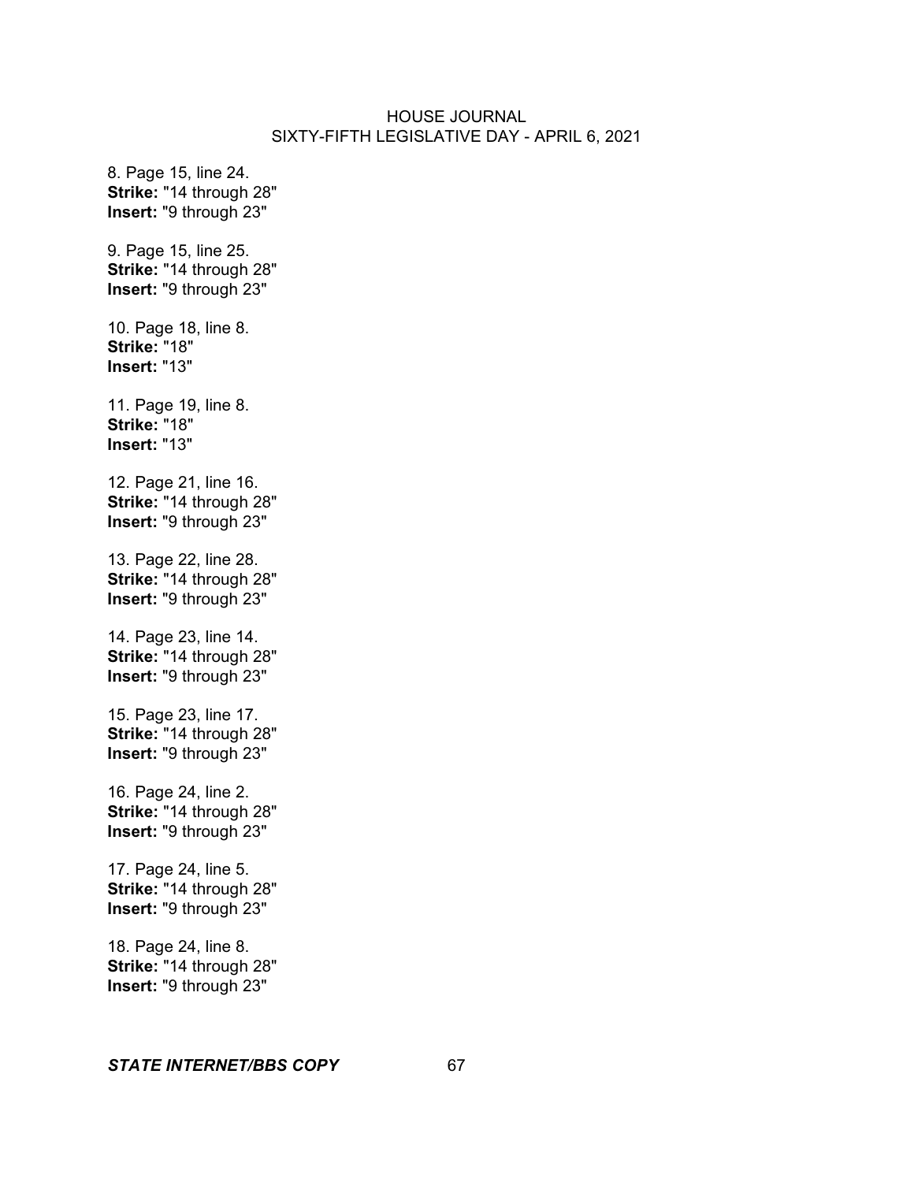8. Page 15, line 24.
**Strike:** "14 through 28"
**Insert:** "9 through 23"

9. Page 15, line 25.
**Strike:** "14 through 28"
**Insert:** "9 through 23"

10. Page 18, line 8.
**Strike:** "18"
**Insert:** "13"

11. Page 19, line 8.
**Strike:** "18"
**Insert:** "13"

12. Page 21, line 16.
**Strike:** "14 through 28"
**Insert:** "9 through 23"

13. Page 22, line 28.
**Strike:** "14 through 28"
**Insert:** "9 through 23"

14. Page 23, line 14.
**Strike:** "14 through 28"
**Insert:** "9 through 23"

15. Page 23, line 17.
**Strike:** "14 through 28"
**Insert:** "9 through 23"

16. Page 24, line 2.
**Strike:** "14 through 28"
**Insert:** "9 through 23"

17. Page 24, line 5.
**Strike:** "14 through 28"
**Insert:** "9 through 23"

18. Page 24, line 8.
**Strike:** "14 through 28"
**Insert:** "9 through 23"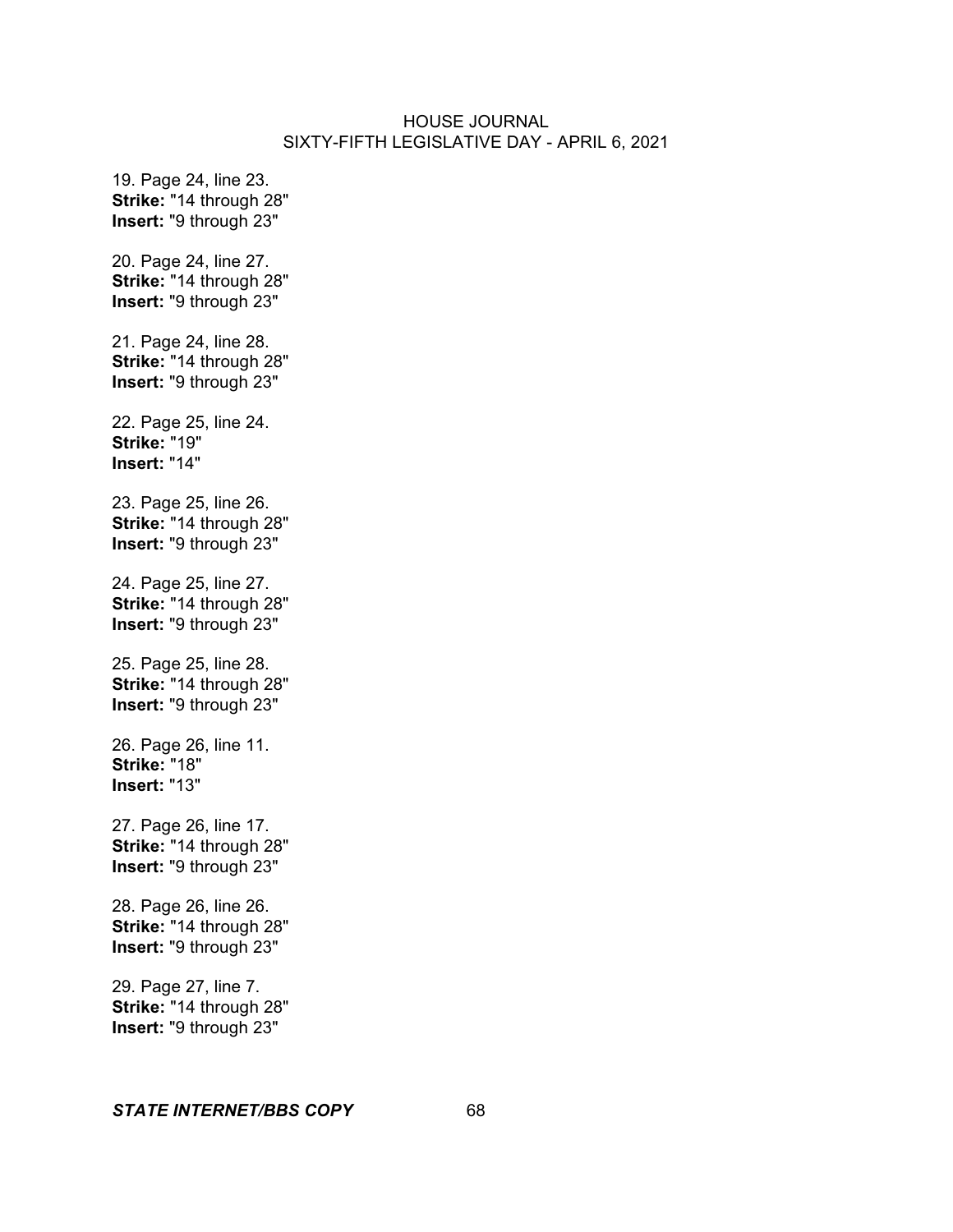19. Page 24, line 23.
**Strike:** "14 through 28"
**Insert:** "9 through 23"

20. Page 24, line 27.
**Strike:** "14 through 28"
**Insert:** "9 through 23"

21. Page 24, line 28.
**Strike:** "14 through 28"
**Insert:** "9 through 23"

22. Page 25, line 24.
**Strike:** "19"
**Insert:** "14"

23. Page 25, line 26.
**Strike:** "14 through 28"
**Insert:** "9 through 23"

24. Page 25, line 27.
**Strike:** "14 through 28"
**Insert:** "9 through 23"

25. Page 25, line 28.
**Strike:** "14 through 28"
**Insert:** "9 through 23"

26. Page 26, line 11.
**Strike:** "18"
**Insert:** "13"

27. Page 26, line 17.
**Strike:** "14 through 28"
**Insert:** "9 through 23"

28. Page 26, line 26.
**Strike:** "14 through 28"
**Insert:** "9 through 23"

29. Page 27, line 7.
**Strike:** "14 through 28"
**Insert:** "9 through 23"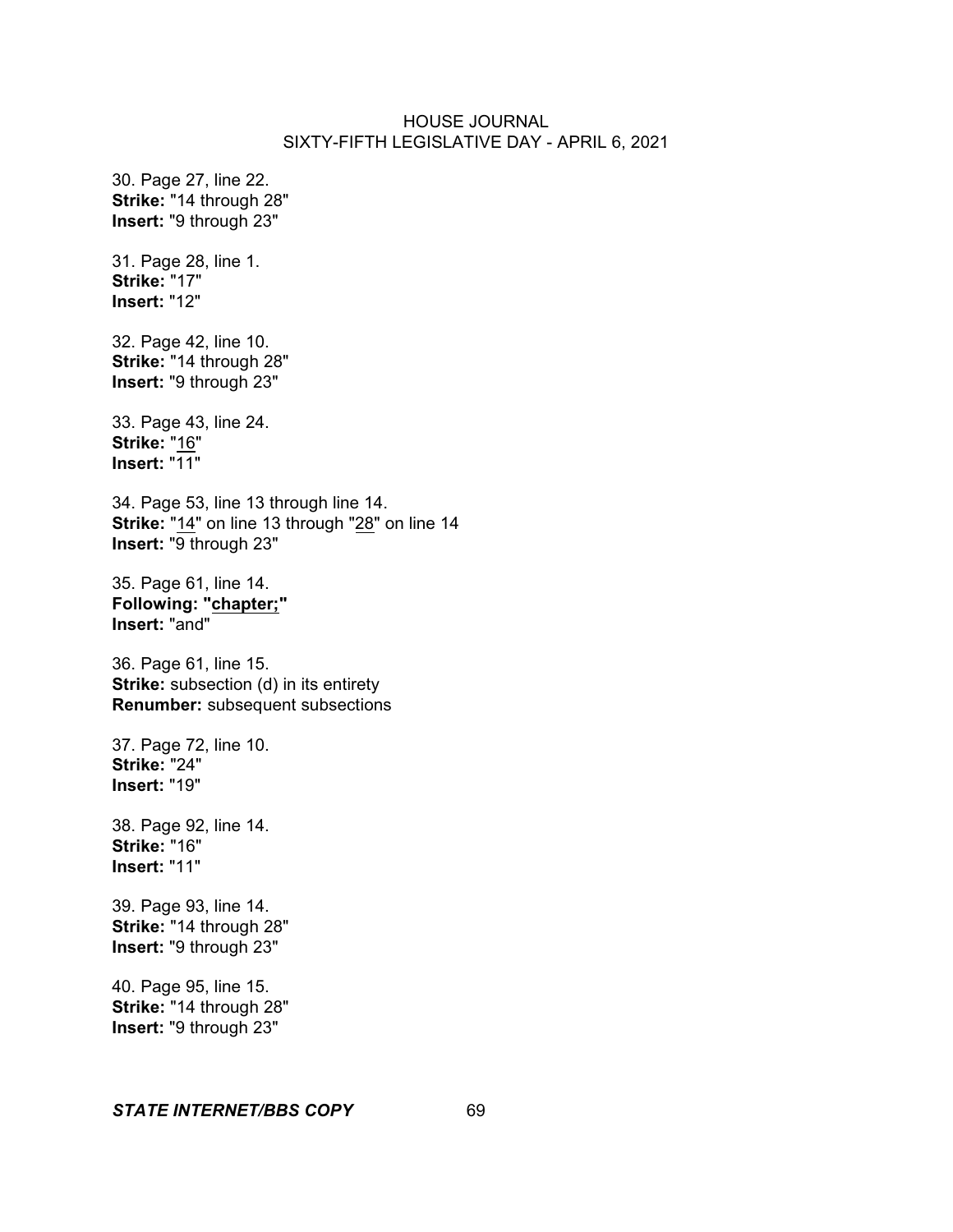30. Page 27, line 22.
**Strike:** "14 through 28"
**Insert:** "9 through 23"

31. Page 28, line 1.
**Strike:** "17"
**Insert:** "12"

32. Page 42, line 10.
**Strike:** "14 through 28"
**Insert:** "9 through 23"

33. Page 43, line 24.
**Strike:** "<u>16</u>"
**Insert:** "11"

34. Page 53, line 13 through line 14.
**Strike:** "<u>14</u>" on line 13 through "<u>28</u>" on line 14
**Insert:** "9 through 23"

35. Page 61, line 14.
**Following: "<u>chapter;</u>"**
**Insert:** "and"

36. Page 61, line 15.
**Strike:** subsection (d) in its entirety
**Renumber:** subsequent subsections

37. Page 72, line 10.
**Strike:** "24"
**Insert:** "19"

38. Page 92, line 14.
**Strike:** "16"
**Insert:** "11"

39. Page 93, line 14.
**Strike:** "14 through 28"
**Insert:** "9 through 23"

40. Page 95, line 15.
**Strike:** "14 through 28"
**Insert:** "9 through 23"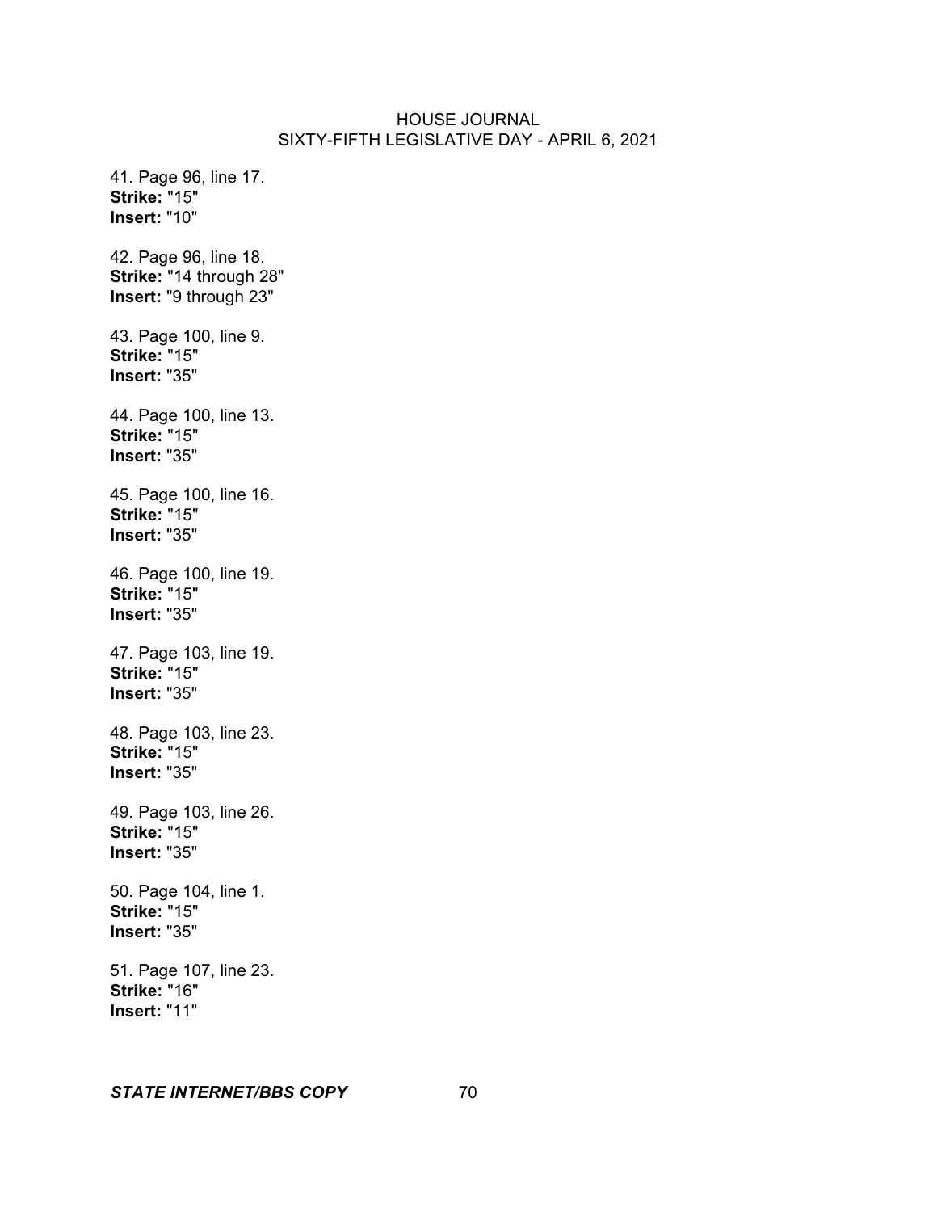41. Page 96, line 17.
**Strike:** "15"
**Insert:** "10"

42. Page 96, line 18.
**Strike:** "14 through 28"
**Insert:** "9 through 23"

43. Page 100, line 9.
**Strike:** "15"
**Insert:** "35"

44. Page 100, line 13.
**Strike:** "15"
**Insert:** "35"

45. Page 100, line 16.
**Strike:** "15"
**Insert:** "35"

46. Page 100, line 19.
**Strike:** "15"
**Insert:** "35"

47. Page 103, line 19.
**Strike:** "15"
**Insert:** "35"

48. Page 103, line 23.
**Strike:** "15"
**Insert:** "35"

49. Page 103, line 26.
**Strike:** "15"
**Insert:** "35"

50. Page 104, line 1.
**Strike:** "15"
**Insert:** "35"

51. Page 107, line 23.
**Strike:** "16"
**Insert:** "11"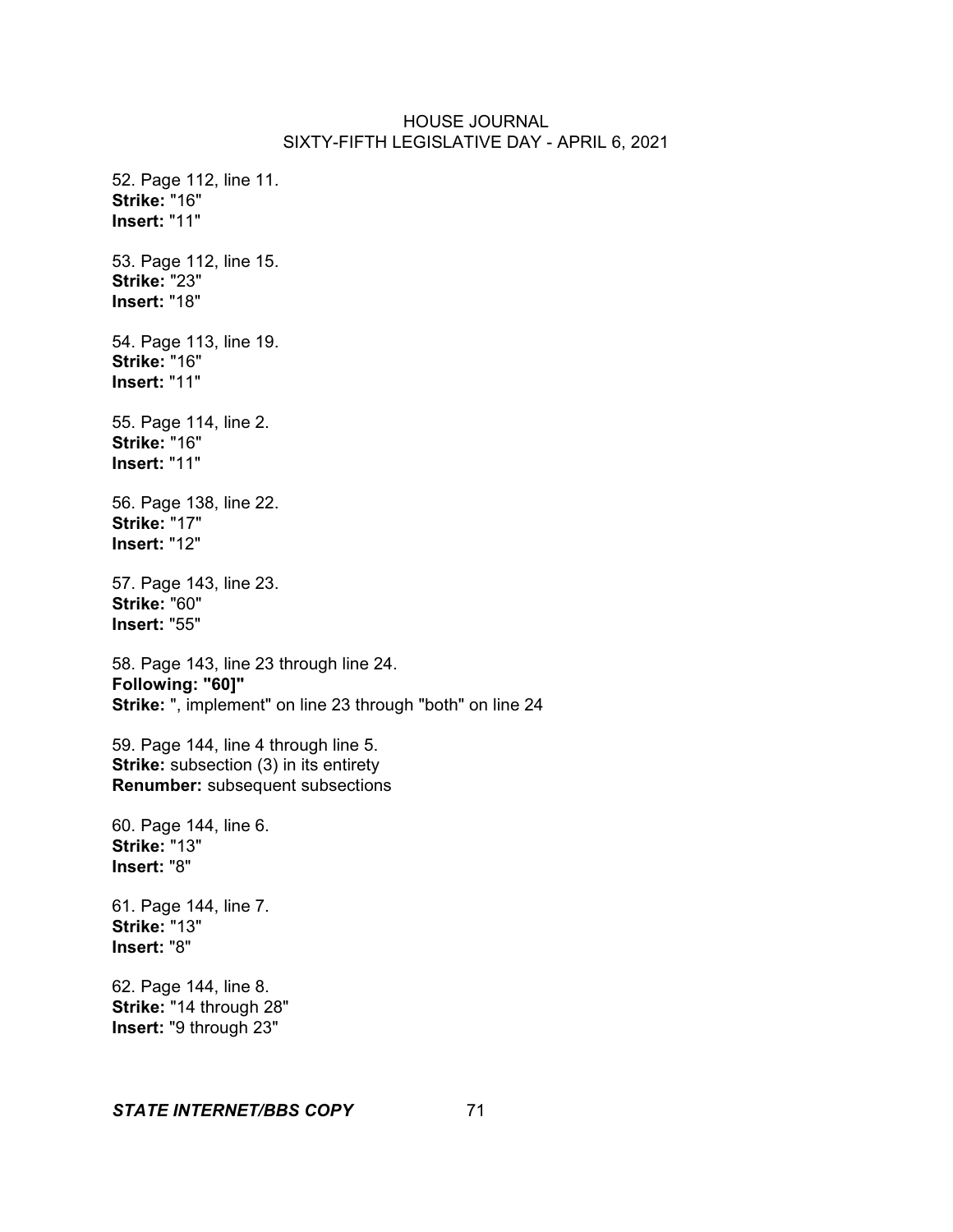52. Page 112, line 11.
**Strike:** "16"
**Insert:** "11"

53. Page 112, line 15.
**Strike:** "23"
**Insert:** "18"

54. Page 113, line 19.
**Strike:** "16"
**Insert:** "11"

55. Page 114, line 2.
**Strike:** "16"
**Insert:** "11"

56. Page 138, line 22.
**Strike:** "17"
**Insert:** "12"

57. Page 143, line 23.
**Strike:** "60"
**Insert:** "55"

58. Page 143, line 23 through line 24.
**Following: "60]"**
**Strike:** ", implement" on line 23 through "both" on line 24

59. Page 144, line 4 through line 5.
**Strike:** subsection (3) in its entirety
**Renumber:** subsequent subsections

60. Page 144, line 6.
**Strike:** "13"
**Insert:** "8"

61. Page 144, line 7.
**Strike:** "13"
**Insert:** "8"

62. Page 144, line 8.
**Strike:** "14 through 28"
**Insert:** "9 through 23"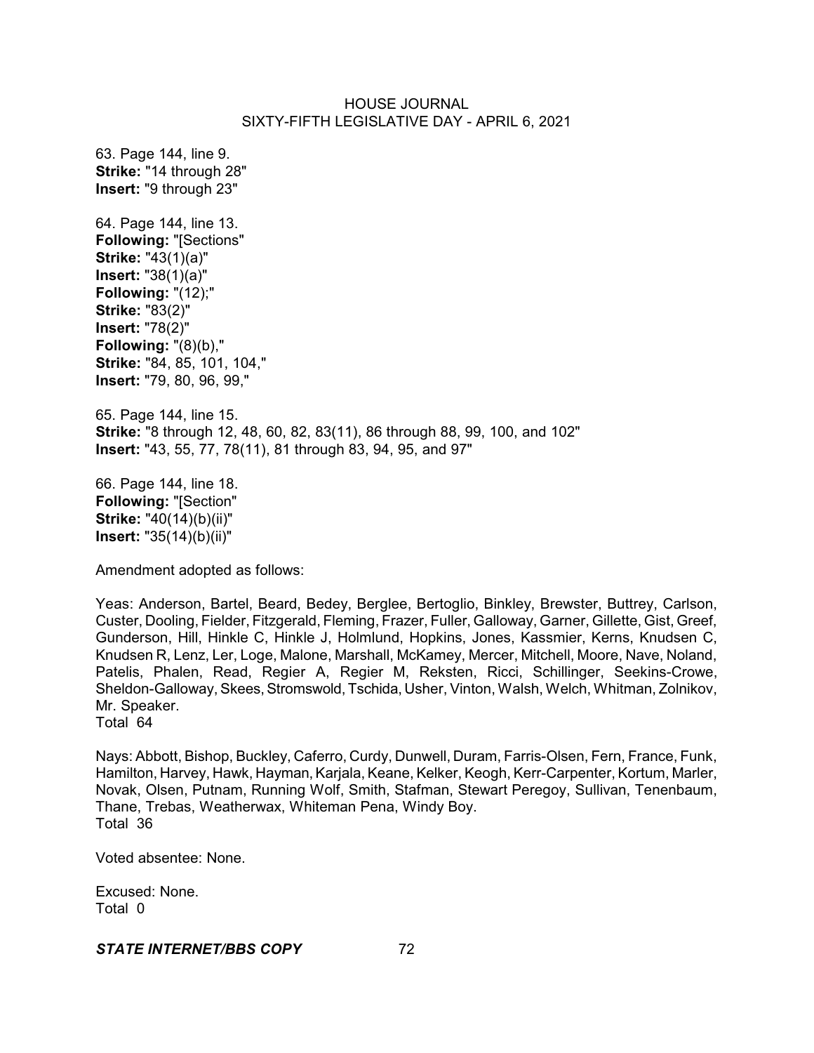63. Page 144, line 9.
**Strike:** "14 through 28"
**Insert:** "9 through 23"

64. Page 144, line 13.
**Following:** "[Sections"
**Strike:** "43(1)(a)"
**Insert:** "38(1)(a)"
**Following:** "(12);"
**Strike:** "83(2)"
**Insert:** "78(2)"
**Following:** "(8)(b),"
**Strike:** "84, 85, 101, 104,"
**Insert:** "79, 80, 96, 99,"

65. Page 144, line 15.
**Strike:** "8 through 12, 48, 60, 82, 83(11), 86 through 88, 99, 100, and 102"
**Insert:** "43, 55, 77, 78(11), 81 through 83, 94, 95, and 97"

66. Page 144, line 18.
**Following:** "[Section"
**Strike:** "40(14)(b)(ii)"
**Insert:** "35(14)(b)(ii)"

Amendment adopted as follows:

Yeas: Anderson, Bartel, Beard, Bedey, Berglee, Bertoglio, Binkley, Brewster, Buttrey, Carlson, Custer, Dooling, Fielder, Fitzgerald, Fleming, Frazer, Fuller, Galloway, Garner, Gillette, Gist, Greef, Gunderson, Hill, Hinkle C, Hinkle J, Holmlund, Hopkins, Jones, Kassmier, Kerns, Knudsen C, Knudsen R, Lenz, Ler, Loge, Malone, Marshall, McKamey, Mercer, Mitchell, Moore, Nave, Noland, Patelis, Phalen, Read, Regier A, Regier M, Reksten, Ricci, Schillinger, Seekins-Crowe, Sheldon-Galloway, Skees, Stromswold, Tschida, Usher, Vinton, Walsh, Welch, Whitman, Zolnikov, Mr. Speaker.
Total 64

Nays: Abbott, Bishop, Buckley, Caferro, Curdy, Dunwell, Duram, Farris-Olsen, Fern, France, Funk, Hamilton, Harvey, Hawk, Hayman, Karjala, Keane, Kelker, Keogh, Kerr-Carpenter, Kortum, Marler, Novak, Olsen, Putnam, Running Wolf, Smith, Stafman, Stewart Peregoy, Sullivan, Tenenbaum, Thane, Trebas, Weatherwax, Whiteman Pena, Windy Boy.
Total 36

Voted absentee: None.

Excused: None.
Total 0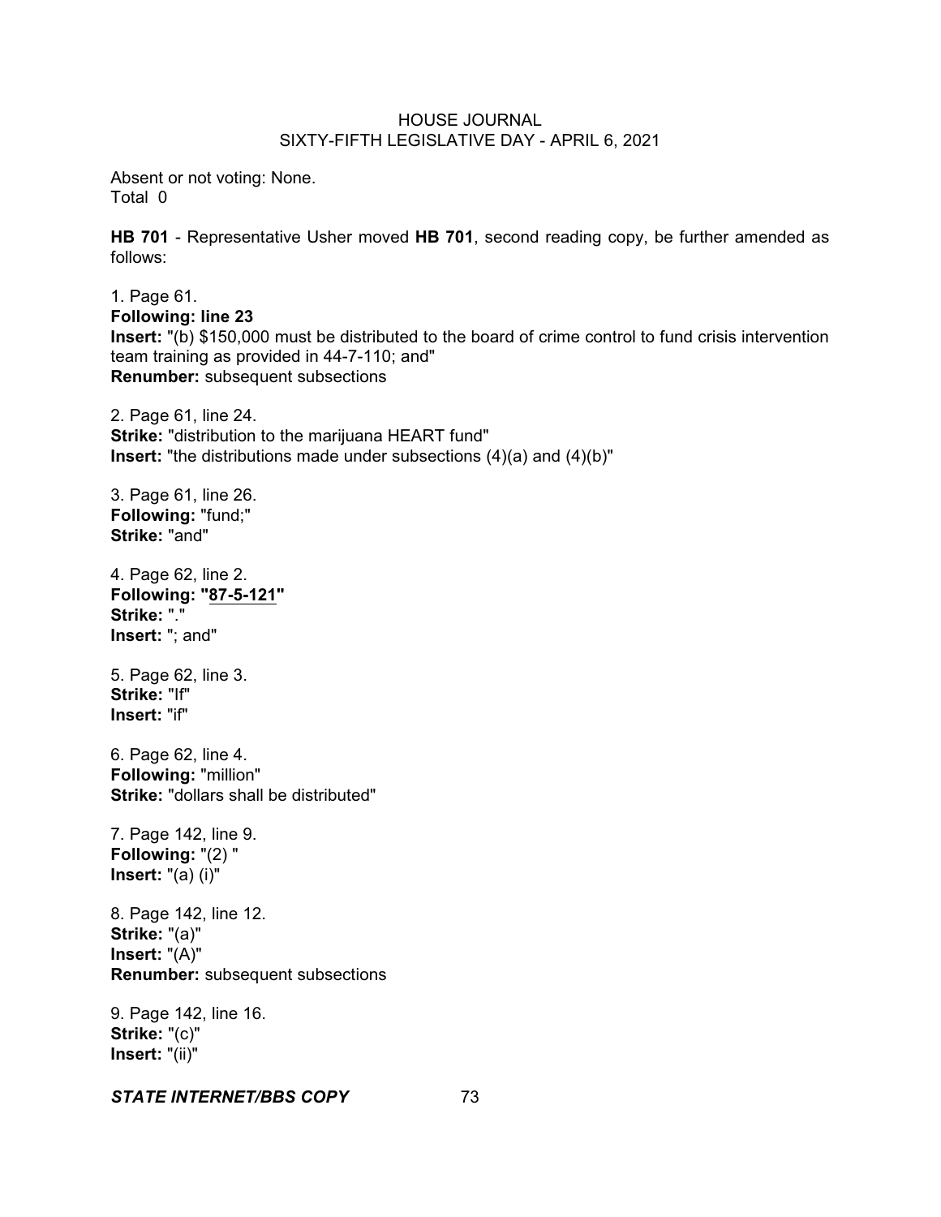Absent or not voting: None.
Total 0

**HB 701** - Representative Usher moved **HB 701**, second reading copy, be further amended as follows:

1. Page 61.
**Following: line 23**
**Insert:** "(b) $150,000 must be distributed to the board of crime control to fund crisis intervention team training as provided in 44-7-110; and"
**Renumber:** subsequent subsections

2. Page 61, line 24.
**Strike:** "distribution to the marijuana HEART fund"
**Insert:** "the distributions made under subsections (4)(a) and (4)(b)"

3. Page 61, line 26.
**Following:** "fund;"
**Strike:** "and"

4. Page 62, line 2.
**Following: "87-5-121"**
**Strike:** "."
**Insert:** "; and"

5. Page 62, line 3.
**Strike:** "If"
**Insert:** "if"

6. Page 62, line 4.
**Following:** "million"
**Strike:** "dollars shall be distributed"

7. Page 142, line 9.
**Following:** "(2) "
**Insert:** "(a) (i)"

8. Page 142, line 12.
**Strike:** "(a)"
**Insert:** "(A)"
**Renumber:** subsequent subsections

9. Page 142, line 16.
**Strike:** "(c)"
**Insert:** "(ii)"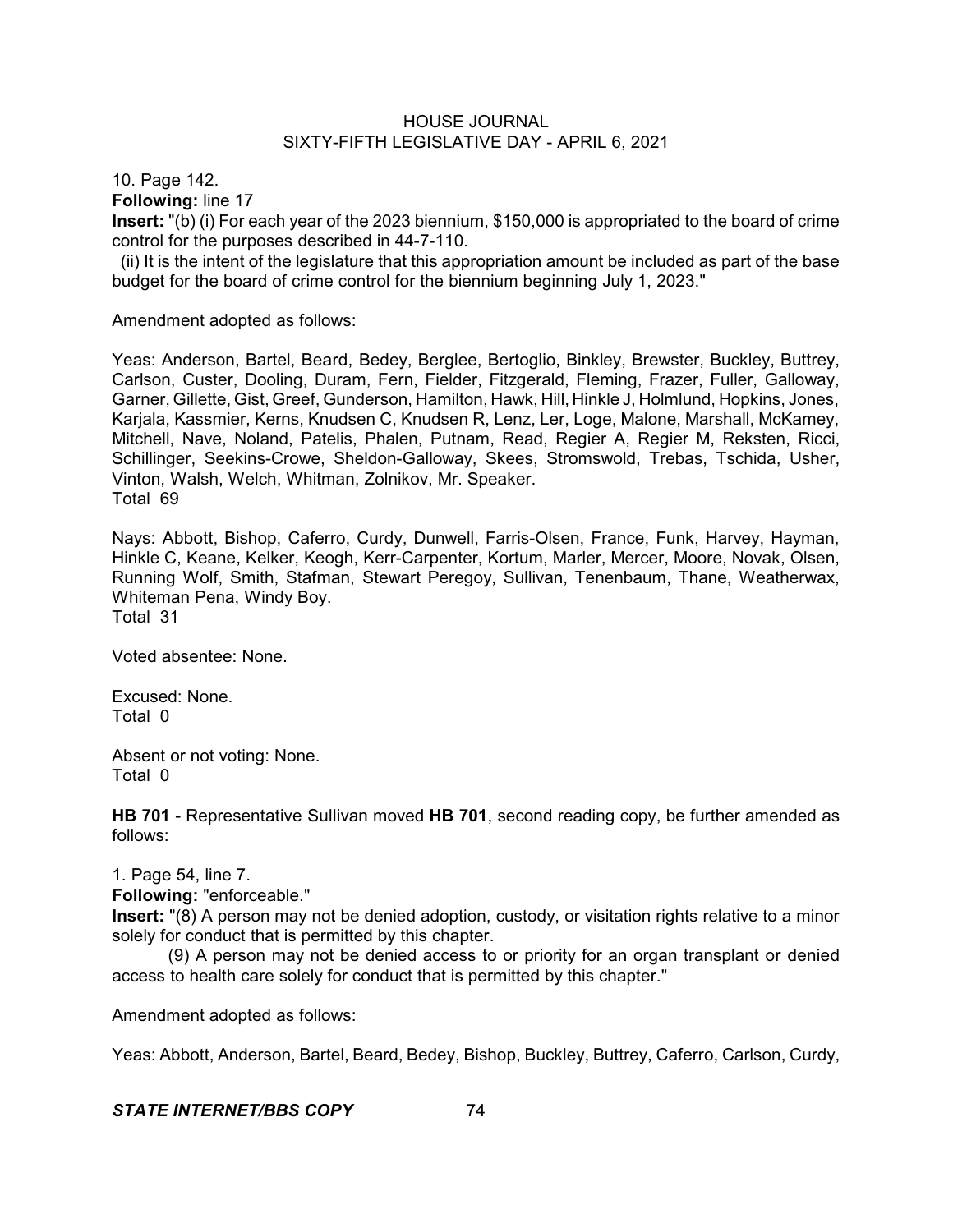10. Page 142.

**Following:** line 17

**Insert:** "(b) (i) For each year of the 2023 biennium, $150,000 is appropriated to the board of crime control for the purposes described in 44-7-110.

(ii) It is the intent of the legislature that this appropriation amount be included as part of the base budget for the board of crime control for the biennium beginning July 1, 2023."

Amendment adopted as follows:

Yeas: Anderson, Bartel, Beard, Bedey, Berglee, Bertoglio, Binkley, Brewster, Buckley, Buttrey, Carlson, Custer, Dooling, Duram, Fern, Fielder, Fitzgerald, Fleming, Frazer, Fuller, Galloway, Garner, Gillette, Gist, Greef, Gunderson, Hamilton, Hawk, Hill, Hinkle J, Holmlund, Hopkins, Jones, Karjala, Kassmier, Kerns, Knudsen C, Knudsen R, Lenz, Ler, Loge, Malone, Marshall, McKamey, Mitchell, Nave, Noland, Patelis, Phalen, Putnam, Read, Regier A, Regier M, Reksten, Ricci, Schillinger, Seekins-Crowe, Sheldon-Galloway, Skees, Stromswold, Trebas, Tschida, Usher, Vinton, Walsh, Welch, Whitman, Zolnikov, Mr. Speaker.
Total 69

Nays: Abbott, Bishop, Caferro, Curdy, Dunwell, Farris-Olsen, France, Funk, Harvey, Hayman, Hinkle C, Keane, Kelker, Keogh, Kerr-Carpenter, Kortum, Marler, Mercer, Moore, Novak, Olsen, Running Wolf, Smith, Stafman, Stewart Peregoy, Sullivan, Tenenbaum, Thane, Weatherwax, Whiteman Pena, Windy Boy.
Total 31

Voted absentee: None.

Excused: None.
Total 0

Absent or not voting: None.
Total 0

**HB 701** - Representative Sullivan moved **HB 701**, second reading copy, be further amended as follows:

1. Page 54, line 7.

**Following:** "enforceable."

**Insert:** "(8) A person may not be denied adoption, custody, or visitation rights relative to a minor solely for conduct that is permitted by this chapter.

(9) A person may not be denied access to or priority for an organ transplant or denied access to health care solely for conduct that is permitted by this chapter."

Amendment adopted as follows:

Yeas: Abbott, Anderson, Bartel, Beard, Bedey, Bishop, Buckley, Buttrey, Caferro, Carlson, Curdy,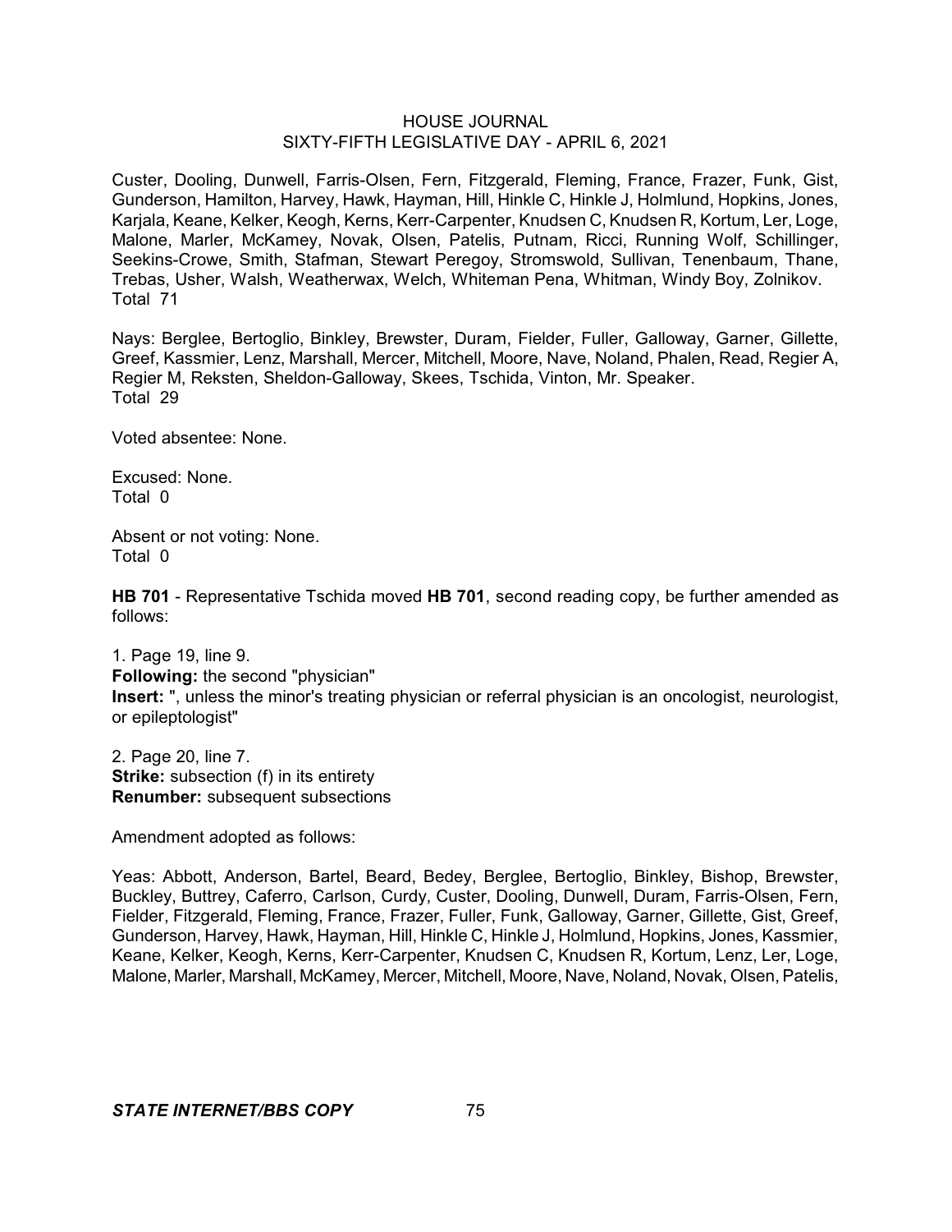Custer, Dooling, Dunwell, Farris-Olsen, Fern, Fitzgerald, Fleming, France, Frazer, Funk, Gist, Gunderson, Hamilton, Harvey, Hawk, Hayman, Hill, Hinkle C, Hinkle J, Holmlund, Hopkins, Jones, Karjala, Keane, Kelker, Keogh, Kerns, Kerr-Carpenter, Knudsen C, Knudsen R, Kortum, Ler, Loge, Malone, Marler, McKamey, Novak, Olsen, Patelis, Putnam, Ricci, Running Wolf, Schillinger, Seekins-Crowe, Smith, Stafman, Stewart Peregoy, Stromswold, Sullivan, Tenenbaum, Thane, Trebas, Usher, Walsh, Weatherwax, Welch, Whiteman Pena, Whitman, Windy Boy, Zolnikov.
Total 71

Nays: Berglee, Bertoglio, Binkley, Brewster, Duram, Fielder, Fuller, Galloway, Garner, Gillette, Greef, Kassmier, Lenz, Marshall, Mercer, Mitchell, Moore, Nave, Noland, Phalen, Read, Regier A, Regier M, Reksten, Sheldon-Galloway, Skees, Tschida, Vinton, Mr. Speaker.
Total 29

Voted absentee: None.

Excused: None.
Total 0

Absent or not voting: None.
Total 0

**HB 701** - Representative Tschida moved **HB 701**, second reading copy, be further amended as follows:

1. Page 19, line 9.
**Following:** the second "physician"
**Insert:** ", unless the minor's treating physician or referral physician is an oncologist, neurologist, or epileptologist"

2. Page 20, line 7.
**Strike:** subsection (f) in its entirety
**Renumber:** subsequent subsections

Amendment adopted as follows:

Yeas: Abbott, Anderson, Bartel, Beard, Bedey, Berglee, Bertoglio, Binkley, Bishop, Brewster, Buckley, Buttrey, Caferro, Carlson, Curdy, Custer, Dooling, Dunwell, Duram, Farris-Olsen, Fern, Fielder, Fitzgerald, Fleming, France, Frazer, Fuller, Funk, Galloway, Garner, Gillette, Gist, Greef, Gunderson, Harvey, Hawk, Hayman, Hill, Hinkle C, Hinkle J, Holmlund, Hopkins, Jones, Kassmier, Keane, Kelker, Keogh, Kerns, Kerr-Carpenter, Knudsen C, Knudsen R, Kortum, Lenz, Ler, Loge, Malone, Marler, Marshall, McKamey, Mercer, Mitchell, Moore, Nave, Noland, Novak, Olsen, Patelis,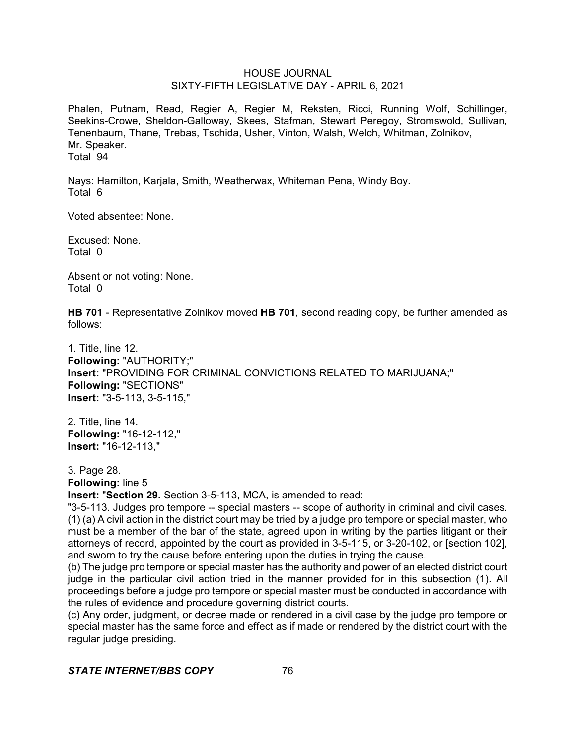Phalen, Putnam, Read, Regier A, Regier M, Reksten, Ricci, Running Wolf, Schillinger, Seekins-Crowe, Sheldon-Galloway, Skees, Stafman, Stewart Peregoy, Stromswold, Sullivan, Tenenbaum, Thane, Trebas, Tschida, Usher, Vinton, Walsh, Welch, Whitman, Zolnikov, Mr. Speaker.
Total 94

Nays: Hamilton, Karjala, Smith, Weatherwax, Whiteman Pena, Windy Boy.
Total 6

Voted absentee: None.

Excused: None.
Total 0

Absent or not voting: None.
Total 0

**HB 701** - Representative Zolnikov moved **HB 701**, second reading copy, be further amended as follows:

1. Title, line 12.
**Following:** "AUTHORITY;"
**Insert:** "PROVIDING FOR CRIMINAL CONVICTIONS RELATED TO MARIJUANA;"
**Following:** "SECTIONS"
**Insert:** "3-5-113, 3-5-115,"

2. Title, line 14.
**Following:** "16-12-112,"
**Insert:** "16-12-113,"

3. Page 28.
**Following:** line 5
**Insert:** "**Section 29.** Section 3-5-113, MCA, is amended to read:
"3-5-113. Judges pro tempore -- special masters -- scope of authority in criminal and civil cases.
(1) (a) A civil action in the district court may be tried by a judge pro tempore or special master, who must be a member of the bar of the state, agreed upon in writing by the parties litigant or their attorneys of record, appointed by the court as provided in 3-5-115, or 3-20-102, or [section 102], and sworn to try the cause before entering upon the duties in trying the cause.
(b) The judge pro tempore or special master has the authority and power of an elected district court judge in the particular civil action tried in the manner provided for in this subsection (1). All proceedings before a judge pro tempore or special master must be conducted in accordance with the rules of evidence and procedure governing district courts.
(c) Any order, judgment, or decree made or rendered in a civil case by the judge pro tempore or special master has the same force and effect as if made or rendered by the district court with the regular judge presiding.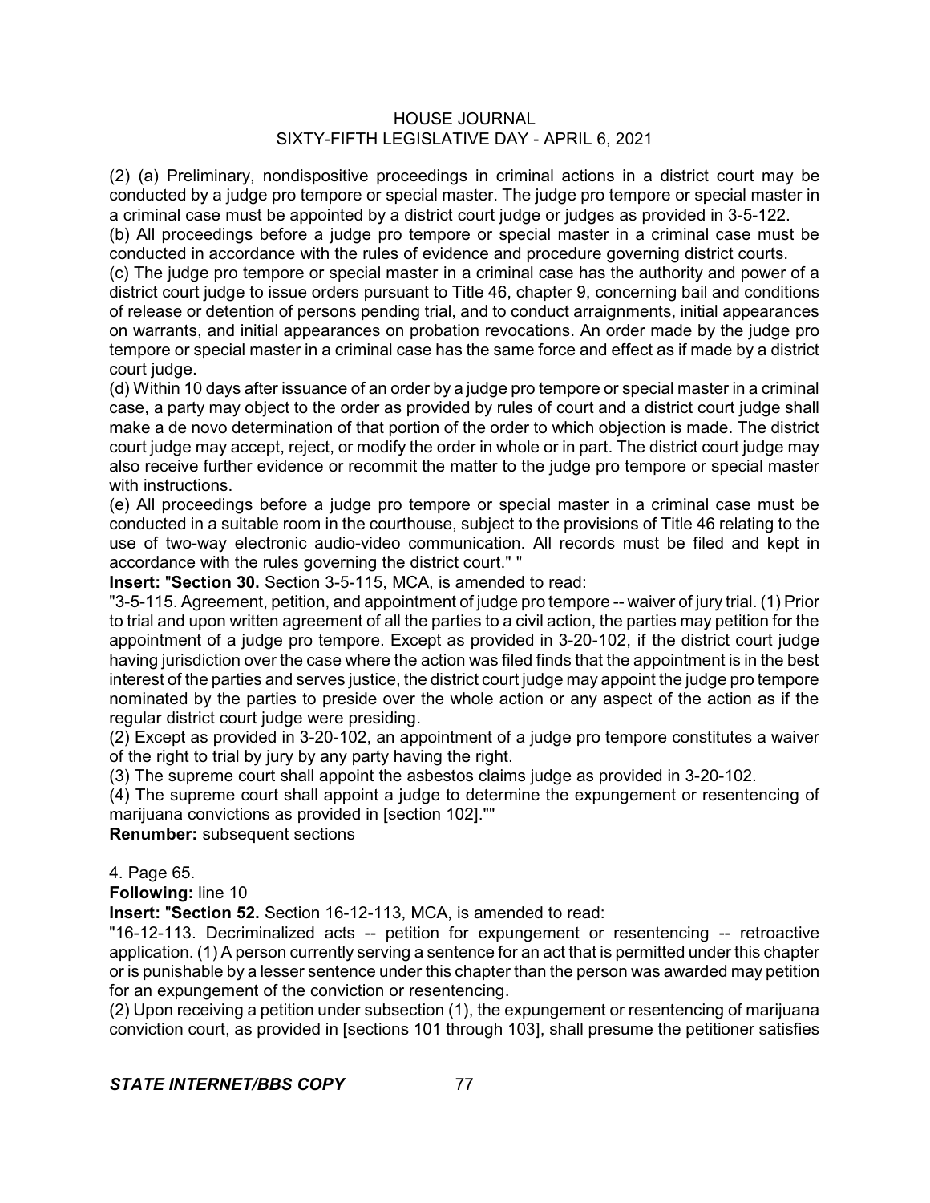(2) (a) Preliminary, nondispositive proceedings in criminal actions in a district court may be conducted by a judge pro tempore or special master. The judge pro tempore or special master in a criminal case must be appointed by a district court judge or judges as provided in 3-5-122.

(b) All proceedings before a judge pro tempore or special master in a criminal case must be conducted in accordance with the rules of evidence and procedure governing district courts.

(c) The judge pro tempore or special master in a criminal case has the authority and power of a district court judge to issue orders pursuant to Title 46, chapter 9, concerning bail and conditions of release or detention of persons pending trial, and to conduct arraignments, initial appearances on warrants, and initial appearances on probation revocations. An order made by the judge pro tempore or special master in a criminal case has the same force and effect as if made by a district court judge.

(d) Within 10 days after issuance of an order by a judge pro tempore or special master in a criminal case, a party may object to the order as provided by rules of court and a district court judge shall make a de novo determination of that portion of the order to which objection is made. The district court judge may accept, reject, or modify the order in whole or in part. The district court judge may also receive further evidence or recommit the matter to the judge pro tempore or special master with instructions.

(e) All proceedings before a judge pro tempore or special master in a criminal case must be conducted in a suitable room in the courthouse, subject to the provisions of Title 46 relating to the use of two-way electronic audio-video communication. All records must be filed and kept in accordance with the rules governing the district court." "

**Insert:** "**Section 30.** Section 3-5-115, MCA, is amended to read:

"3-5-115. Agreement, petition, and appointment of judge pro tempore -- waiver of jury trial. (1) Prior to trial and upon written agreement of all the parties to a civil action, the parties may petition for the appointment of a judge pro tempore. Except as provided in 3-20-102, if the district court judge having jurisdiction over the case where the action was filed finds that the appointment is in the best interest of the parties and serves justice, the district court judge may appoint the judge pro tempore nominated by the parties to preside over the whole action or any aspect of the action as if the regular district court judge were presiding.

(2) Except as provided in 3-20-102, an appointment of a judge pro tempore constitutes a waiver of the right to trial by jury by any party having the right.

(3) The supreme court shall appoint the asbestos claims judge as provided in 3-20-102.

(4) The supreme court shall appoint a judge to determine the expungement or resentencing of marijuana convictions as provided in [section 102].""

**Renumber:** subsequent sections

4. Page 65.

**Following:** line 10

**Insert:** "**Section 52.** Section 16-12-113, MCA, is amended to read:

"16-12-113. Decriminalized acts -- petition for expungement or resentencing -- retroactive application. (1) A person currently serving a sentence for an act that is permitted under this chapter or is punishable by a lesser sentence under this chapter than the person was awarded may petition for an expungement of the conviction or resentencing.

(2) Upon receiving a petition under subsection (1), the expungement or resentencing of marijuana conviction court, as provided in [sections 101 through 103], shall presume the petitioner satisfies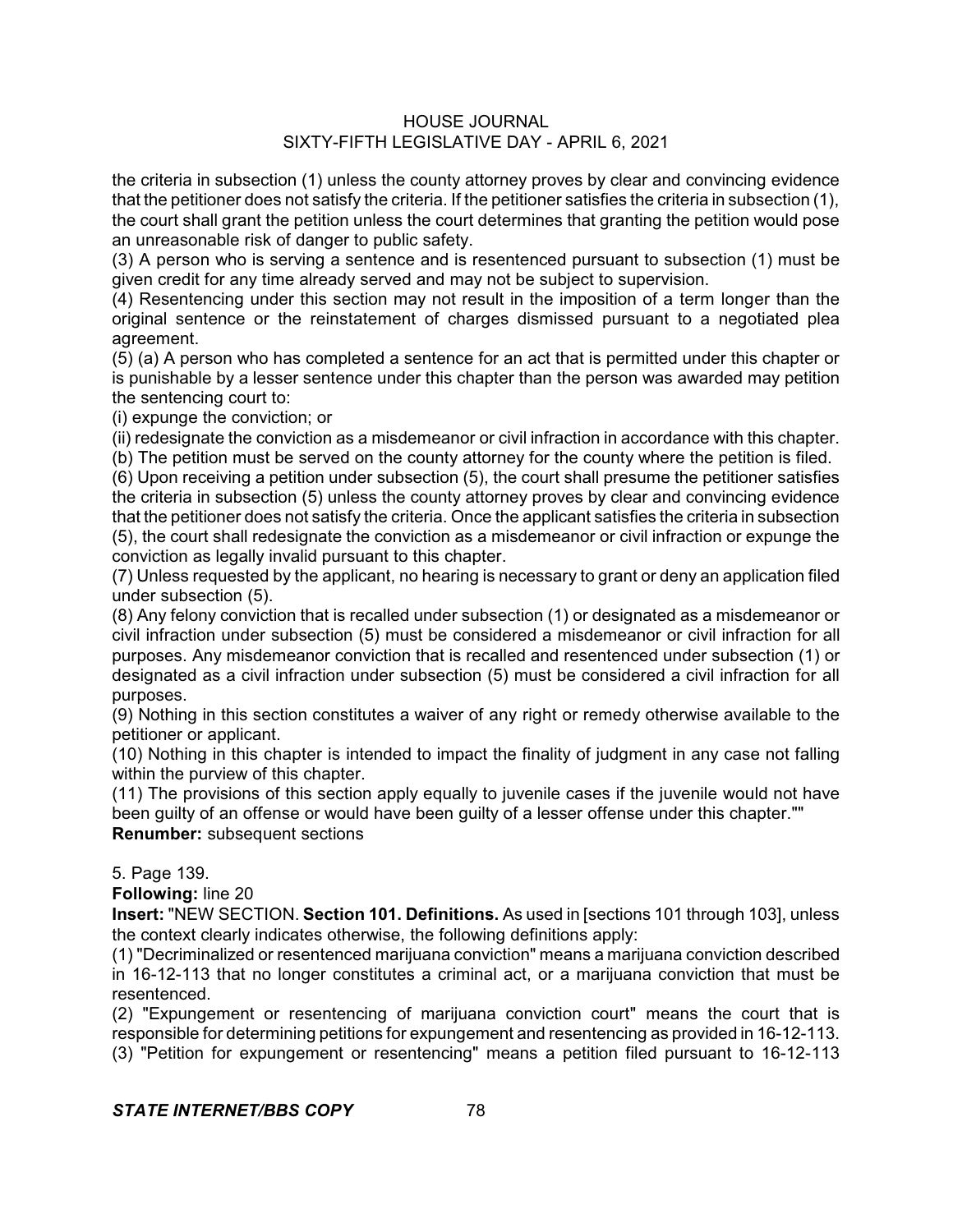the criteria in subsection (1) unless the county attorney proves by clear and convincing evidence that the petitioner does not satisfy the criteria. If the petitioner satisfies the criteria in subsection (1), the court shall grant the petition unless the court determines that granting the petition would pose an unreasonable risk of danger to public safety.

(3) A person who is serving a sentence and is resentenced pursuant to subsection (1) must be given credit for any time already served and may not be subject to supervision.

(4) Resentencing under this section may not result in the imposition of a term longer than the original sentence or the reinstatement of charges dismissed pursuant to a negotiated plea agreement.

(5) (a) A person who has completed a sentence for an act that is permitted under this chapter or is punishable by a lesser sentence under this chapter than the person was awarded may petition the sentencing court to:

(i) expunge the conviction; or

(ii) redesignate the conviction as a misdemeanor or civil infraction in accordance with this chapter.

(b) The petition must be served on the county attorney for the county where the petition is filed.

(6) Upon receiving a petition under subsection (5), the court shall presume the petitioner satisfies the criteria in subsection (5) unless the county attorney proves by clear and convincing evidence that the petitioner does not satisfy the criteria. Once the applicant satisfies the criteria in subsection (5), the court shall redesignate the conviction as a misdemeanor or civil infraction or expunge the conviction as legally invalid pursuant to this chapter.

(7) Unless requested by the applicant, no hearing is necessary to grant or deny an application filed under subsection (5).

(8) Any felony conviction that is recalled under subsection (1) or designated as a misdemeanor or civil infraction under subsection (5) must be considered a misdemeanor or civil infraction for all purposes. Any misdemeanor conviction that is recalled and resentenced under subsection (1) or designated as a civil infraction under subsection (5) must be considered a civil infraction for all purposes.

(9) Nothing in this section constitutes a waiver of any right or remedy otherwise available to the petitioner or applicant.

(10) Nothing in this chapter is intended to impact the finality of judgment in any case not falling within the purview of this chapter.

(11) The provisions of this section apply equally to juvenile cases if the juvenile would not have been guilty of an offense or would have been guilty of a lesser offense under this chapter.""

**Renumber:** subsequent sections

5. Page 139.

**Following:** line 20

**Insert:** "NEW SECTION. **Section 101. Definitions.** As used in [sections 101 through 103], unless the context clearly indicates otherwise, the following definitions apply:

(1) "Decriminalized or resentenced marijuana conviction" means a marijuana conviction described in 16-12-113 that no longer constitutes a criminal act, or a marijuana conviction that must be resentenced.

(2) "Expungement or resentencing of marijuana conviction court" means the court that is responsible for determining petitions for expungement and resentencing as provided in 16-12-113.

(3) "Petition for expungement or resentencing" means a petition filed pursuant to 16-12-113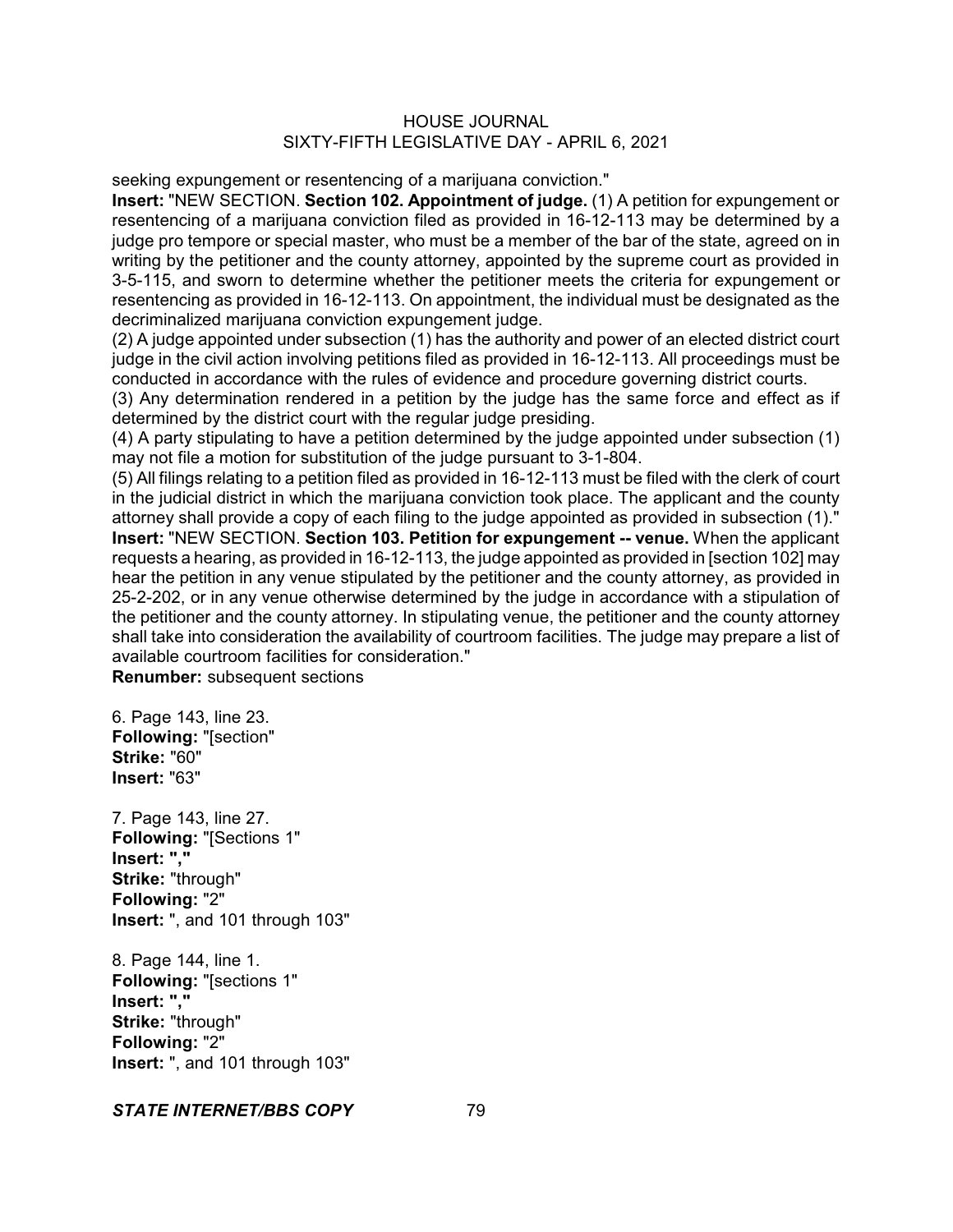seeking expungement or resentencing of a marijuana conviction."

**Insert:** "NEW SECTION. **Section 102. Appointment of judge.** (1) A petition for expungement or resentencing of a marijuana conviction filed as provided in 16-12-113 may be determined by a judge pro tempore or special master, who must be a member of the bar of the state, agreed on in writing by the petitioner and the county attorney, appointed by the supreme court as provided in 3-5-115, and sworn to determine whether the petitioner meets the criteria for expungement or resentencing as provided in 16-12-113. On appointment, the individual must be designated as the decriminalized marijuana conviction expungement judge.

(2) A judge appointed under subsection (1) has the authority and power of an elected district court judge in the civil action involving petitions filed as provided in 16-12-113. All proceedings must be conducted in accordance with the rules of evidence and procedure governing district courts.

(3) Any determination rendered in a petition by the judge has the same force and effect as if determined by the district court with the regular judge presiding.

(4) A party stipulating to have a petition determined by the judge appointed under subsection (1) may not file a motion for substitution of the judge pursuant to 3-1-804.

(5) All filings relating to a petition filed as provided in 16-12-113 must be filed with the clerk of court in the judicial district in which the marijuana conviction took place. The applicant and the county attorney shall provide a copy of each filing to the judge appointed as provided in subsection (1)."

**Insert:** "NEW SECTION. **Section 103. Petition for expungement -- venue.** When the applicant requests a hearing, as provided in 16-12-113, the judge appointed as provided in [section 102] may hear the petition in any venue stipulated by the petitioner and the county attorney, as provided in 25-2-202, or in any venue otherwise determined by the judge in accordance with a stipulation of the petitioner and the county attorney. In stipulating venue, the petitioner and the county attorney shall take into consideration the availability of courtroom facilities. The judge may prepare a list of available courtroom facilities for consideration."

**Renumber:** subsequent sections

6. Page 143, line 23.
**Following:** "[section"
**Strike:** "60"
**Insert:** "63"

7. Page 143, line 27.
**Following:** "[Sections 1"
**Insert:** ","
**Strike:** "through"
**Following:** "2"
**Insert:** ", and 101 through 103"

8. Page 144, line 1.
**Following:** "[sections 1"
**Insert:** ","
**Strike:** "through"
**Following:** "2"
**Insert:** ", and 101 through 103"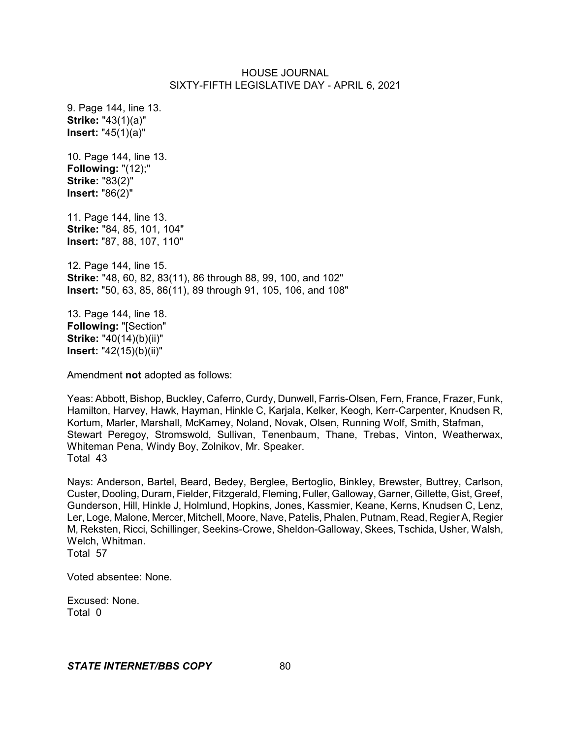9. Page 144, line 13.
**Strike:** "43(1)(a)"
**Insert:** "45(1)(a)"

10. Page 144, line 13.
**Following:** "(12);"
**Strike:** "83(2)"
**Insert:** "86(2)"

11. Page 144, line 13.
**Strike:** "84, 85, 101, 104"
**Insert:** "87, 88, 107, 110"

12. Page 144, line 15.
**Strike:** "48, 60, 82, 83(11), 86 through 88, 99, 100, and 102"
**Insert:** "50, 63, 85, 86(11), 89 through 91, 105, 106, and 108"

13. Page 144, line 18.
**Following:** "[Section"
**Strike:** "40(14)(b)(ii)"
**Insert:** "42(15)(b)(ii)"

Amendment **not** adopted as follows:

Yeas: Abbott, Bishop, Buckley, Caferro, Curdy, Dunwell, Farris-Olsen, Fern, France, Frazer, Funk, Hamilton, Harvey, Hawk, Hayman, Hinkle C, Karjala, Kelker, Keogh, Kerr-Carpenter, Knudsen R, Kortum, Marler, Marshall, McKamey, Noland, Novak, Olsen, Running Wolf, Smith, Stafman, Stewart Peregoy, Stromswold, Sullivan, Tenenbaum, Thane, Trebas, Vinton, Weatherwax, Whiteman Pena, Windy Boy, Zolnikov, Mr. Speaker.
Total 43

Nays: Anderson, Bartel, Beard, Bedey, Berglee, Bertoglio, Binkley, Brewster, Buttrey, Carlson, Custer, Dooling, Duram, Fielder, Fitzgerald, Fleming, Fuller, Galloway, Garner, Gillette, Gist, Greef, Gunderson, Hill, Hinkle J, Holmlund, Hopkins, Jones, Kassmier, Keane, Kerns, Knudsen C, Lenz, Ler, Loge, Malone, Mercer, Mitchell, Moore, Nave, Patelis, Phalen, Putnam, Read, Regier A, Regier M, Reksten, Ricci, Schillinger, Seekins-Crowe, Sheldon-Galloway, Skees, Tschida, Usher, Walsh, Welch, Whitman.
Total 57

Voted absentee: None.

Excused: None.
Total 0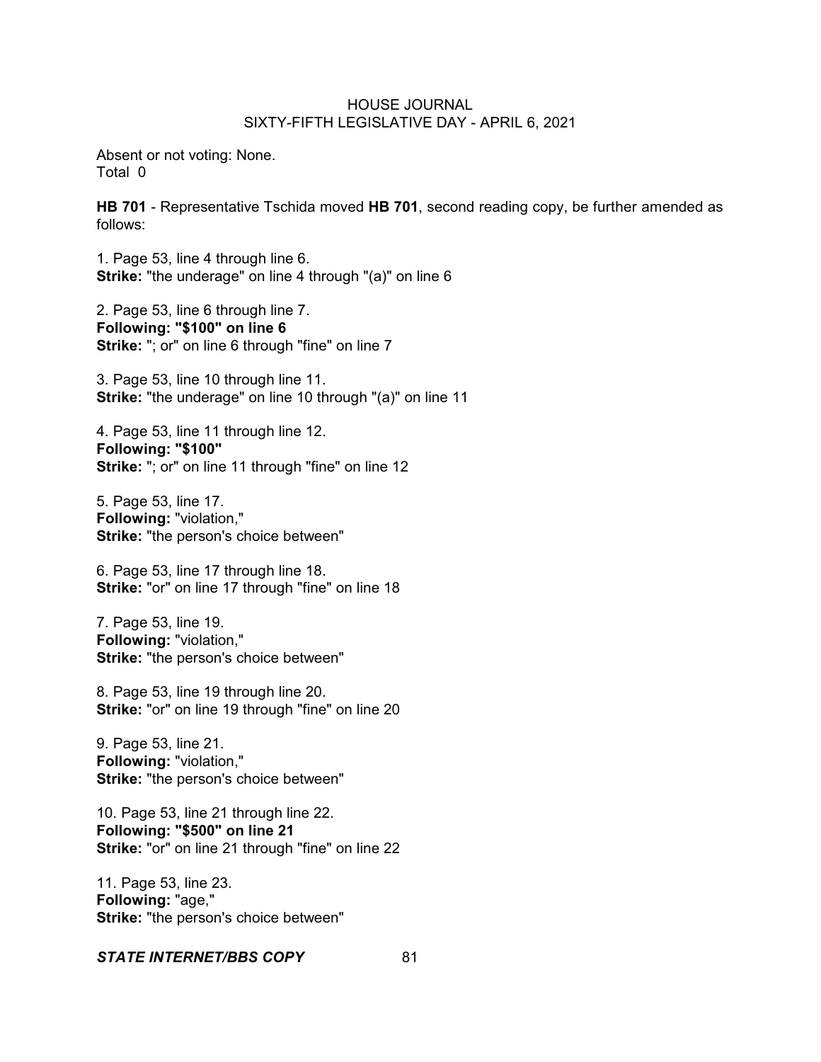Absent or not voting: None.
Total 0

**HB 701** - Representative Tschida moved **HB 701**, second reading copy, be further amended as follows:

1. Page 53, line 4 through line 6.
**Strike:** "the underage" on line 4 through "(a)" on line 6

2. Page 53, line 6 through line 7.
**Following: "$100" on line 6**
**Strike:** "; or" on line 6 through "fine" on line 7

3. Page 53, line 10 through line 11.
**Strike:** "the underage" on line 10 through "(a)" on line 11

4. Page 53, line 11 through line 12.
**Following: "$100"**
**Strike:** "; or" on line 11 through "fine" on line 12

5. Page 53, line 17.
**Following:** "violation,"
**Strike:** "the person's choice between"

6. Page 53, line 17 through line 18.
**Strike:** "or" on line 17 through "fine" on line 18

7. Page 53, line 19.
**Following:** "violation,"
**Strike:** "the person's choice between"

8. Page 53, line 19 through line 20.
**Strike:** "or" on line 19 through "fine" on line 20

9. Page 53, line 21.
**Following:** "violation,"
**Strike:** "the person's choice between"

10. Page 53, line 21 through line 22.
**Following: "$500" on line 21**
**Strike:** "or" on line 21 through "fine" on line 22

11. Page 53, line 23.
**Following:** "age,"
**Strike:** "the person's choice between"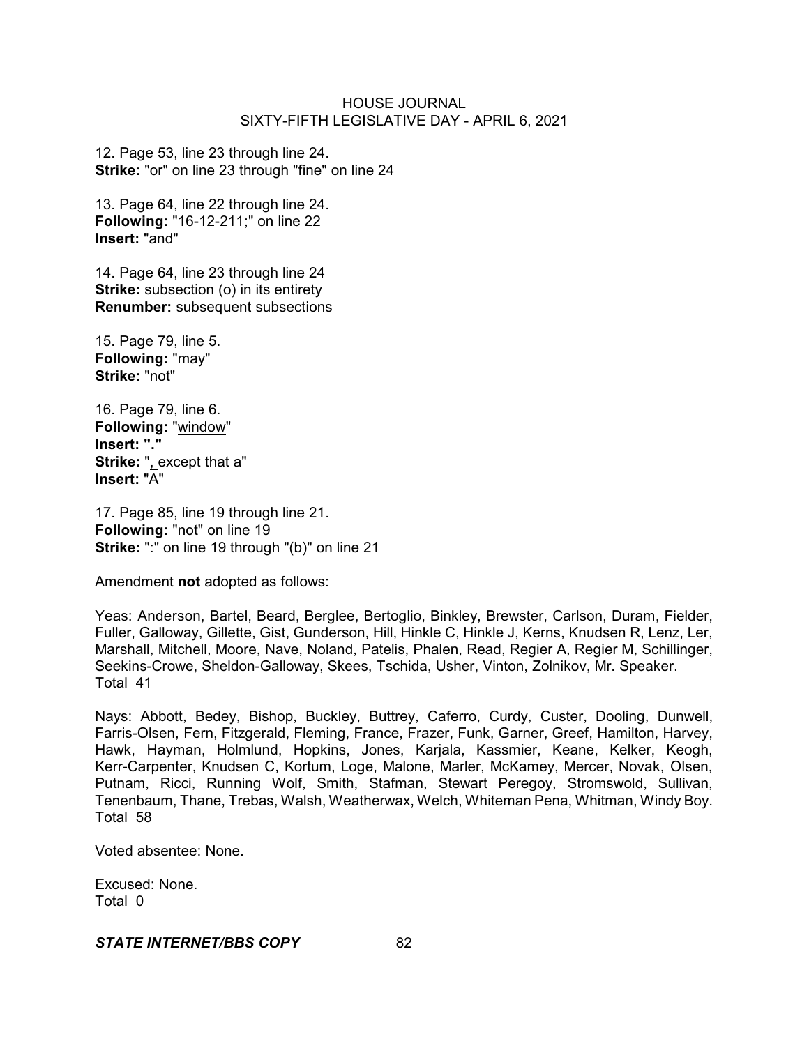12. Page 53, line 23 through line 24.
**Strike:** "or" on line 23 through "fine" on line 24

13. Page 64, line 22 through line 24.
**Following:** "16-12-211;" on line 22
**Insert:** "and"

14. Page 64, line 23 through line 24
**Strike:** subsection (o) in its entirety
**Renumber:** subsequent subsections

15. Page 79, line 5.
**Following:** "may"
**Strike:** "not"

16. Page 79, line 6.
**Following:** "window"
**Insert:** **"."**
**Strike:** ", except that a"
**Insert:** "A"

17. Page 85, line 19 through line 21.
**Following:** "not" on line 19
**Strike:** ":" on line 19 through "(b)" on line 21

Amendment **not** adopted as follows:

Yeas: Anderson, Bartel, Beard, Berglee, Bertoglio, Binkley, Brewster, Carlson, Duram, Fielder, Fuller, Galloway, Gillette, Gist, Gunderson, Hill, Hinkle C, Hinkle J, Kerns, Knudsen R, Lenz, Ler, Marshall, Mitchell, Moore, Nave, Noland, Patelis, Phalen, Read, Regier A, Regier M, Schillinger, Seekins-Crowe, Sheldon-Galloway, Skees, Tschida, Usher, Vinton, Zolnikov, Mr. Speaker. Total 41

Nays: Abbott, Bedey, Bishop, Buckley, Buttrey, Caferro, Curdy, Custer, Dooling, Dunwell, Farris-Olsen, Fern, Fitzgerald, Fleming, France, Frazer, Funk, Garner, Greef, Hamilton, Harvey, Hawk, Hayman, Holmlund, Hopkins, Jones, Karjala, Kassmier, Keane, Kelker, Keogh, Kerr-Carpenter, Knudsen C, Kortum, Loge, Malone, Marler, McKamey, Mercer, Novak, Olsen, Putnam, Ricci, Running Wolf, Smith, Stafman, Stewart Peregoy, Stromswold, Sullivan, Tenenbaum, Thane, Trebas, Walsh, Weatherwax, Welch, Whiteman Pena, Whitman, Windy Boy. Total 58

Voted absentee: None.

Excused: None.
Total 0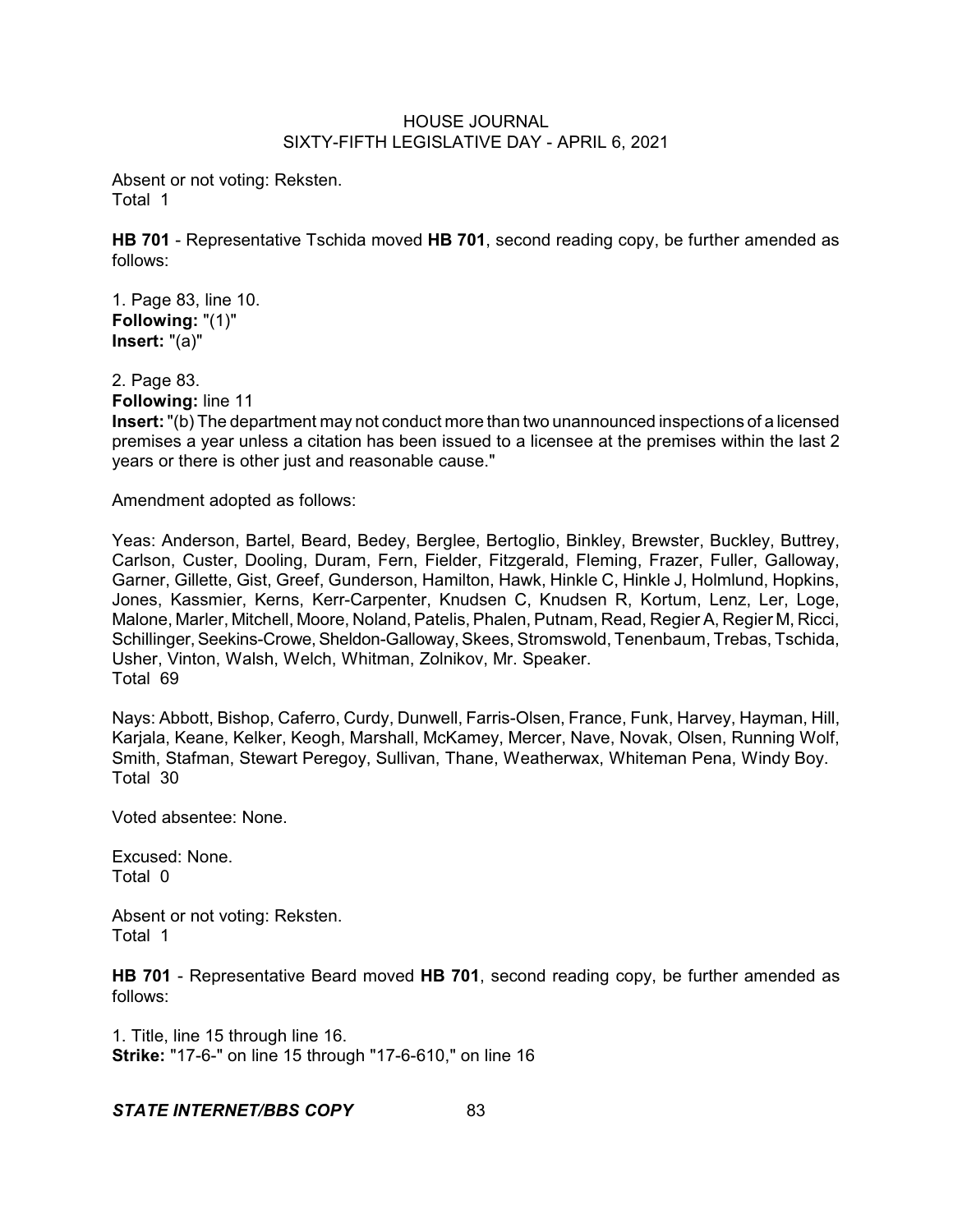Absent or not voting: Reksten.
Total 1

**HB 701** - Representative Tschida moved **HB 701**, second reading copy, be further amended as follows:

1. Page 83, line 10.
**Following:** "(1)"
**Insert:** "(a)"

2. Page 83.
**Following:** line 11
**Insert:** "(b) The department may not conduct more than two unannounced inspections of a licensed premises a year unless a citation has been issued to a licensee at the premises within the last 2 years or there is other just and reasonable cause."

Amendment adopted as follows:

Yeas: Anderson, Bartel, Beard, Bedey, Berglee, Bertoglio, Binkley, Brewster, Buckley, Buttrey, Carlson, Custer, Dooling, Duram, Fern, Fielder, Fitzgerald, Fleming, Frazer, Fuller, Galloway, Garner, Gillette, Gist, Greef, Gunderson, Hamilton, Hawk, Hinkle C, Hinkle J, Holmlund, Hopkins, Jones, Kassmier, Kerns, Kerr-Carpenter, Knudsen C, Knudsen R, Kortum, Lenz, Ler, Loge, Malone, Marler, Mitchell, Moore, Noland, Patelis, Phalen, Putnam, Read, Regier A, Regier M, Ricci, Schillinger, Seekins-Crowe, Sheldon-Galloway, Skees, Stromswold, Tenenbaum, Trebas, Tschida, Usher, Vinton, Walsh, Welch, Whitman, Zolnikov, Mr. Speaker.
Total 69

Nays: Abbott, Bishop, Caferro, Curdy, Dunwell, Farris-Olsen, France, Funk, Harvey, Hayman, Hill, Karjala, Keane, Kelker, Keogh, Marshall, McKamey, Mercer, Nave, Novak, Olsen, Running Wolf, Smith, Stafman, Stewart Peregoy, Sullivan, Thane, Weatherwax, Whiteman Pena, Windy Boy.
Total 30

Voted absentee: None.

Excused: None.
Total 0

Absent or not voting: Reksten.
Total 1

**HB 701** - Representative Beard moved **HB 701**, second reading copy, be further amended as follows:

1. Title, line 15 through line 16.
**Strike:** "17-6-" on line 15 through "17-6-610," on line 16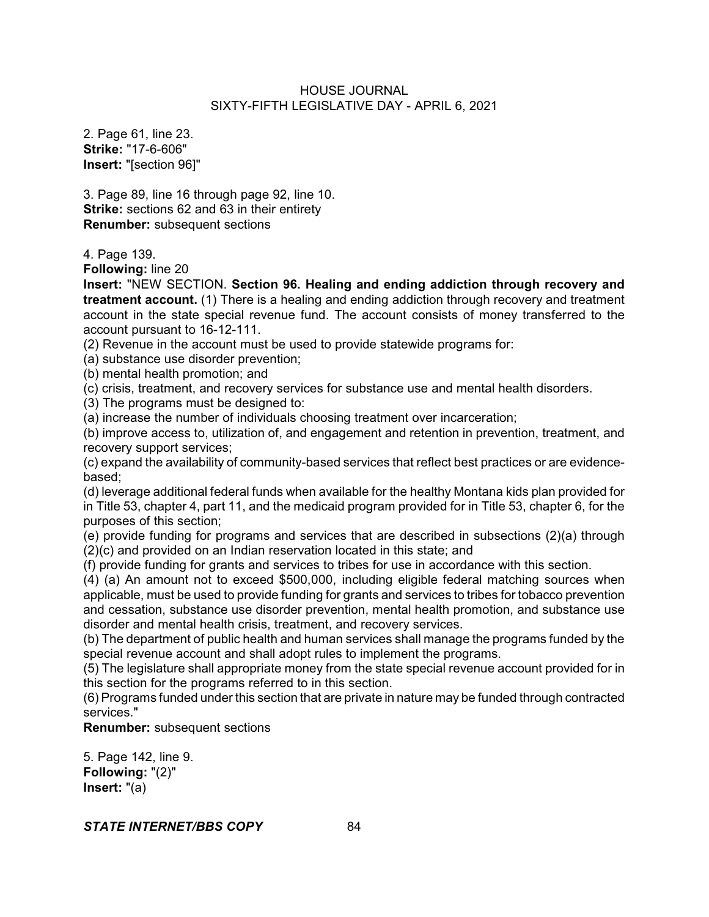2. Page 61, line 23.
**Strike:** "17-6-606"
**Insert:** "[section 96]"

3. Page 89, line 16 through page 92, line 10.
**Strike:** sections 62 and 63 in their entirety
**Renumber:** subsequent sections

4. Page 139.
**Following:** line 20
**Insert:** "NEW SECTION. **Section 96. Healing and ending addiction through recovery and treatment account.** (1) There is a healing and ending addiction through recovery and treatment account in the state special revenue fund. The account consists of money transferred to the account pursuant to 16-12-111.
(2) Revenue in the account must be used to provide statewide programs for:
(a) substance use disorder prevention;
(b) mental health promotion; and
(c) crisis, treatment, and recovery services for substance use and mental health disorders.
(3) The programs must be designed to:
(a) increase the number of individuals choosing treatment over incarceration;
(b) improve access to, utilization of, and engagement and retention in prevention, treatment, and recovery support services;
(c) expand the availability of community-based services that reflect best practices or are evidence-based;
(d) leverage additional federal funds when available for the healthy Montana kids plan provided for in Title 53, chapter 4, part 11, and the medicaid program provided for in Title 53, chapter 6, for the purposes of this section;
(e) provide funding for programs and services that are described in subsections (2)(a) through (2)(c) and provided on an Indian reservation located in this state; and
(f) provide funding for grants and services to tribes for use in accordance with this section.
(4) (a) An amount not to exceed $500,000, including eligible federal matching sources when applicable, must be used to provide funding for grants and services to tribes for tobacco prevention and cessation, substance use disorder prevention, mental health promotion, and substance use disorder and mental health crisis, treatment, and recovery services.
(b) The department of public health and human services shall manage the programs funded by the special revenue account and shall adopt rules to implement the programs.
(5) The legislature shall appropriate money from the state special revenue account provided for in this section for the programs referred to in this section.
(6) Programs funded under this section that are private in nature may be funded through contracted services."
**Renumber:** subsequent sections

5. Page 142, line 9.
**Following:** "(2)"
**Insert:** "(a)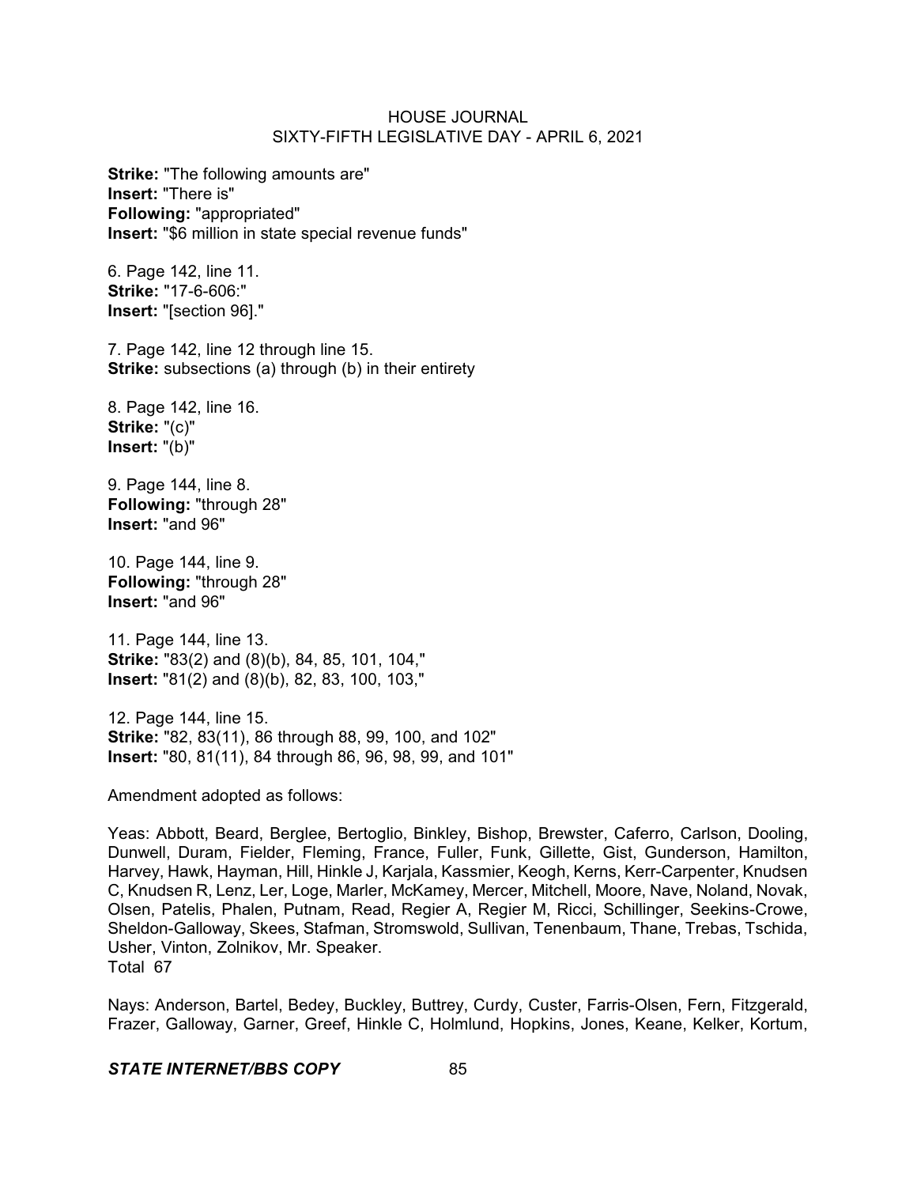**Strike:** "The following amounts are"
**Insert:** "There is"
**Following:** "appropriated"
**Insert:** "$6 million in state special revenue funds"

6. Page 142, line 11.
**Strike:** "17-6-606:"
**Insert:** "[section 96]."

7. Page 142, line 12 through line 15.
**Strike:** subsections (a) through (b) in their entirety

8. Page 142, line 16.
**Strike:** "(c)"
**Insert:** "(b)"

9. Page 144, line 8.
**Following:** "through 28"
**Insert:** "and 96"

10. Page 144, line 9.
**Following:** "through 28"
**Insert:** "and 96"

11. Page 144, line 13.
**Strike:** "83(2) and (8)(b), 84, 85, 101, 104,"
**Insert:** "81(2) and (8)(b), 82, 83, 100, 103,"

12. Page 144, line 15.
**Strike:** "82, 83(11), 86 through 88, 99, 100, and 102"
**Insert:** "80, 81(11), 84 through 86, 96, 98, 99, and 101"

Amendment adopted as follows:

Yeas: Abbott, Beard, Berglee, Bertoglio, Binkley, Bishop, Brewster, Caferro, Carlson, Dooling, Dunwell, Duram, Fielder, Fleming, France, Fuller, Funk, Gillette, Gist, Gunderson, Hamilton, Harvey, Hawk, Hayman, Hill, Hinkle J, Karjala, Kassmier, Keogh, Kerns, Kerr-Carpenter, Knudsen C, Knudsen R, Lenz, Ler, Loge, Marler, McKamey, Mercer, Mitchell, Moore, Nave, Noland, Novak, Olsen, Patelis, Phalen, Putnam, Read, Regier A, Regier M, Ricci, Schillinger, Seekins-Crowe, Sheldon-Galloway, Skees, Stafman, Stromswold, Sullivan, Tenenbaum, Thane, Trebas, Tschida, Usher, Vinton, Zolnikov, Mr. Speaker.
Total 67

Nays: Anderson, Bartel, Bedey, Buckley, Buttrey, Curdy, Custer, Farris-Olsen, Fern, Fitzgerald, Frazer, Galloway, Garner, Greef, Hinkle C, Holmlund, Hopkins, Jones, Keane, Kelker, Kortum,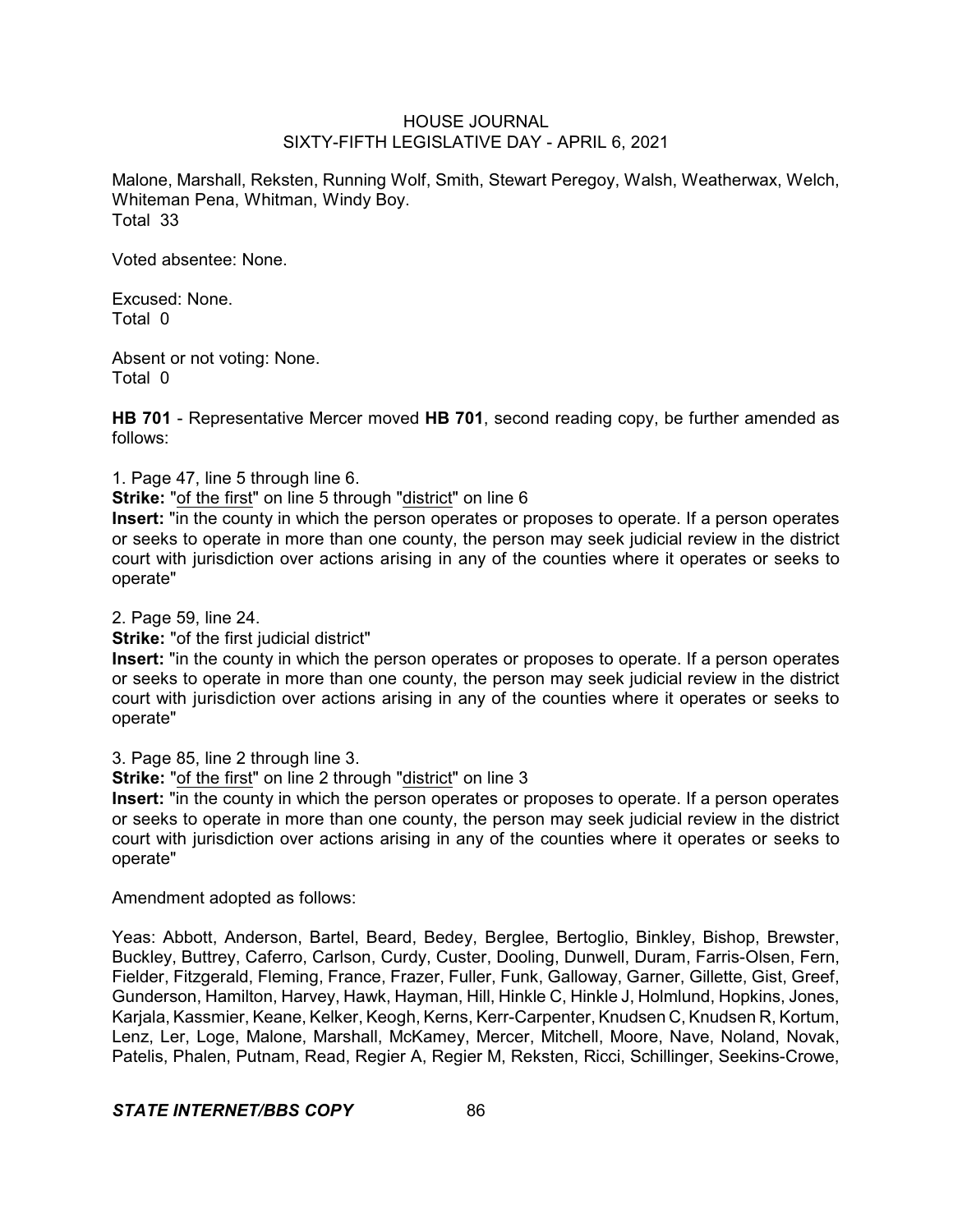Malone, Marshall, Reksten, Running Wolf, Smith, Stewart Peregoy, Walsh, Weatherwax, Welch, Whiteman Pena, Whitman, Windy Boy.
Total 33

Voted absentee: None.

Excused: None.
Total 0

Absent or not voting: None.
Total 0

**HB 701** - Representative Mercer moved **HB 701**, second reading copy, be further amended as follows:

1. Page 47, line 5 through line 6.
**Strike:** "of the first" on line 5 through "district" on line 6
**Insert:** "in the county in which the person operates or proposes to operate. If a person operates or seeks to operate in more than one county, the person may seek judicial review in the district court with jurisdiction over actions arising in any of the counties where it operates or seeks to operate"

2. Page 59, line 24.
**Strike:** "of the first judicial district"
**Insert:** "in the county in which the person operates or proposes to operate. If a person operates or seeks to operate in more than one county, the person may seek judicial review in the district court with jurisdiction over actions arising in any of the counties where it operates or seeks to operate"

3. Page 85, line 2 through line 3.
**Strike:** "of the first" on line 2 through "district" on line 3
**Insert:** "in the county in which the person operates or proposes to operate. If a person operates or seeks to operate in more than one county, the person may seek judicial review in the district court with jurisdiction over actions arising in any of the counties where it operates or seeks to operate"

Amendment adopted as follows:

Yeas: Abbott, Anderson, Bartel, Beard, Bedey, Berglee, Bertoglio, Binkley, Bishop, Brewster, Buckley, Buttrey, Caferro, Carlson, Curdy, Custer, Dooling, Dunwell, Duram, Farris-Olsen, Fern, Fielder, Fitzgerald, Fleming, France, Frazer, Fuller, Funk, Galloway, Garner, Gillette, Gist, Greef, Gunderson, Hamilton, Harvey, Hawk, Hayman, Hill, Hinkle C, Hinkle J, Holmlund, Hopkins, Jones, Karjala, Kassmier, Keane, Kelker, Keogh, Kerns, Kerr-Carpenter, Knudsen C, Knudsen R, Kortum, Lenz, Ler, Loge, Malone, Marshall, McKamey, Mercer, Mitchell, Moore, Nave, Noland, Novak, Patelis, Phalen, Putnam, Read, Regier A, Regier M, Reksten, Ricci, Schillinger, Seekins-Crowe,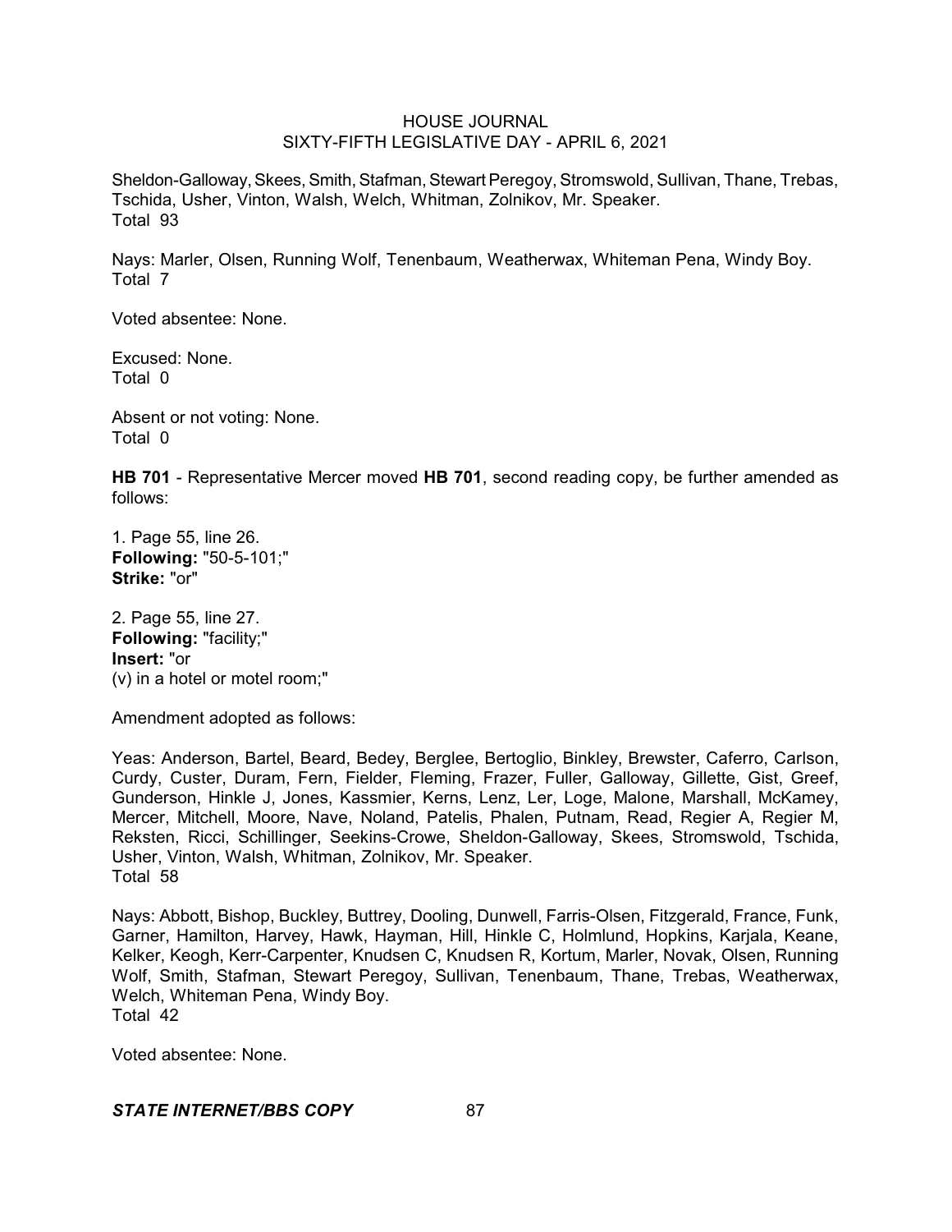Sheldon-Galloway, Skees, Smith, Stafman, Stewart Peregoy, Stromswold, Sullivan, Thane, Trebas, Tschida, Usher, Vinton, Walsh, Welch, Whitman, Zolnikov, Mr. Speaker.
Total 93

Nays: Marler, Olsen, Running Wolf, Tenenbaum, Weatherwax, Whiteman Pena, Windy Boy.
Total 7

Voted absentee: None.

Excused: None.
Total 0

Absent or not voting: None.
Total 0

**HB 701** - Representative Mercer moved **HB 701**, second reading copy, be further amended as follows:

1. Page 55, line 26.
**Following:** "50-5-101;"
**Strike:** "or"

2. Page 55, line 27.
**Following:** "facility;"
**Insert:** "or
(v) in a hotel or motel room;"

Amendment adopted as follows:

Yeas: Anderson, Bartel, Beard, Bedey, Berglee, Bertoglio, Binkley, Brewster, Caferro, Carlson, Curdy, Custer, Duram, Fern, Fielder, Fleming, Frazer, Fuller, Galloway, Gillette, Gist, Greef, Gunderson, Hinkle J, Jones, Kassmier, Kerns, Lenz, Ler, Loge, Malone, Marshall, McKamey, Mercer, Mitchell, Moore, Nave, Noland, Patelis, Phalen, Putnam, Read, Regier A, Regier M, Reksten, Ricci, Schillinger, Seekins-Crowe, Sheldon-Galloway, Skees, Stromswold, Tschida, Usher, Vinton, Walsh, Whitman, Zolnikov, Mr. Speaker.
Total 58

Nays: Abbott, Bishop, Buckley, Buttrey, Dooling, Dunwell, Farris-Olsen, Fitzgerald, France, Funk, Garner, Hamilton, Harvey, Hawk, Hayman, Hill, Hinkle C, Holmlund, Hopkins, Karjala, Keane, Kelker, Keogh, Kerr-Carpenter, Knudsen C, Knudsen R, Kortum, Marler, Novak, Olsen, Running Wolf, Smith, Stafman, Stewart Peregoy, Sullivan, Tenenbaum, Thane, Trebas, Weatherwax, Welch, Whiteman Pena, Windy Boy.
Total 42

Voted absentee: None.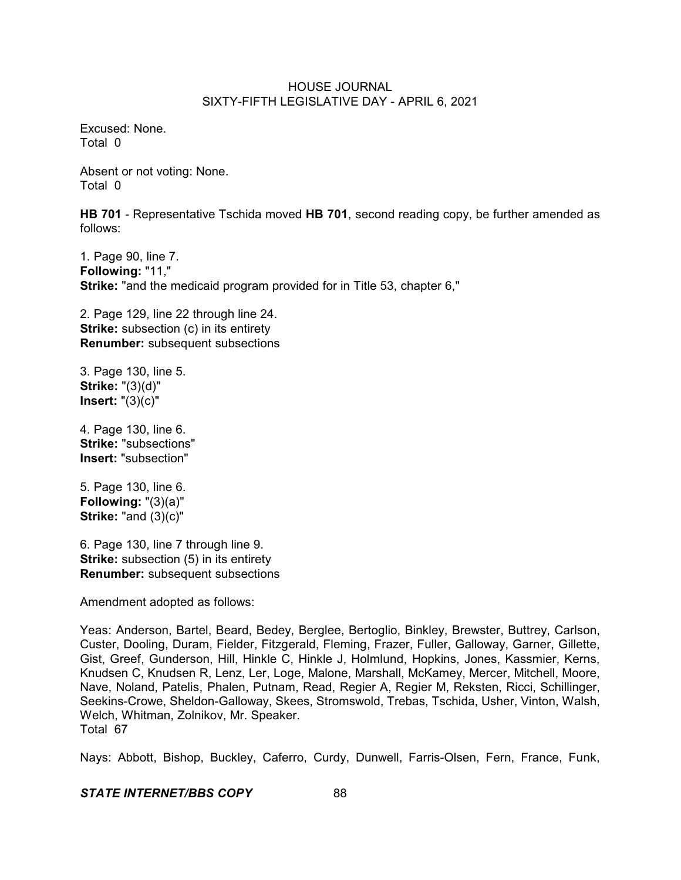Excused: None.
Total 0

Absent or not voting: None.
Total 0

**HB 701** - Representative Tschida moved **HB 701**, second reading copy, be further amended as follows:

1. Page 90, line 7.
**Following:** "11,"
**Strike:** "and the medicaid program provided for in Title 53, chapter 6,"

2. Page 129, line 22 through line 24.
**Strike:** subsection (c) in its entirety
**Renumber:** subsequent subsections

3. Page 130, line 5.
**Strike:** "(3)(d)"
**Insert:** "(3)(c)"

4. Page 130, line 6.
**Strike:** "subsections"
**Insert:** "subsection"

5. Page 130, line 6.
**Following:** "(3)(a)"
**Strike:** "and (3)(c)"

6. Page 130, line 7 through line 9.
**Strike:** subsection (5) in its entirety
**Renumber:** subsequent subsections

Amendment adopted as follows:

Yeas: Anderson, Bartel, Beard, Bedey, Berglee, Bertoglio, Binkley, Brewster, Buttrey, Carlson, Custer, Dooling, Duram, Fielder, Fitzgerald, Fleming, Frazer, Fuller, Galloway, Garner, Gillette, Gist, Greef, Gunderson, Hill, Hinkle C, Hinkle J, Holmlund, Hopkins, Jones, Kassmier, Kerns, Knudsen C, Knudsen R, Lenz, Ler, Loge, Malone, Marshall, McKamey, Mercer, Mitchell, Moore, Nave, Noland, Patelis, Phalen, Putnam, Read, Regier A, Regier M, Reksten, Ricci, Schillinger, Seekins-Crowe, Sheldon-Galloway, Skees, Stromswold, Trebas, Tschida, Usher, Vinton, Walsh, Welch, Whitman, Zolnikov, Mr. Speaker.
Total 67

Nays: Abbott, Bishop, Buckley, Caferro, Curdy, Dunwell, Farris-Olsen, Fern, France, Funk,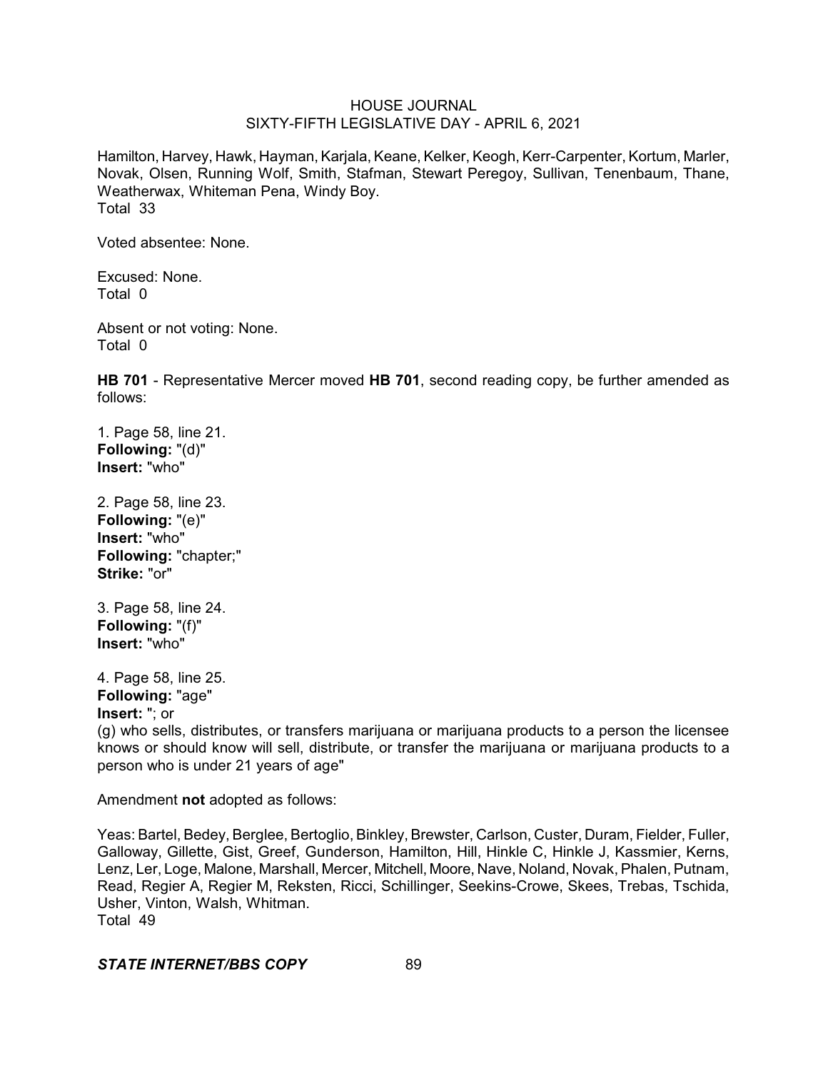Hamilton, Harvey, Hawk, Hayman, Karjala, Keane, Kelker, Keogh, Kerr-Carpenter, Kortum, Marler, Novak, Olsen, Running Wolf, Smith, Stafman, Stewart Peregoy, Sullivan, Tenenbaum, Thane, Weatherwax, Whiteman Pena, Windy Boy.
Total 33

Voted absentee: None.

Excused: None.
Total 0

Absent or not voting: None.
Total 0

**HB 701** - Representative Mercer moved **HB 701**, second reading copy, be further amended as follows:

1. Page 58, line 21.
**Following:** "(d)"
**Insert:** "who"

2. Page 58, line 23.
**Following:** "(e)"
**Insert:** "who"
**Following:** "chapter;"
**Strike:** "or"

3. Page 58, line 24.
**Following:** "(f)"
**Insert:** "who"

4. Page 58, line 25.
**Following:** "age"
**Insert:** "; or
(g) who sells, distributes, or transfers marijuana or marijuana products to a person the licensee knows or should know will sell, distribute, or transfer the marijuana or marijuana products to a person who is under 21 years of age"

Amendment **not** adopted as follows:

Yeas: Bartel, Bedey, Berglee, Bertoglio, Binkley, Brewster, Carlson, Custer, Duram, Fielder, Fuller, Galloway, Gillette, Gist, Greef, Gunderson, Hamilton, Hill, Hinkle C, Hinkle J, Kassmier, Kerns, Lenz, Ler, Loge, Malone, Marshall, Mercer, Mitchell, Moore, Nave, Noland, Novak, Phalen, Putnam, Read, Regier A, Regier M, Reksten, Ricci, Schillinger, Seekins-Crowe, Skees, Trebas, Tschida, Usher, Vinton, Walsh, Whitman.
Total 49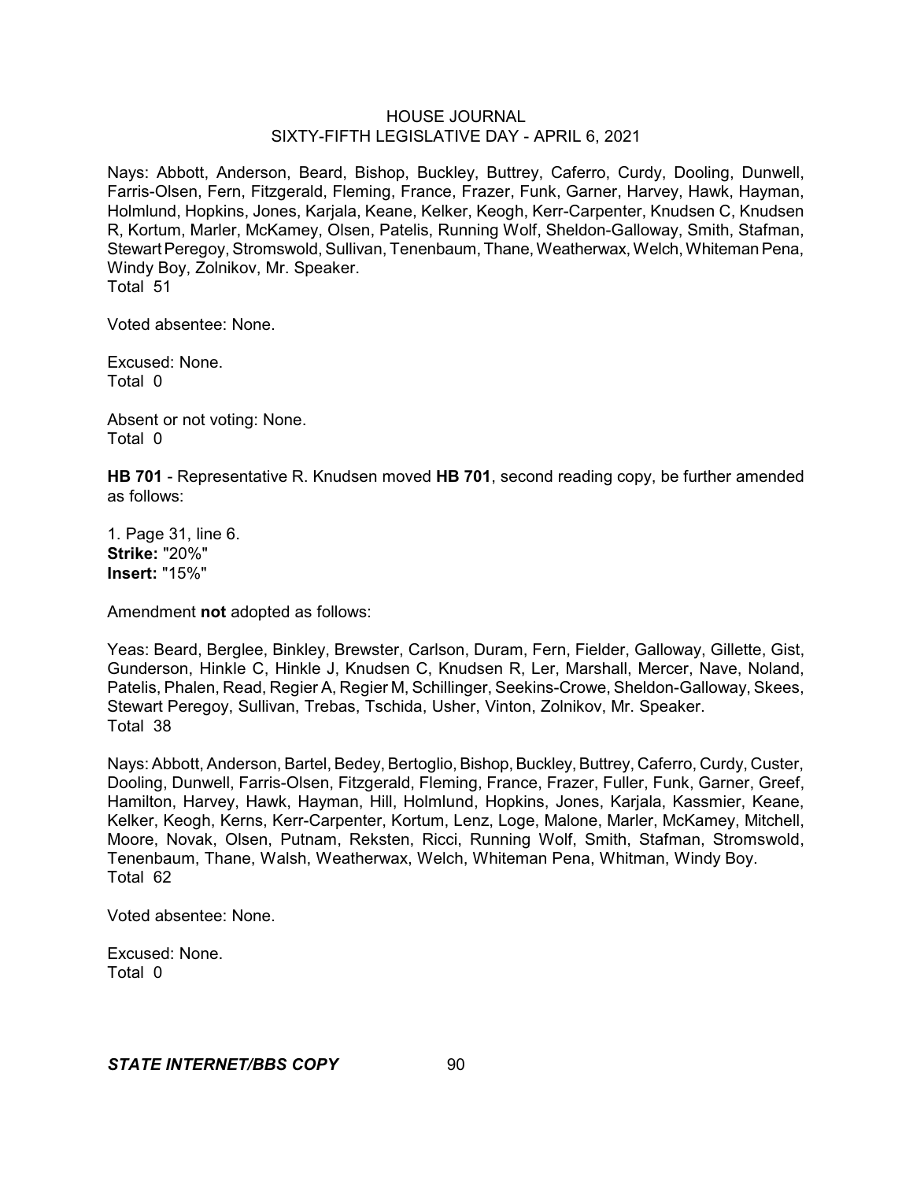Nays: Abbott, Anderson, Beard, Bishop, Buckley, Buttrey, Caferro, Curdy, Dooling, Dunwell, Farris-Olsen, Fern, Fitzgerald, Fleming, France, Frazer, Funk, Garner, Harvey, Hawk, Hayman, Holmlund, Hopkins, Jones, Karjala, Keane, Kelker, Keogh, Kerr-Carpenter, Knudsen C, Knudsen R, Kortum, Marler, McKamey, Olsen, Patelis, Running Wolf, Sheldon-Galloway, Smith, Stafman, Stewart Peregoy, Stromswold, Sullivan, Tenenbaum, Thane, Weatherwax, Welch, Whiteman Pena, Windy Boy, Zolnikov, Mr. Speaker.
Total 51

Voted absentee: None.

Excused: None.
Total 0

Absent or not voting: None.
Total 0

**HB 701** - Representative R. Knudsen moved **HB 701**, second reading copy, be further amended as follows:

1. Page 31, line 6.
**Strike:** "20%"
**Insert:** "15%"

Amendment **not** adopted as follows:

Yeas: Beard, Berglee, Binkley, Brewster, Carlson, Duram, Fern, Fielder, Galloway, Gillette, Gist, Gunderson, Hinkle C, Hinkle J, Knudsen C, Knudsen R, Ler, Marshall, Mercer, Nave, Noland, Patelis, Phalen, Read, Regier A, Regier M, Schillinger, Seekins-Crowe, Sheldon-Galloway, Skees, Stewart Peregoy, Sullivan, Trebas, Tschida, Usher, Vinton, Zolnikov, Mr. Speaker.
Total 38

Nays: Abbott, Anderson, Bartel, Bedey, Bertoglio, Bishop, Buckley, Buttrey, Caferro, Curdy, Custer, Dooling, Dunwell, Farris-Olsen, Fitzgerald, Fleming, France, Frazer, Fuller, Funk, Garner, Greef, Hamilton, Harvey, Hawk, Hayman, Hill, Holmlund, Hopkins, Jones, Karjala, Kassmier, Keane, Kelker, Keogh, Kerns, Kerr-Carpenter, Kortum, Lenz, Loge, Malone, Marler, McKamey, Mitchell, Moore, Novak, Olsen, Putnam, Reksten, Ricci, Running Wolf, Smith, Stafman, Stromswold, Tenenbaum, Thane, Walsh, Weatherwax, Welch, Whiteman Pena, Whitman, Windy Boy.
Total 62

Voted absentee: None.

Excused: None.
Total 0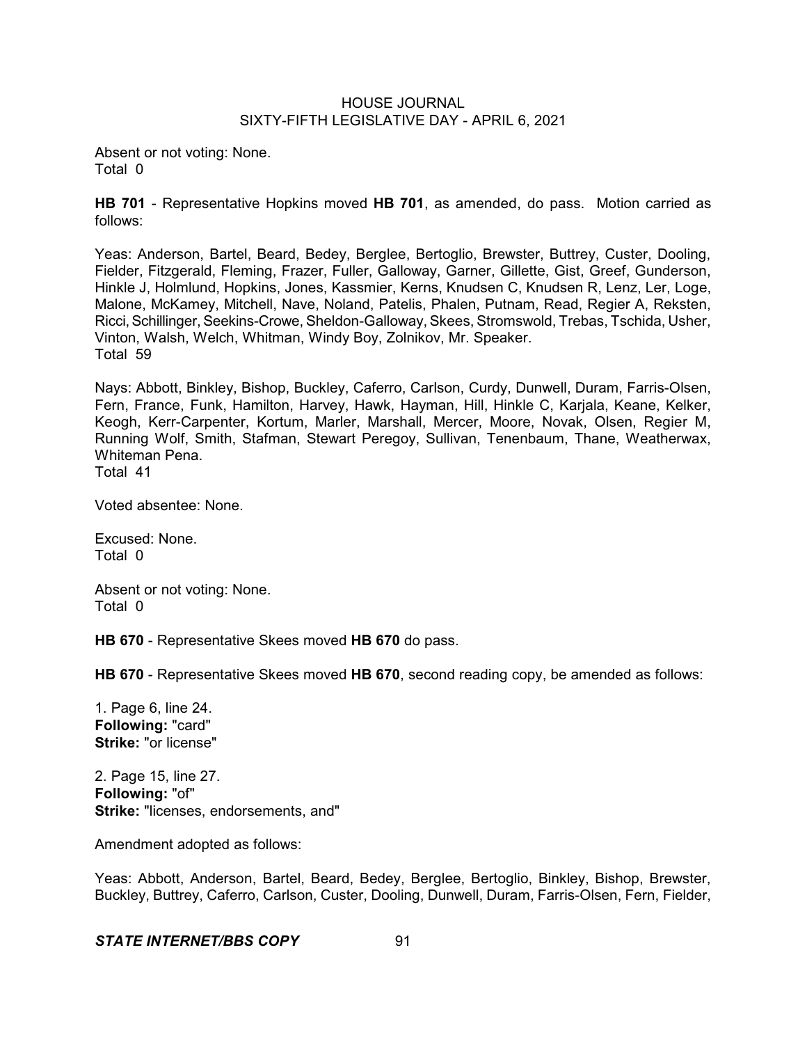Absent or not voting: None.
Total 0

**HB 701** - Representative Hopkins moved **HB 701**, as amended, do pass. Motion carried as follows:

Yeas: Anderson, Bartel, Beard, Bedey, Berglee, Bertoglio, Brewster, Buttrey, Custer, Dooling, Fielder, Fitzgerald, Fleming, Frazer, Fuller, Galloway, Garner, Gillette, Gist, Greef, Gunderson, Hinkle J, Holmlund, Hopkins, Jones, Kassmier, Kerns, Knudsen C, Knudsen R, Lenz, Ler, Loge, Malone, McKamey, Mitchell, Nave, Noland, Patelis, Phalen, Putnam, Read, Regier A, Reksten, Ricci, Schillinger, Seekins-Crowe, Sheldon-Galloway, Skees, Stromswold, Trebas, Tschida, Usher, Vinton, Walsh, Welch, Whitman, Windy Boy, Zolnikov, Mr. Speaker.
Total 59

Nays: Abbott, Binkley, Bishop, Buckley, Caferro, Carlson, Curdy, Dunwell, Duram, Farris-Olsen, Fern, France, Funk, Hamilton, Harvey, Hawk, Hayman, Hill, Hinkle C, Karjala, Keane, Kelker, Keogh, Kerr-Carpenter, Kortum, Marler, Marshall, Mercer, Moore, Novak, Olsen, Regier M, Running Wolf, Smith, Stafman, Stewart Peregoy, Sullivan, Tenenbaum, Thane, Weatherwax, Whiteman Pena.
Total 41

Voted absentee: None.

Excused: None.
Total 0

Absent or not voting: None.
Total 0

**HB 670** - Representative Skees moved **HB 670** do pass.

**HB 670** - Representative Skees moved **HB 670**, second reading copy, be amended as follows:

1. Page 6, line 24.
**Following:** "card"
**Strike:** "or license"

2. Page 15, line 27.
**Following:** "of"
**Strike:** "licenses, endorsements, and"

Amendment adopted as follows:

Yeas: Abbott, Anderson, Bartel, Beard, Bedey, Berglee, Bertoglio, Binkley, Bishop, Brewster, Buckley, Buttrey, Caferro, Carlson, Custer, Dooling, Dunwell, Duram, Farris-Olsen, Fern, Fielder,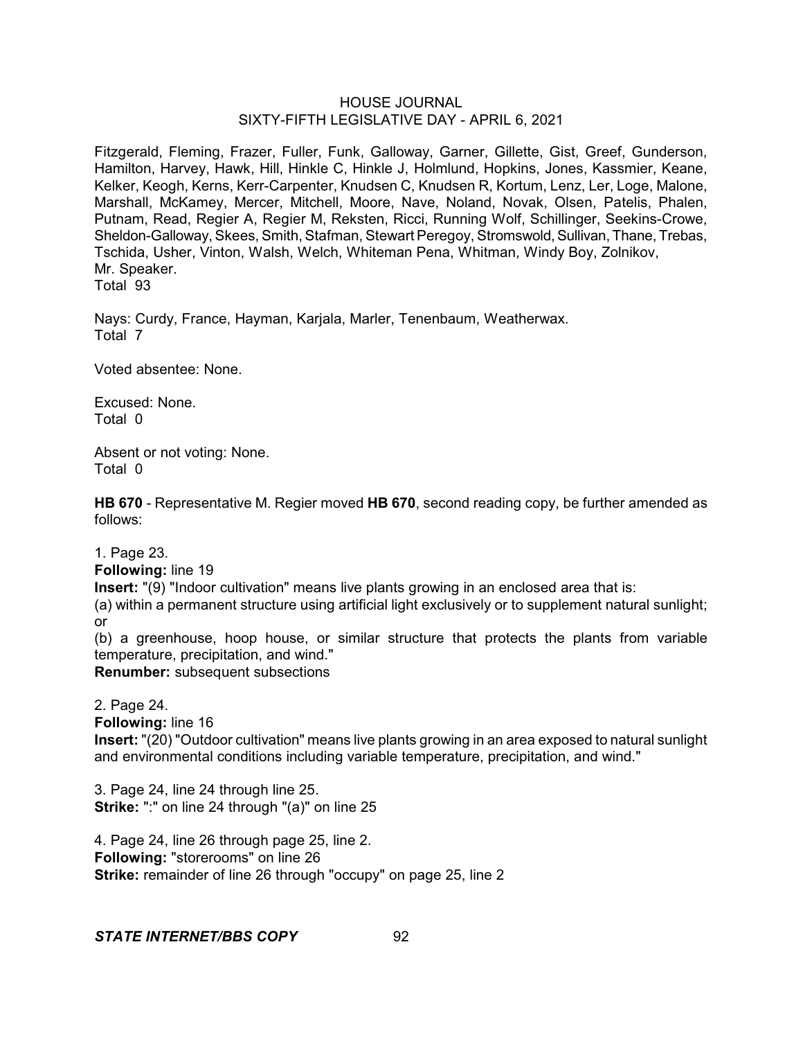Fitzgerald, Fleming, Frazer, Fuller, Funk, Galloway, Garner, Gillette, Gist, Greef, Gunderson, Hamilton, Harvey, Hawk, Hill, Hinkle C, Hinkle J, Holmlund, Hopkins, Jones, Kassmier, Keane, Kelker, Keogh, Kerns, Kerr-Carpenter, Knudsen C, Knudsen R, Kortum, Lenz, Ler, Loge, Malone, Marshall, McKamey, Mercer, Mitchell, Moore, Nave, Noland, Novak, Olsen, Patelis, Phalen, Putnam, Read, Regier A, Regier M, Reksten, Ricci, Running Wolf, Schillinger, Seekins-Crowe, Sheldon-Galloway, Skees, Smith, Stafman, Stewart Peregoy, Stromswold, Sullivan, Thane, Trebas, Tschida, Usher, Vinton, Walsh, Welch, Whiteman Pena, Whitman, Windy Boy, Zolnikov, Mr. Speaker.
Total 93

Nays: Curdy, France, Hayman, Karjala, Marler, Tenenbaum, Weatherwax.
Total 7

Voted absentee: None.

Excused: None.
Total 0

Absent or not voting: None.
Total 0

**HB 670** - Representative M. Regier moved **HB 670**, second reading copy, be further amended as follows:

1. Page 23.
**Following:** line 19
**Insert:** "(9) "Indoor cultivation" means live plants growing in an enclosed area that is:
(a) within a permanent structure using artificial light exclusively or to supplement natural sunlight; or
(b) a greenhouse, hoop house, or similar structure that protects the plants from variable temperature, precipitation, and wind."
**Renumber:** subsequent subsections

2. Page 24.
**Following:** line 16
**Insert:** "(20) "Outdoor cultivation" means live plants growing in an area exposed to natural sunlight and environmental conditions including variable temperature, precipitation, and wind."

3. Page 24, line 24 through line 25.
**Strike:** ":" on line 24 through "(a)" on line 25

4. Page 24, line 26 through page 25, line 2.
**Following:** "storerooms" on line 26
**Strike:** remainder of line 26 through "occupy" on page 25, line 2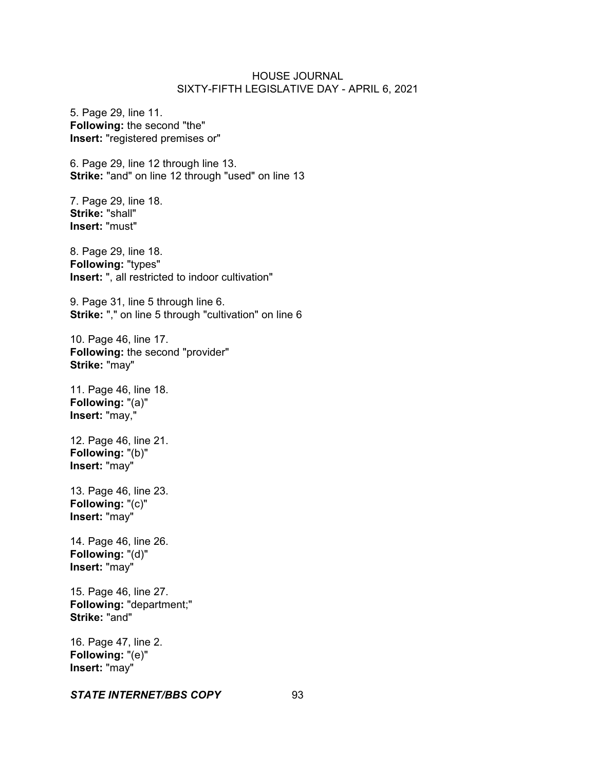5. Page 29, line 11.
**Following:** the second "the"
**Insert:** "registered premises or"

6. Page 29, line 12 through line 13.
**Strike:** "and" on line 12 through "used" on line 13

7. Page 29, line 18.
**Strike:** "shall"
**Insert:** "must"

8. Page 29, line 18.
**Following:** "types"
**Insert:** ", all restricted to indoor cultivation"

9. Page 31, line 5 through line 6.
**Strike:** "," on line 5 through "cultivation" on line 6

10. Page 46, line 17.
**Following:** the second "provider"
**Strike:** "may"

11. Page 46, line 18.
**Following:** "(a)"
**Insert:** "may,"

12. Page 46, line 21.
**Following:** "(b)"
**Insert:** "may"

13. Page 46, line 23.
**Following:** "(c)"
**Insert:** "may"

14. Page 46, line 26.
**Following:** "(d)"
**Insert:** "may"

15. Page 46, line 27.
**Following:** "department;"
**Strike:** "and"

16. Page 47, line 2.
**Following:** "(e)"
**Insert:** "may"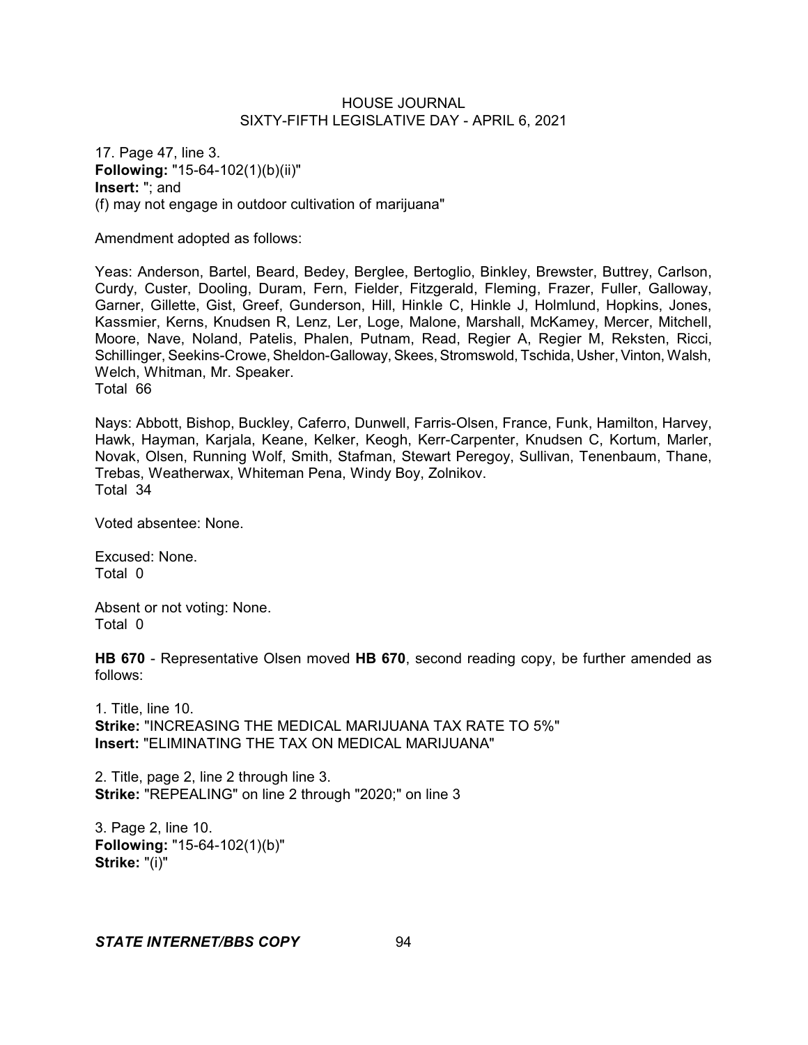17. Page 47, line 3.
**Following:** "15-64-102(1)(b)(ii)"
**Insert:** "; and
(f) may not engage in outdoor cultivation of marijuana"

Amendment adopted as follows:

Yeas: Anderson, Bartel, Beard, Bedey, Berglee, Bertoglio, Binkley, Brewster, Buttrey, Carlson, Curdy, Custer, Dooling, Duram, Fern, Fielder, Fitzgerald, Fleming, Frazer, Fuller, Galloway, Garner, Gillette, Gist, Greef, Gunderson, Hill, Hinkle C, Hinkle J, Holmlund, Hopkins, Jones, Kassmier, Kerns, Knudsen R, Lenz, Ler, Loge, Malone, Marshall, McKamey, Mercer, Mitchell, Moore, Nave, Noland, Patelis, Phalen, Putnam, Read, Regier A, Regier M, Reksten, Ricci, Schillinger, Seekins-Crowe, Sheldon-Galloway, Skees, Stromswold, Tschida, Usher, Vinton, Walsh, Welch, Whitman, Mr. Speaker.
Total 66

Nays: Abbott, Bishop, Buckley, Caferro, Dunwell, Farris-Olsen, France, Funk, Hamilton, Harvey, Hawk, Hayman, Karjala, Keane, Kelker, Keogh, Kerr-Carpenter, Knudsen C, Kortum, Marler, Novak, Olsen, Running Wolf, Smith, Stafman, Stewart Peregoy, Sullivan, Tenenbaum, Thane, Trebas, Weatherwax, Whiteman Pena, Windy Boy, Zolnikov.
Total 34

Voted absentee: None.

Excused: None.
Total 0

Absent or not voting: None.
Total 0

**HB 670** - Representative Olsen moved **HB 670**, second reading copy, be further amended as follows:

1. Title, line 10.
**Strike:** "INCREASING THE MEDICAL MARIJUANA TAX RATE TO 5%"
**Insert:** "ELIMINATING THE TAX ON MEDICAL MARIJUANA"

2. Title, page 2, line 2 through line 3.
**Strike:** "REPEALING" on line 2 through "2020;" on line 3

3. Page 2, line 10.
**Following:** "15-64-102(1)(b)"
**Strike:** "(i)"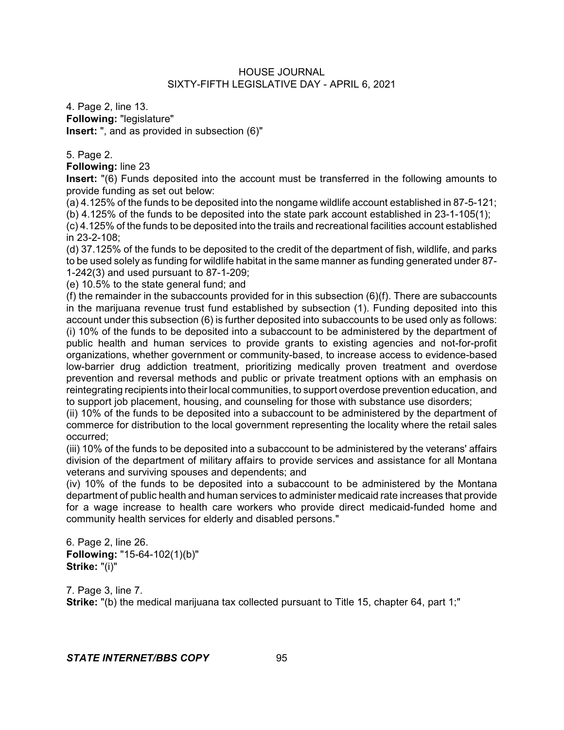4. Page 2, line 13.
**Following:** "legislature"
**Insert:** ", and as provided in subsection (6)"

5. Page 2.
**Following:** line 23
**Insert:** "(6) Funds deposited into the account must be transferred in the following amounts to provide funding as set out below:
(a) 4.125% of the funds to be deposited into the nongame wildlife account established in 87-5-121;
(b) 4.125% of the funds to be deposited into the state park account established in 23-1-105(1);
(c) 4.125% of the funds to be deposited into the trails and recreational facilities account established in 23-2-108;
(d) 37.125% of the funds to be deposited to the credit of the department of fish, wildlife, and parks to be used solely as funding for wildlife habitat in the same manner as funding generated under 87-1-242(3) and used pursuant to 87-1-209;
(e) 10.5% to the state general fund; and
(f) the remainder in the subaccounts provided for in this subsection (6)(f). There are subaccounts in the marijuana revenue trust fund established by subsection (1). Funding deposited into this account under this subsection (6) is further deposited into subaccounts to be used only as follows:
(i) 10% of the funds to be deposited into a subaccount to be administered by the department of public health and human services to provide grants to existing agencies and not-for-profit organizations, whether government or community-based, to increase access to evidence-based low-barrier drug addiction treatment, prioritizing medically proven treatment and overdose prevention and reversal methods and public or private treatment options with an emphasis on reintegrating recipients into their local communities, to support overdose prevention education, and to support job placement, housing, and counseling for those with substance use disorders;
(ii) 10% of the funds to be deposited into a subaccount to be administered by the department of commerce for distribution to the local government representing the locality where the retail sales occurred;
(iii) 10% of the funds to be deposited into a subaccount to be administered by the veterans' affairs division of the department of military affairs to provide services and assistance for all Montana veterans and surviving spouses and dependents; and
(iv) 10% of the funds to be deposited into a subaccount to be administered by the Montana department of public health and human services to administer medicaid rate increases that provide for a wage increase to health care workers who provide direct medicaid-funded home and community health services for elderly and disabled persons."

6. Page 2, line 26.
**Following:** "15-64-102(1)(b)"
**Strike:** "(i)"

7. Page 3, line 7.
**Strike:** "(b) the medical marijuana tax collected pursuant to Title 15, chapter 64, part 1;"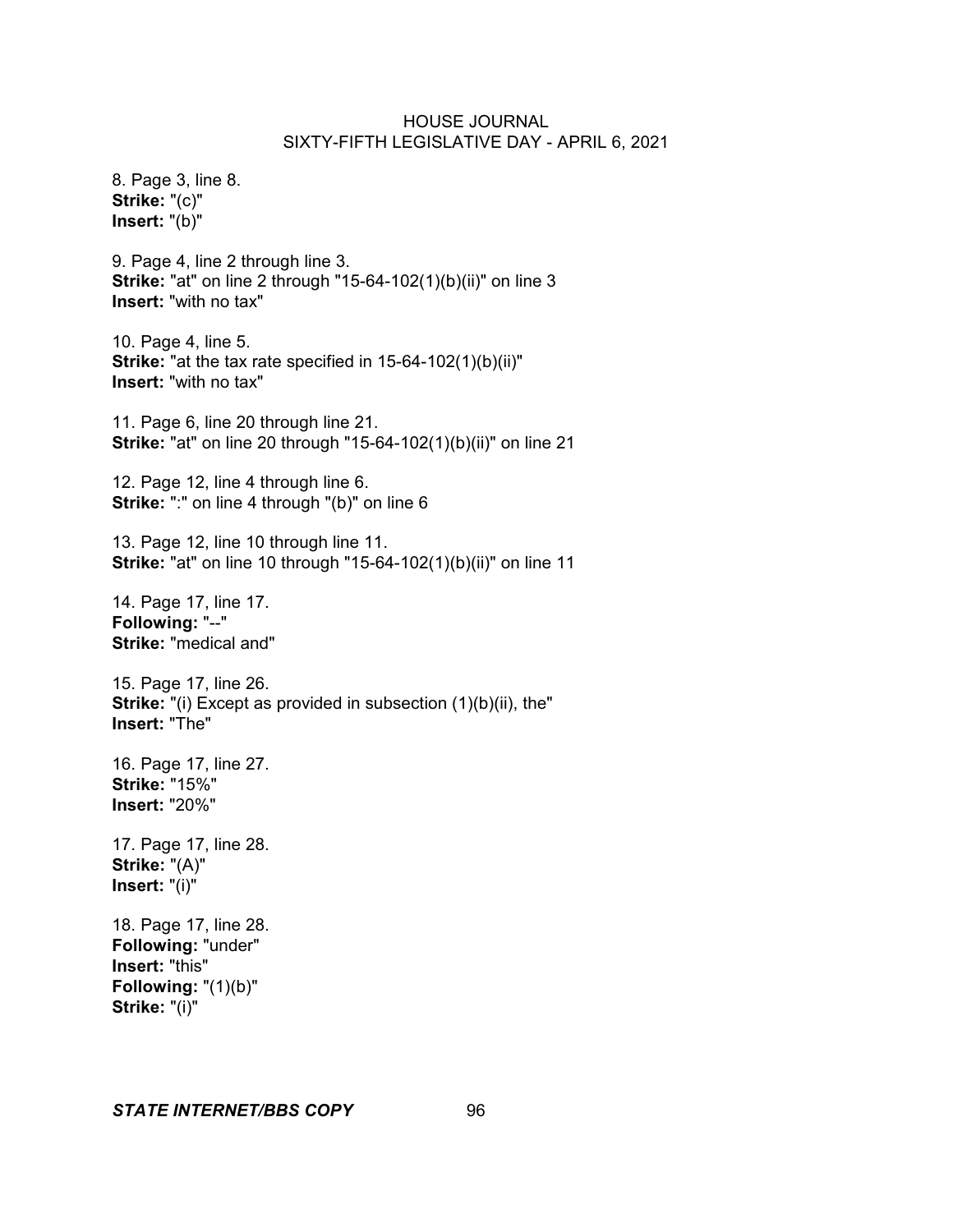8. Page 3, line 8.
**Strike:** "(c)"
**Insert:** "(b)"

9. Page 4, line 2 through line 3.
**Strike:** "at" on line 2 through "15-64-102(1)(b)(ii)" on line 3
**Insert:** "with no tax"

10. Page 4, line 5.
**Strike:** "at the tax rate specified in 15-64-102(1)(b)(ii)"
**Insert:** "with no tax"

11. Page 6, line 20 through line 21.
**Strike:** "at" on line 20 through "15-64-102(1)(b)(ii)" on line 21

12. Page 12, line 4 through line 6.
**Strike:** ":" on line 4 through "(b)" on line 6

13. Page 12, line 10 through line 11.
**Strike:** "at" on line 10 through "15-64-102(1)(b)(ii)" on line 11

14. Page 17, line 17.
**Following:** "--"
**Strike:** "medical and"

15. Page 17, line 26.
**Strike:** "(i) Except as provided in subsection (1)(b)(ii), the"
**Insert:** "The"

16. Page 17, line 27.
**Strike:** "15%"
**Insert:** "20%"

17. Page 17, line 28.
**Strike:** "(A)"
**Insert:** "(i)"

18. Page 17, line 28.
**Following:** "under"
**Insert:** "this"
**Following:** "(1)(b)"
**Strike:** "(i)"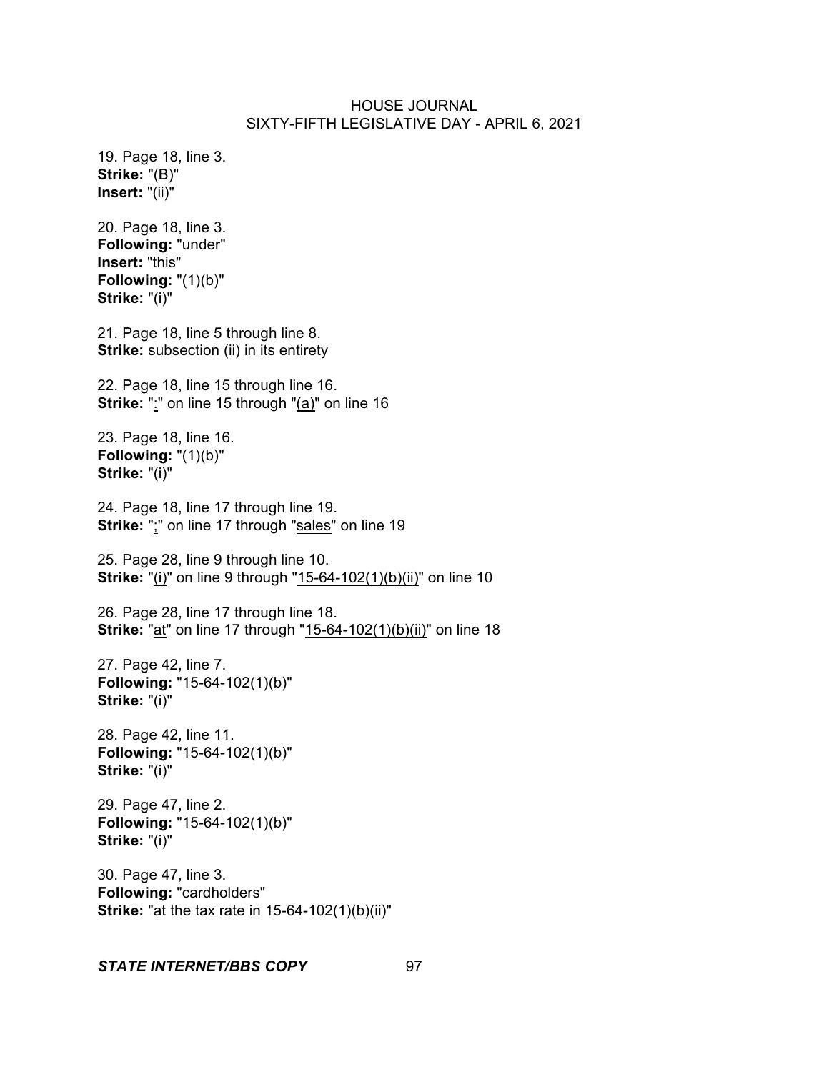19. Page 18, line 3.
**Strike:** "(B)"
**Insert:** "(ii)"

20. Page 18, line 3.
**Following:** "under"
**Insert:** "this"
**Following:** "(1)(b)"
**Strike:** "(i)"

21. Page 18, line 5 through line 8.
**Strike:** subsection (ii) in its entirety

22. Page 18, line 15 through line 16.
**Strike:** ":" on line 15 through "(a)" on line 16

23. Page 18, line 16.
**Following:** "(1)(b)"
**Strike:** "(i)"

24. Page 18, line 17 through line 19.
**Strike:** ";" on line 17 through "sales" on line 19

25. Page 28, line 9 through line 10.
**Strike:** "(i)" on line 9 through "15-64-102(1)(b)(ii)" on line 10

26. Page 28, line 17 through line 18.
**Strike:** "at" on line 17 through "15-64-102(1)(b)(ii)" on line 18

27. Page 42, line 7.
**Following:** "15-64-102(1)(b)"
**Strike:** "(i)"

28. Page 42, line 11.
**Following:** "15-64-102(1)(b)"
**Strike:** "(i)"

29. Page 47, line 2.
**Following:** "15-64-102(1)(b)"
**Strike:** "(i)"

30. Page 47, line 3.
**Following:** "cardholders"
**Strike:** "at the tax rate in 15-64-102(1)(b)(ii)"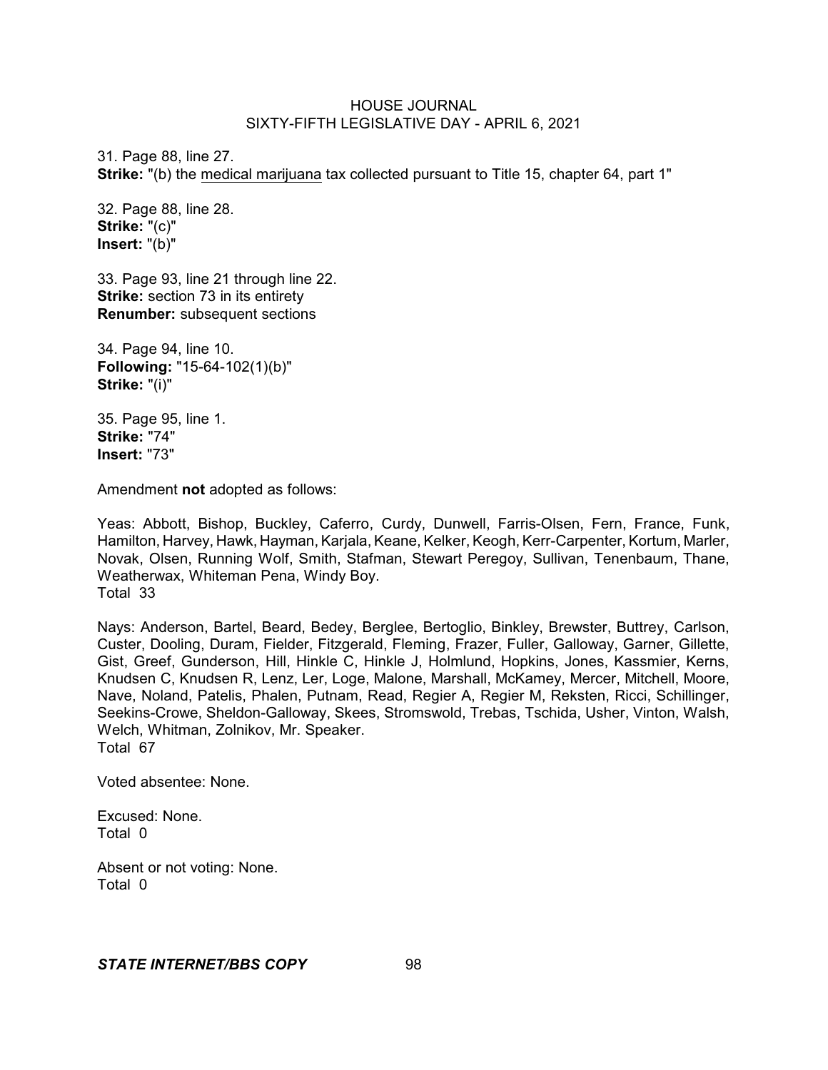31. Page 88, line 27.
**Strike:** "(b) the medical marijuana tax collected pursuant to Title 15, chapter 64, part 1"

32. Page 88, line 28.
**Strike:** "(c)"
**Insert:** "(b)"

33. Page 93, line 21 through line 22.
**Strike:** section 73 in its entirety
**Renumber:** subsequent sections

34. Page 94, line 10.
**Following:** "15-64-102(1)(b)"
**Strike:** "(i)"

35. Page 95, line 1.
**Strike:** "74"
**Insert:** "73"

Amendment **not** adopted as follows:

Yeas: Abbott, Bishop, Buckley, Caferro, Curdy, Dunwell, Farris-Olsen, Fern, France, Funk, Hamilton, Harvey, Hawk, Hayman, Karjala, Keane, Kelker, Keogh, Kerr-Carpenter, Kortum, Marler, Novak, Olsen, Running Wolf, Smith, Stafman, Stewart Peregoy, Sullivan, Tenenbaum, Thane, Weatherwax, Whiteman Pena, Windy Boy.
Total 33

Nays: Anderson, Bartel, Beard, Bedey, Berglee, Bertoglio, Binkley, Brewster, Buttrey, Carlson, Custer, Dooling, Duram, Fielder, Fitzgerald, Fleming, Frazer, Fuller, Galloway, Garner, Gillette, Gist, Greef, Gunderson, Hill, Hinkle C, Hinkle J, Holmlund, Hopkins, Jones, Kassmier, Kerns, Knudsen C, Knudsen R, Lenz, Ler, Loge, Malone, Marshall, McKamey, Mercer, Mitchell, Moore, Nave, Noland, Patelis, Phalen, Putnam, Read, Regier A, Regier M, Reksten, Ricci, Schillinger, Seekins-Crowe, Sheldon-Galloway, Skees, Stromswold, Trebas, Tschida, Usher, Vinton, Walsh, Welch, Whitman, Zolnikov, Mr. Speaker.
Total 67

Voted absentee: None.

Excused: None.
Total 0

Absent or not voting: None.
Total 0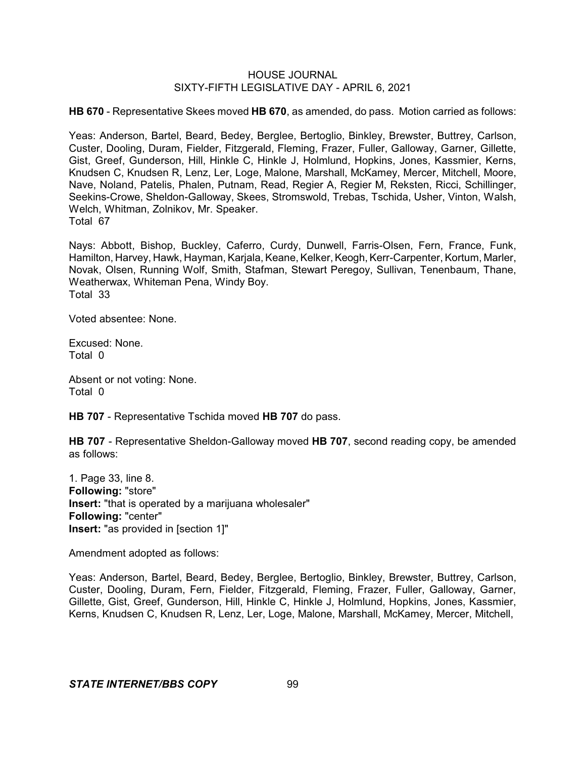**HB 670** - Representative Skees moved **HB 670**, as amended, do pass. Motion carried as follows:

Yeas: Anderson, Bartel, Beard, Bedey, Berglee, Bertoglio, Binkley, Brewster, Buttrey, Carlson, Custer, Dooling, Duram, Fielder, Fitzgerald, Fleming, Frazer, Fuller, Galloway, Garner, Gillette, Gist, Greef, Gunderson, Hill, Hinkle C, Hinkle J, Holmlund, Hopkins, Jones, Kassmier, Kerns, Knudsen C, Knudsen R, Lenz, Ler, Loge, Malone, Marshall, McKamey, Mercer, Mitchell, Moore, Nave, Noland, Patelis, Phalen, Putnam, Read, Regier A, Regier M, Reksten, Ricci, Schillinger, Seekins-Crowe, Sheldon-Galloway, Skees, Stromswold, Trebas, Tschida, Usher, Vinton, Walsh, Welch, Whitman, Zolnikov, Mr. Speaker.
Total 67

Nays: Abbott, Bishop, Buckley, Caferro, Curdy, Dunwell, Farris-Olsen, Fern, France, Funk, Hamilton, Harvey, Hawk, Hayman, Karjala, Keane, Kelker, Keogh, Kerr-Carpenter, Kortum, Marler, Novak, Olsen, Running Wolf, Smith, Stafman, Stewart Peregoy, Sullivan, Tenenbaum, Thane, Weatherwax, Whiteman Pena, Windy Boy.
Total 33

Voted absentee: None.

Excused: None.
Total 0

Absent or not voting: None.
Total 0

**HB 707** - Representative Tschida moved **HB 707** do pass.

**HB 707** - Representative Sheldon-Galloway moved **HB 707**, second reading copy, be amended as follows:

1. Page 33, line 8.
**Following:** "store"
**Insert:** "that is operated by a marijuana wholesaler"
**Following:** "center"
**Insert:** "as provided in [section 1]"

Amendment adopted as follows:

Yeas: Anderson, Bartel, Beard, Bedey, Berglee, Bertoglio, Binkley, Brewster, Buttrey, Carlson, Custer, Dooling, Duram, Fern, Fielder, Fitzgerald, Fleming, Frazer, Fuller, Galloway, Garner, Gillette, Gist, Greef, Gunderson, Hill, Hinkle C, Hinkle J, Holmlund, Hopkins, Jones, Kassmier, Kerns, Knudsen C, Knudsen R, Lenz, Ler, Loge, Malone, Marshall, McKamey, Mercer, Mitchell,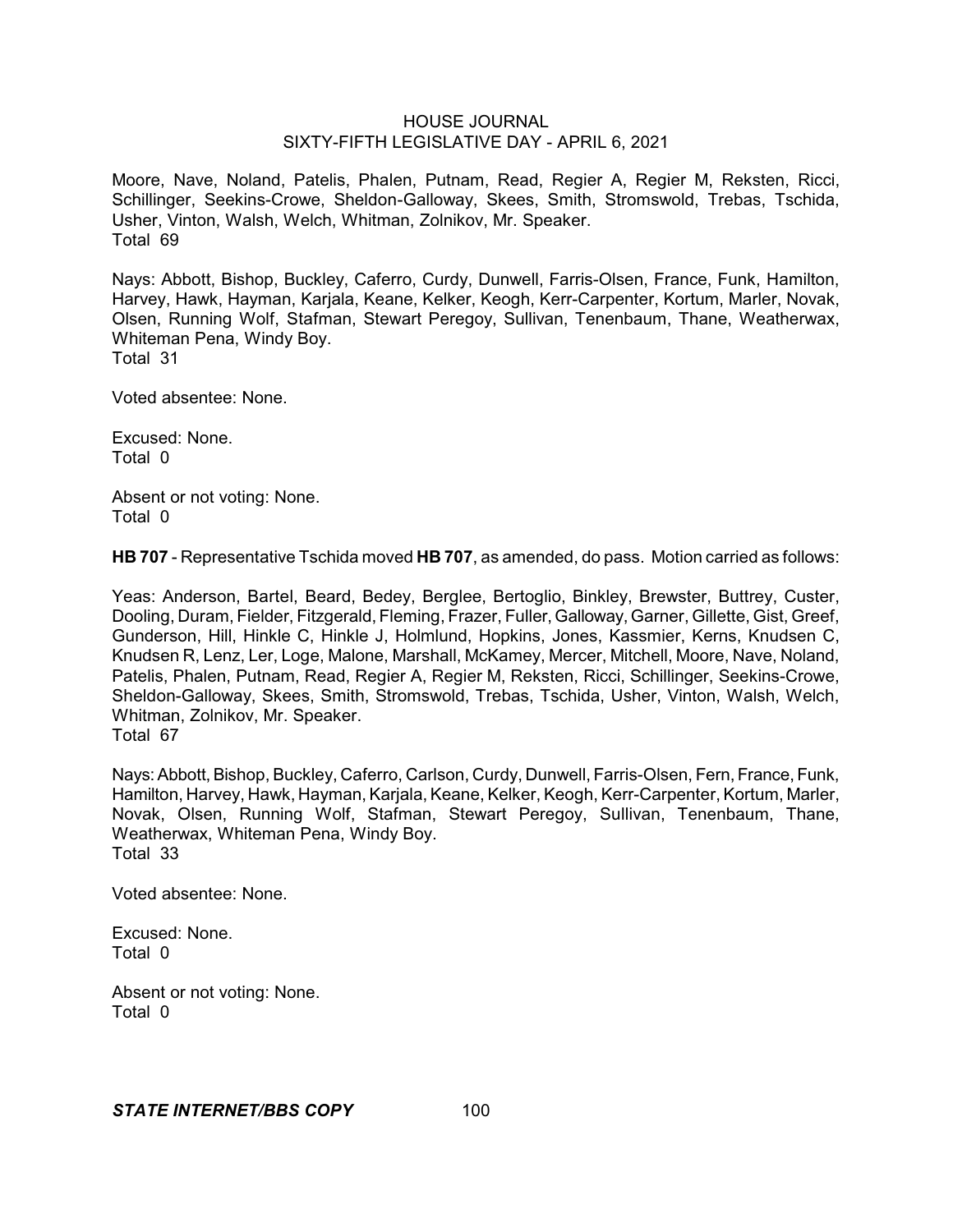Moore, Nave, Noland, Patelis, Phalen, Putnam, Read, Regier A, Regier M, Reksten, Ricci, Schillinger, Seekins-Crowe, Sheldon-Galloway, Skees, Smith, Stromswold, Trebas, Tschida, Usher, Vinton, Walsh, Welch, Whitman, Zolnikov, Mr. Speaker.
Total 69

Nays: Abbott, Bishop, Buckley, Caferro, Curdy, Dunwell, Farris-Olsen, France, Funk, Hamilton, Harvey, Hawk, Hayman, Karjala, Keane, Kelker, Keogh, Kerr-Carpenter, Kortum, Marler, Novak, Olsen, Running Wolf, Stafman, Stewart Peregoy, Sullivan, Tenenbaum, Thane, Weatherwax, Whiteman Pena, Windy Boy.
Total 31

Voted absentee: None.

Excused: None.
Total 0

Absent or not voting: None.
Total 0

**HB 707** - Representative Tschida moved **HB 707**, as amended, do pass. Motion carried as follows:

Yeas: Anderson, Bartel, Beard, Bedey, Berglee, Bertoglio, Binkley, Brewster, Buttrey, Custer, Dooling, Duram, Fielder, Fitzgerald, Fleming, Frazer, Fuller, Galloway, Garner, Gillette, Gist, Greef, Gunderson, Hill, Hinkle C, Hinkle J, Holmlund, Hopkins, Jones, Kassmier, Kerns, Knudsen C, Knudsen R, Lenz, Ler, Loge, Malone, Marshall, McKamey, Mercer, Mitchell, Moore, Nave, Noland, Patelis, Phalen, Putnam, Read, Regier A, Regier M, Reksten, Ricci, Schillinger, Seekins-Crowe, Sheldon-Galloway, Skees, Smith, Stromswold, Trebas, Tschida, Usher, Vinton, Walsh, Welch, Whitman, Zolnikov, Mr. Speaker.
Total 67

Nays: Abbott, Bishop, Buckley, Caferro, Carlson, Curdy, Dunwell, Farris-Olsen, Fern, France, Funk, Hamilton, Harvey, Hawk, Hayman, Karjala, Keane, Kelker, Keogh, Kerr-Carpenter, Kortum, Marler, Novak, Olsen, Running Wolf, Stafman, Stewart Peregoy, Sullivan, Tenenbaum, Thane, Weatherwax, Whiteman Pena, Windy Boy.
Total 33

Voted absentee: None.

Excused: None.
Total 0

Absent or not voting: None.
Total 0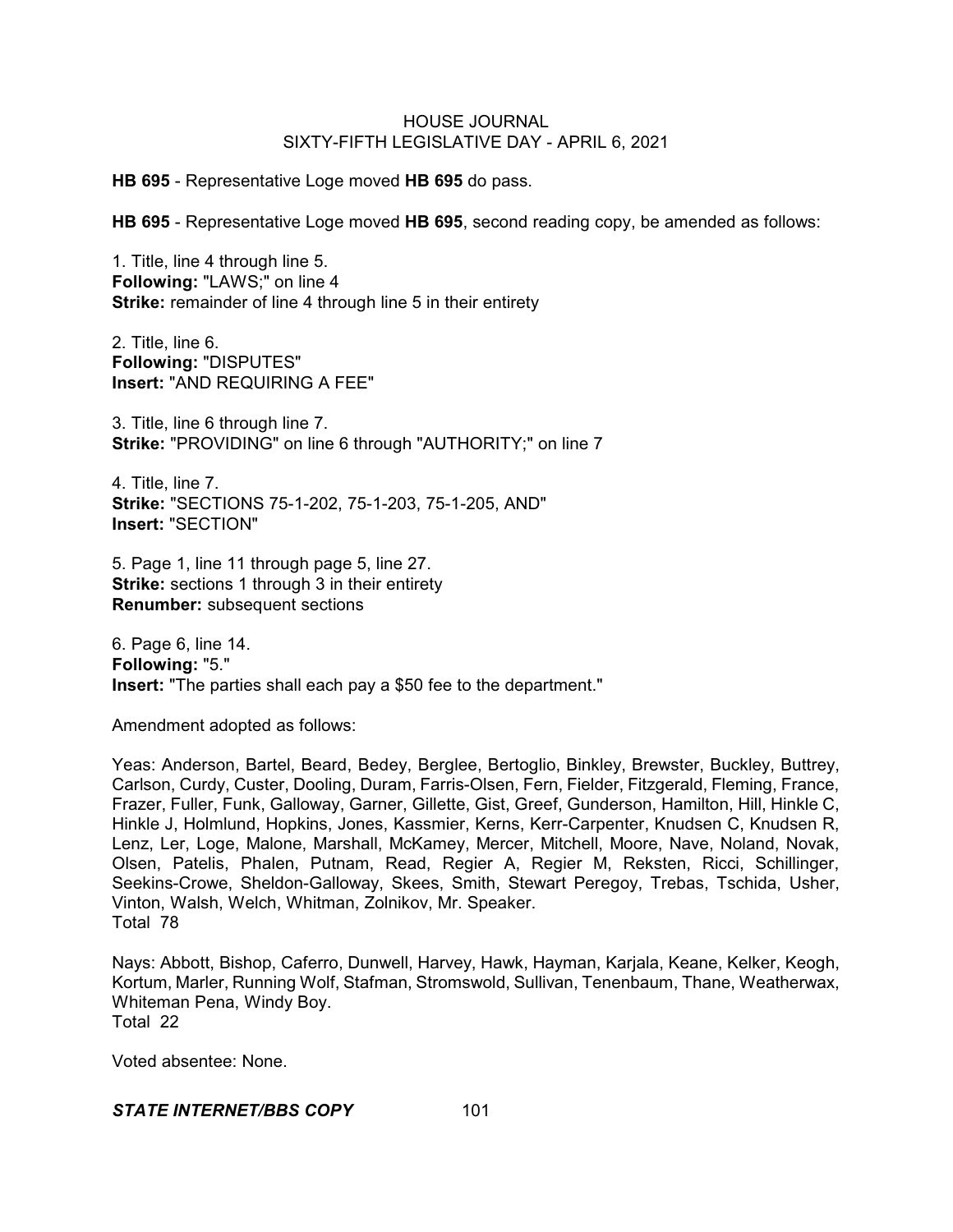**HB 695** - Representative Loge moved **HB 695** do pass.

**HB 695** - Representative Loge moved **HB 695**, second reading copy, be amended as follows:

1. Title, line 4 through line 5.
**Following:** "LAWS;" on line 4
**Strike:** remainder of line 4 through line 5 in their entirety

2. Title, line 6.
**Following:** "DISPUTES"
**Insert:** "AND REQUIRING A FEE"

3. Title, line 6 through line 7.
**Strike:** "PROVIDING" on line 6 through "AUTHORITY;" on line 7

4. Title, line 7.
**Strike:** "SECTIONS 75-1-202, 75-1-203, 75-1-205, AND"
**Insert:** "SECTION"

5. Page 1, line 11 through page 5, line 27.
**Strike:** sections 1 through 3 in their entirety
**Renumber:** subsequent sections

6. Page 6, line 14.
**Following:** "5."
**Insert:** "The parties shall each pay a $50 fee to the department."

Amendment adopted as follows:

Yeas: Anderson, Bartel, Beard, Bedey, Berglee, Bertoglio, Binkley, Brewster, Buckley, Buttrey, Carlson, Curdy, Custer, Dooling, Duram, Farris-Olsen, Fern, Fielder, Fitzgerald, Fleming, France, Frazer, Fuller, Funk, Galloway, Garner, Gillette, Gist, Greef, Gunderson, Hamilton, Hill, Hinkle C, Hinkle J, Holmlund, Hopkins, Jones, Kassmier, Kerns, Kerr-Carpenter, Knudsen C, Knudsen R, Lenz, Ler, Loge, Malone, Marshall, McKamey, Mercer, Mitchell, Moore, Nave, Noland, Novak, Olsen, Patelis, Phalen, Putnam, Read, Regier A, Regier M, Reksten, Ricci, Schillinger, Seekins-Crowe, Sheldon-Galloway, Skees, Smith, Stewart Peregoy, Trebas, Tschida, Usher, Vinton, Walsh, Welch, Whitman, Zolnikov, Mr. Speaker.
Total 78

Nays: Abbott, Bishop, Caferro, Dunwell, Harvey, Hawk, Hayman, Karjala, Keane, Kelker, Keogh, Kortum, Marler, Running Wolf, Stafman, Stromswold, Sullivan, Tenenbaum, Thane, Weatherwax, Whiteman Pena, Windy Boy.
Total 22

Voted absentee: None.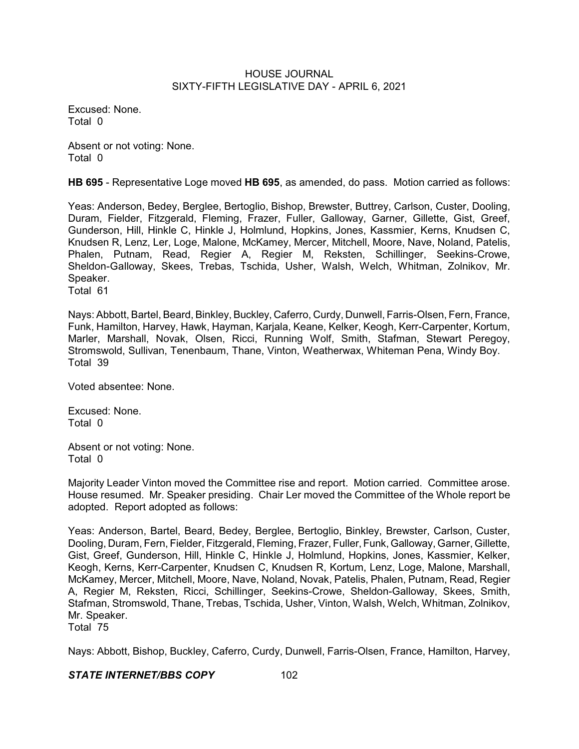Excused: None.
Total 0

Absent or not voting: None.
Total 0

**HB 695** - Representative Loge moved **HB 695**, as amended, do pass. Motion carried as follows:

Yeas: Anderson, Bedey, Berglee, Bertoglio, Bishop, Brewster, Buttrey, Carlson, Custer, Dooling, Duram, Fielder, Fitzgerald, Fleming, Frazer, Fuller, Galloway, Garner, Gillette, Gist, Greef, Gunderson, Hill, Hinkle C, Hinkle J, Holmlund, Hopkins, Jones, Kassmier, Kerns, Knudsen C, Knudsen R, Lenz, Ler, Loge, Malone, McKamey, Mercer, Mitchell, Moore, Nave, Noland, Patelis, Phalen, Putnam, Read, Regier A, Regier M, Reksten, Schillinger, Seekins-Crowe, Sheldon-Galloway, Skees, Trebas, Tschida, Usher, Walsh, Welch, Whitman, Zolnikov, Mr. Speaker.
Total 61

Nays: Abbott, Bartel, Beard, Binkley, Buckley, Caferro, Curdy, Dunwell, Farris-Olsen, Fern, France, Funk, Hamilton, Harvey, Hawk, Hayman, Karjala, Keane, Kelker, Keogh, Kerr-Carpenter, Kortum, Marler, Marshall, Novak, Olsen, Ricci, Running Wolf, Smith, Stafman, Stewart Peregoy, Stromswold, Sullivan, Tenenbaum, Thane, Vinton, Weatherwax, Whiteman Pena, Windy Boy.
Total 39

Voted absentee: None.

Excused: None.
Total 0

Absent or not voting: None.
Total 0

Majority Leader Vinton moved the Committee rise and report. Motion carried. Committee arose. House resumed. Mr. Speaker presiding. Chair Ler moved the Committee of the Whole report be adopted. Report adopted as follows:

Yeas: Anderson, Bartel, Beard, Bedey, Berglee, Bertoglio, Binkley, Brewster, Carlson, Custer, Dooling, Duram, Fern, Fielder, Fitzgerald, Fleming, Frazer, Fuller, Funk, Galloway, Garner, Gillette, Gist, Greef, Gunderson, Hill, Hinkle C, Hinkle J, Holmlund, Hopkins, Jones, Kassmier, Kelker, Keogh, Kerns, Kerr-Carpenter, Knudsen C, Knudsen R, Kortum, Lenz, Loge, Malone, Marshall, McKamey, Mercer, Mitchell, Moore, Nave, Noland, Novak, Patelis, Phalen, Putnam, Read, Regier A, Regier M, Reksten, Ricci, Schillinger, Seekins-Crowe, Sheldon-Galloway, Skees, Smith, Stafman, Stromswold, Thane, Trebas, Tschida, Usher, Vinton, Walsh, Welch, Whitman, Zolnikov, Mr. Speaker.
Total 75

Nays: Abbott, Bishop, Buckley, Caferro, Curdy, Dunwell, Farris-Olsen, France, Hamilton, Harvey,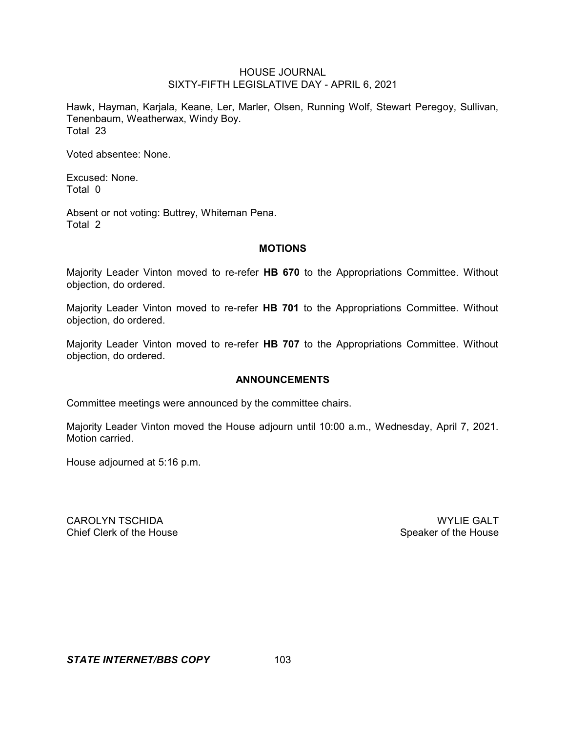Hawk, Hayman, Karjala, Keane, Ler, Marler, Olsen, Running Wolf, Stewart Peregoy, Sullivan, Tenenbaum, Weatherwax, Windy Boy.
Total 23

Voted absentee: None.

Excused: None.
Total 0

Absent or not voting: Buttrey, Whiteman Pena.
Total 2

## MOTIONS

Majority Leader Vinton moved to re-refer **HB 670** to the Appropriations Committee. Without objection, do ordered.

Majority Leader Vinton moved to re-refer **HB 701** to the Appropriations Committee. Without objection, do ordered.

Majority Leader Vinton moved to re-refer **HB 707** to the Appropriations Committee. Without objection, do ordered.

## ANNOUNCEMENTS

Committee meetings were announced by the committee chairs.

Majority Leader Vinton moved the House adjourn until 10:00 a.m., Wednesday, April 7, 2021. Motion carried.

House adjourned at 5:16 p.m.

CAROLYN TSCHIDA
Chief Clerk of the House

WYLIE GALT
Speaker of the House